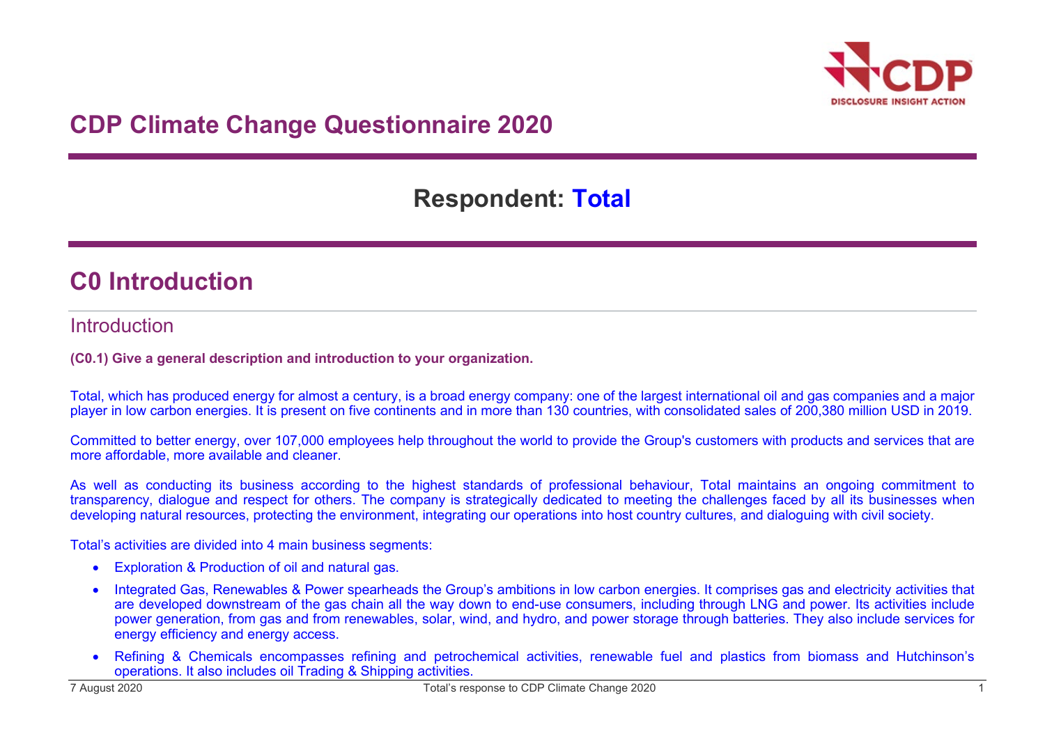# CDP Climate Change Questionnaire 2020

## Respondent: Total

# C0 Introduction

## Introduction

**(C0.1) Give a general description and introduction to your organization.**

Total, which has produced energy for almost a century, is a broad energy company: one of the largest international oil and gas companies and a major player in low carbon energies. It is present on five continents and in more than 130 countries, with consolidated sales of 200,380 million USD in 2019.

Committed to better energy, over 107,000 employees help throughout the world to provide the Group's customers with products and services that are more affordable, more available and cleaner.

As well as conducting its business according to the highest standards of professional behaviour, Total maintains an ongoing commitment to transparency, dialogue and respect for others. The company is strategically dedicated to meeting the challenges faced by all its businesses when developing natural resources, protecting the environment, integrating our operations into host country cultures, and dialoguing with civil society.

Total's activities are divided into 4 main business segments:

- Exploration & Production of oil and natural gas.
- Integrated Gas, Renewables & Power spearheads the Group's ambitions in low carbon energies. It comprises gas and electricity activities that are developed downstream of the gas chain all the way down to end-use consumers, including through LNG and power. Its activities include power generation, from gas and from renewables, solar, wind, and hydro, and power storage through batteries. They also include services for energy efficiency and energy access.
- Refining & Chemicals encompasses refining and petrochemical activities, renewable fuel and plastics from biomass and Hutchinson's operations. It also includes oil Trading & Shipping activities.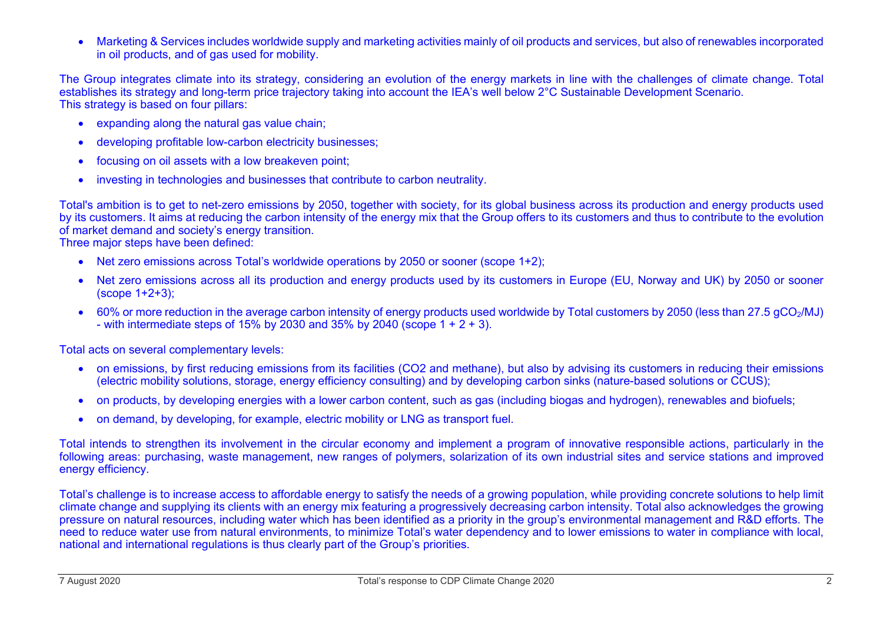- Marketing & Services includes worldwide supply and marketing activities mainly of oil products and services, but also of renewables incorporated in oil products, and of gas used for mobility.

The Group integrates climate into its strategy, considering an evolution of the energy markets in line with the challenges of climate change. Total establishes its strategy and long-term price trajectory taking into account the IEA's well below 2°C Sustainable Development Scenario.
This strategy is based on four pillars:

- expanding along the natural gas value chain;
- developing profitable low-carbon electricity businesses;
- focusing on oil assets with a low breakeven point;
- investing in technologies and businesses that contribute to carbon neutrality.

Total's ambition is to get to net-zero emissions by 2050, together with society, for its global business across its production and energy products used by its customers. It aims at reducing the carbon intensity of the energy mix that the Group offers to its customers and thus to contribute to the evolution of market demand and society's energy transition.
Three major steps have been defined:

- Net zero emissions across Total's worldwide operations by 2050 or sooner (scope 1+2);
- Net zero emissions across all its production and energy products used by its customers in Europe (EU, Norway and UK) by 2050 or sooner (scope 1+2+3);
- 60% or more reduction in the average carbon intensity of energy products used worldwide by Total customers by 2050 (less than 27.5 $gCO_2/MJ$) - with intermediate steps of 15% by 2030 and 35% by 2040 (scope 1 + 2 + 3).

Total acts on several complementary levels:

- on emissions, by first reducing emissions from its facilities (CO2 and methane), but also by advising its customers in reducing their emissions (electric mobility solutions, storage, energy efficiency consulting) and by developing carbon sinks (nature-based solutions or CCUS);
- on products, by developing energies with a lower carbon content, such as gas (including biogas and hydrogen), renewables and biofuels;
- on demand, by developing, for example, electric mobility or LNG as transport fuel.

Total intends to strengthen its involvement in the circular economy and implement a program of innovative responsible actions, particularly in the following areas: purchasing, waste management, new ranges of polymers, solarization of its own industrial sites and service stations and improved energy efficiency.

Total's challenge is to increase access to affordable energy to satisfy the needs of a growing population, while providing concrete solutions to help limit climate change and supplying its clients with an energy mix featuring a progressively decreasing carbon intensity. Total also acknowledges the growing pressure on natural resources, including water which has been identified as a priority in the group's environmental management and R&D efforts. The need to reduce water use from natural environments, to minimize Total's water dependency and to lower emissions to water in compliance with local, national and international regulations is thus clearly part of the Group's priorities.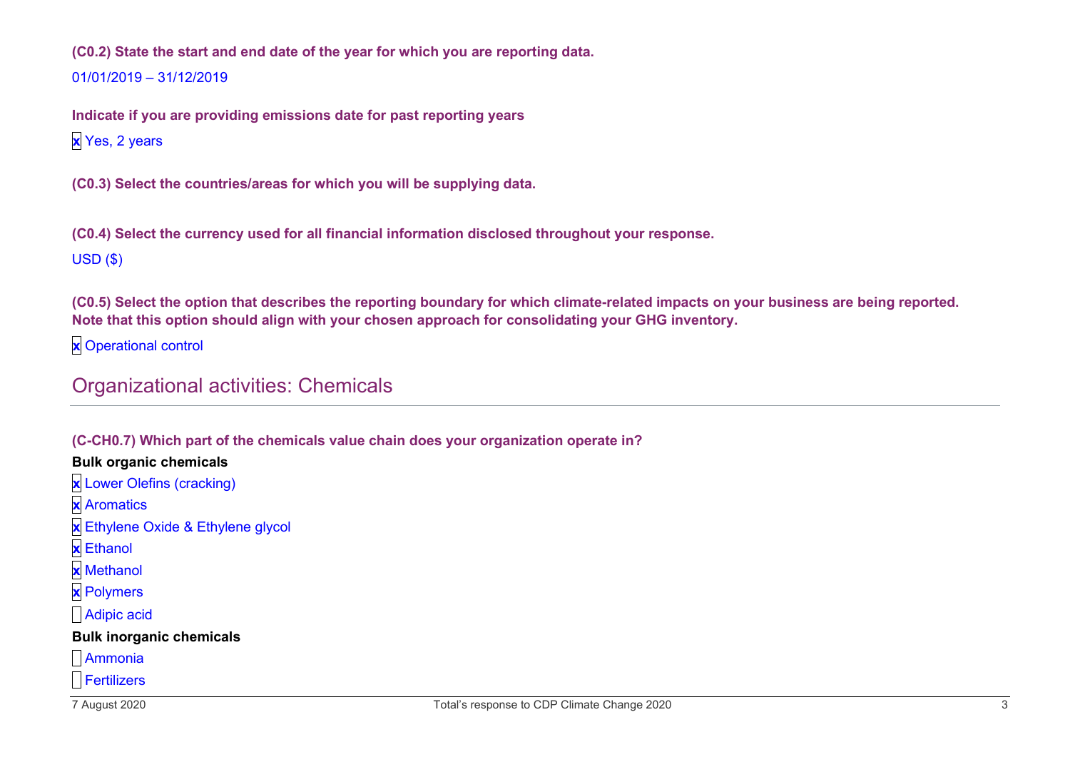**(C0.2) State the start and end date of the year for which you are reporting data.**

01/01/2019 – 31/12/2019

**Indicate if you are providing emissions date for past reporting years**

- [x] Yes, 2 years

**(C0.3) Select the countries/areas for which you will be supplying data.**

**(C0.4) Select the currency used for all financial information disclosed throughout your response.**

USD ($)

**(C0.5) Select the option that describes the reporting boundary for which climate-related impacts on your business are being reported. Note that this option should align with your chosen approach for consolidating your GHG inventory.**

- [x] Operational control

## Organizational activities: Chemicals

**(C-CH0.7) Which part of the chemicals value chain does your organization operate in?**

**Bulk organic chemicals**

- [x] Lower Olefins (cracking)
- [x] Aromatics
- [x] Ethylene Oxide & Ethylene glycol
- [x] Ethanol
- [x] Methanol
- [x] Polymers
- [ ] Adipic acid

**Bulk inorganic chemicals**

- [ ] Ammonia
- [ ] Fertilizers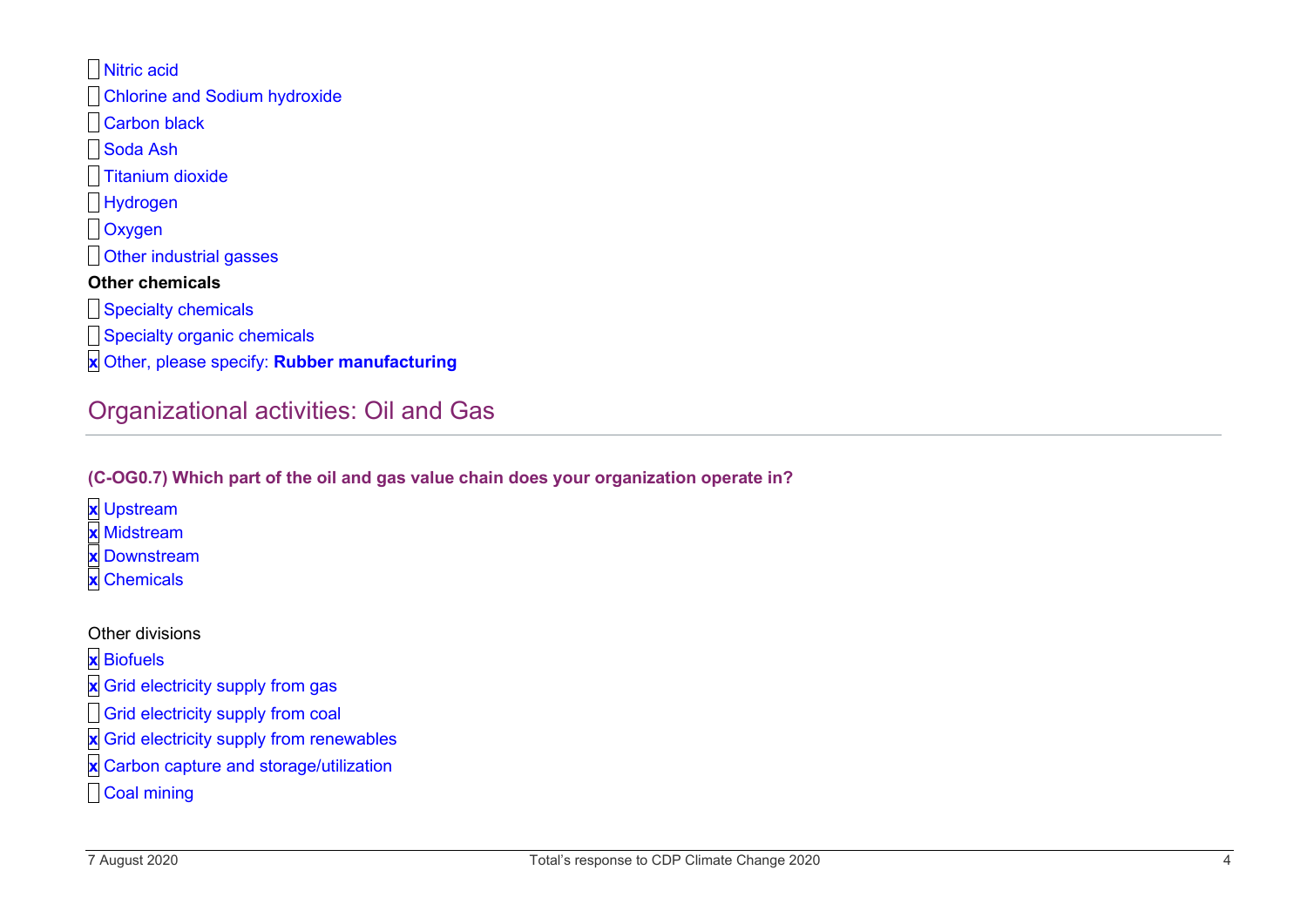- [ ] Nitric acid
- [ ] Chlorine and Sodium hydroxide
- [ ] Carbon black
- [ ] Soda Ash
- [ ] Titanium dioxide
- [ ] Hydrogen
- [ ] Oxygen
- [ ] Other industrial gasses

**Other chemicals**

- [ ] Specialty chemicals
- [ ] Specialty organic chemicals
- [x] Other, please specify: **Rubber manufacturing**

## Organizational activities: Oil and Gas

**(C-OG0.7) Which part of the oil and gas value chain does your organization operate in?**

- [x] Upstream
- [x] Midstream
- [x] Downstream
- [x] Chemicals

Other divisions

- [x] Biofuels
- [x] Grid electricity supply from gas
- [ ] Grid electricity supply from coal
- [x] Grid electricity supply from renewables
- [x] Carbon capture and storage/utilization
- [ ] Coal mining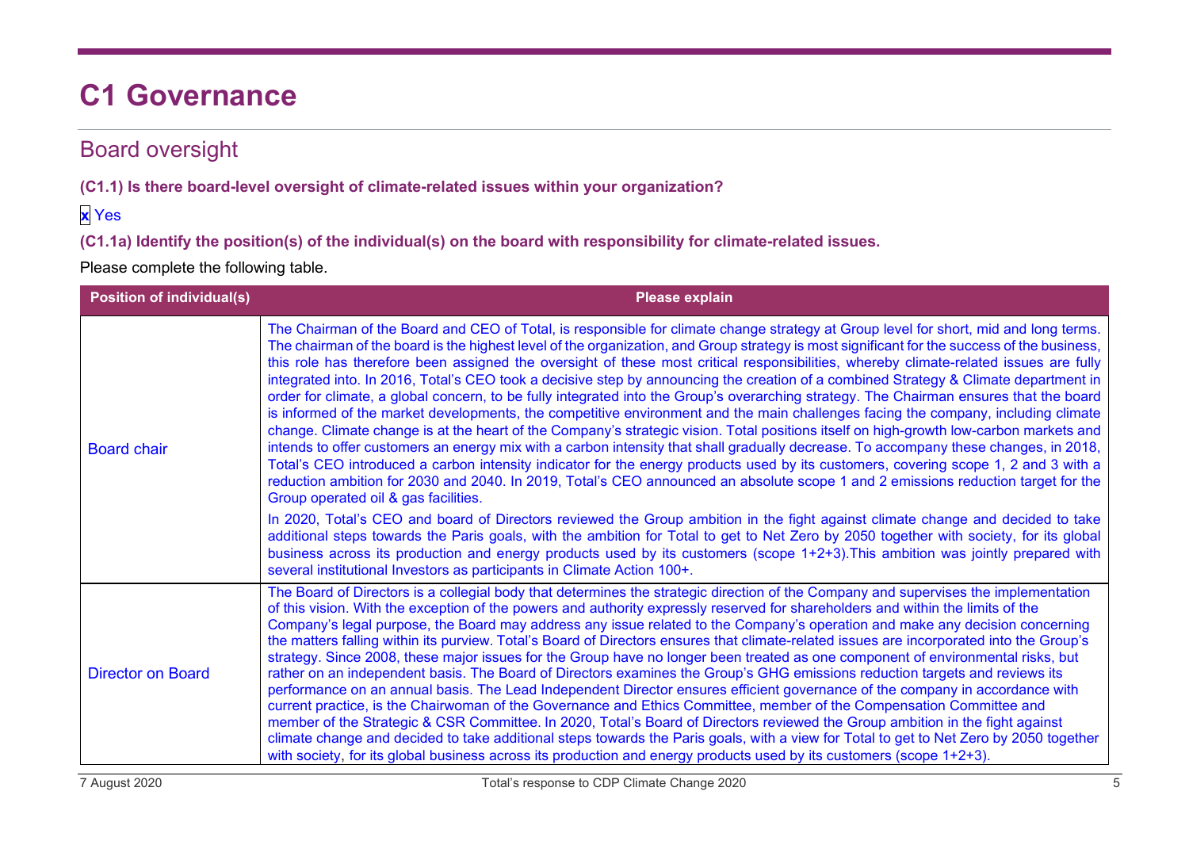# C1 Governance

## Board oversight

**(C1.1) Is there board-level oversight of climate-related issues within your organization?**

x Yes

**(C1.1a) Identify the position(s) of the individual(s) on the board with responsibility for climate-related issues.**

Please complete the following table.

| Position of individual(s) | Please explain |
|---|---|
| Board chair | The Chairman of the Board and CEO of Total, is responsible for climate change strategy at Group level for short, mid and long terms. The chairman of the board is the highest level of the organization, and Group strategy is most significant for the success of the business, this role has therefore been assigned the oversight of these most critical responsibilities, whereby climate-related issues are fully integrated into. In 2016, Total's CEO took a decisive step by announcing the creation of a combined Strategy & Climate department in order for climate, a global concern, to be fully integrated into the Group's overarching strategy. The Chairman ensures that the board is informed of the market developments, the competitive environment and the main challenges facing the company, including climate change. Climate change is at the heart of the Company's strategic vision. Total positions itself on high-growth low-carbon markets and intends to offer customers an energy mix with a carbon intensity that shall gradually decrease. To accompany these changes, in 2018, Total's CEO introduced a carbon intensity indicator for the energy products used by its customers, covering scope 1, 2 and 3 with a reduction ambition for 2030 and 2040. In 2019, Total's CEO announced an absolute scope 1 and 2 emissions reduction target for the Group operated oil & gas facilities.<br><br>In 2020, Total's CEO and board of Directors reviewed the Group ambition in the fight against climate change and decided to take additional steps towards the Paris goals, with the ambition for Total to get to Net Zero by 2050 together with society, for its global business across its production and energy products used by its customers (scope 1+2+3).This ambition was jointly prepared with several institutional Investors as participants in Climate Action 100+. |
| Director on Board | The Board of Directors is a collegial body that determines the strategic direction of the Company and supervises the implementation of this vision. With the exception of the powers and authority expressly reserved for shareholders and within the limits of the Company's legal purpose, the Board may address any issue related to the Company's operation and make any decision concerning the matters falling within its purview. Total's Board of Directors ensures that climate-related issues are incorporated into the Group's strategy. Since 2008, these major issues for the Group have no longer been treated as one component of environmental risks, but rather on an independent basis. The Board of Directors examines the Group's GHG emissions reduction targets and reviews its performance on an annual basis. The Lead Independent Director ensures efficient governance of the company in accordance with current practice, is the Chairwoman of the Governance and Ethics Committee, member of the Compensation Committee and member of the Strategic & CSR Committee. In 2020, Total's Board of Directors reviewed the Group ambition in the fight against climate change and decided to take additional steps towards the Paris goals, with a view for Total to get to Net Zero by 2050 together with society, for its global business across its production and energy products used by its customers (scope 1+2+3). |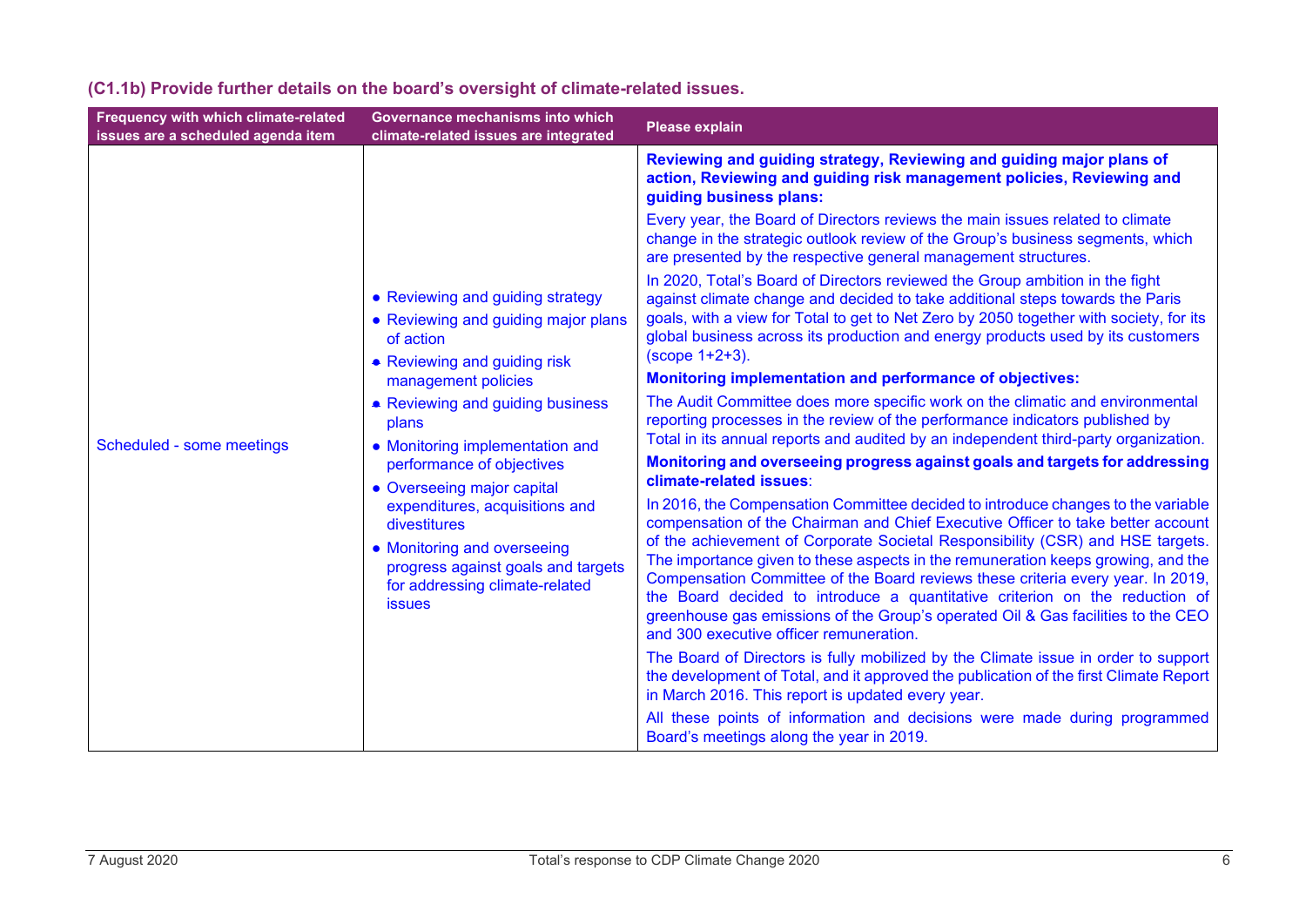### (C1.1b) Provide further details on the board's oversight of climate-related issues.

| Frequency with which climate-related issues are a scheduled agenda item | Governance mechanisms into which climate-related issues are integrated | Please explain |
|---|---|---|
| Scheduled - some meetings | • Reviewing and guiding strategy<br>• Reviewing and guiding major plans of action<br>• Reviewing and guiding risk management policies<br>• Reviewing and guiding business plans<br>• Monitoring implementation and performance of objectives<br>• Overseeing major capital expenditures, acquisitions and divestitures<br>• Monitoring and overseeing progress against goals and targets for addressing climate-related issues | **Reviewing and guiding strategy, Reviewing and guiding major plans of action, Reviewing and guiding risk management policies, Reviewing and guiding business plans:**<br>Every year, the Board of Directors reviews the main issues related to climate change in the strategic outlook review of the Group's business segments, which are presented by the respective general management structures.<br>In 2020, Total's Board of Directors reviewed the Group ambition in the fight against climate change and decided to take additional steps towards the Paris goals, with a view for Total to get to Net Zero by 2050 together with society, for its global business across its production and energy products used by its customers (scope 1+2+3).<br>**Monitoring implementation and performance of objectives:**<br>The Audit Committee does more specific work on the climatic and environmental reporting processes in the review of the performance indicators published by Total in its annual reports and audited by an independent third-party organization.<br>**Monitoring and overseeing progress against goals and targets for addressing climate-related issues**:<br>In 2016, the Compensation Committee decided to introduce changes to the variable compensation of the Chairman and Chief Executive Officer to take better account of the achievement of Corporate Societal Responsibility (CSR) and HSE targets. The importance given to these aspects in the remuneration keeps growing, and the Compensation Committee of the Board reviews these criteria every year. In 2019, the Board decided to introduce a quantitative criterion on the reduction of greenhouse gas emissions of the Group's operated Oil & Gas facilities to the CEO and 300 executive officer remuneration.<br>The Board of Directors is fully mobilized by the Climate issue in order to support the development of Total, and it approved the publication of the first Climate Report in March 2016. This report is updated every year.<br>All these points of information and decisions were made during programmed Board's meetings along the year in 2019. |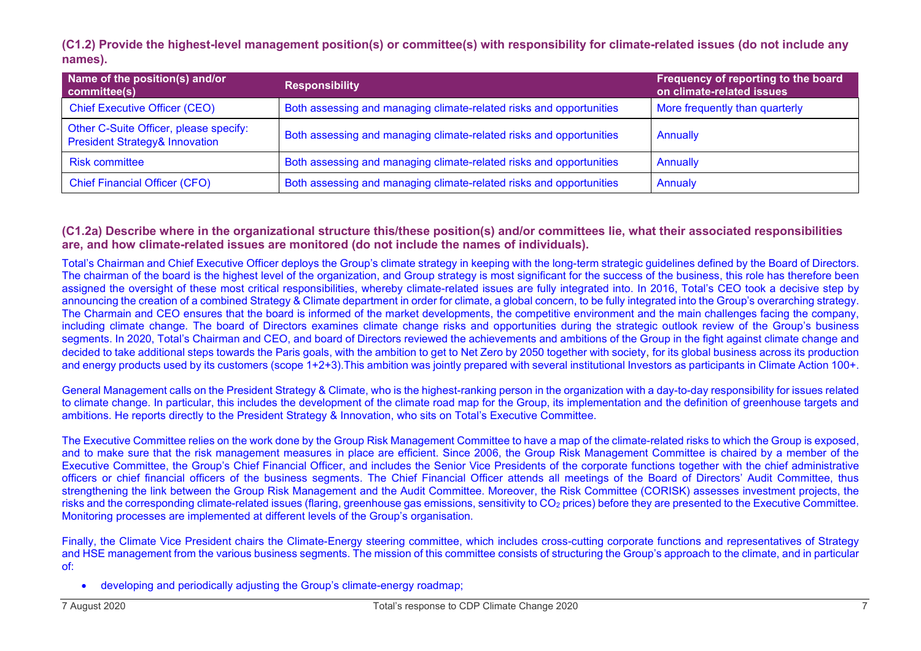**(C1.2) Provide the highest-level management position(s) or committee(s) with responsibility for climate-related issues (do not include any names).**

| Name of the position(s) and/or committee(s) | Responsibility | Frequency of reporting to the board on climate-related issues |
|---|---|---|
| Chief Executive Officer (CEO) | Both assessing and managing climate-related risks and opportunities | More frequently than quarterly |
| Other C-Suite Officer, please specify: President Strategy& Innovation | Both assessing and managing climate-related risks and opportunities | Annually |
| Risk committee | Both assessing and managing climate-related risks and opportunities | Annually |
| Chief Financial Officer (CFO) | Both assessing and managing climate-related risks and opportunities | Annualy |

**(C1.2a) Describe where in the organizational structure this/these position(s) and/or committees lie, what their associated responsibilities are, and how climate-related issues are monitored (do not include the names of individuals).**

Total's Chairman and Chief Executive Officer deploys the Group's climate strategy in keeping with the long-term strategic guidelines defined by the Board of Directors. The chairman of the board is the highest level of the organization, and Group strategy is most significant for the success of the business, this role has therefore been assigned the oversight of these most critical responsibilities, whereby climate-related issues are fully integrated into. In 2016, Total's CEO took a decisive step by announcing the creation of a combined Strategy & Climate department in order for climate, a global concern, to be fully integrated into the Group's overarching strategy. The Charmain and CEO ensures that the board is informed of the market developments, the competitive environment and the main challenges facing the company, including climate change. The board of Directors examines climate change risks and opportunities during the strategic outlook review of the Group's business segments. In 2020, Total's Chairman and CEO, and board of Directors reviewed the achievements and ambitions of the Group in the fight against climate change and decided to take additional steps towards the Paris goals, with the ambition to get to Net Zero by 2050 together with society, for its global business across its production and energy products used by its customers (scope 1+2+3).This ambition was jointly prepared with several institutional Investors as participants in Climate Action 100+.

General Management calls on the President Strategy & Climate, who is the highest-ranking person in the organization with a day-to-day responsibility for issues related to climate change. In particular, this includes the development of the climate road map for the Group, its implementation and the definition of greenhouse targets and ambitions. He reports directly to the President Strategy & Innovation, who sits on Total's Executive Committee.

The Executive Committee relies on the work done by the Group Risk Management Committee to have a map of the climate-related risks to which the Group is exposed, and to make sure that the risk management measures in place are efficient. Since 2006, the Group Risk Management Committee is chaired by a member of the Executive Committee, the Group's Chief Financial Officer, and includes the Senior Vice Presidents of the corporate functions together with the chief administrative officers or chief financial officers of the business segments. The Chief Financial Officer attends all meetings of the Board of Directors' Audit Committee, thus strengthening the link between the Group Risk Management and the Audit Committee. Moreover, the Risk Committee (CORISK) assesses investment projects, the risks and the corresponding climate-related issues (flaring, greenhouse gas emissions, sensitivity to $CO_2$ prices) before they are presented to the Executive Committee. Monitoring processes are implemented at different levels of the Group's organisation.

Finally, the Climate Vice President chairs the Climate-Energy steering committee, which includes cross-cutting corporate functions and representatives of Strategy and HSE management from the various business segments. The mission of this committee consists of structuring the Group's approach to the climate, and in particular of:

- developing and periodically adjusting the Group's climate-energy roadmap;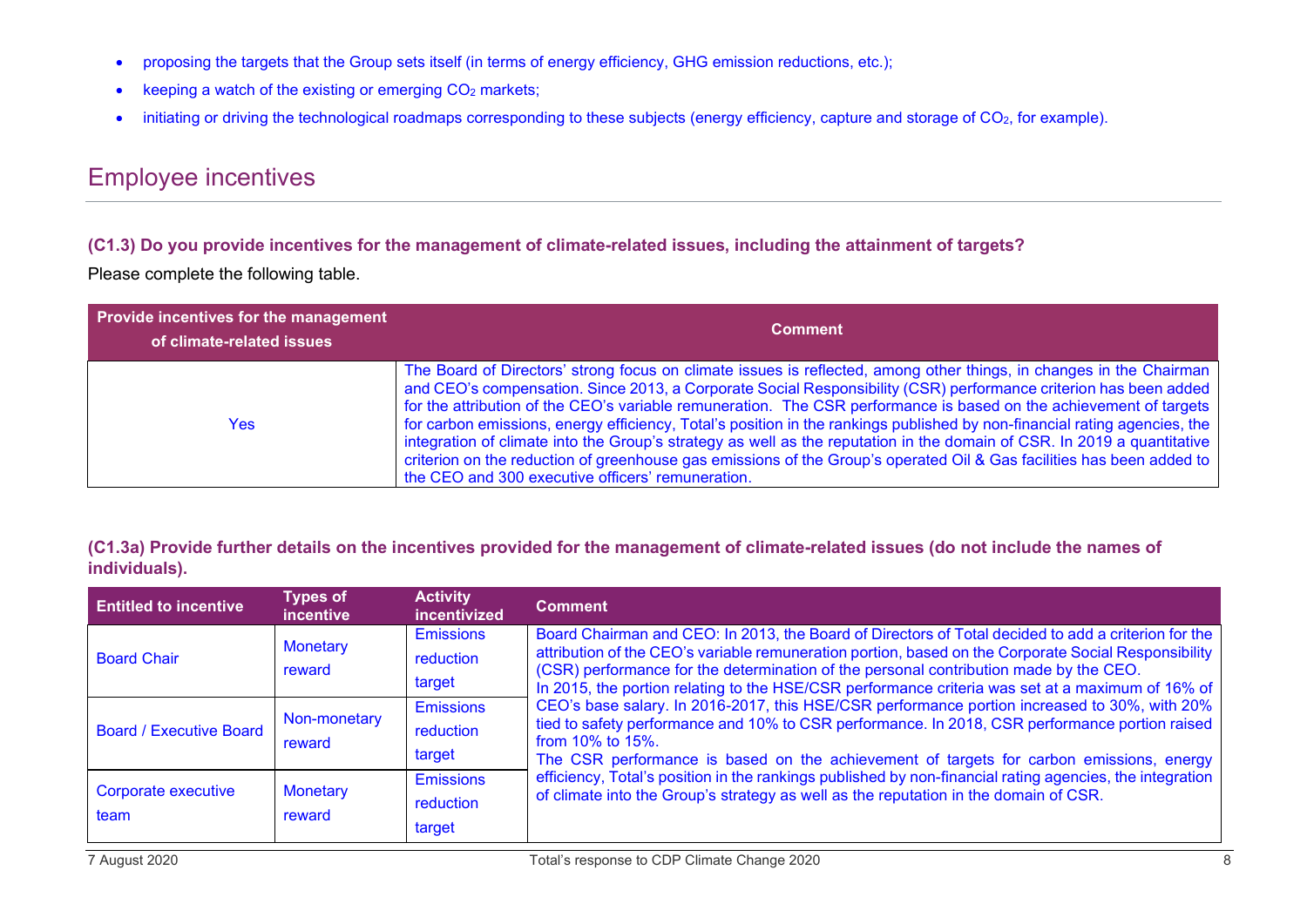- proposing the targets that the Group sets itself (in terms of energy efficiency, GHG emission reductions, etc.);
- keeping a watch of the existing or emerging $CO_2$ markets;
- initiating or driving the technological roadmaps corresponding to these subjects (energy efficiency, capture and storage of $CO_2$, for example).

## Employee incentives

**(C1.3) Do you provide incentives for the management of climate-related issues, including the attainment of targets?**

Please complete the following table.

| Provide incentives for the management of climate-related issues | Comment |
|---|---|
| Yes | The Board of Directors' strong focus on climate issues is reflected, among other things, in changes in the Chairman and CEO's compensation. Since 2013, a Corporate Social Responsibility (CSR) performance criterion has been added for the attribution of the CEO's variable remuneration. The CSR performance is based on the achievement of targets for carbon emissions, energy efficiency, Total's position in the rankings published by non-financial rating agencies, the integration of climate into the Group's strategy as well as the reputation in the domain of CSR. In 2019 a quantitative criterion on the reduction of greenhouse gas emissions of the Group's operated Oil & Gas facilities has been added to the CEO and 300 executive officers' remuneration. |

**(C1.3a) Provide further details on the incentives provided for the management of climate-related issues (do not include the names of individuals).**

| Entitled to incentive | Types of incentive | Activity incentivized | Comment |
|---|---|---|---|
| Board Chair | Monetary reward | Emissions reduction target | Board Chairman and CEO: In 2013, the Board of Directors of Total decided to add a criterion for the attribution of the CEO's variable remuneration portion, based on the Corporate Social Responsibility (CSR) performance for the determination of the personal contribution made by the CEO.<br>In 2015, the portion relating to the HSE/CSR performance criteria was set at a maximum of 16% of CEO's base salary. In 2016-2017, this HSE/CSR performance portion increased to 30%, with 20% tied to safety performance and 10% to CSR performance. In 2018, CSR performance portion raised from 10% to 15%.<br>The CSR performance is based on the achievement of targets for carbon emissions, energy efficiency, Total's position in the rankings published by non-financial rating agencies, the integration of climate into the Group's strategy as well as the reputation in the domain of CSR. |
| Board / Executive Board | Non-monetary reward | Emissions reduction target | |
| Corporate executive team | Monetary reward | Emissions reduction target | |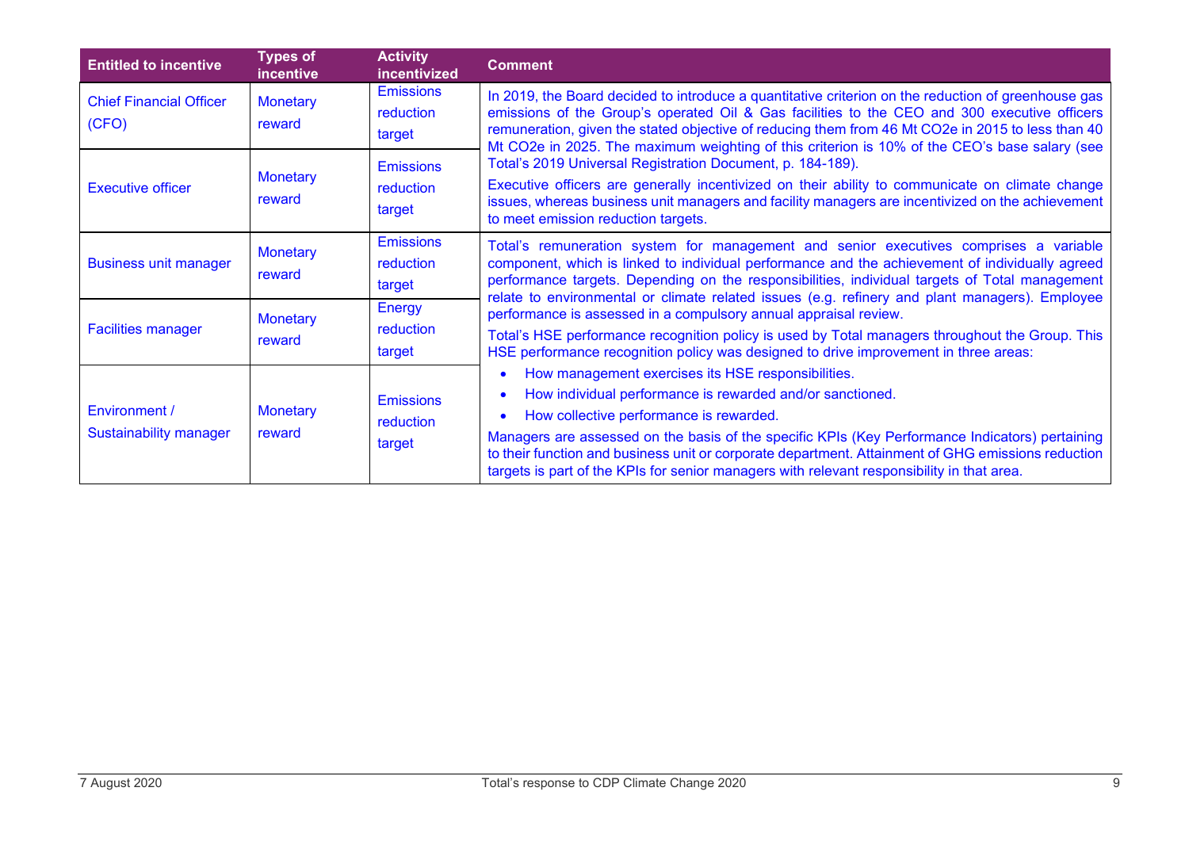| Entitled to incentive | Types of incentive | Activity incentivized | Comment |
|---|---|---|---|
| Chief Financial Officer (CFO) | Monetary reward | Emissions reduction target | In 2019, the Board decided to introduce a quantitative criterion on the reduction of greenhouse gas emissions of the Group's operated Oil & Gas facilities to the CEO and 300 executive officers remuneration, given the stated objective of reducing them from 46 Mt CO2e in 2015 to less than 40 Mt CO2e in 2025. The maximum weighting of this criterion is 10% of the CEO's base salary (see Total's 2019 Universal Registration Document, p. 184-189).<br>Executive officers are generally incentivized on their ability to communicate on climate change issues, whereas business unit managers and facility managers are incentivized on the achievement to meet emission reduction targets. |
| Executive officer | Monetary reward | Emissions reduction target | |
| Business unit manager | Monetary reward | Emissions reduction target | Total's remuneration system for management and senior executives comprises a variable component, which is linked to individual performance and the achievement of individually agreed performance targets. Depending on the responsibilities, individual targets of Total management relate to environmental or climate related issues (e.g. refinery and plant managers). Employee performance is assessed in a compulsory annual appraisal review.<br>Total's HSE performance recognition policy is used by Total managers throughout the Group. This HSE performance recognition policy was designed to drive improvement in three areas:<br>• How management exercises its HSE responsibilities.<br>• How individual performance is rewarded and/or sanctioned.<br>• How collective performance is rewarded.<br>Managers are assessed on the basis of the specific KPIs (Key Performance Indicators) pertaining to their function and business unit or corporate department. Attainment of GHG emissions reduction targets is part of the KPIs for senior managers with relevant responsibility in that area. |
| Facilities manager | Monetary reward | Energy reduction target | |
| Environment / Sustainability manager | Monetary reward | Emissions reduction target | |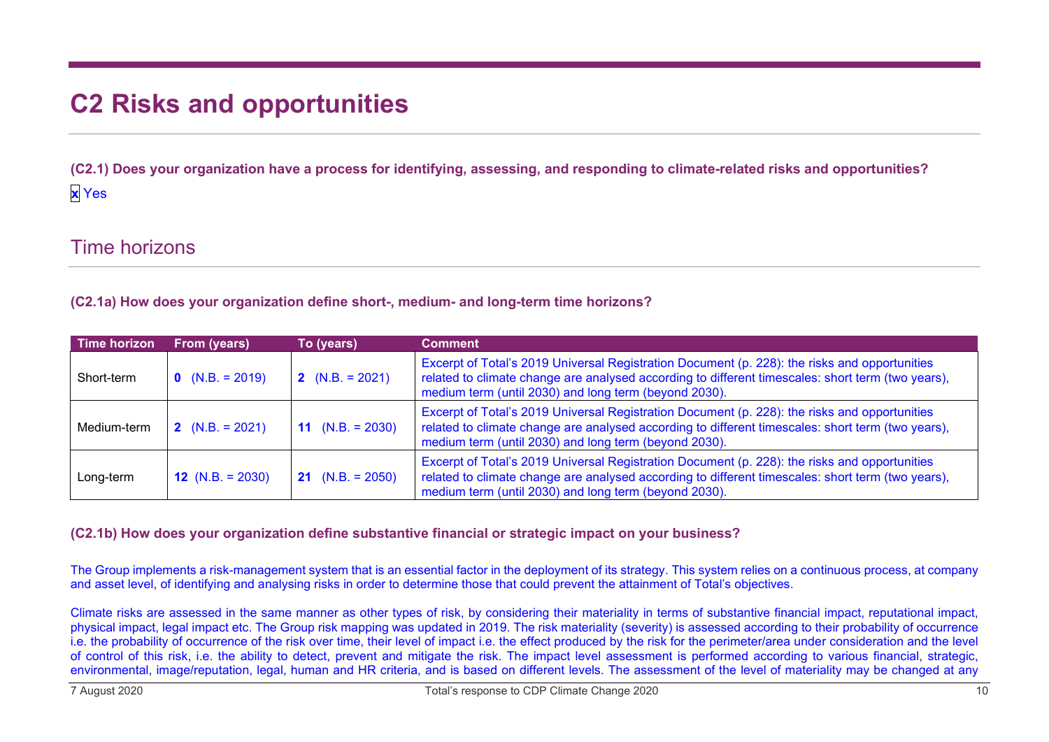# C2 Risks and opportunities

**(C2.1) Does your organization have a process for identifying, assessing, and responding to climate-related risks and opportunities?**

x Yes

## Time horizons

**(C2.1a) How does your organization define short-, medium- and long-term time horizons?**

| Time horizon | From (years) | To (years) | Comment |
|---|---|---|---|
| Short-term | **0** (N.B. = 2019) | **2** (N.B. = 2021) | Excerpt of Total's 2019 Universal Registration Document (p. 228): the risks and opportunities related to climate change are analysed according to different timescales: short term (two years), medium term (until 2030) and long term (beyond 2030). |
| Medium-term | **2** (N.B. = 2021) | **11** (N.B. = 2030) | Excerpt of Total's 2019 Universal Registration Document (p. 228): the risks and opportunities related to climate change are analysed according to different timescales: short term (two years), medium term (until 2030) and long term (beyond 2030). |
| Long-term | **12** (N.B. = 2030) | **21** (N.B. = 2050) | Excerpt of Total's 2019 Universal Registration Document (p. 228): the risks and opportunities related to climate change are analysed according to different timescales: short term (two years), medium term (until 2030) and long term (beyond 2030). |

**(C2.1b) How does your organization define substantive financial or strategic impact on your business?**

The Group implements a risk-management system that is an essential factor in the deployment of its strategy. This system relies on a continuous process, at company and asset level, of identifying and analysing risks in order to determine those that could prevent the attainment of Total's objectives.

Climate risks are assessed in the same manner as other types of risk, by considering their materiality in terms of substantive financial impact, reputational impact, physical impact, legal impact etc. The Group risk mapping was updated in 2019. The risk materiality (severity) is assessed according to their probability of occurrence i.e. the probability of occurrence of the risk over time, their level of impact i.e. the effect produced by the risk for the perimeter/area under consideration and the level of control of this risk, i.e. the ability to detect, prevent and mitigate the risk. The impact level assessment is performed according to various financial, strategic, environmental, image/reputation, legal, human and HR criteria, and is based on different levels. The assessment of the level of materiality may be changed at any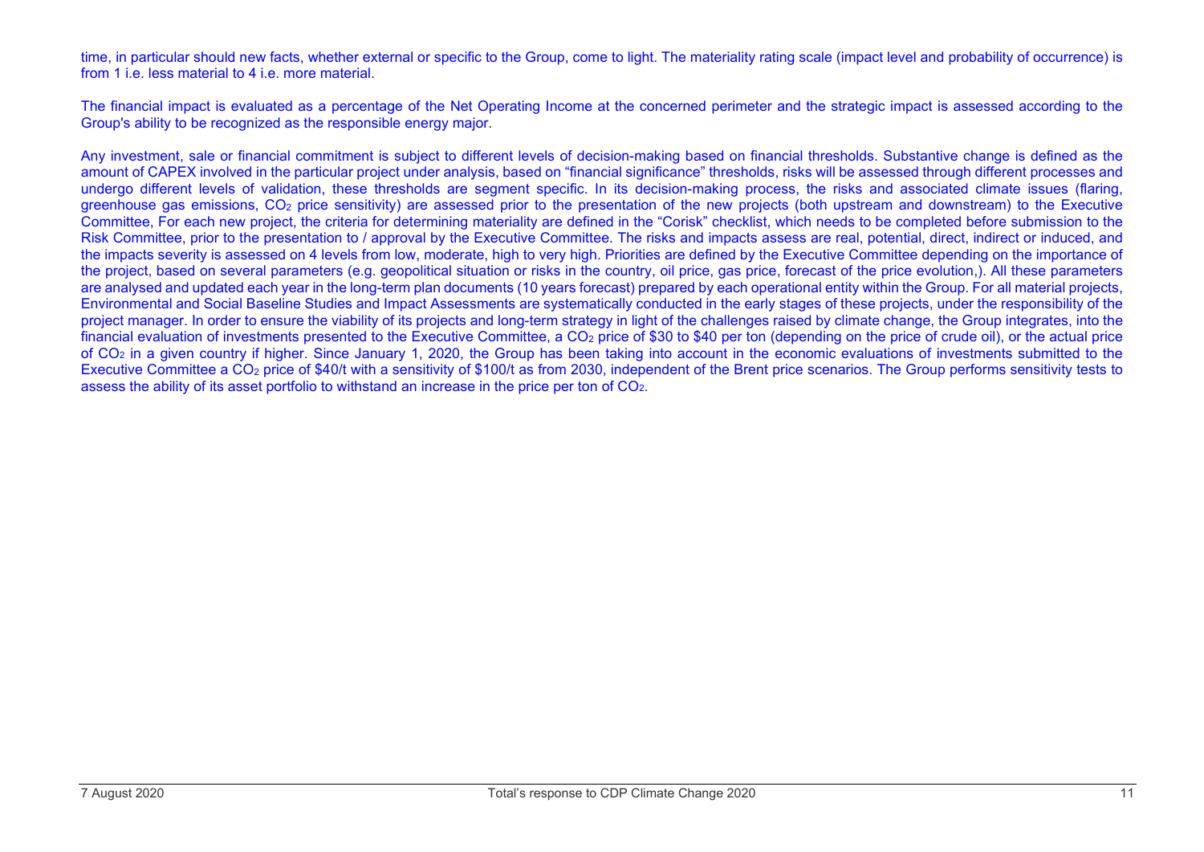time, in particular should new facts, whether external or specific to the Group, come to light. The materiality rating scale (impact level and probability of occurrence) is from 1 i.e. less material to 4 i.e. more material.

The financial impact is evaluated as a percentage of the Net Operating Income at the concerned perimeter and the strategic impact is assessed according to the Group's ability to be recognized as the responsible energy major.

Any investment, sale or financial commitment is subject to different levels of decision-making based on financial thresholds. Substantive change is defined as the amount of CAPEX involved in the particular project under analysis, based on "financial significance" thresholds, risks will be assessed through different processes and undergo different levels of validation, these thresholds are segment specific. In its decision-making process, the risks and associated climate issues (flaring, greenhouse gas emissions, $CO_2$ price sensitivity) are assessed prior to the presentation of the new projects (both upstream and downstream) to the Executive Committee, For each new project, the criteria for determining materiality are defined in the "Corisk" checklist, which needs to be completed before submission to the Risk Committee, prior to the presentation to / approval by the Executive Committee. The risks and impacts assess are real, potential, direct, indirect or induced, and the impacts severity is assessed on 4 levels from low, moderate, high to very high. Priorities are defined by the Executive Committee depending on the importance of the project, based on several parameters (e.g. geopolitical situation or risks in the country, oil price, gas price, forecast of the price evolution,). All these parameters are analysed and updated each year in the long-term plan documents (10 years forecast) prepared by each operational entity within the Group. For all material projects, Environmental and Social Baseline Studies and Impact Assessments are systematically conducted in the early stages of these projects, under the responsibility of the project manager. In order to ensure the viability of its projects and long-term strategy in light of the challenges raised by climate change, the Group integrates, into the financial evaluation of investments presented to the Executive Committee, a $CO_2$ price of \$30 to \$40 per ton (depending on the price of crude oil), or the actual price of $CO_2$ in a given country if higher. Since January 1, 2020, the Group has been taking into account in the economic evaluations of investments submitted to the Executive Committee a $CO_2$ price of \$40/t with a sensitivity of \$100/t as from 2030, independent of the Brent price scenarios. The Group performs sensitivity tests to assess the ability of its asset portfolio to withstand an increase in the price per ton of $CO_2$.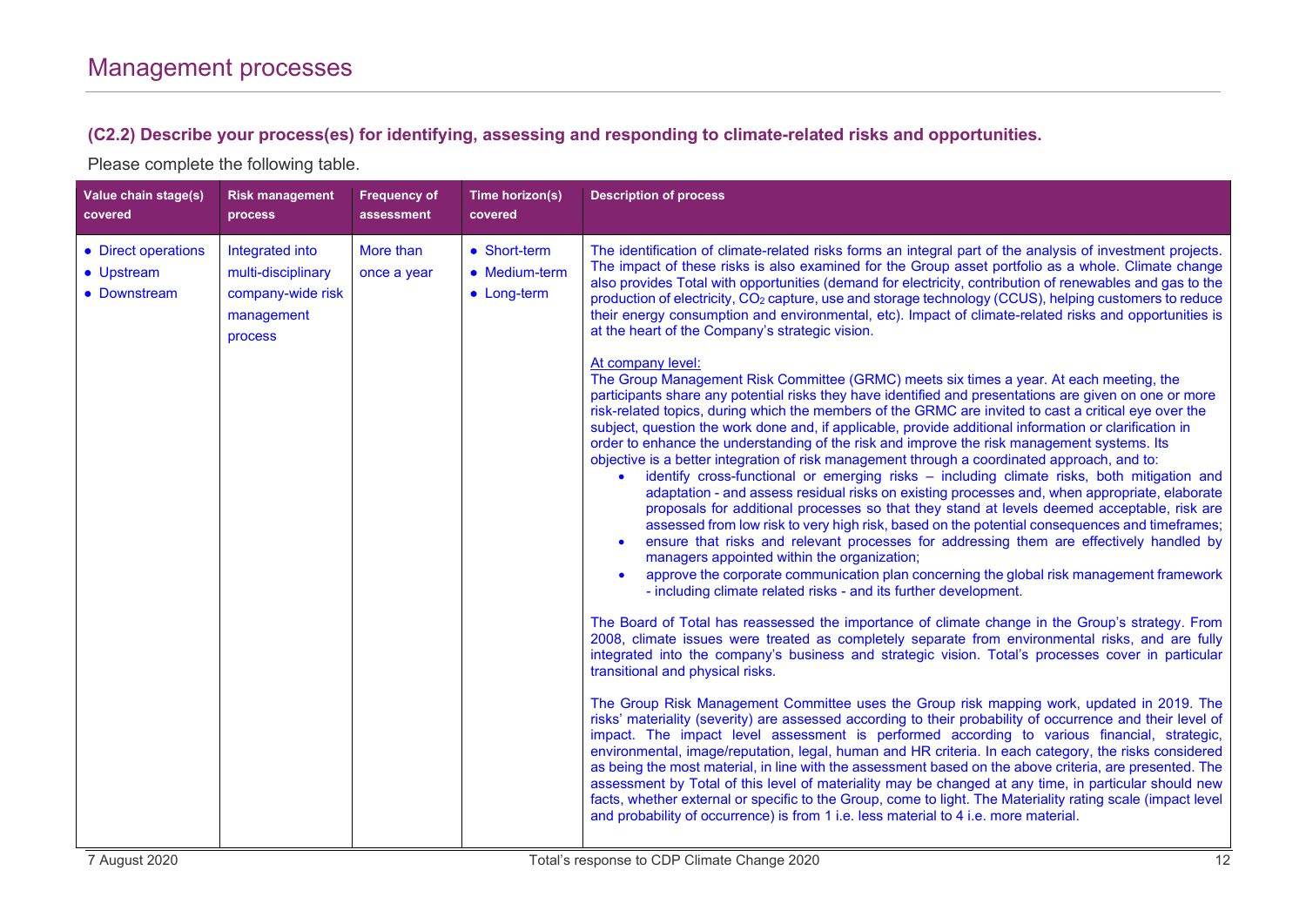# Management processes

### (C2.2) Describe your process(es) for identifying, assessing and responding to climate-related risks and opportunities.

Please complete the following table.

| Value chain stage(s) covered | Risk management process | Frequency of assessment | Time horizon(s) covered | Description of process |
|---|---|---|---|---|
| • Direct operations<br>• Upstream<br>• Downstream | Integrated into multi-disciplinary company-wide risk management process | More than once a year | • Short-term<br>• Medium-term<br>• Long-term | The identification of climate-related risks forms an integral part of the analysis of investment projects. The impact of these risks is also examined for the Group asset portfolio as a whole. Climate change also provides Total with opportunities (demand for electricity, contribution of renewables and gas to the production of electricity, $CO_2$ capture, use and storage technology (CCUS), helping customers to reduce their energy consumption and environmental, etc). Impact of climate-related risks and opportunities is at the heart of the Company's strategic vision.<br><br>At company level:<br>The Group Management Risk Committee (GRMC) meets six times a year. At each meeting, the participants share any potential risks they have identified and presentations are given on one or more risk-related topics, during which the members of the GRMC are invited to cast a critical eye over the subject, question the work done and, if applicable, provide additional information or clarification in order to enhance the understanding of the risk and improve the risk management systems. Its objective is a better integration of risk management through a coordinated approach, and to:<br>• identify cross-functional or emerging risks – including climate risks, both mitigation and adaptation - and assess residual risks on existing processes and, when appropriate, elaborate proposals for additional processes so that they stand at levels deemed acceptable, risk are assessed from low risk to very high risk, based on the potential consequences and timeframes;<br>• ensure that risks and relevant processes for addressing them are effectively handled by managers appointed within the organization;<br>• approve the corporate communication plan concerning the global risk management framework - including climate related risks - and its further development.<br><br>The Board of Total has reassessed the importance of climate change in the Group's strategy. From 2008, climate issues were treated as completely separate from environmental risks, and are fully integrated into the company's business and strategic vision. Total's processes cover in particular transitional and physical risks.<br><br>The Group Risk Management Committee uses the Group risk mapping work, updated in 2019. The risks' materiality (severity) are assessed according to their probability of occurrence and their level of impact. The impact level assessment is performed according to various financial, strategic, environmental, image/reputation, legal, human and HR criteria. In each category, the risks considered as being the most material, in line with the assessment based on the above criteria, are presented. The assessment by Total of this level of materiality may be changed at any time, in particular should new facts, whether external or specific to the Group, come to light. The Materiality rating scale (impact level and probability of occurrence) is from 1 i.e. less material to 4 i.e. more material. |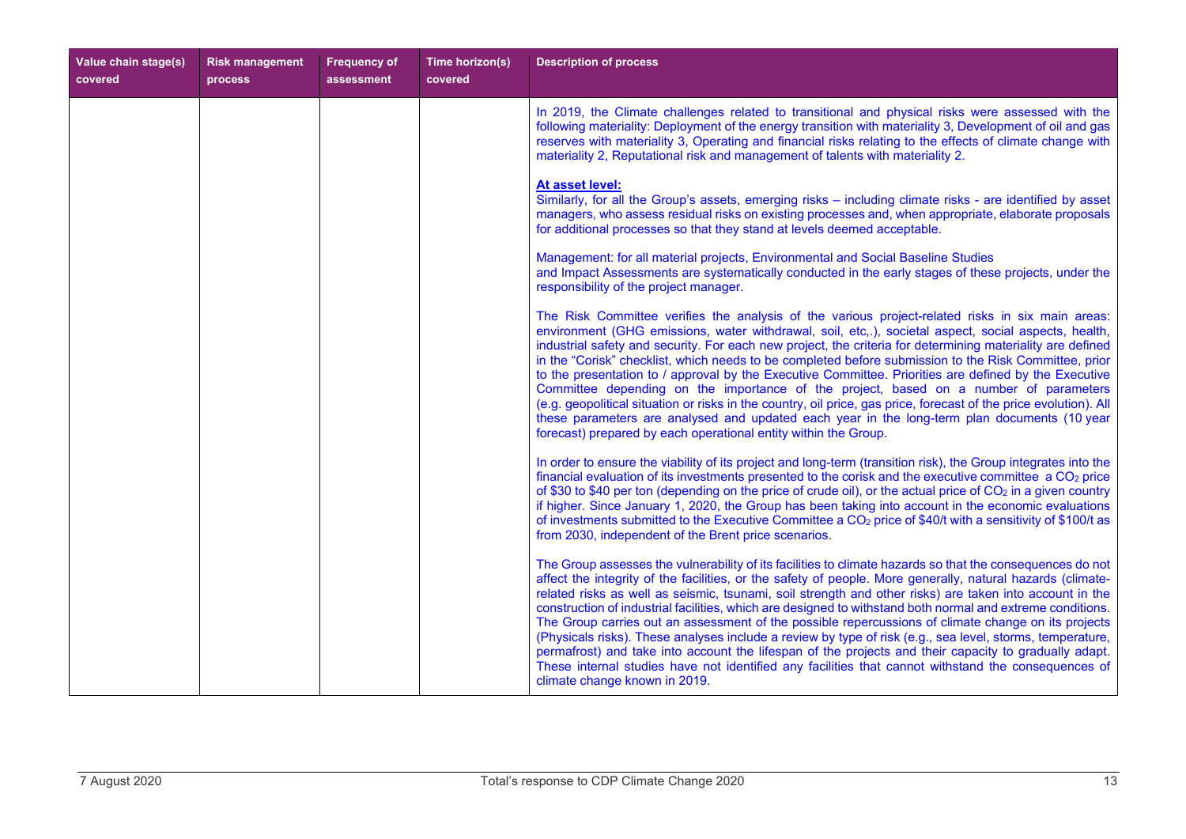| Value chain stage(s) covered | Risk management process | Frequency of assessment | Time horizon(s) covered | Description of process |
|---|---|---|---|---|
| | | | | In 2019, the Climate challenges related to transitional and physical risks were assessed with the following materiality: Deployment of the energy transition with materiality 3, Development of oil and gas reserves with materiality 3, Operating and financial risks relating to the effects of climate change with materiality 2, Reputational risk and management of talents with materiality 2.<br><br>**At asset level:**<br>Similarly, for all the Group's assets, emerging risks – including climate risks - are identified by asset managers, who assess residual risks on existing processes and, when appropriate, elaborate proposals for additional processes so that they stand at levels deemed acceptable.<br><br>Management: for all material projects, Environmental and Social Baseline Studies and Impact Assessments are systematically conducted in the early stages of these projects, under the responsibility of the project manager.<br><br>The Risk Committee verifies the analysis of the various project-related risks in six main areas: environment (GHG emissions, water withdrawal, soil, etc,.), societal aspect, social aspects, health, industrial safety and security. For each new project, the criteria for determining materiality are defined in the "Corisk" checklist, which needs to be completed before submission to the Risk Committee, prior to the presentation to / approval by the Executive Committee. Priorities are defined by the Executive Committee depending on the importance of the project, based on a number of parameters (e.g. geopolitical situation or risks in the country, oil price, gas price, forecast of the price evolution). All these parameters are analysed and updated each year in the long-term plan documents (10 year forecast) prepared by each operational entity within the Group.<br><br>In order to ensure the viability of its project and long-term (transition risk), the Group integrates into the financial evaluation of its investments presented to the corisk and the executive committee a $CO_2$ price of \$30 to \$40 per ton (depending on the price of crude oil), or the actual price of $CO_2$ in a given country if higher. Since January 1, 2020, the Group has been taking into account in the economic evaluations of investments submitted to the Executive Committee a $CO_2$ price of \$40/t with a sensitivity of \$100/t as from 2030, independent of the Brent price scenarios.<br><br>The Group assesses the vulnerability of its facilities to climate hazards so that the consequences do not affect the integrity of the facilities, or the safety of people. More generally, natural hazards (climate-related risks as well as seismic, tsunami, soil strength and other risks) are taken into account in the construction of industrial facilities, which are designed to withstand both normal and extreme conditions. The Group carries out an assessment of the possible repercussions of climate change on its projects (Physicals risks). These analyses include a review by type of risk (e.g., sea level, storms, temperature, permafrost) and take into account the lifespan of the projects and their capacity to gradually adapt. These internal studies have not identified any facilities that cannot withstand the consequences of climate change known in 2019. |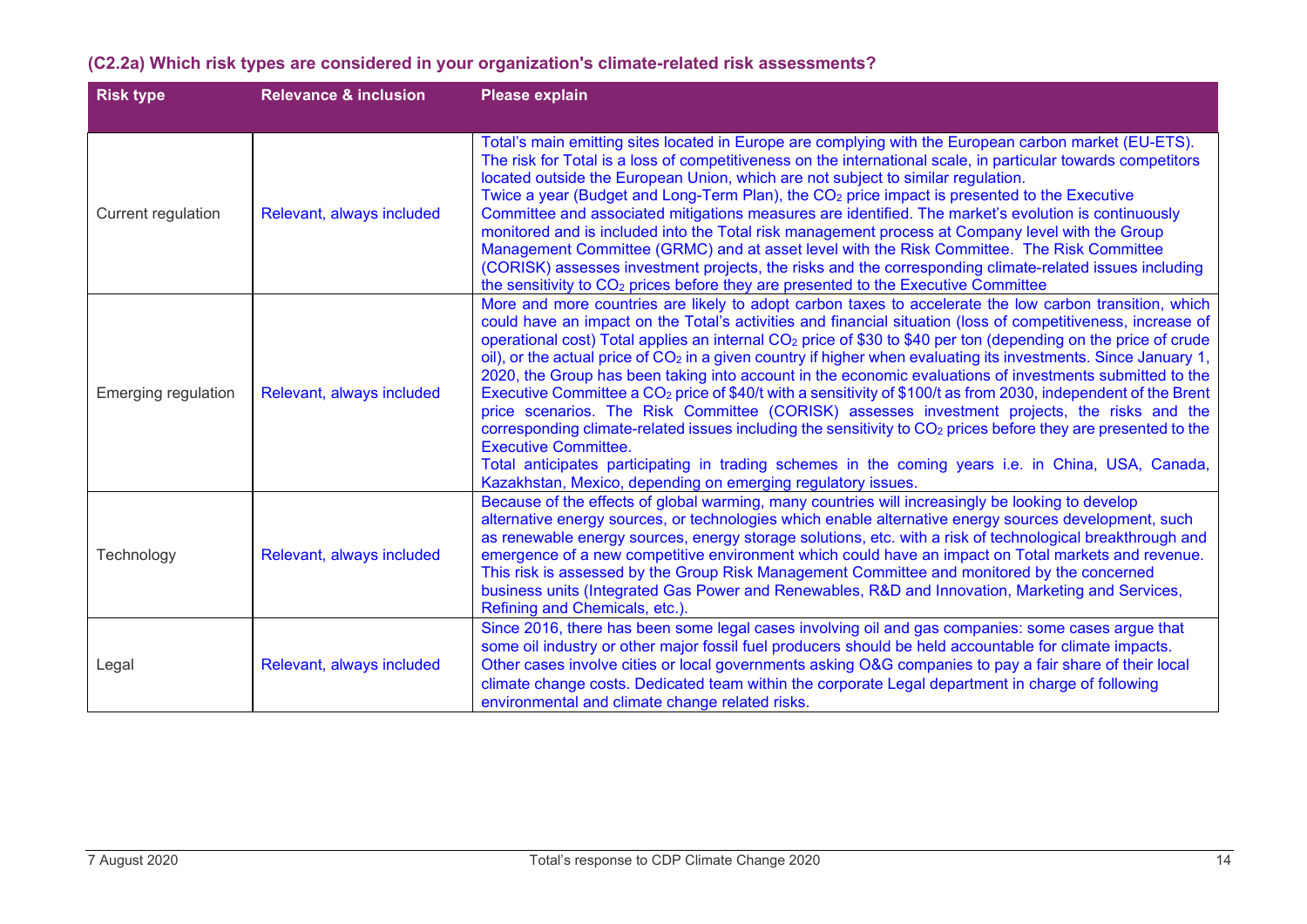### (C2.2a) Which risk types are considered in your organization's climate-related risk assessments?

| Risk type | Relevance & inclusion | Please explain |
|---|---|---|
| Current regulation | Relevant, always included | Total's main emitting sites located in Europe are complying with the European carbon market (EU-ETS). The risk for Total is a loss of competitiveness on the international scale, in particular towards competitors located outside the European Union, which are not subject to similar regulation. Twice a year (Budget and Long-Term Plan), the $CO_2$ price impact is presented to the Executive Committee and associated mitigations measures are identified. The market's evolution is continuously monitored and is included into the Total risk management process at Company level with the Group Management Committee (GRMC) and at asset level with the Risk Committee. The Risk Committee (CORISK) assesses investment projects, the risks and the corresponding climate-related issues including the sensitivity to $CO_2$ prices before they are presented to the Executive Committee |
| Emerging regulation | Relevant, always included | More and more countries are likely to adopt carbon taxes to accelerate the low carbon transition, which could have an impact on the Total's activities and financial situation (loss of competitiveness, increase of operational cost) Total applies an internal $CO_2$ price of \$30 to \$40 per ton (depending on the price of crude oil), or the actual price of $CO_2$ in a given country if higher when evaluating its investments. Since January 1, 2020, the Group has been taking into account in the economic evaluations of investments submitted to the Executive Committee a $CO_2$ price of \$40/t with a sensitivity of \$100/t as from 2030, independent of the Brent price scenarios. The Risk Committee (CORISK) assesses investment projects, the risks and the corresponding climate-related issues including the sensitivity to $CO_2$ prices before they are presented to the Executive Committee. Total anticipates participating in trading schemes in the coming years i.e. in China, USA, Canada, Kazakhstan, Mexico, depending on emerging regulatory issues. |
| Technology | Relevant, always included | Because of the effects of global warming, many countries will increasingly be looking to develop alternative energy sources, or technologies which enable alternative energy sources development, such as renewable energy sources, energy storage solutions, etc. with a risk of technological breakthrough and emergence of a new competitive environment which could have an impact on Total markets and revenue. This risk is assessed by the Group Risk Management Committee and monitored by the concerned business units (Integrated Gas Power and Renewables, R&D and Innovation, Marketing and Services, Refining and Chemicals, etc.). |
| Legal | Relevant, always included | Since 2016, there has been some legal cases involving oil and gas companies: some cases argue that some oil industry or other major fossil fuel producers should be held accountable for climate impacts. Other cases involve cities or local governments asking O&G companies to pay a fair share of their local climate change costs. Dedicated team within the corporate Legal department in charge of following environmental and climate change related risks. |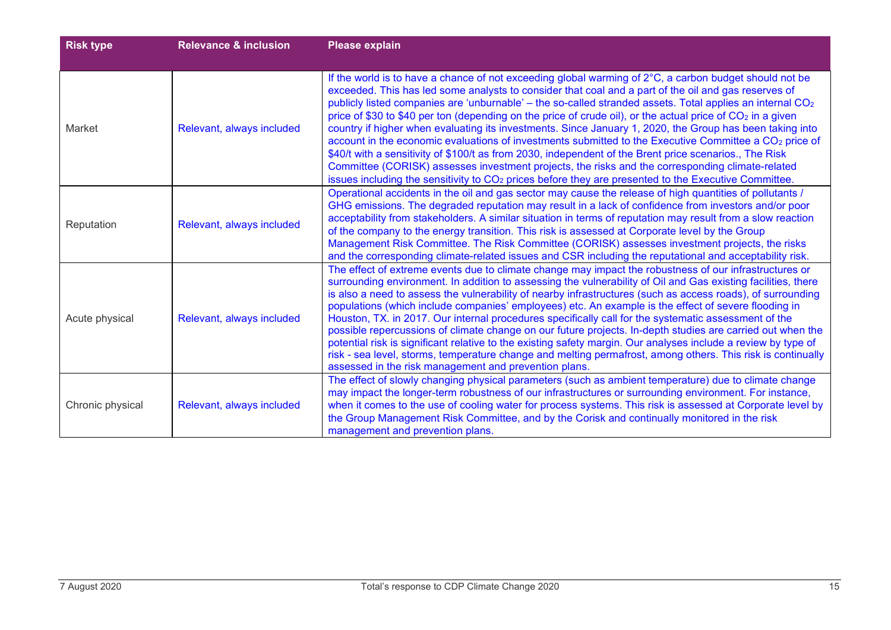| Risk type | Relevance & inclusion | Please explain |
|---|---|---|
| Market | Relevant, always included | If the world is to have a chance of not exceeding global warming of 2°C, a carbon budget should not be exceeded. This has led some analysts to consider that coal and a part of the oil and gas reserves of publicly listed companies are 'unburnable' – the so-called stranded assets. Total applies an internal $CO_2$ price of \$30 to \$40 per ton (depending on the price of crude oil), or the actual price of $CO_2$ in a given country if higher when evaluating its investments. Since January 1, 2020, the Group has been taking into account in the economic evaluations of investments submitted to the Executive Committee a $CO_2$ price of \$40/t with a sensitivity of \$100/t as from 2030, independent of the Brent price scenarios., The Risk Committee (CORISK) assesses investment projects, the risks and the corresponding climate-related issues including the sensitivity to $CO_2$ prices before they are presented to the Executive Committee. |
| Reputation | Relevant, always included | Operational accidents in the oil and gas sector may cause the release of high quantities of pollutants / GHG emissions. The degraded reputation may result in a lack of confidence from investors and/or poor acceptability from stakeholders. A similar situation in terms of reputation may result from a slow reaction of the company to the energy transition. This risk is assessed at Corporate level by the Group Management Risk Committee. The Risk Committee (CORISK) assesses investment projects, the risks and the corresponding climate-related issues and CSR including the reputational and acceptability risk. |
| Acute physical | Relevant, always included | The effect of extreme events due to climate change may impact the robustness of our infrastructures or surrounding environment. In addition to assessing the vulnerability of Oil and Gas existing facilities, there is also a need to assess the vulnerability of nearby infrastructures (such as access roads), of surrounding populations (which include companies' employees) etc. An example is the effect of severe flooding in Houston, TX. in 2017. Our internal procedures specifically call for the systematic assessment of the possible repercussions of climate change on our future projects. In-depth studies are carried out when the potential risk is significant relative to the existing safety margin. Our analyses include a review by type of risk - sea level, storms, temperature change and melting permafrost, among others. This risk is continually assessed in the risk management and prevention plans. |
| Chronic physical | Relevant, always included | The effect of slowly changing physical parameters (such as ambient temperature) due to climate change may impact the longer-term robustness of our infrastructures or surrounding environment. For instance, when it comes to the use of cooling water for process systems. This risk is assessed at Corporate level by the Group Management Risk Committee, and by the Corisk and continually monitored in the risk management and prevention plans. |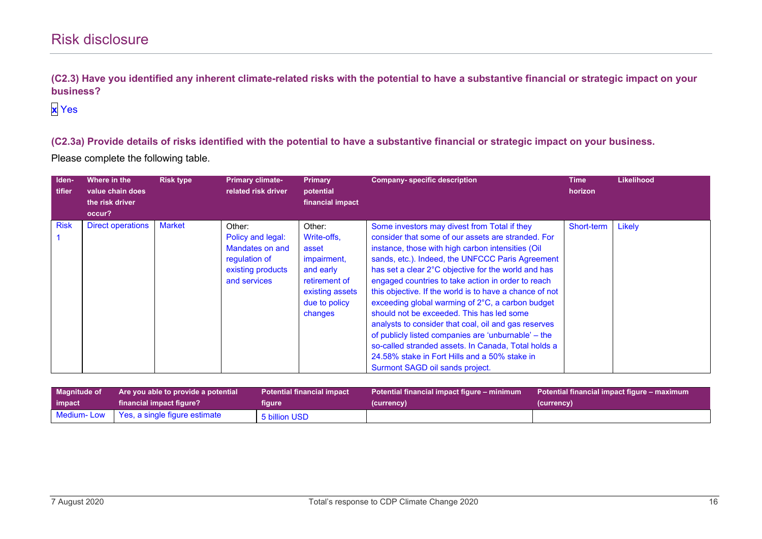# Risk disclosure

**(C2.3) Have you identified any inherent climate-related risks with the potential to have a substantive financial or strategic impact on your business?**

x Yes

**(C2.3a) Provide details of risks identified with the potential to have a substantive financial or strategic impact on your business.**

Please complete the following table.

| Identifier | Where in the value chain does the risk driver occur? | Risk type | Primary climate-related risk driver | Primary potential financial impact | Company- specific description | Time horizon | Likelihood |
|---|---|---|---|---|---|---|---|
| Risk 1 | Direct operations | Market | Other: Policy and legal: Mandates on and regulation of existing products and services | Other: Write-offs, asset impairment, and early retirement of existing assets due to policy changes | Some investors may divest from Total if they consider that some of our assets are stranded. For instance, those with high carbon intensities (Oil sands, etc.). Indeed, the UNFCCC Paris Agreement has set a clear 2°C objective for the world and has engaged countries to take action in order to reach this objective. If the world is to have a chance of not exceeding global warming of 2°C, a carbon budget should not be exceeded. This has led some analysts to consider that coal, oil and gas reserves of publicly listed companies are 'unburnable' – the so-called stranded assets. In Canada, Total holds a 24.58% stake in Fort Hills and a 50% stake in Surmont SAGD oil sands project. | Short-term | Likely |

| Magnitude of impact | Are you able to provide a potential financial impact figure? | Potential financial impact figure | Potential financial impact figure – minimum (currency) | Potential financial impact figure – maximum (currency) |
|---|---|---|---|---|
| Medium- Low | Yes, a single figure estimate | 5 billion USD | | |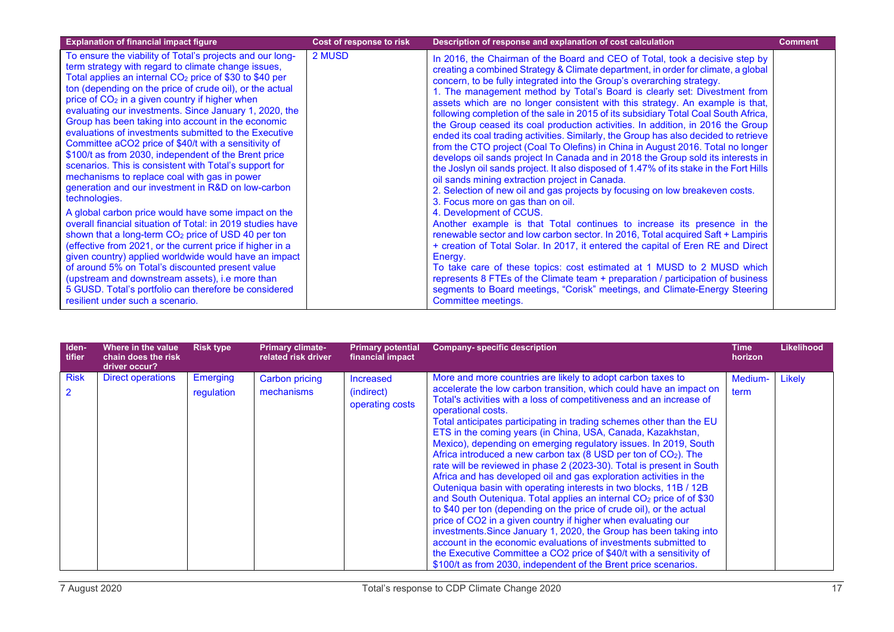| Explanation of financial impact figure | Cost of response to risk | Description of response and explanation of cost calculation | Comment |
| --- | --- | --- | --- |
| To ensure the viability of Total's projects and our long-term strategy with regard to climate change issues, Total applies an internal $CO_2$ price of $30 to $40 per ton (depending on the price of crude oil), or the actual price of $CO_2$ in a given country if higher when evaluating our investments. Since January 1, 2020, the Group has been taking into account in the economic evaluations of investments submitted to the Executive Committee aCO2 price of $40/t with a sensitivity of $100/t as from 2030, independent of the Brent price scenarios. This is consistent with Total's support for mechanisms to replace coal with gas in power generation and our investment in R&D on low-carbon technologies.<br>A global carbon price would have some impact on the overall financial situation of Total: in 2019 studies have shown that a long-term $CO_2$ price of USD 40 per ton (effective from 2021, or the current price if higher in a given country) applied worldwide would have an impact of around 5% on Total's discounted present value (upstream and downstream assets), i.e more than 5 GUSD. Total's portfolio can therefore be considered resilient under such a scenario. | 2 MUSD | In 2016, the Chairman of the Board and CEO of Total, took a decisive step by creating a combined Strategy & Climate department, in order for climate, a global concern, to be fully integrated into the Group's overarching strategy.<br>1. The management method by Total's Board is clearly set: Divestment from assets which are no longer consistent with this strategy. An example is that, following completion of the sale in 2015 of its subsidiary Total Coal South Africa, the Group ceased its coal production activities. In addition, in 2016 the Group ended its coal trading activities. Similarly, the Group has also decided to retrieve from the CTO project (Coal To Olefins) in China in August 2016. Total no longer develops oil sands project In Canada and in 2018 the Group sold its interests in the Joslyn oil sands project. It also disposed of 1.47% of its stake in the Fort Hills oil sands mining extraction project in Canada.<br>2. Selection of new oil and gas projects by focusing on low breakeven costs.<br>3. Focus more on gas than on oil.<br>4. Development of CCUS.<br>Another example is that Total continues to increase its presence in the renewable sector and low carbon sector. In 2016, Total acquired Saft + Lampiris + creation of Total Solar. In 2017, it entered the capital of Eren RE and Direct Energy.<br>To take care of these topics: cost estimated at 1 MUSD to 2 MUSD which represents 8 FTEs of the Climate team + preparation / participation of business segments to Board meetings, "Corisk" meetings, and Climate-Energy Steering Committee meetings. | |

| Iden-tifier | Where in the value chain does the risk driver occur? | Risk type | Primary climate-related risk driver | Primary potential financial impact | Company- specific description | Time horizon | Likelihood |
| --- | --- | --- | --- | --- | --- | --- | --- |
| Risk 2 | Direct operations | Emerging regulation | Carbon pricing mechanisms | Increased (indirect) operating costs | More and more countries are likely to adopt carbon taxes to accelerate the low carbon transition, which could have an impact on Total's activities with a loss of competitiveness and an increase of operational costs.<br>Total anticipates participating in trading schemes other than the EU ETS in the coming years (in China, USA, Canada, Kazakhstan, Mexico), depending on emerging regulatory issues. In 2019, South Africa introduced a new carbon tax (8 USD per ton of $CO_2$). The rate will be reviewed in phase 2 (2023-30). Total is present in South Africa and has developed oil and gas exploration activities in the Outeniqua basin with operating interests in two blocks, 11B / 12B and South Outeniqua. Total applies an internal $CO_2$ price of of $30 to $40 per ton (depending on the price of crude oil), or the actual price of CO2 in a given country if higher when evaluating our investments.Since January 1, 2020, the Group has been taking into account in the economic evaluations of investments submitted to the Executive Committee a CO2 price of $40/t with a sensitivity of $100/t as from 2030, independent of the Brent price scenarios. | Medium-term | Likely |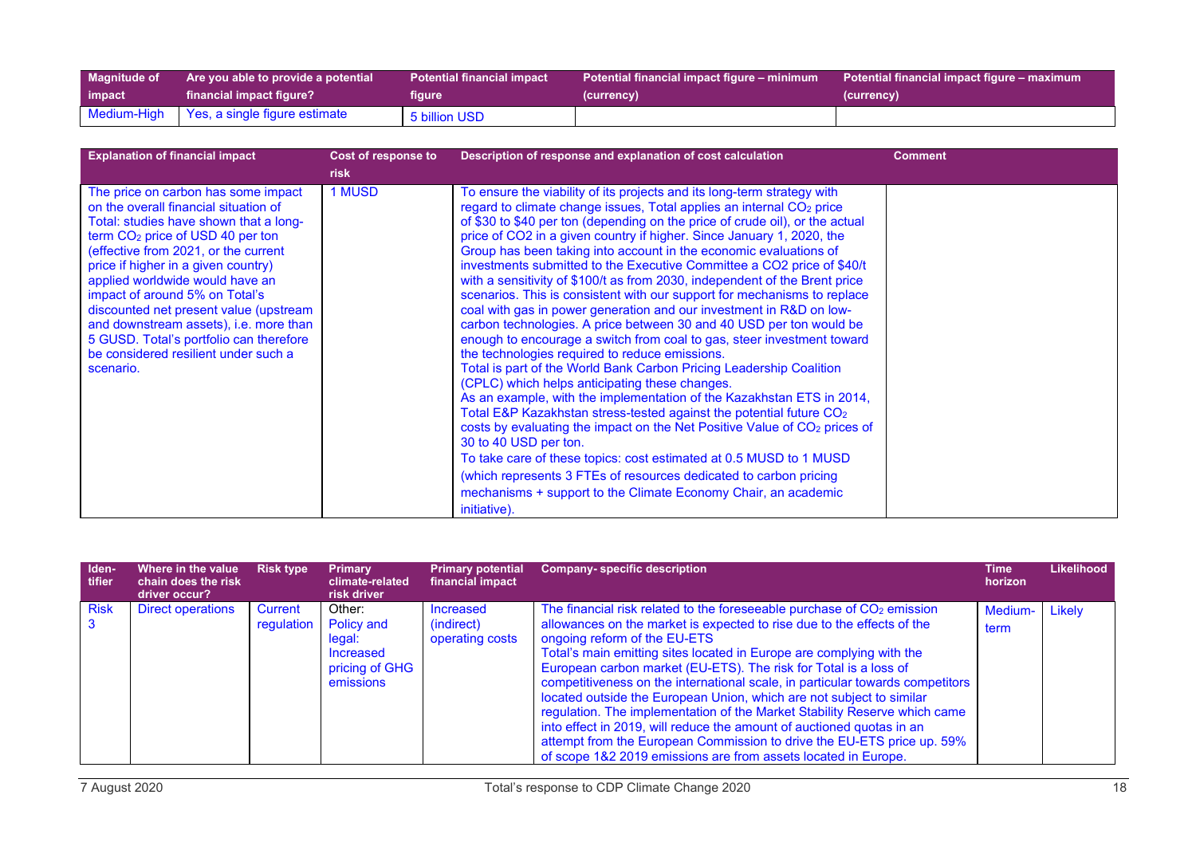| Magnitude of impact | Are you able to provide a potential financial impact figure? | Potential financial impact figure | Potential financial impact figure – minimum (currency) | Potential financial impact figure – maximum (currency) |
|---|---|---|---|---|
| Medium-High | Yes, a single figure estimate | 5 billion USD | | |

| Explanation of financial impact | Cost of response to risk | Description of response and explanation of cost calculation | Comment |
|---|---|---|---|
| The price on carbon has some impact on the overall financial situation of Total: studies have shown that a long-term $CO_2$ price of USD 40 per ton (effective from 2021, or the current price if higher in a given country) applied worldwide would have an impact of around 5% on Total's discounted net present value (upstream and downstream assets), i.e. more than 5 GUSD. Total's portfolio can therefore be considered resilient under such a scenario. | 1 MUSD | To ensure the viability of its projects and its long-term strategy with regard to climate change issues, Total applies an internal $CO_2$ price of $30 to $40 per ton (depending on the price of crude oil), or the actual price of CO2 in a given country if higher. Since January 1, 2020, the Group has been taking into account in the economic evaluations of investments submitted to the Executive Committee a CO2 price of $40/t with a sensitivity of $100/t as from 2030, independent of the Brent price scenarios. This is consistent with our support for mechanisms to replace coal with gas in power generation and our investment in R&D on low-carbon technologies. A price between 30 and 40 USD per ton would be enough to encourage a switch from coal to gas, steer investment toward the technologies required to reduce emissions.<br>Total is part of the World Bank Carbon Pricing Leadership Coalition (CPLC) which helps anticipating these changes.<br>As an example, with the implementation of the Kazakhstan ETS in 2014, Total E&P Kazakhstan stress-tested against the potential future $CO_2$ costs by evaluating the impact on the Net Positive Value of $CO_2$ prices of 30 to 40 USD per ton.<br>To take care of these topics: cost estimated at 0.5 MUSD to 1 MUSD (which represents 3 FTEs of resources dedicated to carbon pricing mechanisms + support to the Climate Economy Chair, an academic initiative). | |

| Identifier | Where in the value chain does the risk driver occur? | Risk type | Primary climate-related risk driver | Primary potential financial impact | Company- specific description | Time horizon | Likelihood |
|---|---|---|---|---|---|---|---|
| Risk 3 | Direct operations | Current regulation | Other: Policy and legal: Increased pricing of GHG emissions | Increased (indirect) operating costs | The financial risk related to the foreseeable purchase of $CO_2$ emission allowances on the market is expected to rise due to the effects of the ongoing reform of the EU-ETS<br>Total's main emitting sites located in Europe are complying with the European carbon market (EU-ETS). The risk for Total is a loss of competitiveness on the international scale, in particular towards competitors located outside the European Union, which are not subject to similar regulation. The implementation of the Market Stability Reserve which came into effect in 2019, will reduce the amount of auctioned quotas in an attempt from the European Commission to drive the EU-ETS price up. 59% of scope 1&2 2019 emissions are from assets located in Europe. | Medium-term | Likely |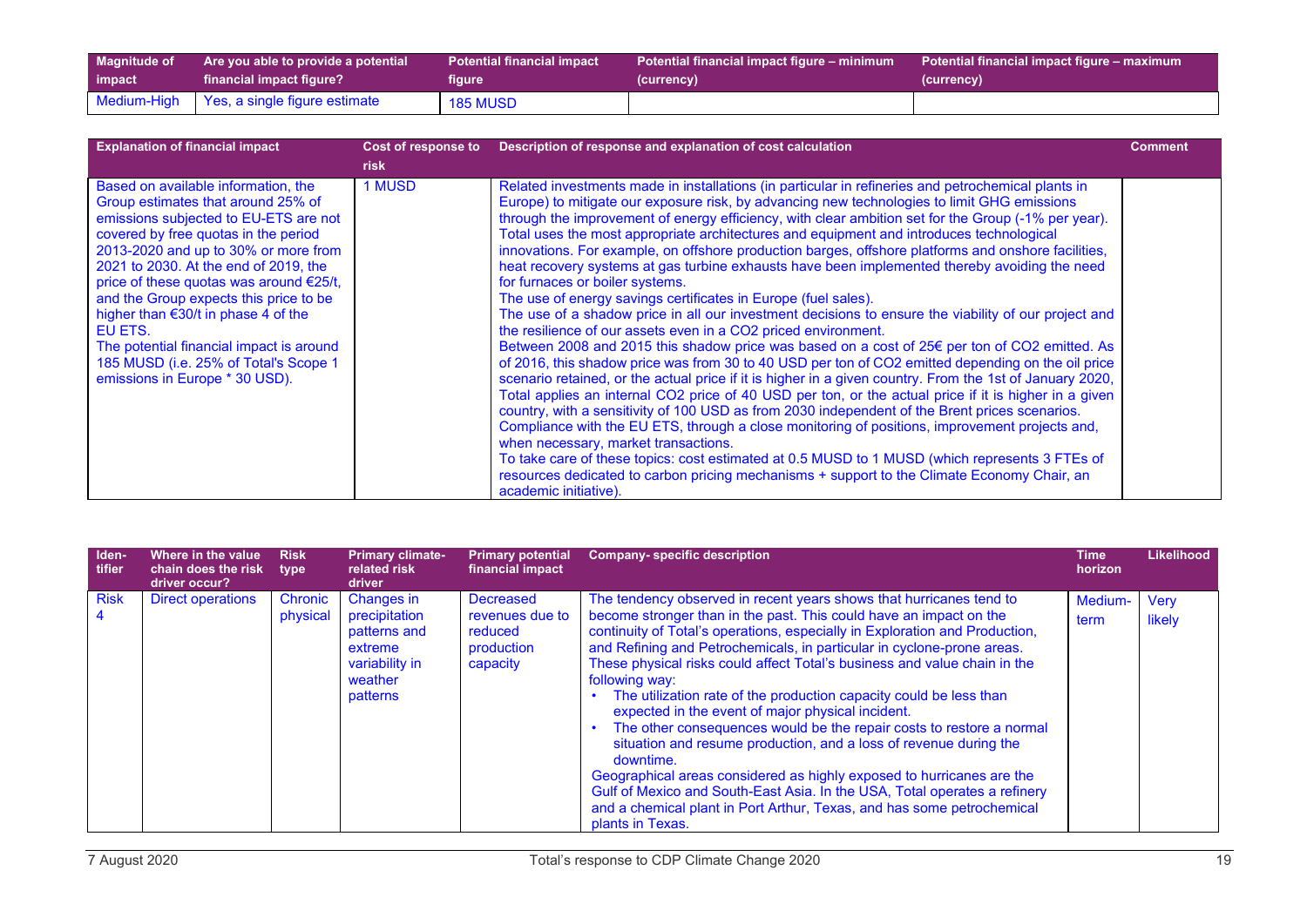| Magnitude of impact | Are you able to provide a potential financial impact figure? | Potential financial impact figure | Potential financial impact figure – minimum (currency) | Potential financial impact figure – maximum (currency) |
|---|---|---|---|---|
| Medium-High | Yes, a single figure estimate | 185 MUSD | | |

| Explanation of financial impact | Cost of response to risk | Description of response and explanation of cost calculation | Comment |
|---|---|---|---|
| Based on available information, the Group estimates that around 25% of emissions subjected to EU-ETS are not covered by free quotas in the period 2013-2020 and up to 30% or more from 2021 to 2030. At the end of 2019, the price of these quotas was around €25/t, and the Group expects this price to be higher than €30/t in phase 4 of the EU ETS.<br>The potential financial impact is around 185 MUSD (i.e. 25% of Total's Scope 1 emissions in Europe * 30 USD). | 1 MUSD | Related investments made in installations (in particular in refineries and petrochemical plants in Europe) to mitigate our exposure risk, by advancing new technologies to limit GHG emissions through the improvement of energy efficiency, with clear ambition set for the Group (-1% per year). Total uses the most appropriate architectures and equipment and introduces technological innovations. For example, on offshore production barges, offshore platforms and onshore facilities, heat recovery systems at gas turbine exhausts have been implemented thereby avoiding the need for furnaces or boiler systems.<br>The use of energy savings certificates in Europe (fuel sales).<br>The use of a shadow price in all our investment decisions to ensure the viability of our project and the resilience of our assets even in a CO2 priced environment.<br>Between 2008 and 2015 this shadow price was based on a cost of 25€ per ton of CO2 emitted. As of 2016, this shadow price was from 30 to 40 USD per ton of CO2 emitted depending on the oil price scenario retained, or the actual price if it is higher in a given country. From the 1st of January 2020, Total applies an internal CO2 price of 40 USD per ton, or the actual price if it is higher in a given country, with a sensitivity of 100 USD as from 2030 independent of the Brent prices scenarios.<br>Compliance with the EU ETS, through a close monitoring of positions, improvement projects and, when necessary, market transactions.<br>To take care of these topics: cost estimated at 0.5 MUSD to 1 MUSD (which represents 3 FTEs of resources dedicated to carbon pricing mechanisms + support to the Climate Economy Chair, an academic initiative). | |

| Identifier | Where in the value chain does the risk driver occur? | Risk type | Primary climate-related risk driver | Primary potential financial impact | Company- specific description | Time horizon | Likelihood |
|---|---|---|---|---|---|---|---|
| Risk 4 | Direct operations | Chronic physical | Changes in precipitation patterns and extreme variability in weather patterns | Decreased revenues due to reduced production capacity | The tendency observed in recent years shows that hurricanes tend to become stronger than in the past. This could have an impact on the continuity of Total's operations, especially in Exploration and Production, and Refining and Petrochemicals, in particular in cyclone-prone areas. These physical risks could affect Total's business and value chain in the following way:<br>• The utilization rate of the production capacity could be less than expected in the event of major physical incident.<br>• The other consequences would be the repair costs to restore a normal situation and resume production, and a loss of revenue during the downtime.<br>Geographical areas considered as highly exposed to hurricanes are the Gulf of Mexico and South-East Asia. In the USA, Total operates a refinery and a chemical plant in Port Arthur, Texas, and has some petrochemical plants in Texas. | Medium-term | Very likely |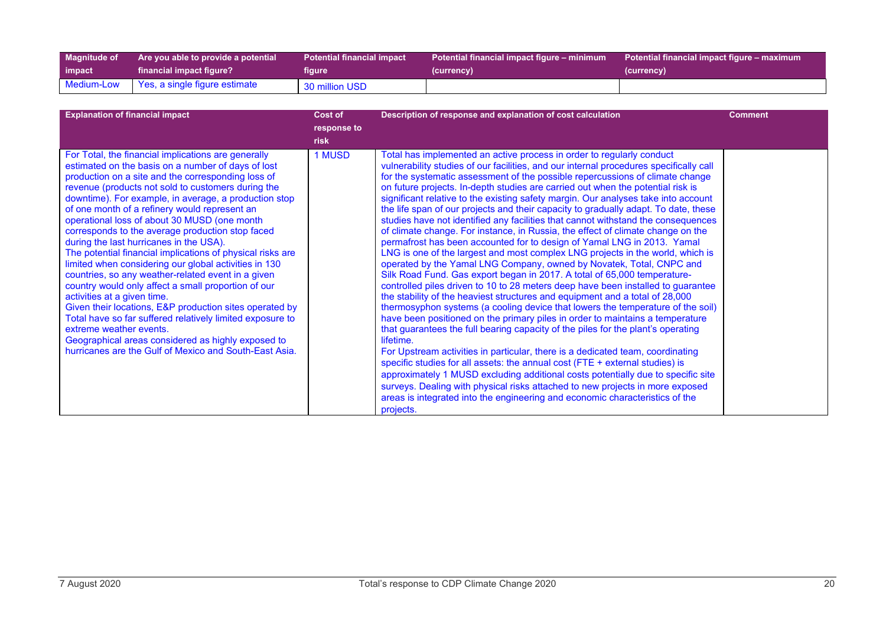| Magnitude of impact | Are you able to provide a potential financial impact figure? | Potential financial impact figure | Potential financial impact figure – minimum (currency) | Potential financial impact figure – maximum (currency) |
| --- | --- | --- | --- | --- |
| Medium-Low | Yes, a single figure estimate | 30 million USD | | |

| Explanation of financial impact | Cost of response to risk | Description of response and explanation of cost calculation | Comment |
| --- | --- | --- | --- |
| For Total, the financial implications are generally estimated on the basis on a number of days of lost production on a site and the corresponding loss of revenue (products not sold to customers during the downtime). For example, in average, a production stop of one month of a refinery would represent an operational loss of about 30 MUSD (one month corresponds to the average production stop faced during the last hurricanes in the USA).<br>The potential financial implications of physical risks are limited when considering our global activities in 130 countries, so any weather-related event in a given country would only affect a small proportion of our activities at a given time.<br>Given their locations, E&P production sites operated by Total have so far suffered relatively limited exposure to extreme weather events.<br>Geographical areas considered as highly exposed to hurricanes are the Gulf of Mexico and South-East Asia. | 1 MUSD | Total has implemented an active process in order to regularly conduct vulnerability studies of our facilities, and our internal procedures specifically call for the systematic assessment of the possible repercussions of climate change on future projects. In-depth studies are carried out when the potential risk is significant relative to the existing safety margin. Our analyses take into account the life span of our projects and their capacity to gradually adapt. To date, these studies have not identified any facilities that cannot withstand the consequences of climate change. For instance, in Russia, the effect of climate change on the permafrost has been accounted for to design of Yamal LNG in 2013. Yamal LNG is one of the largest and most complex LNG projects in the world, which is operated by the Yamal LNG Company, owned by Novatek, Total, CNPC and Silk Road Fund. Gas export began in 2017. A total of 65,000 temperature-controlled piles driven to 10 to 28 meters deep have been installed to guarantee the stability of the heaviest structures and equipment and a total of 28,000 thermosyphon systems (a cooling device that lowers the temperature of the soil) have been positioned on the primary piles in order to maintains a temperature that guarantees the full bearing capacity of the piles for the plant's operating lifetime.<br>For Upstream activities in particular, there is a dedicated team, coordinating specific studies for all assets: the annual cost (FTE + external studies) is approximately 1 MUSD excluding additional costs potentially due to specific site surveys. Dealing with physical risks attached to new projects in more exposed areas is integrated into the engineering and economic characteristics of the projects. | |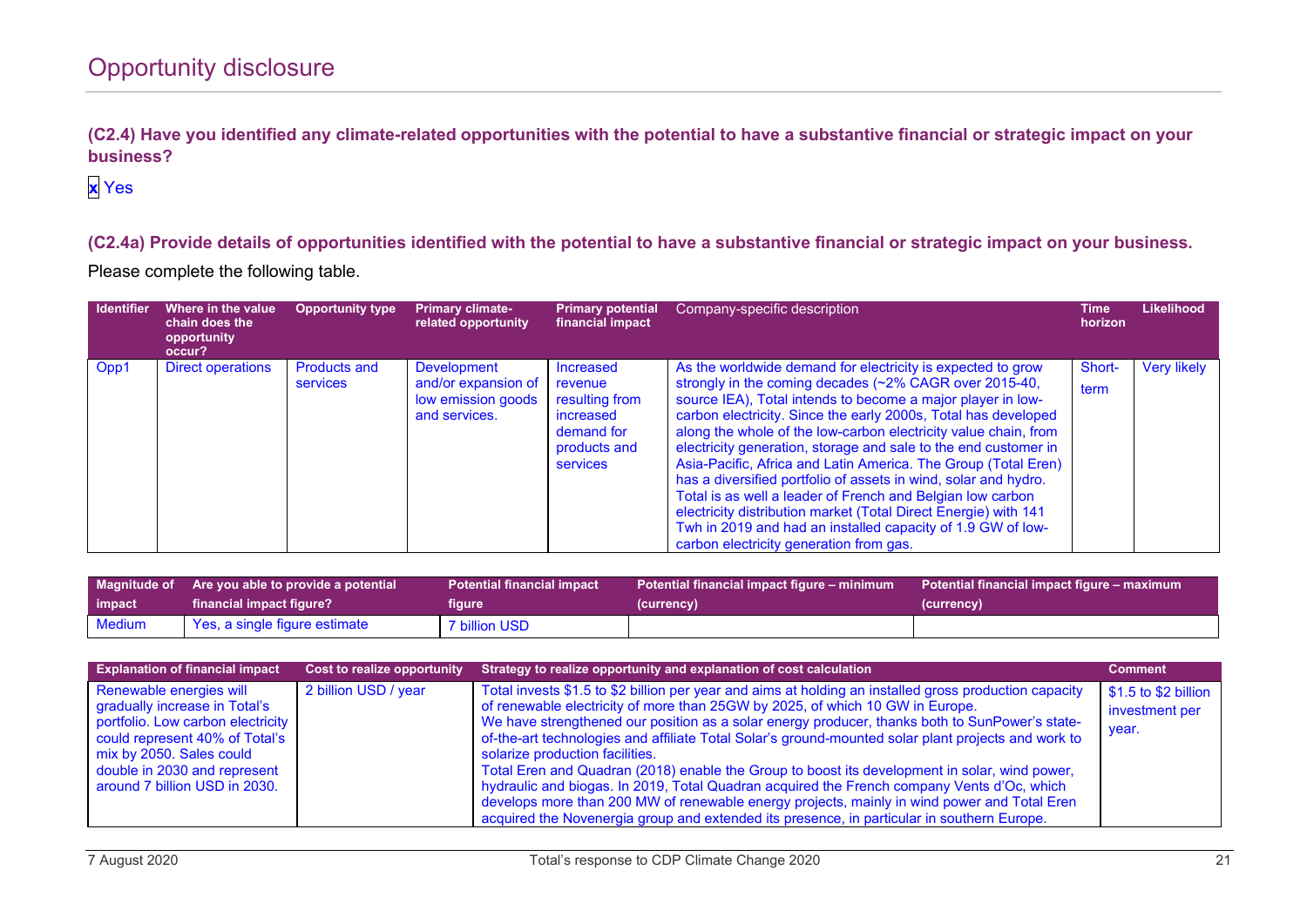# Opportunity disclosure

**(C2.4) Have you identified any climate-related opportunities with the potential to have a substantive financial or strategic impact on your business?**

x Yes

**(C2.4a) Provide details of opportunities identified with the potential to have a substantive financial or strategic impact on your business.**

Please complete the following table.

| Identifier | Where in the value chain does the opportunity occur? | Opportunity type | Primary climate-related opportunity | Primary potential financial impact | Company-specific description | Time horizon | Likelihood |
|---|---|---|---|---|---|---|---|
| Opp1 | Direct operations | Products and services | Development and/or expansion of low emission goods and services. | Increased revenue resulting from increased demand for products and services | As the worldwide demand for electricity is expected to grow strongly in the coming decades (~2% CAGR over 2015-40, source IEA), Total intends to become a major player in low-carbon electricity. Since the early 2000s, Total has developed along the whole of the low-carbon electricity value chain, from electricity generation, storage and sale to the end customer in Asia-Pacific, Africa and Latin America. The Group (Total Eren) has a diversified portfolio of assets in wind, solar and hydro. Total is as well a leader of French and Belgian low carbon electricity distribution market (Total Direct Energie) with 141 Twh in 2019 and had an installed capacity of 1.9 GW of low-carbon electricity generation from gas. | Short-term | Very likely |

| Magnitude of impact | Are you able to provide a potential financial impact figure? | Potential financial impact figure | Potential financial impact figure – minimum (currency) | Potential financial impact figure – maximum (currency) |
|---|---|---|---|---|
| Medium | Yes, a single figure estimate | 7 billion USD | | |

| Explanation of financial impact | Cost to realize opportunity | Strategy to realize opportunity and explanation of cost calculation | Comment |
|---|---|---|---|
| Renewable energies will gradually increase in Total's portfolio. Low carbon electricity could represent 40% of Total's mix by 2050. Sales could double in 2030 and represent around 7 billion USD in 2030. | 2 billion USD / year | Total invests \$1.5 to \$2 billion per year and aims at holding an installed gross production capacity of renewable electricity of more than 25GW by 2025, of which 10 GW in Europe.<br>We have strengthened our position as a solar energy producer, thanks both to SunPower's state-of-the-art technologies and affiliate Total Solar's ground-mounted solar plant projects and work to solarize production facilities.<br>Total Eren and Quadran (2018) enable the Group to boost its development in solar, wind power, hydraulic and biogas. In 2019, Total Quadran acquired the French company Vents d'Oc, which develops more than 200 MW of renewable energy projects, mainly in wind power and Total Eren acquired the Novenergia group and extended its presence, in particular in southern Europe. | \$1.5 to \$2 billion investment per year. |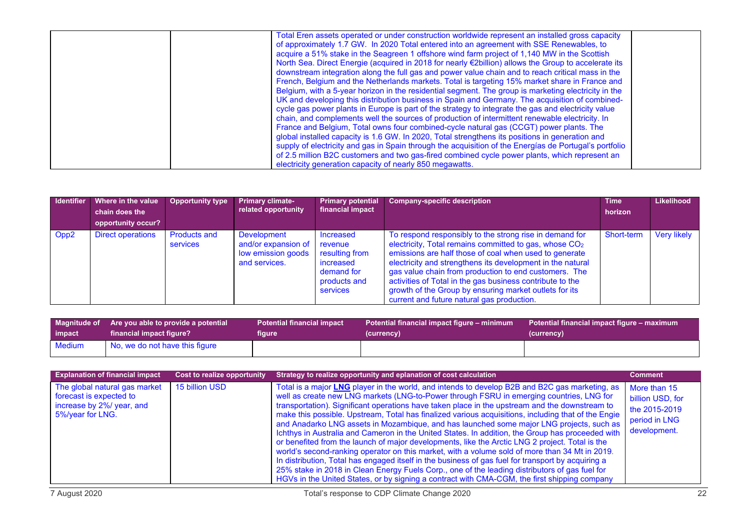| | | | |
|---|---|---|---|
| | | Total Eren assets operated or under construction worldwide represent an installed gross capacity of approximately 1.7 GW. In 2020 Total entered into an agreement with SSE Renewables, to acquire a 51% stake in the Seagreen 1 offshore wind farm project of 1,140 MW in the Scottish North Sea. Direct Energie (acquired in 2018 for nearly €2billion) allows the Group to accelerate its downstream integration along the full gas and power value chain and to reach critical mass in the French, Belgium and the Netherlands markets. Total is targeting 15% market share in France and Belgium, with a 5-year horizon in the residential segment. The group is marketing electricity in the UK and developing this distribution business in Spain and Germany. The acquisition of combined-cycle gas power plants in Europe is part of the strategy to integrate the gas and electricity value chain, and complements well the sources of production of intermittent renewable electricity. In France and Belgium, Total owns four combined-cycle natural gas (CCGT) power plants. The global installed capacity is 1.6 GW. In 2020, Total strengthens its positions in generation and supply of electricity and gas in Spain through the acquisition of the Energías de Portugal's portfolio of 2.5 million B2C customers and two gas-fired combined cycle power plants, which represent an electricity generation capacity of nearly 850 megawatts. | |

| Identifier | Where in the value chain does the opportunity occur? | Opportunity type | Primary climate-related opportunity | Primary potential financial impact | Company-specific description | Time horizon | Likelihood |
|---|---|---|---|---|---|---|---|
| Opp2 | Direct operations | Products and services | Development and/or expansion of low emission goods and services. | Increased revenue resulting from increased demand for products and services | To respond responsibly to the strong rise in demand for electricity, Total remains committed to gas, whose $CO_2$ emissions are half those of coal when used to generate electricity and strengthens its development in the natural gas value chain from production to end customers. The activities of Total in the gas business contribute to the growth of the Group by ensuring market outlets for its current and future natural gas production. | Short-term | Very likely |

| Magnitude of impact | Are you able to provide a potential financial impact figure? | Potential financial impact figure | Potential financial impact figure – minimum (currency) | Potential financial impact figure – maximum (currency) |
|---|---|---|---|---|
| Medium | No, we do not have this figure | | | |

| Explanation of financial impact | Cost to realize opportunity | Strategy to realize opportunity and eplanation of cost calculation | Comment |
|---|---|---|---|
| The global natural gas market forecast is expected to increase by 2%/ year, and 5%/year for LNG. | 15 billion USD | Total is a major **LNG** player in the world, and intends to develop B2B and B2C gas marketing, as well as create new LNG markets (LNG-to-Power through FSRU in emerging countries, LNG for transportation). Significant operations have taken place in the upstream and the downstream to make this possible. Upstream, Total has finalized various acquisitions, including that of the Engie and Anadarko LNG assets in Mozambique, and has launched some major LNG projects, such as Ichthys in Australia and Cameron in the United States. In addition, the Group has proceeded with or benefited from the launch of major developments, like the Arctic LNG 2 project. Total is the world's second-ranking operator on this market, with a volume sold of more than 34 Mt in 2019. In distribution, Total has engaged itself in the business of gas fuel for transport by acquiring a 25% stake in 2018 in Clean Energy Fuels Corp., one of the leading distributors of gas fuel for HGVs in the United States, or by signing a contract with CMA-CGM, the first shipping company | More than 15 billion USD, for the 2015-2019 period in LNG development. |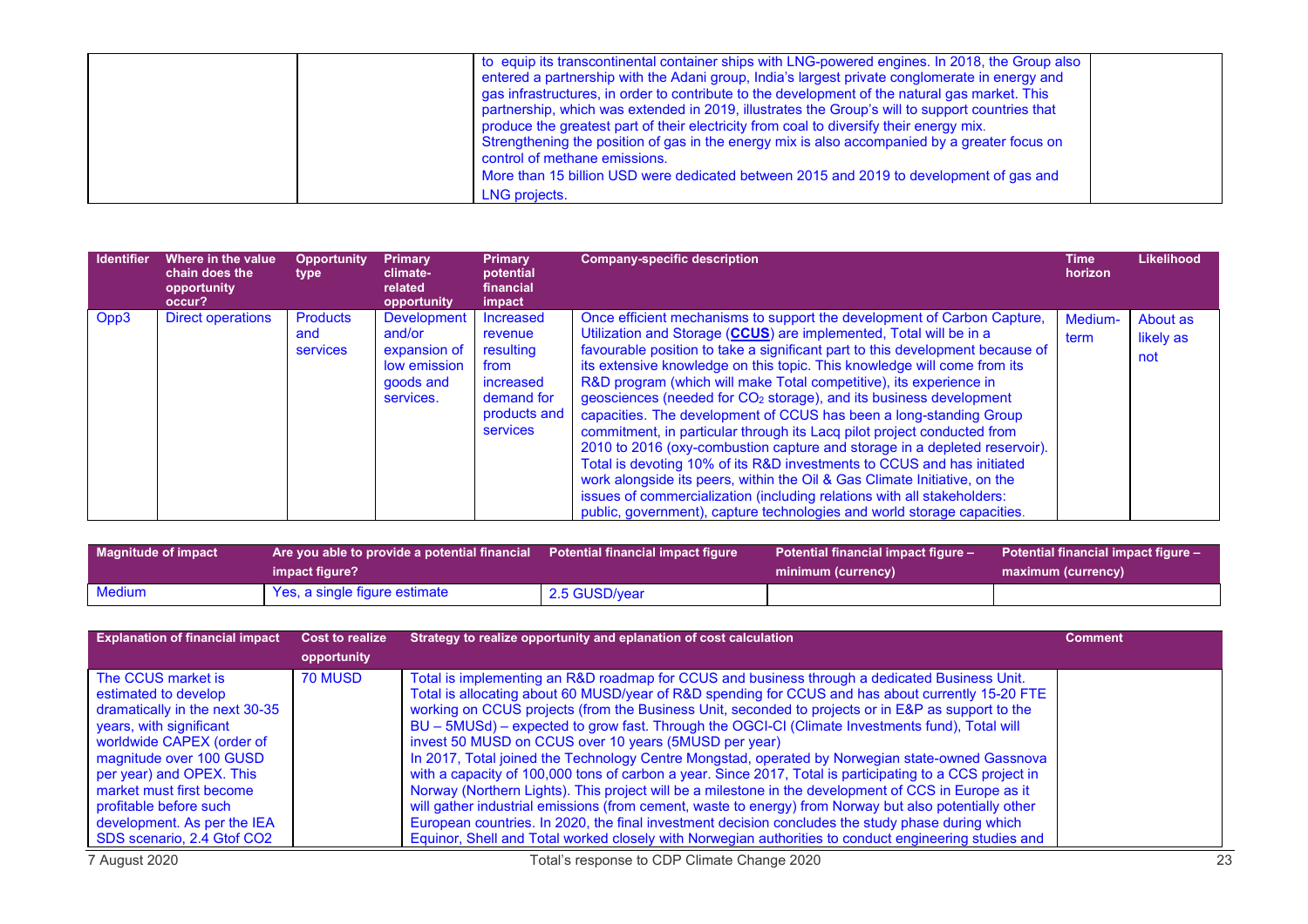| | | | |
|---|---|---|---|
| | | to equip its transcontinental container ships with LNG-powered engines. In 2018, the Group also entered a partnership with the Adani group, India's largest private conglomerate in energy and gas infrastructures, in order to contribute to the development of the natural gas market. This partnership, which was extended in 2019, illustrates the Group's will to support countries that produce the greatest part of their electricity from coal to diversify their energy mix. Strengthening the position of gas in the energy mix is also accompanied by a greater focus on control of methane emissions. More than 15 billion USD were dedicated between 2015 and 2019 to development of gas and LNG projects. | |

| Identifier | Where in the value chain does the opportunity occur? | Opportunity type | Primary climate-related opportunity | Primary potential financial impact | Company-specific description | Time horizon | Likelihood |
|---|---|---|---|---|---|---|---|
| Opp3 | Direct operations | Products and services | Development and/or expansion of low emission goods and services. | Increased revenue resulting from increased demand for products and services | Once efficient mechanisms to support the development of Carbon Capture, Utilization and Storage (**CCUS**) are implemented, Total will be in a favourable position to take a significant part to this development because of its extensive knowledge on this topic. This knowledge will come from its R&D program (which will make Total competitive), its experience in geosciences (needed for $CO_2$ storage), and its business development capacities. The development of CCUS has been a long-standing Group commitment, in particular through its Lacq pilot project conducted from 2010 to 2016 (oxy-combustion capture and storage in a depleted reservoir). Total is devoting 10% of its R&D investments to CCUS and has initiated work alongside its peers, within the Oil & Gas Climate Initiative, on the issues of commercialization (including relations with all stakeholders: public, government), capture technologies and world storage capacities. | Medium-term | About as likely as not |

| Magnitude of impact | Are you able to provide a potential financial impact figure? | Potential financial impact figure | Potential financial impact figure – minimum (currency) | Potential financial impact figure – maximum (currency) |
|---|---|---|---|---|
| Medium | Yes, a single figure estimate | 2.5 GUSD/year | | |

| Explanation of financial impact | Cost to realize opportunity | Strategy to realize opportunity and eplanation of cost calculation | Comment |
|---|---|---|---|
| The CCUS market is estimated to develop dramatically in the next 30-35 years, with significant worldwide CAPEX (order of magnitude over 100 GUSD per year) and OPEX. This market must first become profitable before such development. As per the IEA SDS scenario, 2.4 Gtof CO2 | 70 MUSD | Total is implementing an R&D roadmap for CCUS and business through a dedicated Business Unit. Total is allocating about 60 MUSD/year of R&D spending for CCUS and has about currently 15-20 FTE working on CCUS projects (from the Business Unit, seconded to projects or in E&P as support to the BU – 5MUSd) – expected to grow fast. Through the OGCI-CI (Climate Investments fund), Total will invest 50 MUSD on CCUS over 10 years (5MUSD per year) In 2017, Total joined the Technology Centre Mongstad, operated by Norwegian state-owned Gassnova with a capacity of 100,000 tons of carbon a year. Since 2017, Total is participating to a CCS project in Norway (Northern Lights). This project will be a milestone in the development of CCS in Europe as it will gather industrial emissions (from cement, waste to energy) from Norway but also potentially other European countries. In 2020, the final investment decision concludes the study phase during which Equinor, Shell and Total worked closely with Norwegian authorities to conduct engineering studies and | |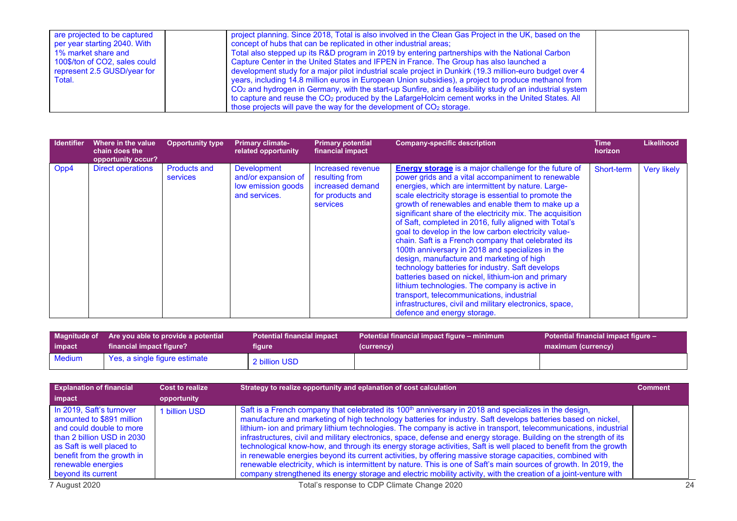| | | | |
|---|---|---|---|
| are projected to be captured per year starting 2040. With 1% market share and 100$/ton of CO2, sales could represent 2.5 GUSD/year for Total. | | project planning. Since 2018, Total is also involved in the Clean Gas Project in the UK, based on the concept of hubs that can be replicated in other industrial areas; Total also stepped up its R&D program in 2019 by entering partnerships with the National Carbon Capture Center in the United States and IFPEN in France. The Group has also launched a development study for a major pilot industrial scale project in Dunkirk (19.3 million-euro budget over 4 years, including 14.8 million euros in European Union subsidies), a project to produce methanol from $CO_2$ and hydrogen in Germany, with the start-up Sunfire, and a feasibility study of an industrial system to capture and reuse the $CO_2$ produced by the LafargeHolcim cement works in the United States. All those projects will pave the way for the development of $CO_2$ storage. | |

| Identifier | Where in the value chain does the opportunity occur? | Opportunity type | Primary climate-related opportunity | Primary potential financial impact | Company-specific description | Time horizon | Likelihood |
|---|---|---|---|---|---|---|---|
| Opp4 | Direct operations | Products and services | Development and/or expansion of low emission goods and services. | Increased revenue resulting from increased demand for products and services | **Energy storage** is a major challenge for the future of power grids and a vital accompaniment to renewable energies, which are intermittent by nature. Large-scale electricity storage is essential to promote the growth of renewables and enable them to make up a significant share of the electricity mix. The acquisition of Saft, completed in 2016, fully aligned with Total's goal to develop in the low carbon electricity value-chain. Saft is a French company that celebrated its 100th anniversary in 2018 and specializes in the design, manufacture and marketing of high technology batteries for industry. Saft develops batteries based on nickel, lithium-ion and primary lithium technologies. The company is active in transport, telecommunications, industrial infrastructures, civil and military electronics, space, defence and energy storage. | Short-term | Very likely |

| Magnitude of impact | Are you able to provide a potential financial impact figure? | Potential financial impact figure | Potential financial impact figure – minimum (currency) | Potential financial impact figure – maximum (currency) |
|---|---|---|---|---|
| Medium | Yes, a single figure estimate | 2 billion USD | | |

| Explanation of financial impact | Cost to realize opportunity | Strategy to realize opportunity and eplanation of cost calculation | Comment |
|---|---|---|---|
| In 2019, Saft's turnover amounted to $891 million and could double to more than 2 billion USD in 2030 as Saft is well placed to benefit from the growth in renewable energies beyond its current | 1 billion USD | Saft is a French company that celebrated its 100th anniversary in 2018 and specializes in the design, manufacture and marketing of high technology batteries for industry. Saft develops batteries based on nickel, lithium- ion and primary lithium technologies. The company is active in transport, telecommunications, industrial infrastructures, civil and military electronics, space, defense and energy storage. Building on the strength of its technological know-how, and through its energy storage activities, Saft is well placed to benefit from the growth in renewable energies beyond its current activities, by offering massive storage capacities, combined with renewable electricity, which is intermittent by nature. This is one of Saft's main sources of growth. In 2019, the company strengthened its energy storage and electric mobility activity, with the creation of a joint-venture with | |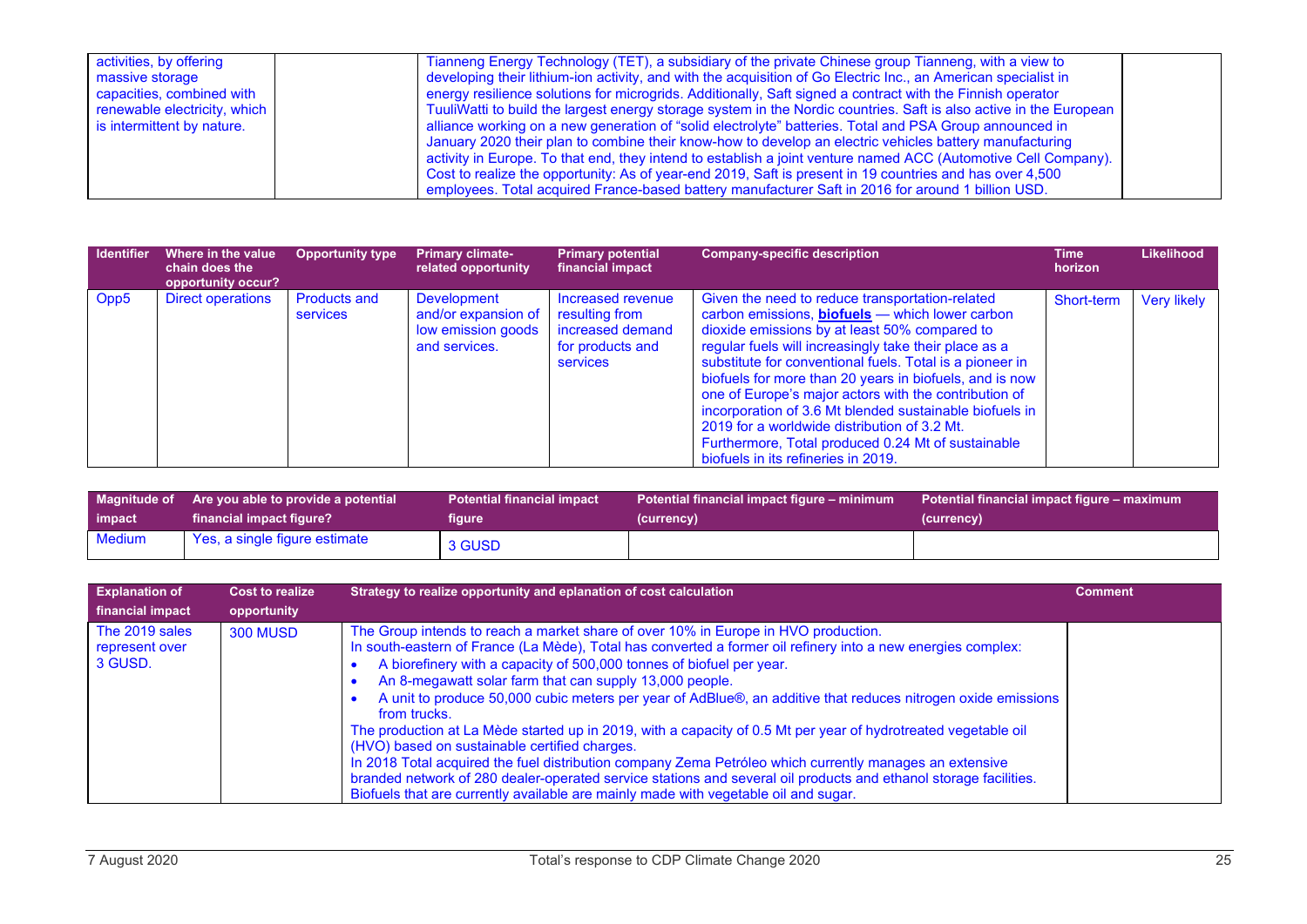| | | | |
|---|---|---|---|
| activities, by offering massive storage capacities, combined with renewable electricity, which is intermittent by nature. | | Tianneng Energy Technology (TET), a subsidiary of the private Chinese group Tianneng, with a view to developing their lithium-ion activity, and with the acquisition of Go Electric Inc., an American specialist in energy resilience solutions for microgrids. Additionally, Saft signed a contract with the Finnish operator TuuliWatti to build the largest energy storage system in the Nordic countries. Saft is also active in the European alliance working on a new generation of "solid electrolyte" batteries. Total and PSA Group announced in January 2020 their plan to combine their know-how to develop an electric vehicles battery manufacturing activity in Europe. To that end, they intend to establish a joint venture named ACC (Automotive Cell Company). Cost to realize the opportunity: As of year-end 2019, Saft is present in 19 countries and has over 4,500 employees. Total acquired France-based battery manufacturer Saft in 2016 for around 1 billion USD. | |

| Identifier | Where in the value chain does the opportunity occur? | Opportunity type | Primary climate-related opportunity | Primary potential financial impact | Company-specific description | Time horizon | Likelihood |
|---|---|---|---|---|---|---|---|
| Opp5 | Direct operations | Products and services | Development and/or expansion of low emission goods and services. | Increased revenue resulting from increased demand for products and services | Given the need to reduce transportation-related carbon emissions, **biofuels** — which lower carbon dioxide emissions by at least 50% compared to regular fuels will increasingly take their place as a substitute for conventional fuels. Total is a pioneer in biofuels for more than 20 years in biofuels, and is now one of Europe's major actors with the contribution of incorporation of 3.6 Mt blended sustainable biofuels in 2019 for a worldwide distribution of 3.2 Mt. Furthermore, Total produced 0.24 Mt of sustainable biofuels in its refineries in 2019. | Short-term | Very likely |

| Magnitude of impact | Are you able to provide a potential financial impact figure? | Potential financial impact figure | Potential financial impact figure – minimum (currency) | Potential financial impact figure – maximum (currency) |
|---|---|---|---|---|
| Medium | Yes, a single figure estimate | 3 GUSD | | |

| Explanation of financial impact | Cost to realize opportunity | Strategy to realize opportunity and eplanation of cost calculation | Comment |
|---|---|---|---|
| The 2019 sales represent over 3 GUSD. | 300 MUSD | The Group intends to reach a market share of over 10% in Europe in HVO production.<br>In south-eastern of France (La Mède), Total has converted a former oil refinery into a new energies complex:<br>• A biorefinery with a capacity of 500,000 tonnes of biofuel per year.<br>• An 8-megawatt solar farm that can supply 13,000 people.<br>• A unit to produce 50,000 cubic meters per year of AdBlue®, an additive that reduces nitrogen oxide emissions from trucks.<br>The production at La Mède started up in 2019, with a capacity of 0.5 Mt per year of hydrotreated vegetable oil (HVO) based on sustainable certified charges.<br>In 2018 Total acquired the fuel distribution company Zema Petróleo which currently manages an extensive branded network of 280 dealer-operated service stations and several oil products and ethanol storage facilities.<br>Biofuels that are currently available are mainly made with vegetable oil and sugar. | |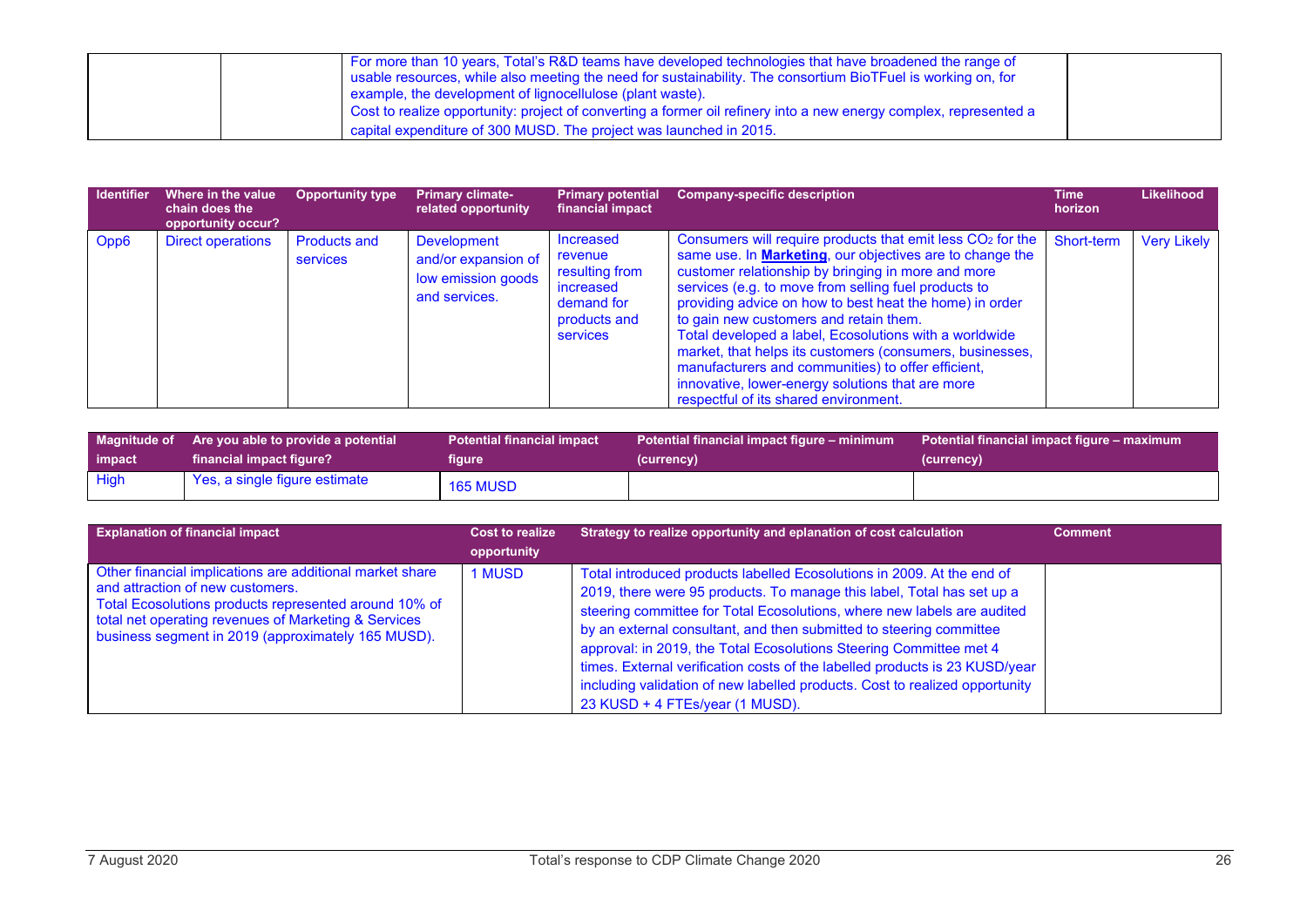| | | | |
|---|---|---|---|
| | | For more than 10 years, Total's R&D teams have developed technologies that have broadened the range of usable resources, while also meeting the need for sustainability. The consortium BioTFuel is working on, for example, the development of lignocellulose (plant waste).<br>Cost to realize opportunity: project of converting a former oil refinery into a new energy complex, represented a capital expenditure of 300 MUSD. The project was launched in 2015. | |

| Identifier | Where in the value chain does the opportunity occur? | Opportunity type | Primary climate-related opportunity | Primary potential financial impact | Company-specific description | Time horizon | Likelihood |
|---|---|---|---|---|---|---|---|
| Opp6 | Direct operations | Products and services | Development and/or expansion of low emission goods and services. | Increased revenue resulting from increased demand for products and services | Consumers will require products that emit less $CO_2$ for the same use. In **Marketing**, our objectives are to change the customer relationship by bringing in more and more services (e.g. to move from selling fuel products to providing advice on how to best heat the home) in order to gain new customers and retain them.<br>Total developed a label, Ecosolutions with a worldwide market, that helps its customers (consumers, businesses, manufacturers and communities) to offer efficient, innovative, lower-energy solutions that are more respectful of its shared environment. | Short-term | Very Likely |

| Magnitude of impact | Are you able to provide a potential financial impact figure? | Potential financial impact figure | Potential financial impact figure – minimum (currency) | Potential financial impact figure – maximum (currency) |
|---|---|---|---|---|
| High | Yes, a single figure estimate | 165 MUSD | | |

| Explanation of financial impact | Cost to realize opportunity | Strategy to realize opportunity and eplanation of cost calculation | Comment |
|---|---|---|---|
| Other financial implications are additional market share and attraction of new customers.<br>Total Ecosolutions products represented around 10% of total net operating revenues of Marketing & Services business segment in 2019 (approximately 165 MUSD). | 1 MUSD | Total introduced products labelled Ecosolutions in 2009. At the end of 2019, there were 95 products. To manage this label, Total has set up a steering committee for Total Ecosolutions, where new labels are audited by an external consultant, and then submitted to steering committee approval: in 2019, the Total Ecosolutions Steering Committee met 4 times. External verification costs of the labelled products is 23 KUSD/year including validation of new labelled products. Cost to realized opportunity 23 KUSD + 4 FTEs/year (1 MUSD). | |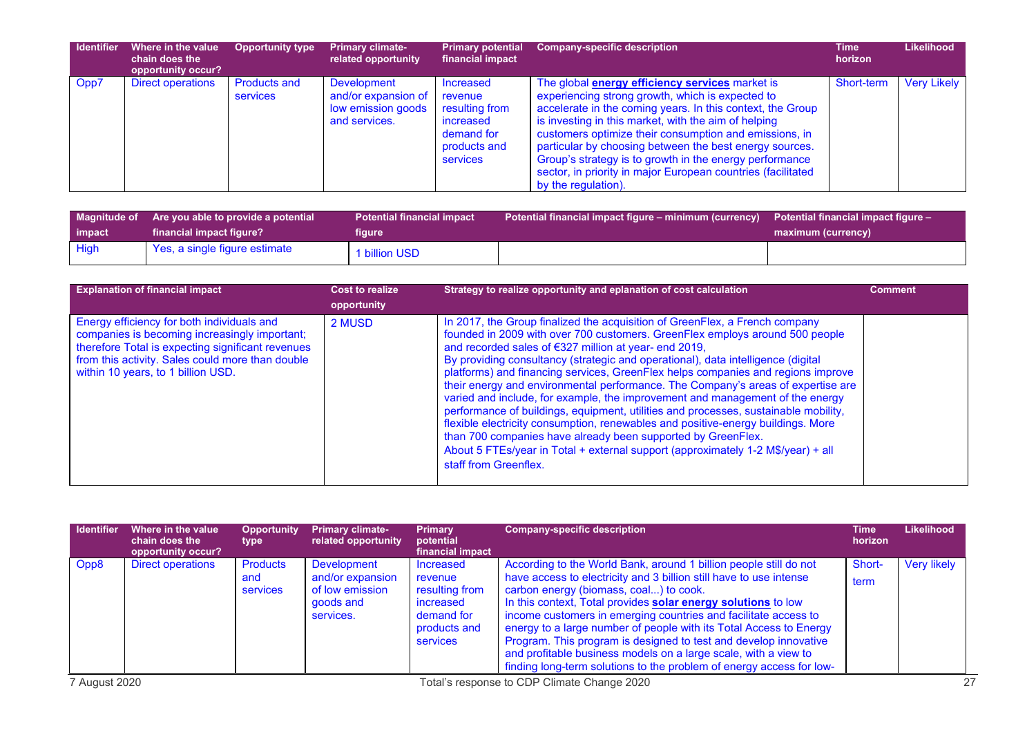| Identifier | Where in the value chain does the opportunity occur? | Opportunity type | Primary climate-related opportunity | Primary potential financial impact | Company-specific description | Time horizon | Likelihood |
| --- | --- | --- | --- | --- | --- | --- | --- |
| Opp7 | Direct operations | Products and services | Development and/or expansion of low emission goods and services. | Increased revenue resulting from increased demand for products and services | The global **energy efficiency services** market is experiencing strong growth, which is expected to accelerate in the coming years. In this context, the Group is investing in this market, with the aim of helping customers optimize their consumption and emissions, in particular by choosing between the best energy sources. Group's strategy is to growth in the energy performance sector, in priority in major European countries (facilitated by the regulation). | Short-term | Very Likely |

| Magnitude of impact | Are you able to provide a potential financial impact figure? | Potential financial impact figure | Potential financial impact figure – minimum (currency) | Potential financial impact figure – maximum (currency) |
| --- | --- | --- | --- | --- |
| High | Yes, a single figure estimate | 1 billion USD | | |

| Explanation of financial impact | Cost to realize opportunity | Strategy to realize opportunity and eplanation of cost calculation | Comment |
| --- | --- | --- | --- |
| Energy efficiency for both individuals and companies is becoming increasingly important; therefore Total is expecting significant revenues from this activity. Sales could more than double within 10 years, to 1 billion USD. | 2 MUSD | In 2017, the Group finalized the acquisition of GreenFlex, a French company founded in 2009 with over 700 customers. GreenFlex employs around 500 people and recorded sales of €327 million at year- end 2019,<br>By providing consultancy (strategic and operational), data intelligence (digital platforms) and financing services, GreenFlex helps companies and regions improve their energy and environmental performance. The Company's areas of expertise are varied and include, for example, the improvement and management of the energy performance of buildings, equipment, utilities and processes, sustainable mobility, flexible electricity consumption, renewables and positive-energy buildings. More than 700 companies have already been supported by GreenFlex.<br>About 5 FTEs/year in Total + external support (approximately 1-2 M$/year) + all staff from Greenflex. | |

| Identifier | Where in the value chain does the opportunity occur? | Opportunity type | Primary climate-related opportunity | Primary potential financial impact | Company-specific description | Time horizon | Likelihood |
| --- | --- | --- | --- | --- | --- | --- | --- |
| Opp8 | Direct operations | Products and services | Development and/or expansion of low emission goods and services. | Increased revenue resulting from increased demand for products and services | According to the World Bank, around 1 billion people still do not have access to electricity and 3 billion still have to use intense carbon energy (biomass, coal...) to cook.<br>In this context, Total provides **solar energy solutions** to low income customers in emerging countries and facilitate access to energy to a large number of people with its Total Access to Energy Program. This program is designed to test and develop innovative and profitable business models on a large scale, with a view to finding long-term solutions to the problem of energy access for low- | Short-term | Very likely |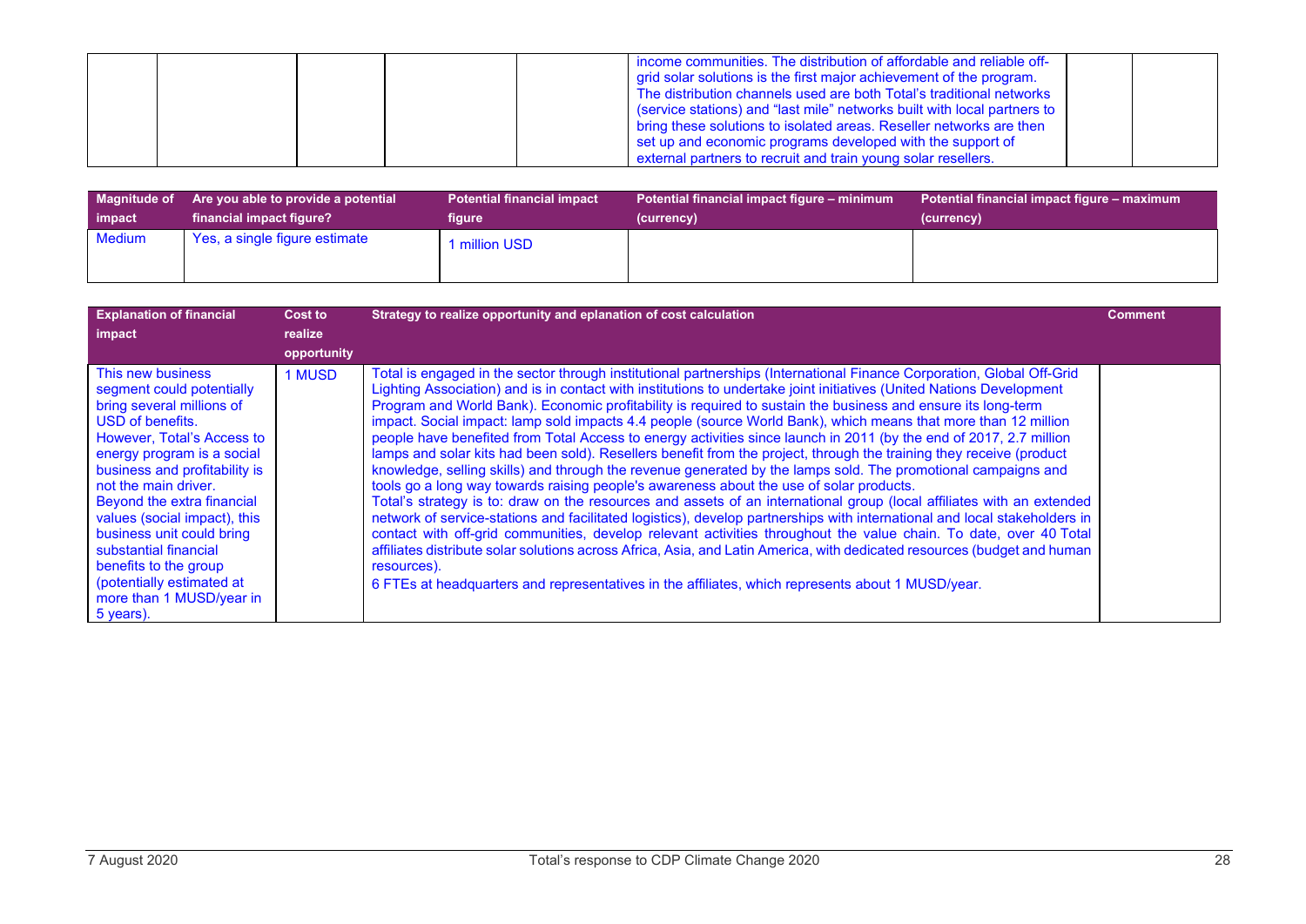| | | | | | | | |
|---|---|---|---|---|---|---|---|
| | | | | | income communities. The distribution of affordable and reliable off-grid solar solutions is the first major achievement of the program. The distribution channels used are both Total's traditional networks (service stations) and "last mile" networks built with local partners to bring these solutions to isolated areas. Reseller networks are then set up and economic programs developed with the support of external partners to recruit and train young solar resellers. | | |

| Magnitude of impact | Are you able to provide a potential financial impact figure? | Potential financial impact figure | Potential financial impact figure – minimum (currency) | Potential financial impact figure – maximum (currency) |
|---|---|---|---|---|
| Medium | Yes, a single figure estimate | 1 million USD | | |

| Explanation of financial impact | Cost to realize opportunity | Strategy to realize opportunity and eplanation of cost calculation | Comment |
|---|---|---|---|
| This new business segment could potentially bring several millions of USD of benefits. However, Total's Access to energy program is a social business and profitability is not the main driver. Beyond the extra financial values (social impact), this business unit could bring substantial financial benefits to the group (potentially estimated at more than 1 MUSD/year in 5 years). | 1 MUSD | Total is engaged in the sector through institutional partnerships (International Finance Corporation, Global Off-Grid Lighting Association) and is in contact with institutions to undertake joint initiatives (United Nations Development Program and World Bank). Economic profitability is required to sustain the business and ensure its long-term impact. Social impact: lamp sold impacts 4.4 people (source World Bank), which means that more than 12 million people have benefited from Total Access to energy activities since launch in 2011 (by the end of 2017, 2.7 million lamps and solar kits had been sold). Resellers benefit from the project, through the training they receive (product knowledge, selling skills) and through the revenue generated by the lamps sold. The promotional campaigns and tools go a long way towards raising people's awareness about the use of solar products.<br>Total's strategy is to: draw on the resources and assets of an international group (local affiliates with an extended network of service-stations and facilitated logistics), develop partnerships with international and local stakeholders in contact with off-grid communities, develop relevant activities throughout the value chain. To date, over 40 Total affiliates distribute solar solutions across Africa, Asia, and Latin America, with dedicated resources (budget and human resources).<br>6 FTEs at headquarters and representatives in the affiliates, which represents about 1 MUSD/year. | |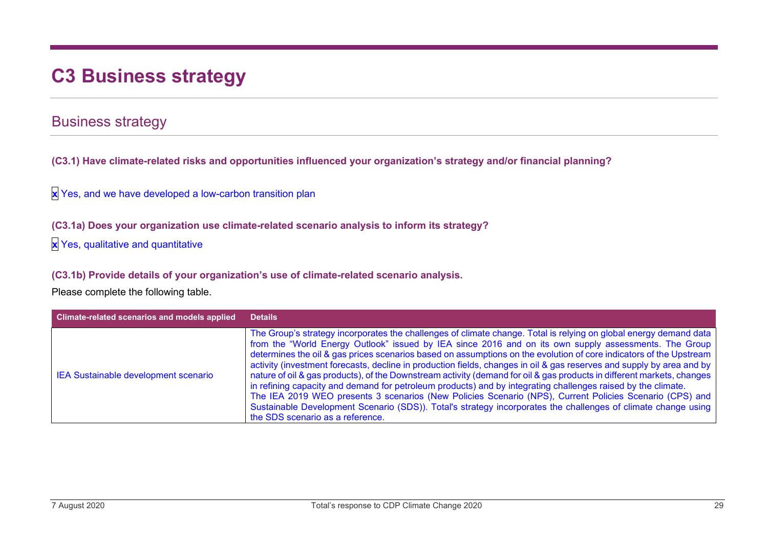# C3 Business strategy

## Business strategy

**(C3.1) Have climate-related risks and opportunities influenced your organization's strategy and/or financial planning?**

x Yes, and we have developed a low-carbon transition plan

**(C3.1a) Does your organization use climate-related scenario analysis to inform its strategy?**

x Yes, qualitative and quantitative

**(C3.1b) Provide details of your organization's use of climate-related scenario analysis.**

Please complete the following table.

| Climate-related scenarios and models applied | Details |
| --- | --- |
| IEA Sustainable development scenario | The Group's strategy incorporates the challenges of climate change. Total is relying on global energy demand data from the "World Energy Outlook" issued by IEA since 2016 and on its own supply assessments. The Group determines the oil & gas prices scenarios based on assumptions on the evolution of core indicators of the Upstream activity (investment forecasts, decline in production fields, changes in oil & gas reserves and supply by area and by nature of oil & gas products), of the Downstream activity (demand for oil & gas products in different markets, changes in refining capacity and demand for petroleum products) and by integrating challenges raised by the climate.<br>The IEA 2019 WEO presents 3 scenarios (New Policies Scenario (NPS), Current Policies Scenario (CPS) and Sustainable Development Scenario (SDS)). Total's strategy incorporates the challenges of climate change using the SDS scenario as a reference. |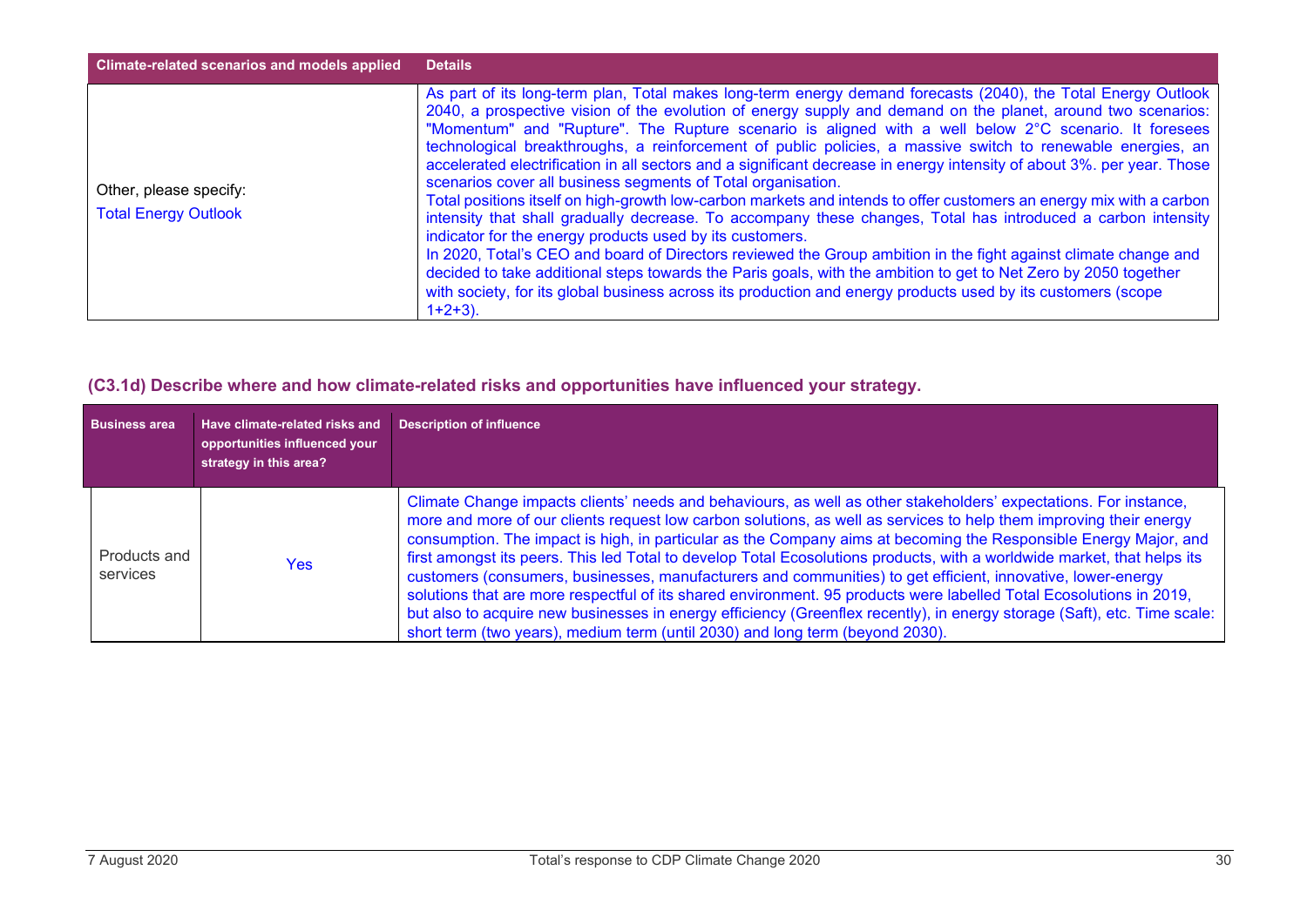| Climate-related scenarios and models applied | Details |
|---|---|
| Other, please specify: Total Energy Outlook | As part of its long-term plan, Total makes long-term energy demand forecasts (2040), the Total Energy Outlook 2040, a prospective vision of the evolution of energy supply and demand on the planet, around two scenarios: "Momentum" and "Rupture". The Rupture scenario is aligned with a well below 2°C scenario. It foresees technological breakthroughs, a reinforcement of public policies, a massive switch to renewable energies, an accelerated electrification in all sectors and a significant decrease in energy intensity of about 3%. per year. Those scenarios cover all business segments of Total organisation.<br>Total positions itself on high-growth low-carbon markets and intends to offer customers an energy mix with a carbon intensity that shall gradually decrease. To accompany these changes, Total has introduced a carbon intensity indicator for the energy products used by its customers.<br>In 2020, Total's CEO and board of Directors reviewed the Group ambition in the fight against climate change and decided to take additional steps towards the Paris goals, with the ambition to get to Net Zero by 2050 together with society, for its global business across its production and energy products used by its customers (scope 1+2+3). |

## (C3.1d) Describe where and how climate-related risks and opportunities have influenced your strategy.

| Business area | Have climate-related risks and opportunities influenced your strategy in this area? | Description of influence |
|---|---|---|
| Products and services | Yes | Climate Change impacts clients' needs and behaviours, as well as other stakeholders' expectations. For instance, more and more of our clients request low carbon solutions, as well as services to help them improving their energy consumption. The impact is high, in particular as the Company aims at becoming the Responsible Energy Major, and first amongst its peers. This led Total to develop Total Ecosolutions products, with a worldwide market, that helps its customers (consumers, businesses, manufacturers and communities) to get efficient, innovative, lower-energy solutions that are more respectful of its shared environment. 95 products were labelled Total Ecosolutions in 2019, but also to acquire new businesses in energy efficiency (Greenflex recently), in energy storage (Saft), etc. Time scale: short term (two years), medium term (until 2030) and long term (beyond 2030). |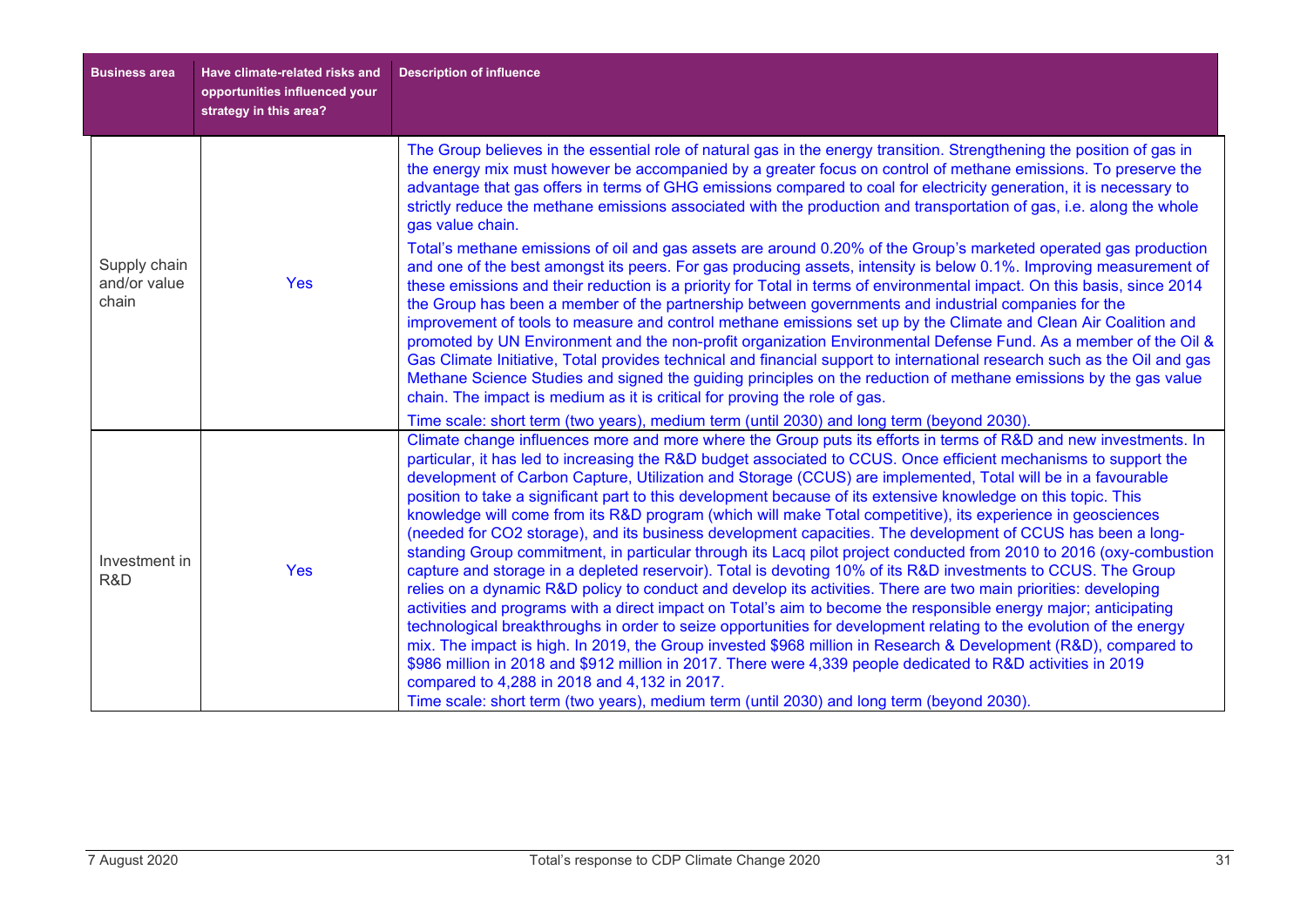| Business area | Have climate-related risks and opportunities influenced your strategy in this area? | Description of influence |
|---|---|---|
| Supply chain and/or value chain | Yes | The Group believes in the essential role of natural gas in the energy transition. Strengthening the position of gas in the energy mix must however be accompanied by a greater focus on control of methane emissions. To preserve the advantage that gas offers in terms of GHG emissions compared to coal for electricity generation, it is necessary to strictly reduce the methane emissions associated with the production and transportation of gas, i.e. along the whole gas value chain.<br><br>Total's methane emissions of oil and gas assets are around 0.20% of the Group's marketed operated gas production and one of the best amongst its peers. For gas producing assets, intensity is below 0.1%. Improving measurement of these emissions and their reduction is a priority for Total in terms of environmental impact. On this basis, since 2014 the Group has been a member of the partnership between governments and industrial companies for the improvement of tools to measure and control methane emissions set up by the Climate and Clean Air Coalition and promoted by UN Environment and the non-profit organization Environmental Defense Fund. As a member of the Oil & Gas Climate Initiative, Total provides technical and financial support to international research such as the Oil and gas Methane Science Studies and signed the guiding principles on the reduction of methane emissions by the gas value chain. The impact is medium as it is critical for proving the role of gas.<br><br>Time scale: short term (two years), medium term (until 2030) and long term (beyond 2030). |
| Investment in R&D | Yes | Climate change influences more and more where the Group puts its efforts in terms of R&D and new investments. In particular, it has led to increasing the R&D budget associated to CCUS. Once efficient mechanisms to support the development of Carbon Capture, Utilization and Storage (CCUS) are implemented, Total will be in a favourable position to take a significant part to this development because of its extensive knowledge on this topic. This knowledge will come from its R&D program (which will make Total competitive), its experience in geosciences (needed for CO2 storage), and its business development capacities. The development of CCUS has been a long-standing Group commitment, in particular through its Lacq pilot project conducted from 2010 to 2016 (oxy-combustion capture and storage in a depleted reservoir). Total is devoting 10% of its R&D investments to CCUS. The Group relies on a dynamic R&D policy to conduct and develop its activities. There are two main priorities: developing activities and programs with a direct impact on Total's aim to become the responsible energy major; anticipating technological breakthroughs in order to seize opportunities for development relating to the evolution of the energy mix. The impact is high. In 2019, the Group invested \$968 million in Research & Development (R&D), compared to \$986 million in 2018 and \$912 million in 2017. There were 4,339 people dedicated to R&D activities in 2019 compared to 4,288 in 2018 and 4,132 in 2017.<br>Time scale: short term (two years), medium term (until 2030) and long term (beyond 2030). |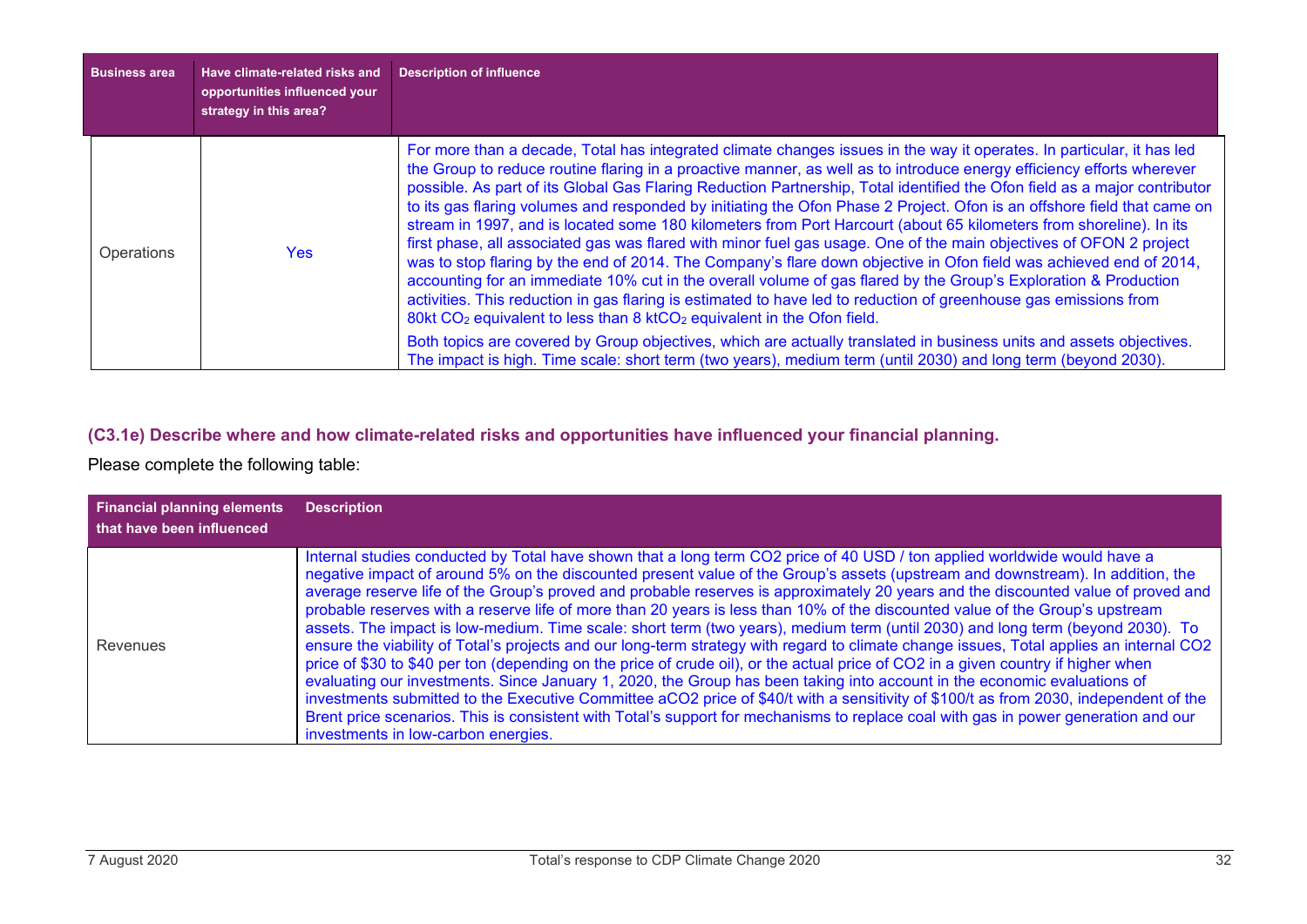| Business area | Have climate-related risks and opportunities influenced your strategy in this area? | Description of influence |
|---|---|---|
| Operations | Yes | For more than a decade, Total has integrated climate changes issues in the way it operates. In particular, it has led the Group to reduce routine flaring in a proactive manner, as well as to introduce energy efficiency efforts wherever possible. As part of its Global Gas Flaring Reduction Partnership, Total identified the Ofon field as a major contributor to its gas flaring volumes and responded by initiating the Ofon Phase 2 Project. Ofon is an offshore field that came on stream in 1997, and is located some 180 kilometers from Port Harcourt (about 65 kilometers from shoreline). In its first phase, all associated gas was flared with minor fuel gas usage. One of the main objectives of OFON 2 project was to stop flaring by the end of 2014. The Company's flare down objective in Ofon field was achieved end of 2014, accounting for an immediate 10% cut in the overall volume of gas flared by the Group's Exploration & Production activities. This reduction in gas flaring is estimated to have led to reduction of greenhouse gas emissions from 80kt $CO_2$ equivalent to less than 8 kt$CO_2$ equivalent in the Ofon field.<br><br>Both topics are covered by Group objectives, which are actually translated in business units and assets objectives. The impact is high. Time scale: short term (two years), medium term (until 2030) and long term (beyond 2030). |

### (C3.1e) Describe where and how climate-related risks and opportunities have influenced your financial planning.

Please complete the following table:

| Financial planning elements that have been influenced | Description |
|---|---|
| Revenues | Internal studies conducted by Total have shown that a long term CO2 price of 40 USD / ton applied worldwide would have a negative impact of around 5% on the discounted present value of the Group's assets (upstream and downstream). In addition, the average reserve life of the Group's proved and probable reserves is approximately 20 years and the discounted value of proved and probable reserves with a reserve life of more than 20 years is less than 10% of the discounted value of the Group's upstream assets. The impact is low-medium. Time scale: short term (two years), medium term (until 2030) and long term (beyond 2030). To ensure the viability of Total's projects and our long-term strategy with regard to climate change issues, Total applies an internal CO2 price of $30 to $40 per ton (depending on the price of crude oil), or the actual price of CO2 in a given country if higher when evaluating our investments. Since January 1, 2020, the Group has been taking into account in the economic evaluations of investments submitted to the Executive Committee aCO2 price of $40/t with a sensitivity of $100/t as from 2030, independent of the Brent price scenarios. This is consistent with Total's support for mechanisms to replace coal with gas in power generation and our investments in low-carbon energies. |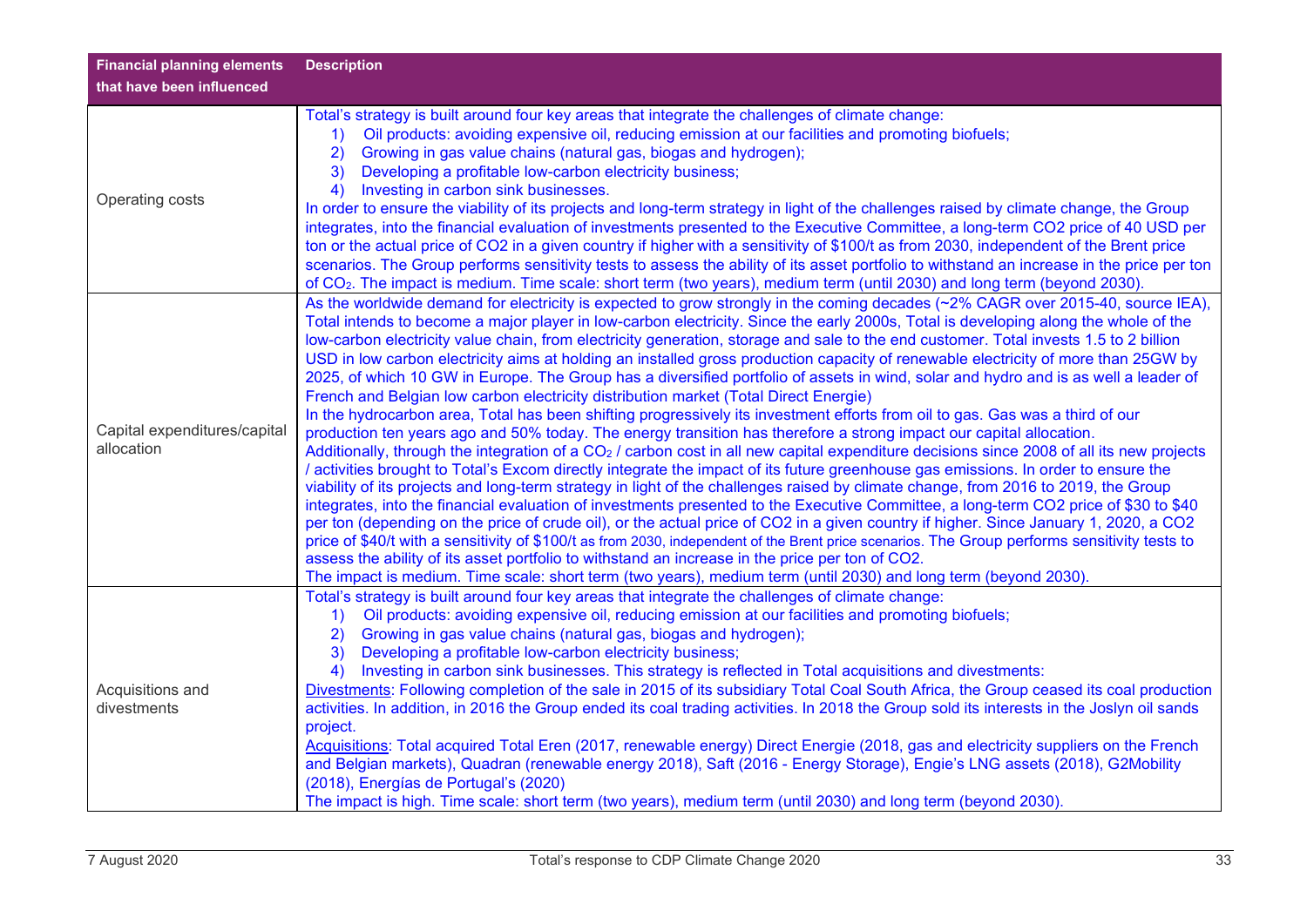| Financial planning elements that have been influenced | Description |
|---|---|
| Operating costs | Total's strategy is built around four key areas that integrate the challenges of climate change:<br>1) Oil products: avoiding expensive oil, reducing emission at our facilities and promoting biofuels;<br>2) Growing in gas value chains (natural gas, biogas and hydrogen);<br>3) Developing a profitable low-carbon electricity business;<br>4) Investing in carbon sink businesses.<br>In order to ensure the viability of its projects and long-term strategy in light of the challenges raised by climate change, the Group integrates, into the financial evaluation of investments presented to the Executive Committee, a long-term CO2 price of 40 USD per ton or the actual price of CO2 in a given country if higher with a sensitivity of $100/t as from 2030, independent of the Brent price scenarios. The Group performs sensitivity tests to assess the ability of its asset portfolio to withstand an increase in the price per ton of $CO_2$. The impact is medium. Time scale: short term (two years), medium term (until 2030) and long term (beyond 2030). |
| Capital expenditures/capital allocation | As the worldwide demand for electricity is expected to grow strongly in the coming decades (~2% CAGR over 2015-40, source IEA), Total intends to become a major player in low-carbon electricity. Since the early 2000s, Total is developing along the whole of the low-carbon electricity value chain, from electricity generation, storage and sale to the end customer. Total invests 1.5 to 2 billion USD in low carbon electricity aims at holding an installed gross production capacity of renewable electricity of more than 25GW by 2025, of which 10 GW in Europe. The Group has a diversified portfolio of assets in wind, solar and hydro and is as well a leader of French and Belgian low carbon electricity distribution market (Total Direct Energie)<br>In the hydrocarbon area, Total has been shifting progressively its investment efforts from oil to gas. Gas was a third of our production ten years ago and 50% today. The energy transition has therefore a strong impact our capital allocation.<br>Additionally, through the integration of a $CO_2$ / carbon cost in all new capital expenditure decisions since 2008 of all its new projects / activities brought to Total's Excom directly integrate the impact of its future greenhouse gas emissions. In order to ensure the viability of its projects and long-term strategy in light of the challenges raised by climate change, from 2016 to 2019, the Group integrates, into the financial evaluation of investments presented to the Executive Committee, a long-term CO2 price of $30 to $40 per ton (depending on the price of crude oil), or the actual price of CO2 in a given country if higher. Since January 1, 2020, a CO2 price of $40/t with a sensitivity of $100/t as from 2030, independent of the Brent price scenarios. The Group performs sensitivity tests to assess the ability of its asset portfolio to withstand an increase in the price per ton of CO2.<br>The impact is medium. Time scale: short term (two years), medium term (until 2030) and long term (beyond 2030). |
| Acquisitions and divestments | Total's strategy is built around four key areas that integrate the challenges of climate change:<br>1) Oil products: avoiding expensive oil, reducing emission at our facilities and promoting biofuels;<br>2) Growing in gas value chains (natural gas, biogas and hydrogen);<br>3) Developing a profitable low-carbon electricity business;<br>4) Investing in carbon sink businesses. This strategy is reflected in Total acquisitions and divestments:<br>Divestments: Following completion of the sale in 2015 of its subsidiary Total Coal South Africa, the Group ceased its coal production activities. In addition, in 2016 the Group ended its coal trading activities. In 2018 the Group sold its interests in the Joslyn oil sands project.<br>Acquisitions: Total acquired Total Eren (2017, renewable energy) Direct Energie (2018, gas and electricity suppliers on the French and Belgian markets), Quadran (renewable energy 2018), Saft (2016 - Energy Storage), Engie's LNG assets (2018), G2Mobility (2018), Energías de Portugal's (2020)<br>The impact is high. Time scale: short term (two years), medium term (until 2030) and long term (beyond 2030). |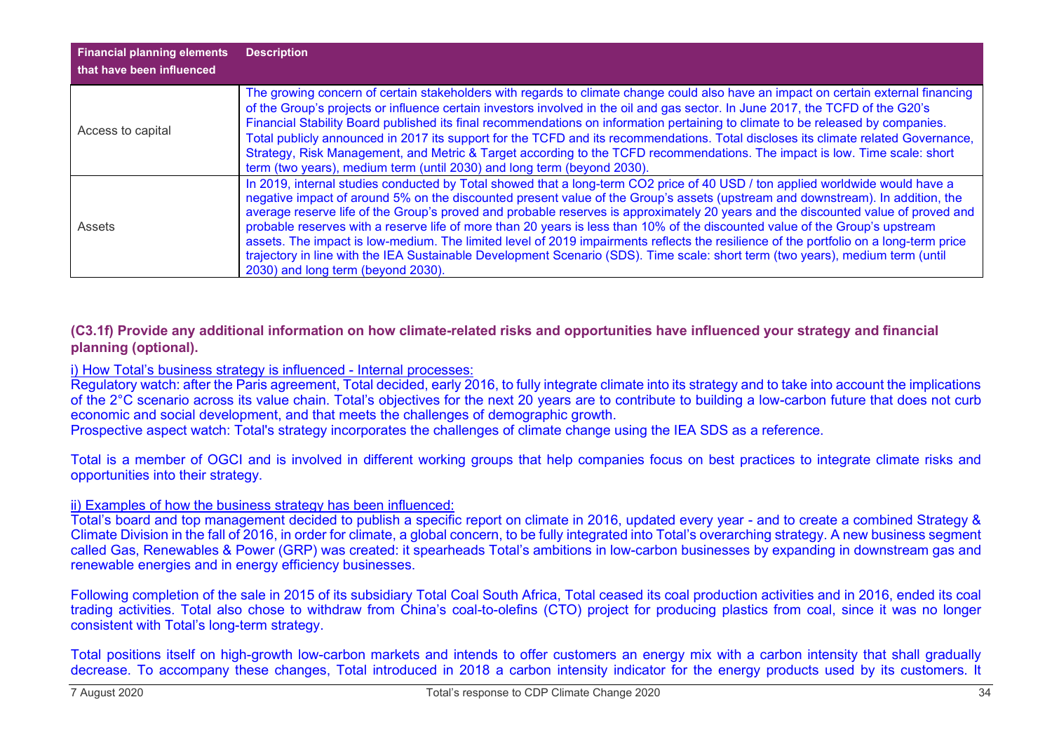| Financial planning elements that have been influenced | Description |
|---|---|
| Access to capital | The growing concern of certain stakeholders with regards to climate change could also have an impact on certain external financing of the Group's projects or influence certain investors involved in the oil and gas sector. In June 2017, the TCFD of the G20's Financial Stability Board published its final recommendations on information pertaining to climate to be released by companies. Total publicly announced in 2017 its support for the TCFD and its recommendations. Total discloses its climate related Governance, Strategy, Risk Management, and Metric & Target according to the TCFD recommendations. The impact is low. Time scale: short term (two years), medium term (until 2030) and long term (beyond 2030). |
| Assets | In 2019, internal studies conducted by Total showed that a long-term CO2 price of 40 USD / ton applied worldwide would have a negative impact of around 5% on the discounted present value of the Group's assets (upstream and downstream). In addition, the average reserve life of the Group's proved and probable reserves is approximately 20 years and the discounted value of proved and probable reserves with a reserve life of more than 20 years is less than 10% of the discounted value of the Group's upstream assets. The impact is low-medium. The limited level of 2019 impairments reflects the resilience of the portfolio on a long-term price trajectory in line with the IEA Sustainable Development Scenario (SDS). Time scale: short term (two years), medium term (until 2030) and long term (beyond 2030). |

### (C3.1f) Provide any additional information on how climate-related risks and opportunities have influenced your strategy and financial planning (optional).

i) How Total's business strategy is influenced - Internal processes:

Regulatory watch: after the Paris agreement, Total decided, early 2016, to fully integrate climate into its strategy and to take into account the implications of the 2°C scenario across its value chain. Total's objectives for the next 20 years are to contribute to building a low-carbon future that does not curb economic and social development, and that meets the challenges of demographic growth.
Prospective aspect watch: Total's strategy incorporates the challenges of climate change using the IEA SDS as a reference.

Total is a member of OGCI and is involved in different working groups that help companies focus on best practices to integrate climate risks and opportunities into their strategy.

ii) Examples of how the business strategy has been influenced:

Total's board and top management decided to publish a specific report on climate in 2016, updated every year - and to create a combined Strategy & Climate Division in the fall of 2016, in order for climate, a global concern, to be fully integrated into Total's overarching strategy. A new business segment called Gas, Renewables & Power (GRP) was created: it spearheads Total's ambitions in low-carbon businesses by expanding in downstream gas and renewable energies and in energy efficiency businesses.

Following completion of the sale in 2015 of its subsidiary Total Coal South Africa, Total ceased its coal production activities and in 2016, ended its coal trading activities. Total also chose to withdraw from China's coal-to-olefins (CTO) project for producing plastics from coal, since it was no longer consistent with Total's long-term strategy.

Total positions itself on high-growth low-carbon markets and intends to offer customers an energy mix with a carbon intensity that shall gradually decrease. To accompany these changes, Total introduced in 2018 a carbon intensity indicator for the energy products used by its customers. It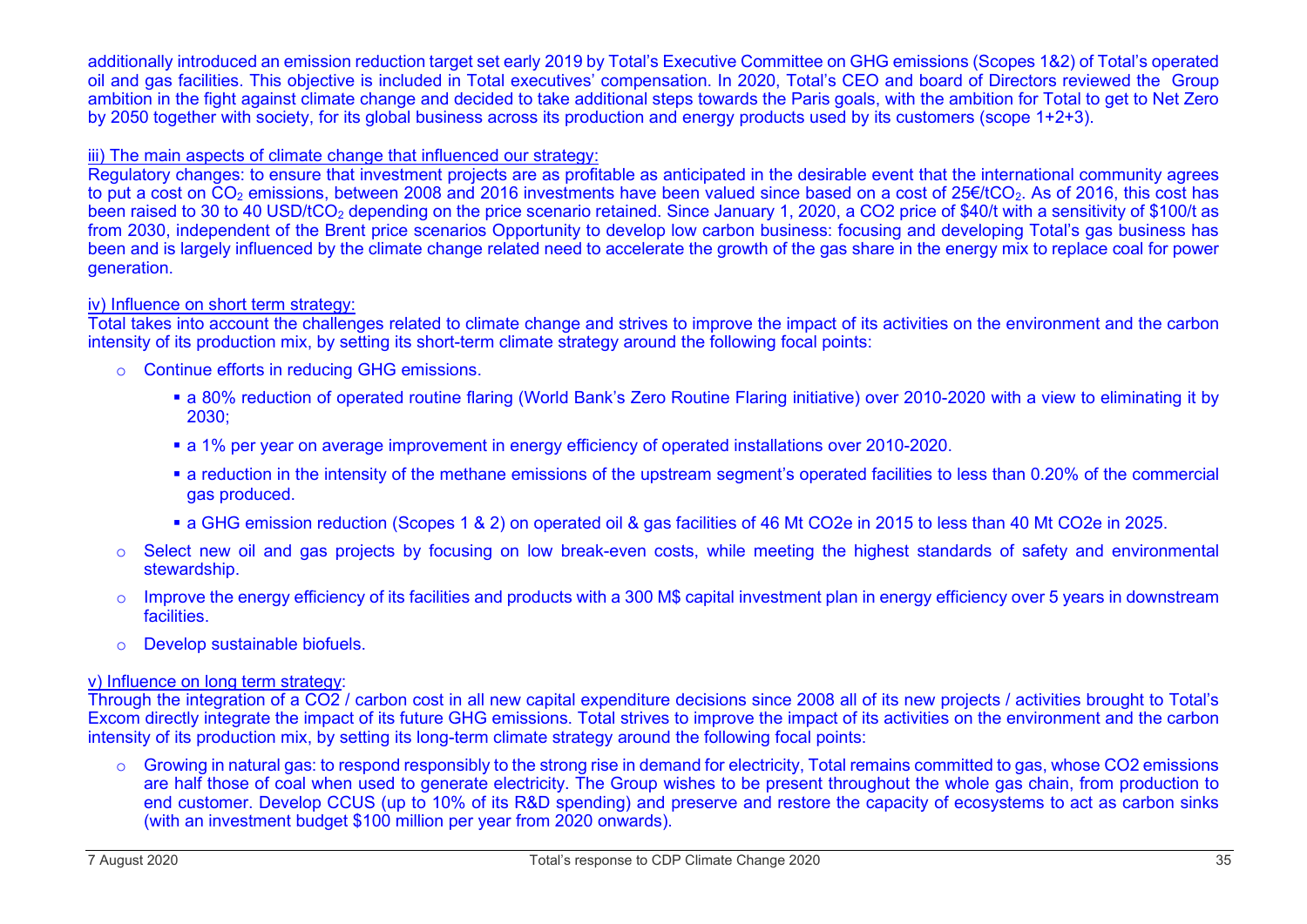additionally introduced an emission reduction target set early 2019 by Total's Executive Committee on GHG emissions (Scopes 1&2) of Total's operated oil and gas facilities. This objective is included in Total executives' compensation. In 2020, Total's CEO and board of Directors reviewed the Group ambition in the fight against climate change and decided to take additional steps towards the Paris goals, with the ambition for Total to get to Net Zero by 2050 together with society, for its global business across its production and energy products used by its customers (scope 1+2+3).

iii) The main aspects of climate change that influenced our strategy:

Regulatory changes: to ensure that investment projects are as profitable as anticipated in the desirable event that the international community agrees to put a cost on $CO_2$ emissions, between 2008 and 2016 investments have been valued since based on a cost of 25€/t$CO_2$. As of 2016, this cost has been raised to 30 to 40 USD/t$CO_2$ depending on the price scenario retained. Since January 1, 2020, a CO2 price of $40/t with a sensitivity of $100/t as from 2030, independent of the Brent price scenarios Opportunity to develop low carbon business: focusing and developing Total's gas business has been and is largely influenced by the climate change related need to accelerate the growth of the gas share in the energy mix to replace coal for power generation.

iv) Influence on short term strategy:

Total takes into account the challenges related to climate change and strives to improve the impact of its activities on the environment and the carbon intensity of its production mix, by setting its short-term climate strategy around the following focal points:

- Continue efforts in reducing GHG emissions.
  - a 80% reduction of operated routine flaring (World Bank's Zero Routine Flaring initiative) over 2010-2020 with a view to eliminating it by 2030;
  - a 1% per year on average improvement in energy efficiency of operated installations over 2010-2020.
  - a reduction in the intensity of the methane emissions of the upstream segment's operated facilities to less than 0.20% of the commercial gas produced.
  - a GHG emission reduction (Scopes 1 & 2) on operated oil & gas facilities of 46 Mt CO2e in 2015 to less than 40 Mt CO2e in 2025.
- Select new oil and gas projects by focusing on low break-even costs, while meeting the highest standards of safety and environmental stewardship.
- Improve the energy efficiency of its facilities and products with a 300 M$ capital investment plan in energy efficiency over 5 years in downstream facilities.
- Develop sustainable biofuels.

v) Influence on long term strategy:

Through the integration of a CO2 / carbon cost in all new capital expenditure decisions since 2008 all of its new projects / activities brought to Total's Excom directly integrate the impact of its future GHG emissions. Total strives to improve the impact of its activities on the environment and the carbon intensity of its production mix, by setting its long-term climate strategy around the following focal points:

- Growing in natural gas: to respond responsibly to the strong rise in demand for electricity, Total remains committed to gas, whose CO2 emissions are half those of coal when used to generate electricity. The Group wishes to be present throughout the whole gas chain, from production to end customer. Develop CCUS (up to 10% of its R&D spending) and preserve and restore the capacity of ecosystems to act as carbon sinks (with an investment budget $100 million per year from 2020 onwards).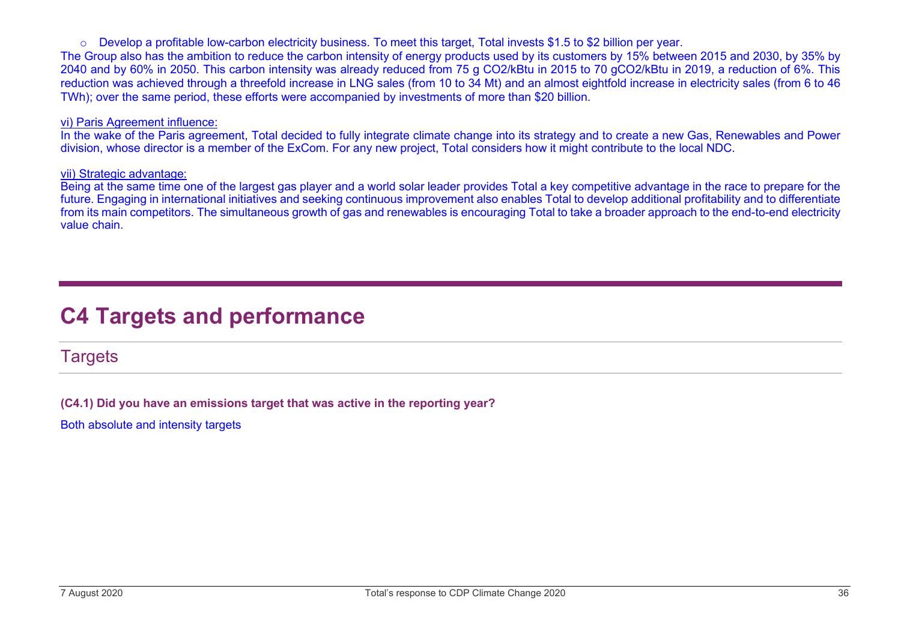- Develop a profitable low-carbon electricity business. To meet this target, Total invests \$1.5 to \$2 billion per year.

The Group also has the ambition to reduce the carbon intensity of energy products used by its customers by 15% between 2015 and 2030, by 35% by 2040 and by 60% in 2050. This carbon intensity was already reduced from 75 g $CO_2$/kBtu in 2015 to 70 g$CO_2$/kBtu in 2019, a reduction of 6%. This reduction was achieved through a threefold increase in LNG sales (from 10 to 34 Mt) and an almost eightfold increase in electricity sales (from 6 to 46 TWh); over the same period, these efforts were accompanied by investments of more than \$20 billion.

vi) Paris Agreement influence:

In the wake of the Paris agreement, Total decided to fully integrate climate change into its strategy and to create a new Gas, Renewables and Power division, whose director is a member of the ExCom. For any new project, Total considers how it might contribute to the local NDC.

vii) Strategic advantage:

Being at the same time one of the largest gas player and a world solar leader provides Total a key competitive advantage in the race to prepare for the future. Engaging in international initiatives and seeking continuous improvement also enables Total to develop additional profitability and to differentiate from its main competitors. The simultaneous growth of gas and renewables is encouraging Total to take a broader approach to the end-to-end electricity value chain.

# C4 Targets and performance

## Targets

**(C4.1) Did you have an emissions target that was active in the reporting year?**

Both absolute and intensity targets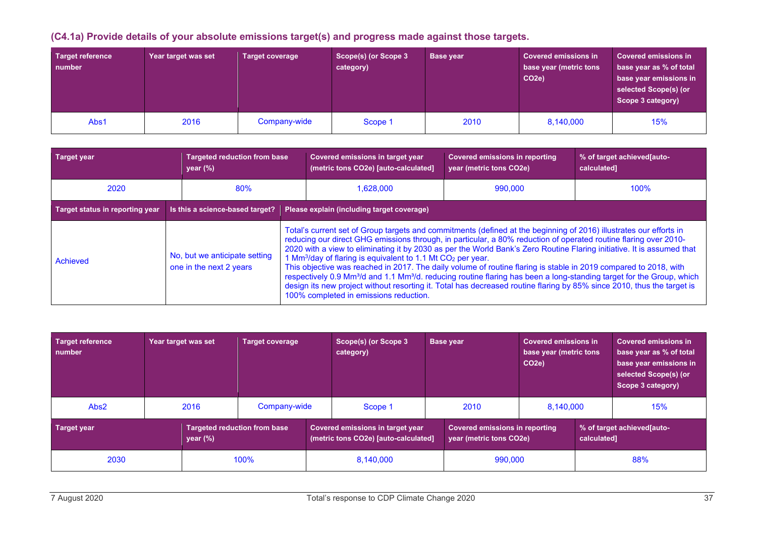### (C4.1a) Provide details of your absolute emissions target(s) and progress made against those targets.

| Target reference number | Year target was set | Target coverage | Scope(s) (or Scope 3 category) | Base year | Covered emissions in base year (metric tons CO2e) | Covered emissions in base year as % of total base year emissions in selected Scope(s) (or Scope 3 category) |
|---|---|---|---|---|---|---|
| Abs1 | 2016 | Company-wide | Scope 1 | 2010 | 8,140,000 | 15% |

| Target year | Targeted reduction from base year (%) | Covered emissions in target year (metric tons CO2e) [auto-calculated] | Covered emissions in reporting year (metric tons CO2e) | % of target achieved[auto-calculated] |
|---|---|---|---|---|
| 2020 | 80% | 1,628,000 | 990,000 | 100% |

| Target status in reporting year | Is this a science-based target? | Please explain (including target coverage) |
|---|---|---|
| Achieved | No, but we anticipate setting one in the next 2 years | Total's current set of Group targets and commitments (defined at the beginning of 2016) illustrates our efforts in reducing our direct GHG emissions through, in particular, a 80% reduction of operated routine flaring over 2010-2020 with a view to eliminating it by 2030 as per the World Bank's Zero Routine Flaring initiative. It is assumed that 1 $Mm^3$/day of flaring is equivalent to 1.1 Mt $CO_2$ per year. This objective was reached in 2017. The daily volume of routine flaring is stable in 2019 compared to 2018, with respectively 0.9 $Mm^3$/d and 1.1 $Mm^3$/d. reducing routine flaring has been a long-standing target for the Group, which design its new project without resorting it. Total has decreased routine flaring by 85% since 2010, thus the target is 100% completed in emissions reduction. |

| Target reference number | Year target was set | Target coverage | Scope(s) (or Scope 3 category) | Base year | Covered emissions in base year (metric tons CO2e) | Covered emissions in base year as % of total base year emissions in selected Scope(s) (or Scope 3 category) |
|---|---|---|---|---|---|---|
| Abs2 | 2016 | Company-wide | Scope 1 | 2010 | 8,140,000 | 15% |

| Target year | Targeted reduction from base year (%) | Covered emissions in target year (metric tons CO2e) [auto-calculated] | Covered emissions in reporting year (metric tons CO2e) | % of target achieved[auto-calculated] |
|---|---|---|---|---|
| 2030 | 100% | 8,140,000 | 990,000 | 88% |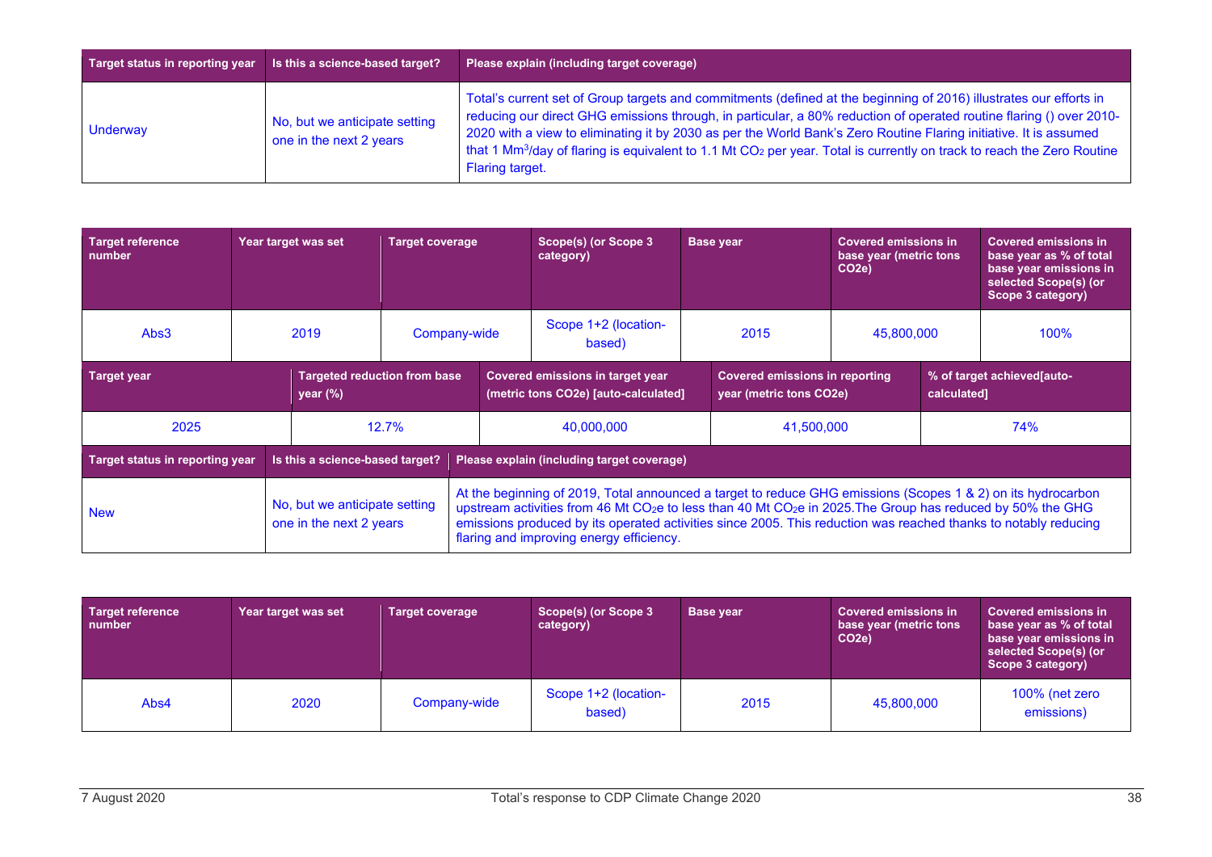| Target status in reporting year | Is this a science-based target? | Please explain (including target coverage) |
|---|---|---|
| Underway | No, but we anticipate setting one in the next 2 years | Total's current set of Group targets and commitments (defined at the beginning of 2016) illustrates our efforts in reducing our direct GHG emissions through, in particular, a 80% reduction of operated routine flaring () over 2010-2020 with a view to eliminating it by 2030 as per the World Bank's Zero Routine Flaring initiative. It is assumed that 1 $Mm^3$/day of flaring is equivalent to 1.1 Mt $CO_2$ per year. Total is currently on track to reach the Zero Routine Flaring target. |

| Target reference number | Year target was set | Target coverage | Scope(s) (or Scope 3 category) | Base year | Covered emissions in base year (metric tons CO2e) | Covered emissions in base year as % of total base year emissions in selected Scope(s) (or Scope 3 category) |
|---|---|---|---|---|---|---|
| Abs3 | 2019 | Company-wide | Scope 1+2 (location-based) | 2015 | 45,800,000 | 100% |

| Target year | Targeted reduction from base year (%) | Covered emissions in target year (metric tons CO2e) [auto-calculated] | Covered emissions in reporting year (metric tons CO2e) | % of target achieved[auto-calculated] |
|---|---|---|---|---|
| 2025 | 12.7% | 40,000,000 | 41,500,000 | 74% |

| Target status in reporting year | Is this a science-based target? | Please explain (including target coverage) |
|---|---|---|
| New | No, but we anticipate setting one in the next 2 years | At the beginning of 2019, Total announced a target to reduce GHG emissions (Scopes 1 & 2) on its hydrocarbon upstream activities from 46 Mt $CO_2e$ to less than 40 Mt $CO_2e$ in 2025.The Group has reduced by 50% the GHG emissions produced by its operated activities since 2005. This reduction was reached thanks to notably reducing flaring and improving energy efficiency. |

| Target reference number | Year target was set | Target coverage | Scope(s) (or Scope 3 category) | Base year | Covered emissions in base year (metric tons CO2e) | Covered emissions in base year as % of total base year emissions in selected Scope(s) (or Scope 3 category) |
|---|---|---|---|---|---|---|
| Abs4 | 2020 | Company-wide | Scope 1+2 (location-based) | 2015 | 45,800,000 | 100% (net zero emissions) |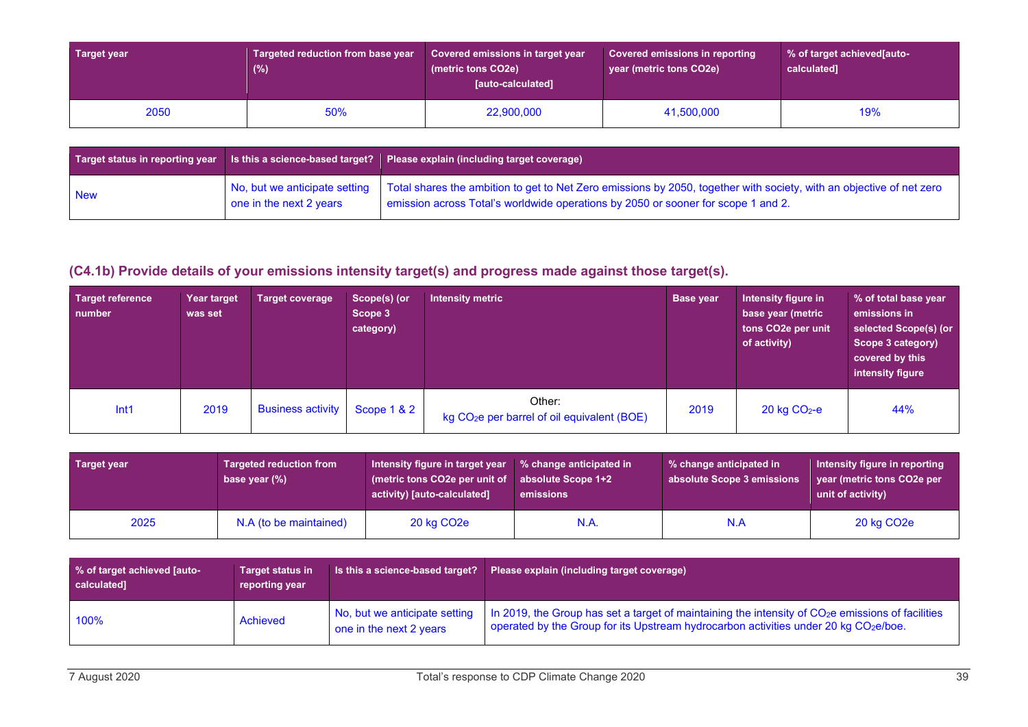| Target year | Targeted reduction from base year (%) | Covered emissions in target year (metric tons CO2e) [auto-calculated] | Covered emissions in reporting year (metric tons CO2e) | % of target achieved[auto-calculated] |
|---|---|---|---|---|
| 2050 | 50% | 22,900,000 | 41,500,000 | 19% |

| Target status in reporting year | Is this a science-based target? | Please explain (including target coverage) |
|---|---|---|
| New | No, but we anticipate setting one in the next 2 years | Total shares the ambition to get to Net Zero emissions by 2050, together with society, with an objective of net zero emission across Total's worldwide operations by 2050 or sooner for scope 1 and 2. |

## (C4.1b) Provide details of your emissions intensity target(s) and progress made against those target(s).

| Target reference number | Year target was set | Target coverage | Scope(s) (or Scope 3 category) | Intensity metric | Base year | Intensity figure in base year (metric tons CO2e per unit of activity) | % of total base year emissions in selected Scope(s) (or Scope 3 category) covered by this intensity figure |
|---|---|---|---|---|---|---|---|
| Int1 | 2019 | Business activity | Scope 1 & 2 | Other: kg $CO_2$e per barrel of oil equivalent (BOE) | 2019 | 20 kg $CO_2$-e | 44% |

| Target year | Targeted reduction from base year (%) | Intensity figure in target year (metric tons CO2e per unit of activity) [auto-calculated] | % change anticipated in absolute Scope 1+2 emissions | % change anticipated in absolute Scope 3 emissions | Intensity figure in reporting year (metric tons CO2e per unit of activity) |
|---|---|---|---|---|---|
| 2025 | N.A (to be maintained) | 20 kg CO2e | N.A. | N.A | 20 kg CO2e |

| % of target achieved [auto-calculated] | Target status in reporting year | Is this a science-based target? | Please explain (including target coverage) |
|---|---|---|---|
| 100% | Achieved | No, but we anticipate setting one in the next 2 years | In 2019, the Group has set a target of maintaining the intensity of $CO_2$e emissions of facilities operated by the Group for its Upstream hydrocarbon activities under 20 kg $CO_2$e/boe. |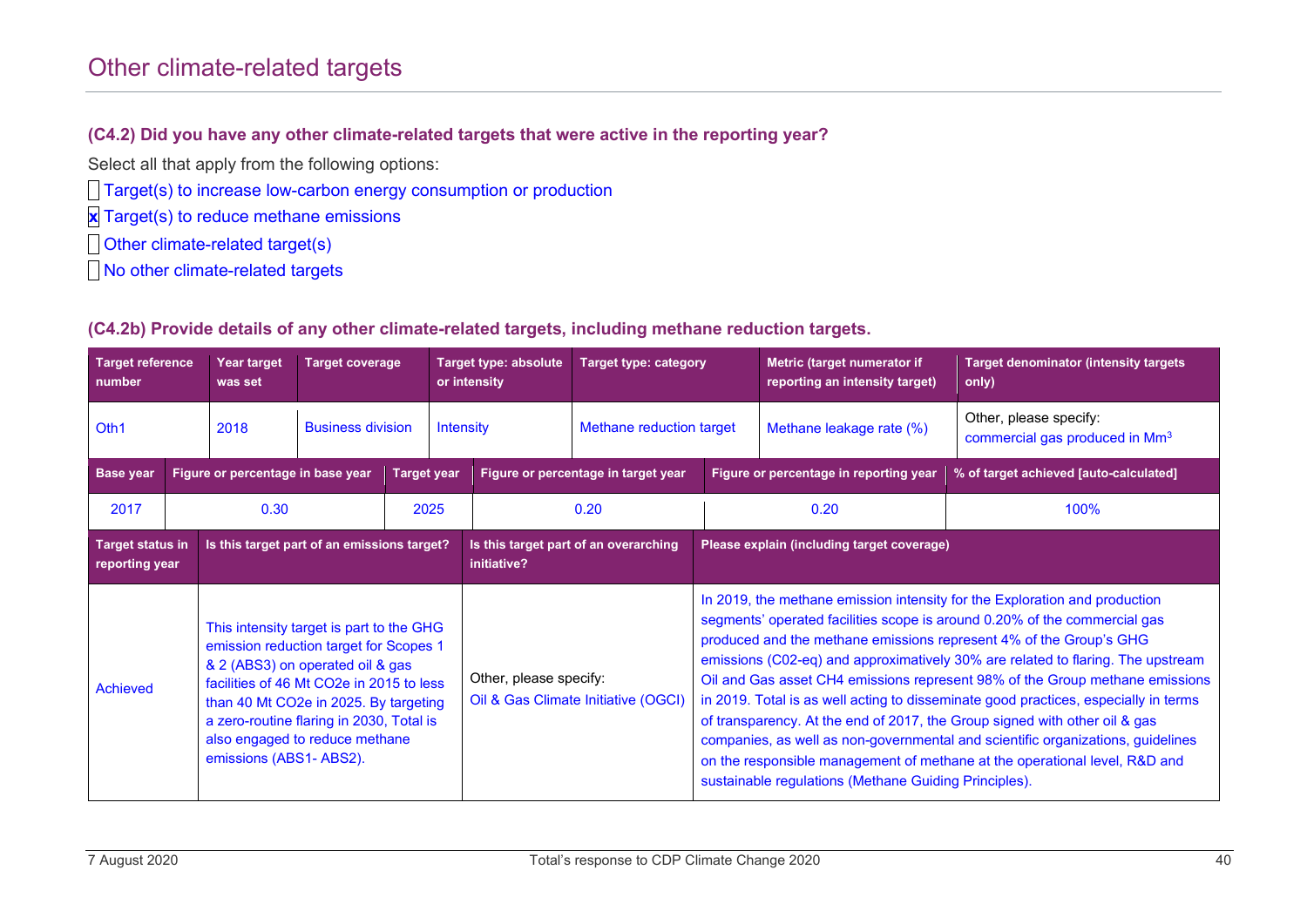## Other climate-related targets

### (C4.2) Did you have any other climate-related targets that were active in the reporting year?

Select all that apply from the following options:

- [ ] Target(s) to increase low-carbon energy consumption or production
- [x] Target(s) to reduce methane emissions
- [ ] Other climate-related target(s)
- [ ] No other climate-related targets

### (C4.2b) Provide details of any other climate-related targets, including methane reduction targets.

| Target reference number | Year target was set | Target coverage | Target type: absolute or intensity | Target type: category | Metric (target numerator if reporting an intensity target) | Target denominator (intensity targets only) |
|---|---|---|---|---|---|---|
| Oth1 | 2018 | Business division | Intensity | Methane reduction target | Methane leakage rate (%) | Other, please specify: commercial gas produced in $Mm^3$ |

| Base year | Figure or percentage in base year | Target year | Figure or percentage in target year | Figure or percentage in reporting year | % of target achieved [auto-calculated] |
|---|---|---|---|---|---|
| 2017 | 0.30 | 2025 | 0.20 | 0.20 | 100% |

| Target status in reporting year | Is this target part of an emissions target? | Is this target part of an overarching initiative? | Please explain (including target coverage) |
|---|---|---|---|
| Achieved | This intensity target is part to the GHG emission reduction target for Scopes 1 & 2 (ABS3) on operated oil & gas facilities of 46 Mt CO2e in 2015 to less than 40 Mt CO2e in 2025. By targeting a zero-routine flaring in 2030, Total is also engaged to reduce methane emissions (ABS1- ABS2). | Other, please specify: Oil & Gas Climate Initiative (OGCI) | In 2019, the methane emission intensity for the Exploration and production segments' operated facilities scope is around 0.20% of the commercial gas produced and the methane emissions represent 4% of the Group's GHG emissions (C02-eq) and approximatively 30% are related to flaring. The upstream Oil and Gas asset CH4 emissions represent 98% of the Group methane emissions in 2019. Total is as well acting to disseminate good practices, especially in terms of transparency. At the end of 2017, the Group signed with other oil & gas companies, as well as non-governmental and scientific organizations, guidelines on the responsible management of methane at the operational level, R&D and sustainable regulations (Methane Guiding Principles). |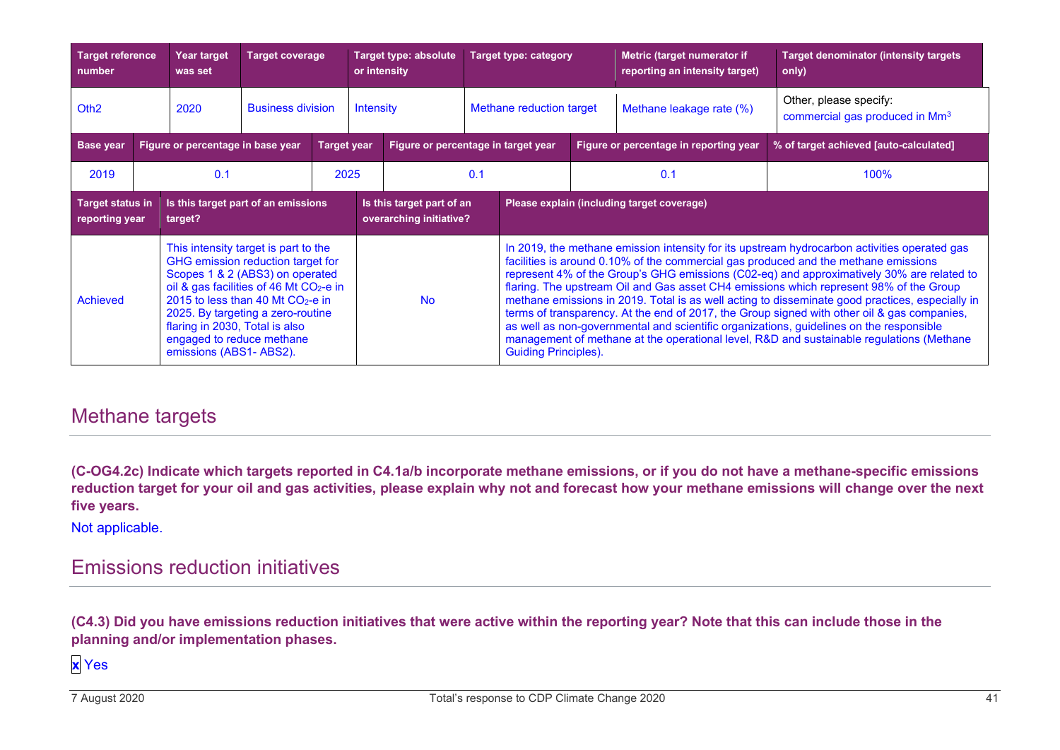| Target reference number | Year target was set | Target coverage | Target type: absolute or intensity | Target type: category | Metric (target numerator if reporting an intensity target) | Target denominator (intensity targets only) |
|---|---|---|---|---|---|---|
| Oth2 | 2020 | Business division | Intensity | Methane reduction target | Methane leakage rate (%) | Other, please specify: commercial gas produced in Mm[3] |

| Base year | Figure or percentage in base year | Target year | Figure or percentage in target year | Figure or percentage in reporting year | % of target achieved [auto-calculated] |
|---|---|---|---|---|---|
| 2019 | 0.1 | 2025 | 0.1 | 0.1 | 100% |

| Target status in reporting year | Is this target part of an emissions target? | Is this target part of an overarching initiative? | Please explain (including target coverage) |
|---|---|---|---|
| Achieved | This intensity target is part to the GHG emission reduction target for Scopes 1 & 2 (ABS3) on operated oil & gas facilities of 46 Mt $CO_2$-e in 2015 to less than 40 Mt $CO_2$-e in 2025. By targeting a zero-routine flaring in 2030, Total is also engaged to reduce methane emissions (ABS1- ABS2). | No | In 2019, the methane emission intensity for its upstream hydrocarbon activities operated gas facilities is around 0.10% of the commercial gas produced and the methane emissions represent 4% of the Group's GHG emissions (C02-eq) and approximatively 30% are related to flaring. The upstream Oil and Gas asset CH4 emissions which represent 98% of the Group methane emissions in 2019. Total is as well acting to disseminate good practices, especially in terms of transparency. At the end of 2017, the Group signed with other oil & gas companies, as well as non-governmental and scientific organizations, guidelines on the responsible management of methane at the operational level, R&D and sustainable regulations (Methane Guiding Principles). |

## Methane targets

**(C-OG4.2c) Indicate which targets reported in C4.1a/b incorporate methane emissions, or if you do not have a methane-specific emissions reduction target for your oil and gas activities, please explain why not and forecast how your methane emissions will change over the next five years.**

Not applicable.

## Emissions reduction initiatives

**(C4.3) Did you have emissions reduction initiatives that were active within the reporting year? Note that this can include those in the planning and/or implementation phases.**

**x** Yes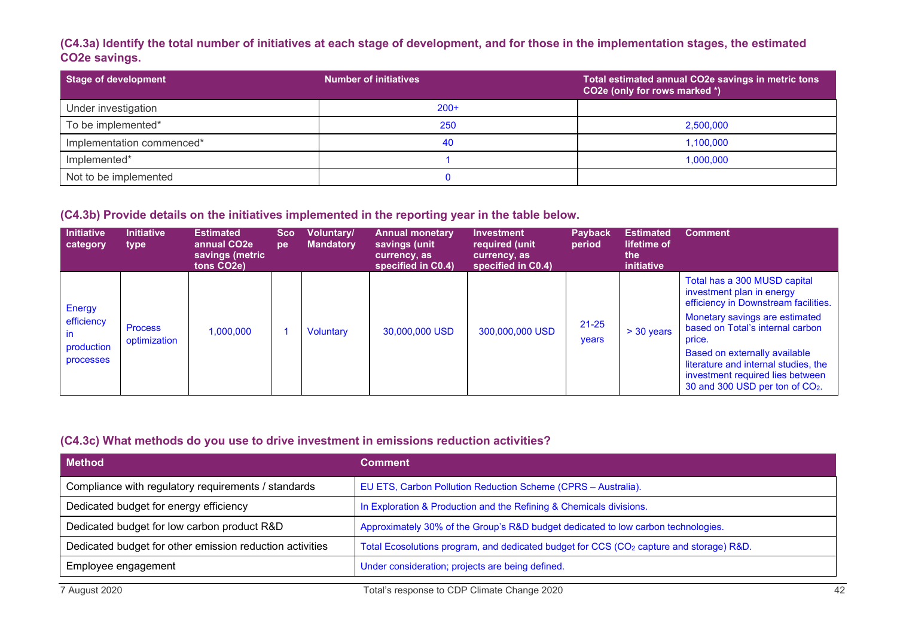### (C4.3a) Identify the total number of initiatives at each stage of development, and for those in the implementation stages, the estimated CO2e savings.

| Stage of development | Number of initiatives | Total estimated annual CO2e savings in metric tons CO2e (only for rows marked *) |
|---|---|---|
| Under investigation | 200+ | |
| To be implemented* | 250 | 2,500,000 |
| Implementation commenced* | 40 | 1,100,000 |
| Implemented* | 1 | 1,000,000 |
| Not to be implemented | 0 | |

### (C4.3b) Provide details on the initiatives implemented in the reporting year in the table below.

| Initiative category | Initiative type | Estimated annual CO2e savings (metric tons CO2e) | Scope | Voluntary/ Mandatory | Annual monetary savings (unit currency, as specified in C0.4) | Investment required (unit currency, as specified in C0.4) | Payback period | Estimated lifetime of the initiative | Comment |
|---|---|---|---|---|---|---|---|---|---|
| Energy efficiency in production processes | Process optimization | 1,000,000 | 1 | Voluntary | 30,000,000 USD | 300,000,000 USD | 21-25 years | > 30 years | Total has a 300 MUSD capital investment plan in energy efficiency in Downstream facilities. Monetary savings are estimated based on Total's internal carbon price. Based on externally available literature and internal studies, the investment required lies between 30 and 300 USD per ton of $CO_2$. |

### (C4.3c) What methods do you use to drive investment in emissions reduction activities?

| Method | Comment |
|---|---|
| Compliance with regulatory requirements / standards | EU ETS, Carbon Pollution Reduction Scheme (CPRS – Australia). |
| Dedicated budget for energy efficiency | In Exploration & Production and the Refining & Chemicals divisions. |
| Dedicated budget for low carbon product R&D | Approximately 30% of the Group's R&D budget dedicated to low carbon technologies. |
| Dedicated budget for other emission reduction activities | Total Ecosolutions program, and dedicated budget for CCS ($CO_2$ capture and storage) R&D. |
| Employee engagement | Under consideration; projects are being defined. |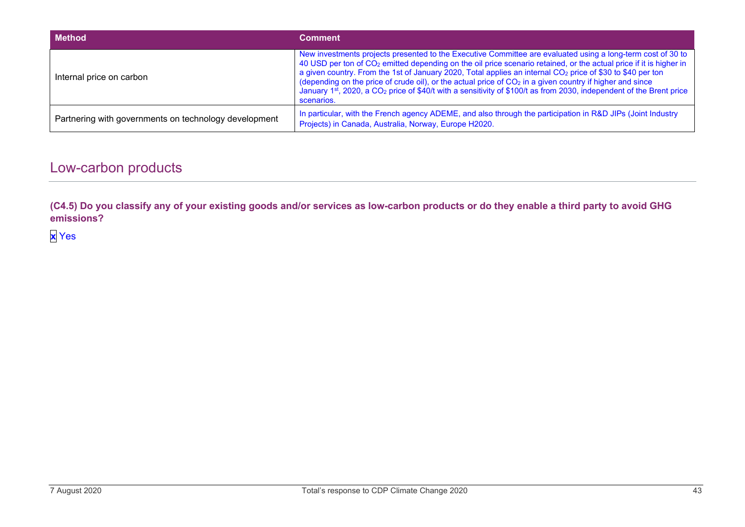| Method | Comment |
| --- | --- |
| Internal price on carbon | New investments projects presented to the Executive Committee are evaluated using a long-term cost of 30 to 40 USD per ton of $CO_2$ emitted depending on the oil price scenario retained, or the actual price if it is higher in a given country. From the 1st of January 2020, Total applies an internal $CO_2$ price of \$30 to \$40 per ton (depending on the price of crude oil), or the actual price of $CO_2$ in a given country if higher and since January 1[st], 2020, a $CO_2$ price of \$40/t with a sensitivity of \$100/t as from 2030, independent of the Brent price scenarios. |
| Partnering with governments on technology development | In particular, with the French agency ADEME, and also through the participation in R&D JIPs (Joint Industry Projects) in Canada, Australia, Norway, Europe H2020. |

## Low-carbon products

**(C4.5) Do you classify any of your existing goods and/or services as low-carbon products or do they enable a third party to avoid GHG emissions?**

☒ Yes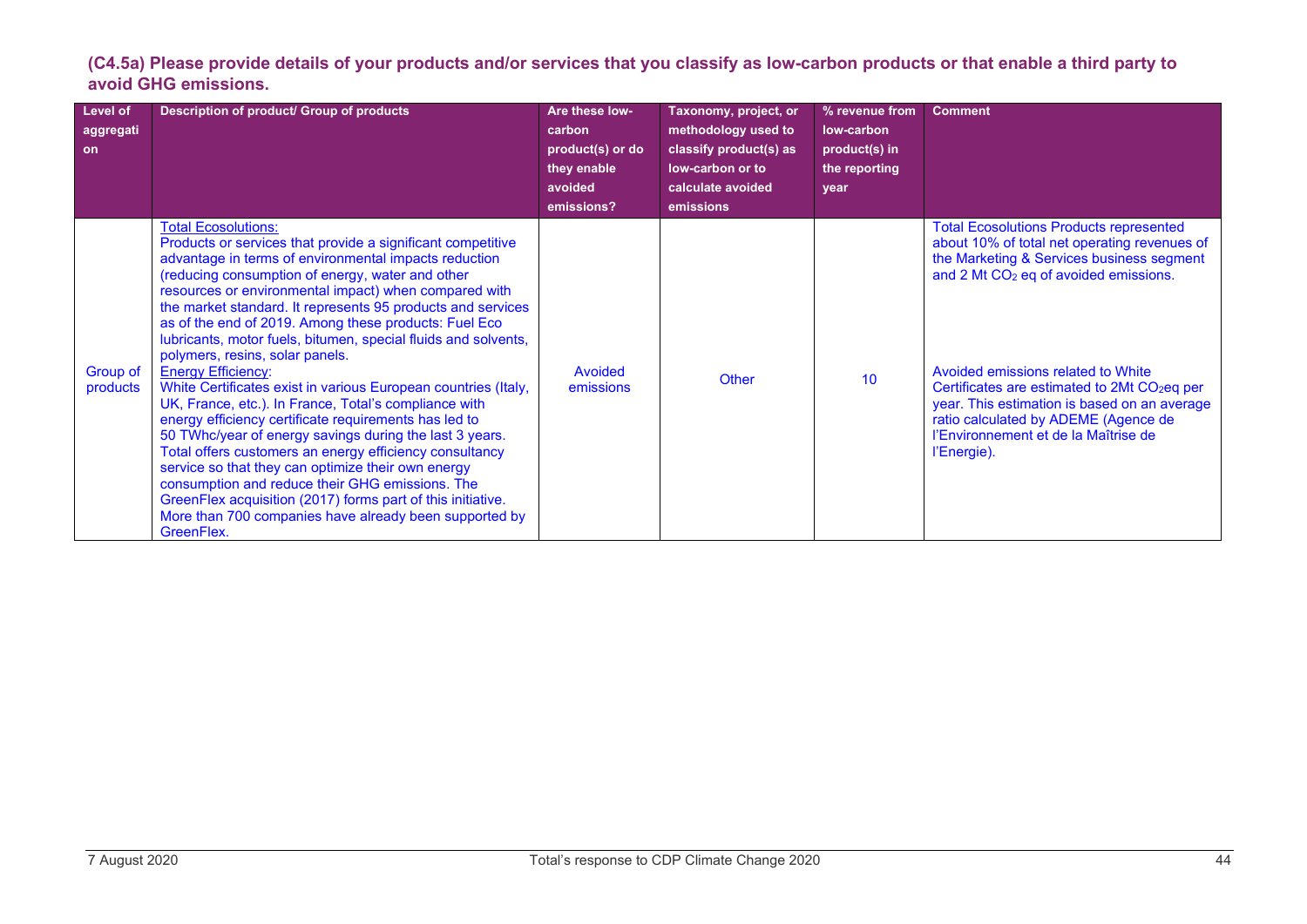**(C4.5a) Please provide details of your products and/or services that you classify as low-carbon products or that enable a third party to avoid GHG emissions.**

| Level of aggregation | Description of product/ Group of products | Are these low-carbon product(s) or do they enable avoided emissions? | Taxonomy, project, or methodology used to classify product(s) as low-carbon or to calculate avoided emissions | % revenue from low-carbon product(s) in the reporting year | Comment |
|---|---|---|---|---|---|
| Group of products | Total Ecosolutions:<br>Products or services that provide a significant competitive advantage in terms of environmental impacts reduction (reducing consumption of energy, water and other resources or environmental impact) when compared with the market standard. It represents 95 products and services as of the end of 2019. Among these products: Fuel Eco lubricants, motor fuels, bitumen, special fluids and solvents, polymers, resins, solar panels.<br>Energy Efficiency:<br>White Certificates exist in various European countries (Italy, UK, France, etc.). In France, Total's compliance with energy efficiency certificate requirements has led to 50 TWhc/year of energy savings during the last 3 years. Total offers customers an energy efficiency consultancy service so that they can optimize their own energy consumption and reduce their GHG emissions. The GreenFlex acquisition (2017) forms part of this initiative. More than 700 companies have already been supported by GreenFlex. | Avoided emissions | Other | 10 | Total Ecosolutions Products represented about 10% of total net operating revenues of the Marketing & Services business segment and 2 Mt $CO_2$ eq of avoided emissions.<br><br>Avoided emissions related to White Certificates are estimated to 2Mt $CO_2$eq per year. This estimation is based on an average ratio calculated by ADEME (Agence de l'Environnement et de la Maîtrise de l'Energie). |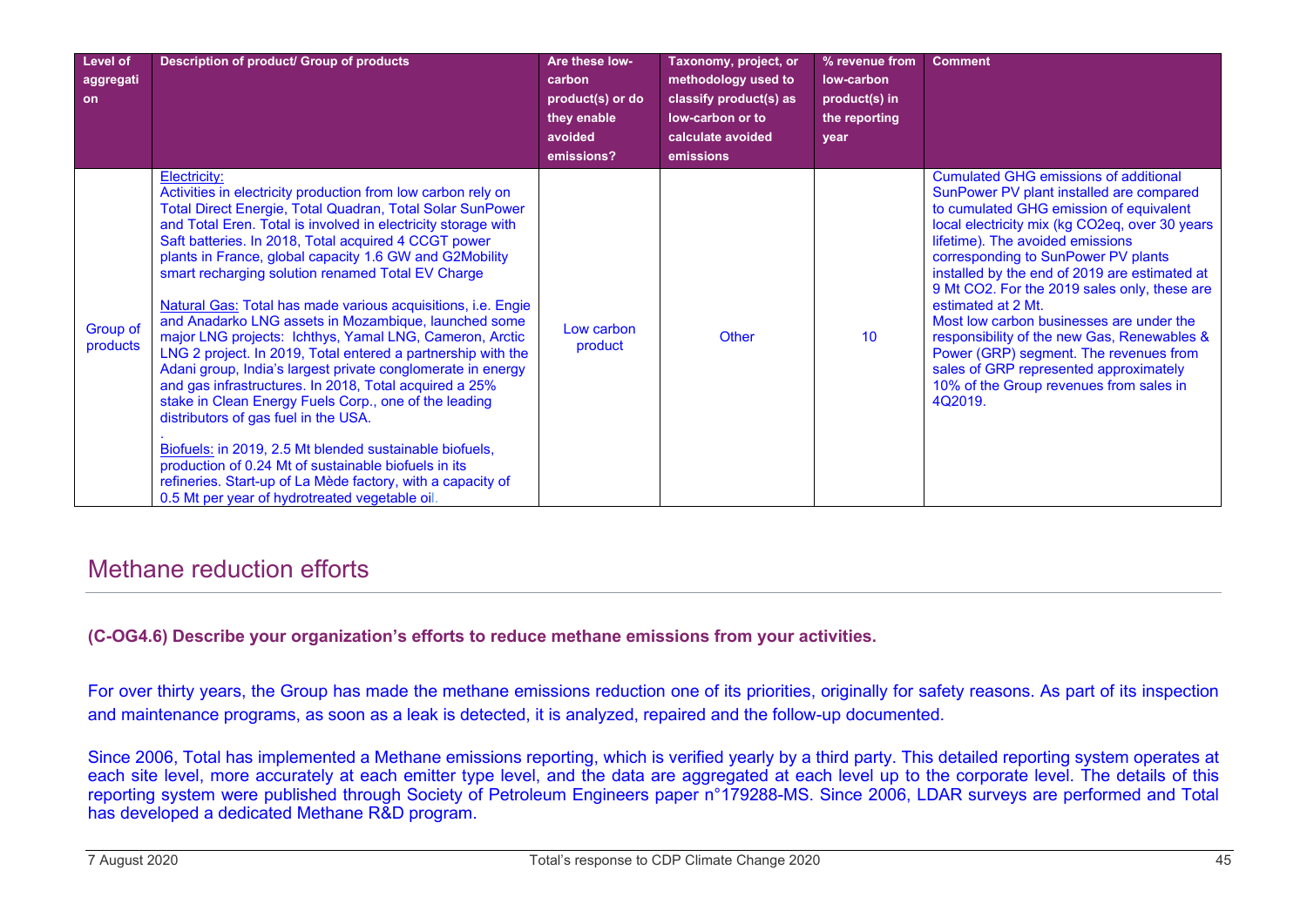| Level of aggregation | Description of product/ Group of products | Are these low-carbon product(s) or do they enable avoided emissions? | Taxonomy, project, or methodology used to classify product(s) as low-carbon or to calculate avoided emissions | % revenue from low-carbon product(s) in the reporting year | Comment |
|---|---|---|---|---|---|
| Group of products | Electricity: Activities in electricity production from low carbon rely on Total Direct Energie, Total Quadran, Total Solar SunPower and Total Eren. Total is involved in electricity storage with Saft batteries. In 2018, Total acquired 4 CCGT power plants in France, global capacity 1.6 GW and G2Mobility smart recharging solution renamed Total EV Charge<br><br>Natural Gas: Total has made various acquisitions, i.e. Engie and Anadarko LNG assets in Mozambique, launched some major LNG projects: Ichthys, Yamal LNG, Cameron, Arctic LNG 2 project. In 2019, Total entered a partnership with the Adani group, India's largest private conglomerate in energy and gas infrastructures. In 2018, Total acquired a 25% stake in Clean Energy Fuels Corp., one of the leading distributors of gas fuel in the USA.<br>.<br>Biofuels: in 2019, 2.5 Mt blended sustainable biofuels, production of 0.24 Mt of sustainable biofuels in its refineries. Start-up of La Mède factory, with a capacity of 0.5 Mt per year of hydrotreated vegetable oil. | Low carbon product | Other | 10 | Cumulated GHG emissions of additional SunPower PV plant installed are compared to cumulated GHG emission of equivalent local electricity mix (kg CO2eq, over 30 years lifetime). The avoided emissions corresponding to SunPower PV plants installed by the end of 2019 are estimated at 9 Mt CO2. For the 2019 sales only, these are estimated at 2 Mt.<br>Most low carbon businesses are under the responsibility of the new Gas, Renewables & Power (GRP) segment. The revenues from sales of GRP represented approximately 10% of the Group revenues from sales in 4Q2019. |

## Methane reduction efforts

**(C-OG4.6) Describe your organization's efforts to reduce methane emissions from your activities.**

For over thirty years, the Group has made the methane emissions reduction one of its priorities, originally for safety reasons. As part of its inspection and maintenance programs, as soon as a leak is detected, it is analyzed, repaired and the follow-up documented.

Since 2006, Total has implemented a Methane emissions reporting, which is verified yearly by a third party. This detailed reporting system operates at each site level, more accurately at each emitter type level, and the data are aggregated at each level up to the corporate level. The details of this reporting system were published through Society of Petroleum Engineers paper n°179288-MS. Since 2006, LDAR surveys are performed and Total has developed a dedicated Methane R&D program.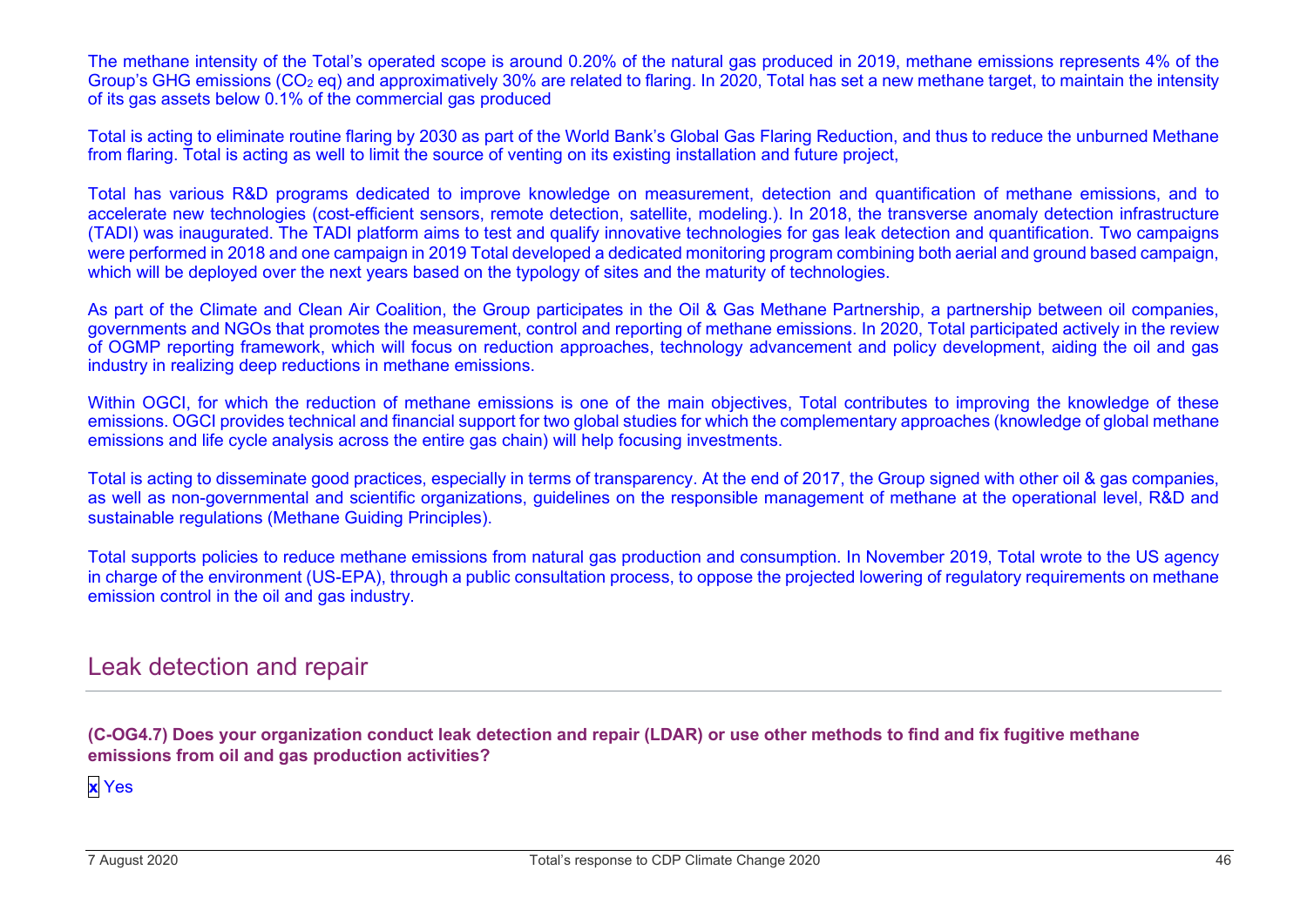The methane intensity of the Total's operated scope is around 0.20% of the natural gas produced in 2019, methane emissions represents 4% of the Group's GHG emissions ($CO_2$ eq) and approximatively 30% are related to flaring. In 2020, Total has set a new methane target, to maintain the intensity of its gas assets below 0.1% of the commercial gas produced

Total is acting to eliminate routine flaring by 2030 as part of the World Bank's Global Gas Flaring Reduction, and thus to reduce the unburned Methane from flaring. Total is acting as well to limit the source of venting on its existing installation and future project,

Total has various R&D programs dedicated to improve knowledge on measurement, detection and quantification of methane emissions, and to accelerate new technologies (cost-efficient sensors, remote detection, satellite, modeling.). In 2018, the transverse anomaly detection infrastructure (TADI) was inaugurated. The TADI platform aims to test and qualify innovative technologies for gas leak detection and quantification. Two campaigns were performed in 2018 and one campaign in 2019 Total developed a dedicated monitoring program combining both aerial and ground based campaign, which will be deployed over the next years based on the typology of sites and the maturity of technologies.

As part of the Climate and Clean Air Coalition, the Group participates in the Oil & Gas Methane Partnership, a partnership between oil companies, governments and NGOs that promotes the measurement, control and reporting of methane emissions. In 2020, Total participated actively in the review of OGMP reporting framework, which will focus on reduction approaches, technology advancement and policy development, aiding the oil and gas industry in realizing deep reductions in methane emissions.

Within OGCI, for which the reduction of methane emissions is one of the main objectives, Total contributes to improving the knowledge of these emissions. OGCI provides technical and financial support for two global studies for which the complementary approaches (knowledge of global methane emissions and life cycle analysis across the entire gas chain) will help focusing investments.

Total is acting to disseminate good practices, especially in terms of transparency. At the end of 2017, the Group signed with other oil & gas companies, as well as non-governmental and scientific organizations, guidelines on the responsible management of methane at the operational level, R&D and sustainable regulations (Methane Guiding Principles).

Total supports policies to reduce methane emissions from natural gas production and consumption. In November 2019, Total wrote to the US agency in charge of the environment (US-EPA), through a public consultation process, to oppose the projected lowering of regulatory requirements on methane emission control in the oil and gas industry.

## Leak detection and repair

**(C-OG4.7) Does your organization conduct leak detection and repair (LDAR) or use other methods to find and fix fugitive methane emissions from oil and gas production activities?**

☒ Yes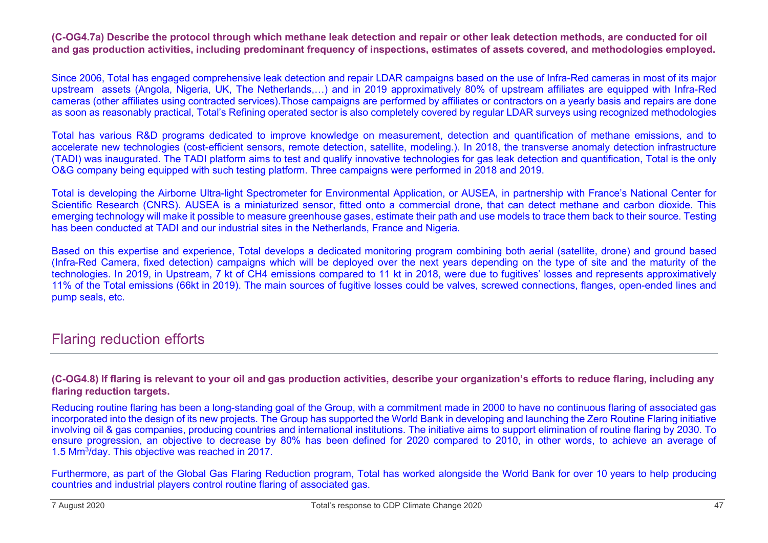**(C-OG4.7a) Describe the protocol through which methane leak detection and repair or other leak detection methods, are conducted for oil and gas production activities, including predominant frequency of inspections, estimates of assets covered, and methodologies employed.**

Since 2006, Total has engaged comprehensive leak detection and repair LDAR campaigns based on the use of Infra-Red cameras in most of its major upstream assets (Angola, Nigeria, UK, The Netherlands,…) and in 2019 approximatively 80% of upstream affiliates are equipped with Infra-Red cameras (other affiliates using contracted services).Those campaigns are performed by affiliates or contractors on a yearly basis and repairs are done as soon as reasonably practical, Total's Refining operated sector is also completely covered by regular LDAR surveys using recognized methodologies

Total has various R&D programs dedicated to improve knowledge on measurement, detection and quantification of methane emissions, and to accelerate new technologies (cost-efficient sensors, remote detection, satellite, modeling.). In 2018, the transverse anomaly detection infrastructure (TADI) was inaugurated. The TADI platform aims to test and qualify innovative technologies for gas leak detection and quantification, Total is the only O&G company being equipped with such testing platform. Three campaigns were performed in 2018 and 2019.

Total is developing the Airborne Ultra-light Spectrometer for Environmental Application, or AUSEA, in partnership with France's National Center for Scientific Research (CNRS). AUSEA is a miniaturized sensor, fitted onto a commercial drone, that can detect methane and carbon dioxide. This emerging technology will make it possible to measure greenhouse gases, estimate their path and use models to trace them back to their source. Testing has been conducted at TADI and our industrial sites in the Netherlands, France and Nigeria.

Based on this expertise and experience, Total develops a dedicated monitoring program combining both aerial (satellite, drone) and ground based (Infra-Red Camera, fixed detection) campaigns which will be deployed over the next years depending on the type of site and the maturity of the technologies. In 2019, in Upstream, 7 kt of $CH_4$ emissions compared to 11 kt in 2018, were due to fugitives' losses and represents approximatively 11% of the Total emissions (66kt in 2019). The main sources of fugitive losses could be valves, screwed connections, flanges, open-ended lines and pump seals, etc.

## Flaring reduction efforts

**(C-OG4.8) If flaring is relevant to your oil and gas production activities, describe your organization's efforts to reduce flaring, including any flaring reduction targets.**

Reducing routine flaring has been a long-standing goal of the Group, with a commitment made in 2000 to have no continuous flaring of associated gas incorporated into the design of its new projects. The Group has supported the World Bank in developing and launching the Zero Routine Flaring initiative involving oil & gas companies, producing countries and international institutions. The initiative aims to support elimination of routine flaring by 2030. To ensure progression, an objective to decrease by 80% has been defined for 2020 compared to 2010, in other words, to achieve an average of 1.5 $Mm^3$/day. This objective was reached in 2017.

Furthermore, as part of the Global Gas Flaring Reduction program, Total has worked alongside the World Bank for over 10 years to help producing countries and industrial players control routine flaring of associated gas.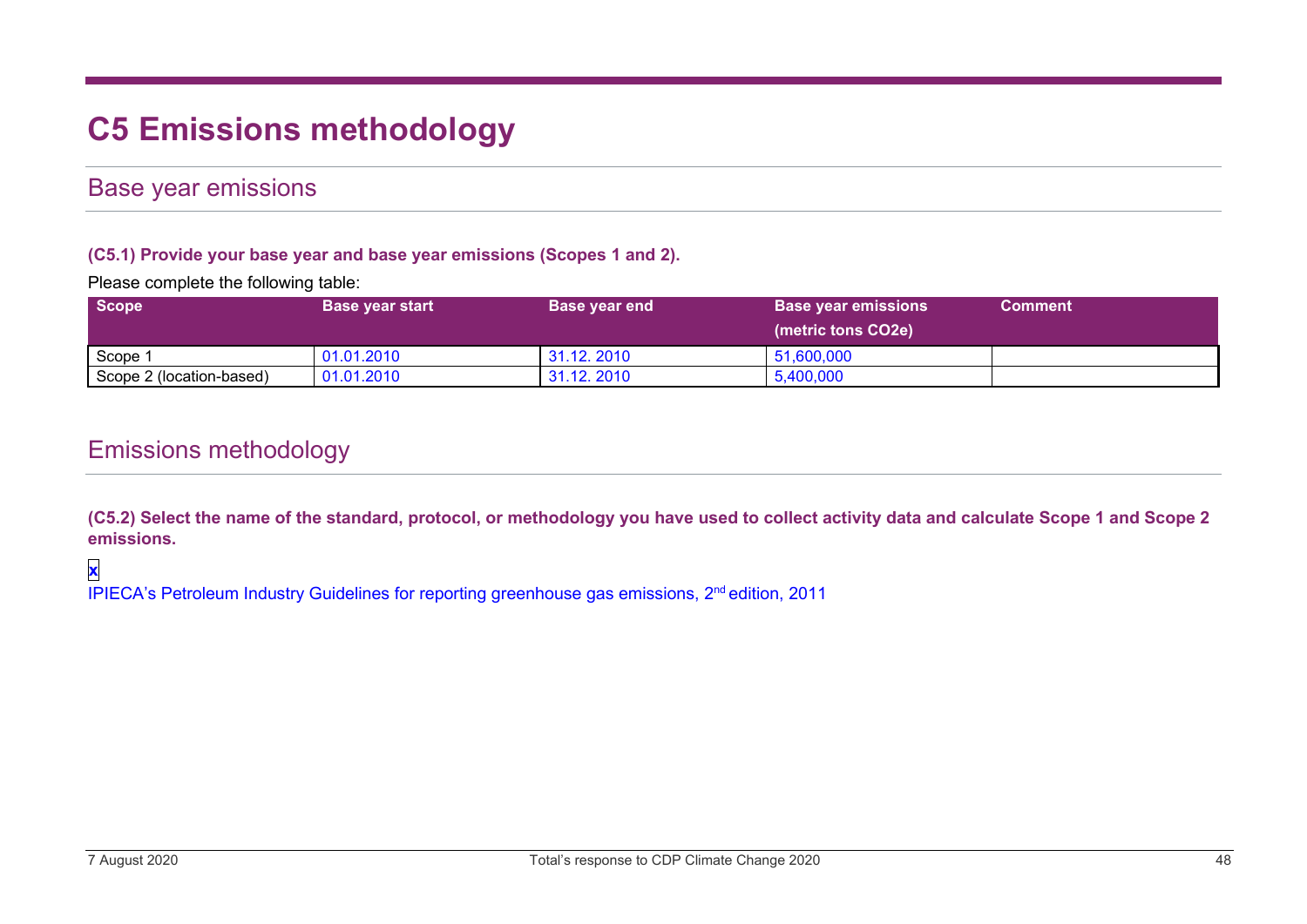# C5 Emissions methodology

## Base year emissions

**(C5.1) Provide your base year and base year emissions (Scopes 1 and 2).**

Please complete the following table:

| Scope | Base year start | Base year end | Base year emissions (metric tons CO2e) | Comment |
|---|---|---|---|---|
| Scope 1 | 01.01.2010 | 31.12. 2010 | 51,600,000 | |
| Scope 2 (location-based) | 01.01.2010 | 31.12. 2010 | 5,400,000 | |

## Emissions methodology

**(C5.2) Select the name of the standard, protocol, or methodology you have used to collect activity data and calculate Scope 1 and Scope 2 emissions.**

**x**
IPIECA's Petroleum Industry Guidelines for reporting greenhouse gas emissions, 2nd edition, 2011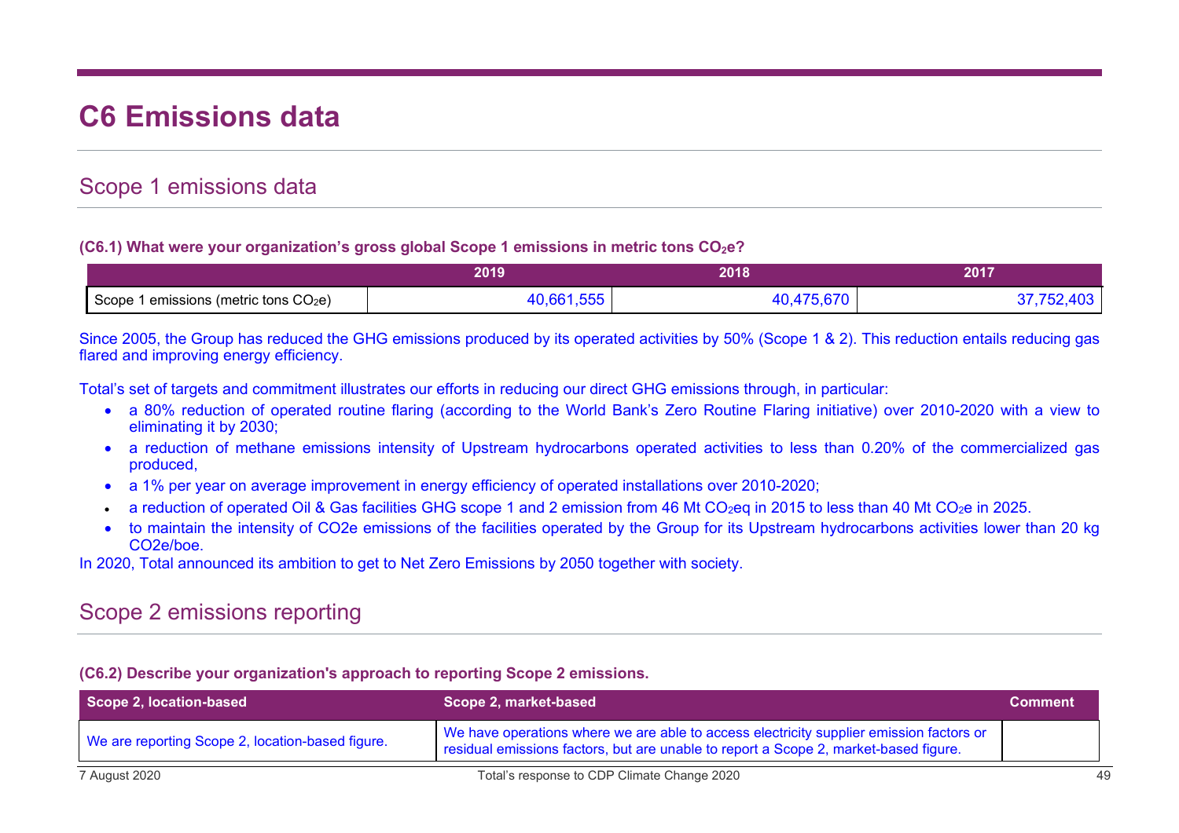# C6 Emissions data

## Scope 1 emissions data

**(C6.1) What were your organization's gross global Scope 1 emissions in metric tons $CO_2$e?**

| | 2019 | 2018 | 2017 |
|---|---|---|---|
| Scope 1 emissions (metric tons $CO_2$e) | 40,661,555 | 40,475,670 | 37,752,403 |

Since 2005, the Group has reduced the GHG emissions produced by its operated activities by 50% (Scope 1 & 2). This reduction entails reducing gas flared and improving energy efficiency.

Total's set of targets and commitment illustrates our efforts in reducing our direct GHG emissions through, in particular:

- a 80% reduction of operated routine flaring (according to the World Bank's Zero Routine Flaring initiative) over 2010-2020 with a view to eliminating it by 2030;
- a reduction of methane emissions intensity of Upstream hydrocarbons operated activities to less than 0.20% of the commercialized gas produced,
- a 1% per year on average improvement in energy efficiency of operated installations over 2010-2020;
- a reduction of operated Oil & Gas facilities GHG scope 1 and 2 emission from 46 Mt $CO_2$eq in 2015 to less than 40 Mt $CO_2$e in 2025.
- to maintain the intensity of CO2e emissions of the facilities operated by the Group for its Upstream hydrocarbons activities lower than 20 kg CO2e/boe.

In 2020, Total announced its ambition to get to Net Zero Emissions by 2050 together with society.

## Scope 2 emissions reporting

**(C6.2) Describe your organization's approach to reporting Scope 2 emissions.**

| Scope 2, location-based | Scope 2, market-based | Comment |
|---|---|---|
| We are reporting Scope 2, location-based figure. | We have operations where we are able to access electricity supplier emission factors or residual emissions factors, but are unable to report a Scope 2, market-based figure. | |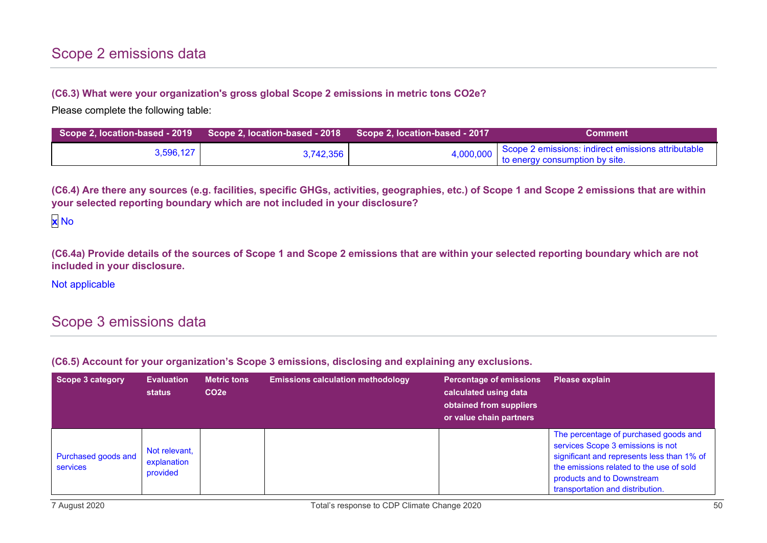## Scope 2 emissions data

**(C6.3) What were your organization's gross global Scope 2 emissions in metric tons CO2e?**

Please complete the following table:

| Scope 2, location-based - 2019 | Scope 2, location-based - 2018 | Scope 2, location-based - 2017 | Comment |
|---|---|---|---|
| 3,596,127 | 3,742,356 | 4,000,000 | Scope 2 emissions: indirect emissions attributable to energy consumption by site. |

**(C6.4) Are there any sources (e.g. facilities, specific GHGs, activities, geographies, etc.) of Scope 1 and Scope 2 emissions that are within your selected reporting boundary which are not included in your disclosure?**

x No

**(C6.4a) Provide details of the sources of Scope 1 and Scope 2 emissions that are within your selected reporting boundary which are not included in your disclosure.**

Not applicable

## Scope 3 emissions data

**(C6.5) Account for your organization's Scope 3 emissions, disclosing and explaining any exclusions.**

| Scope 3 category | Evaluation status | Metric tons CO2e | Emissions calculation methodology | Percentage of emissions calculated using data obtained from suppliers or value chain partners | Please explain |
|---|---|---|---|---|---|
| Purchased goods and services | Not relevant, explanation provided | | | | The percentage of purchased goods and services Scope 3 emissions is not significant and represents less than 1% of the emissions related to the use of sold products and to Downstream transportation and distribution. |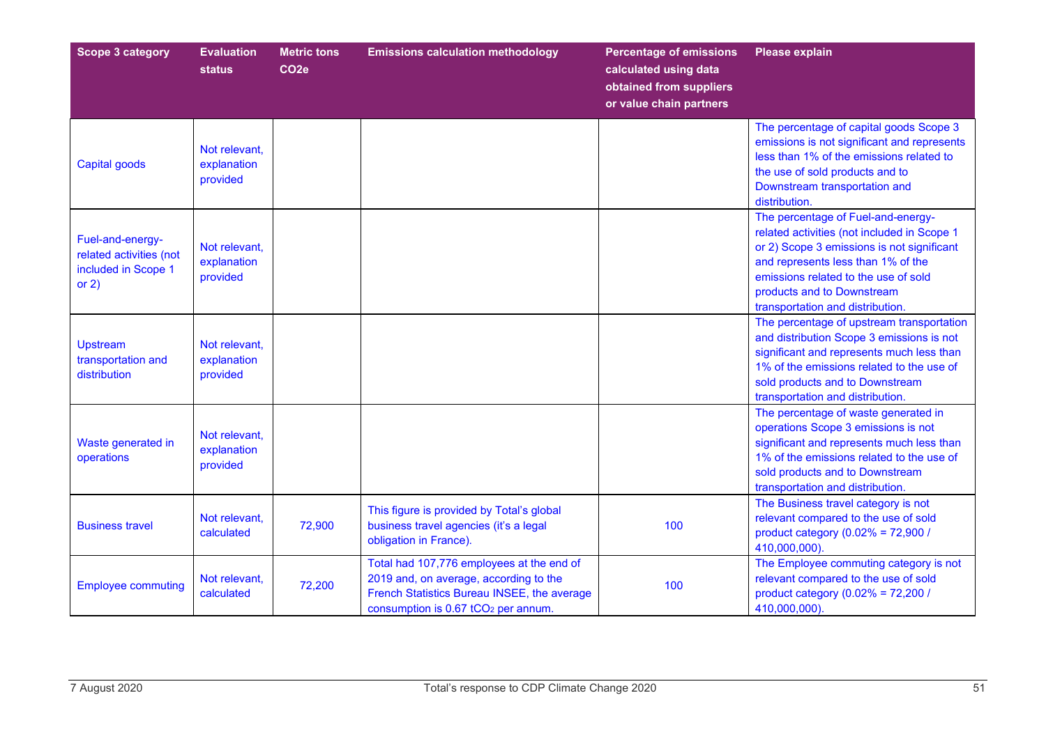| Scope 3 category | Evaluation status | Metric tons CO2e | Emissions calculation methodology | Percentage of emissions calculated using data obtained from suppliers or value chain partners | Please explain |
|---|---|---|---|---|---|
| Capital goods | Not relevant, explanation provided | | | | The percentage of capital goods Scope 3 emissions is not significant and represents less than 1% of the emissions related to the use of sold products and to Downstream transportation and distribution. |
| Fuel-and-energy-related activities (not included in Scope 1 or 2) | Not relevant, explanation provided | | | | The percentage of Fuel-and-energy-related activities (not included in Scope 1 or 2) Scope 3 emissions is not significant and represents less than 1% of the emissions related to the use of sold products and to Downstream transportation and distribution. |
| Upstream transportation and distribution | Not relevant, explanation provided | | | | The percentage of upstream transportation and distribution Scope 3 emissions is not significant and represents much less than 1% of the emissions related to the use of sold products and to Downstream transportation and distribution. |
| Waste generated in operations | Not relevant, explanation provided | | | | The percentage of waste generated in operations Scope 3 emissions is not significant and represents much less than 1% of the emissions related to the use of sold products and to Downstream transportation and distribution. |
| Business travel | Not relevant, calculated | 72,900 | This figure is provided by Total's global business travel agencies (it's a legal obligation in France). | 100 | The Business travel category is not relevant compared to the use of sold product category (0.02% = 72,900 / 410,000,000). |
| Employee commuting | Not relevant, calculated | 72,200 | Total had 107,776 employees at the end of 2019 and, on average, according to the French Statistics Bureau INSEE, the average consumption is 0.67 $tCO_2$ per annum. | 100 | The Employee commuting category is not relevant compared to the use of sold product category (0.02% = 72,200 / 410,000,000). |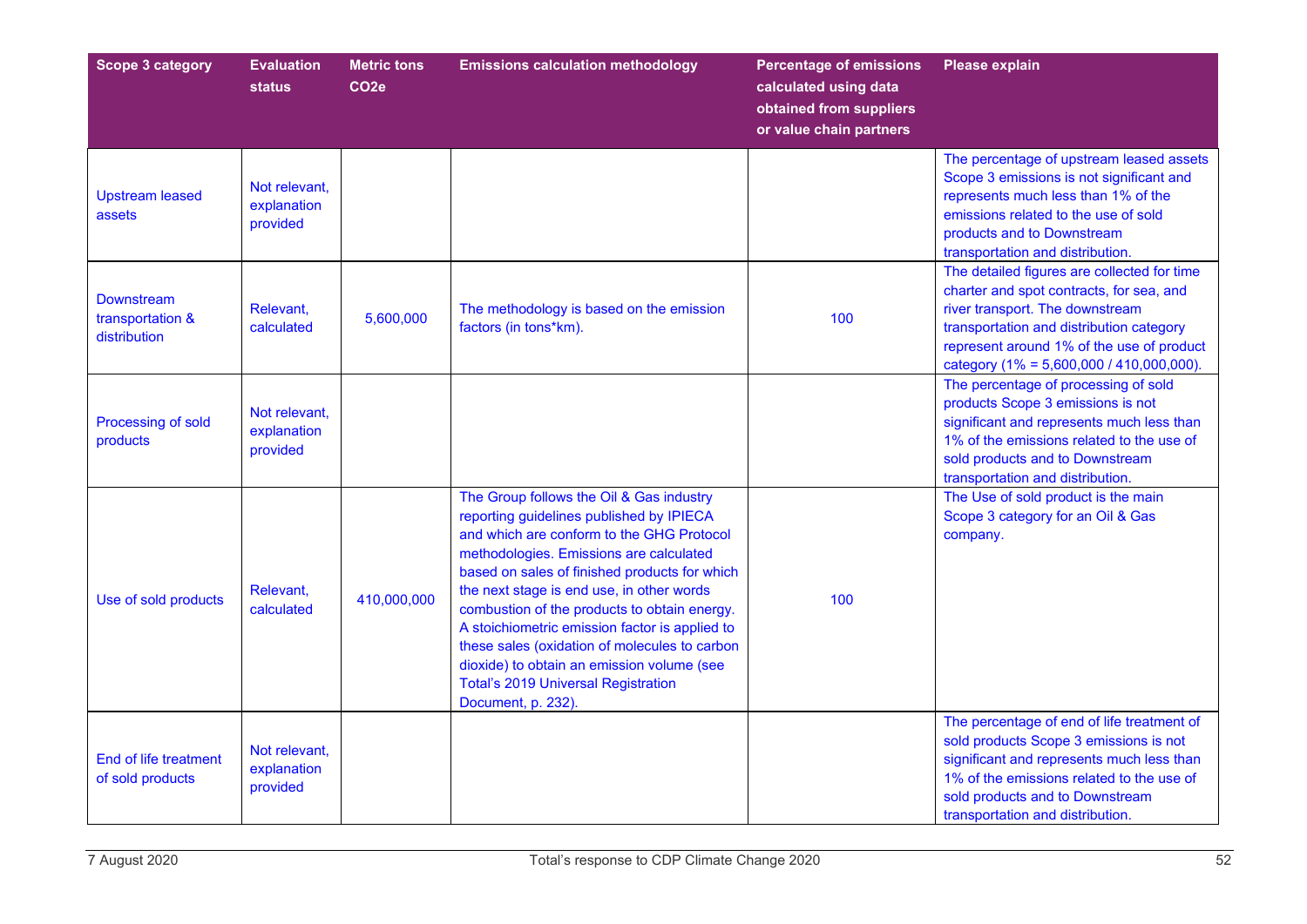| Scope 3 category | Evaluation status | Metric tons CO2e | Emissions calculation methodology | Percentage of emissions calculated using data obtained from suppliers or value chain partners | Please explain |
|---|---|---|---|---|---|
| Upstream leased assets | Not relevant, explanation provided | | | | The percentage of upstream leased assets Scope 3 emissions is not significant and represents much less than 1% of the emissions related to the use of sold products and to Downstream transportation and distribution. |
| Downstream transportation & distribution | Relevant, calculated | 5,600,000 | The methodology is based on the emission factors (in tons*km). | 100 | The detailed figures are collected for time charter and spot contracts, for sea, and river transport. The downstream transportation and distribution category represent around 1% of the use of product category (1% = 5,600,000 / 410,000,000). |
| Processing of sold products | Not relevant, explanation provided | | | | The percentage of processing of sold products Scope 3 emissions is not significant and represents much less than 1% of the emissions related to the use of sold products and to Downstream transportation and distribution. |
| Use of sold products | Relevant, calculated | 410,000,000 | The Group follows the Oil & Gas industry reporting guidelines published by IPIECA and which are conform to the GHG Protocol methodologies. Emissions are calculated based on sales of finished products for which the next stage is end use, in other words combustion of the products to obtain energy. A stoichiometric emission factor is applied to these sales (oxidation of molecules to carbon dioxide) to obtain an emission volume (see Total's 2019 Universal Registration Document, p. 232). | 100 | The Use of sold product is the main Scope 3 category for an Oil & Gas company. |
| End of life treatment of sold products | Not relevant, explanation provided | | | | The percentage of end of life treatment of sold products Scope 3 emissions is not significant and represents much less than 1% of the emissions related to the use of sold products and to Downstream transportation and distribution. |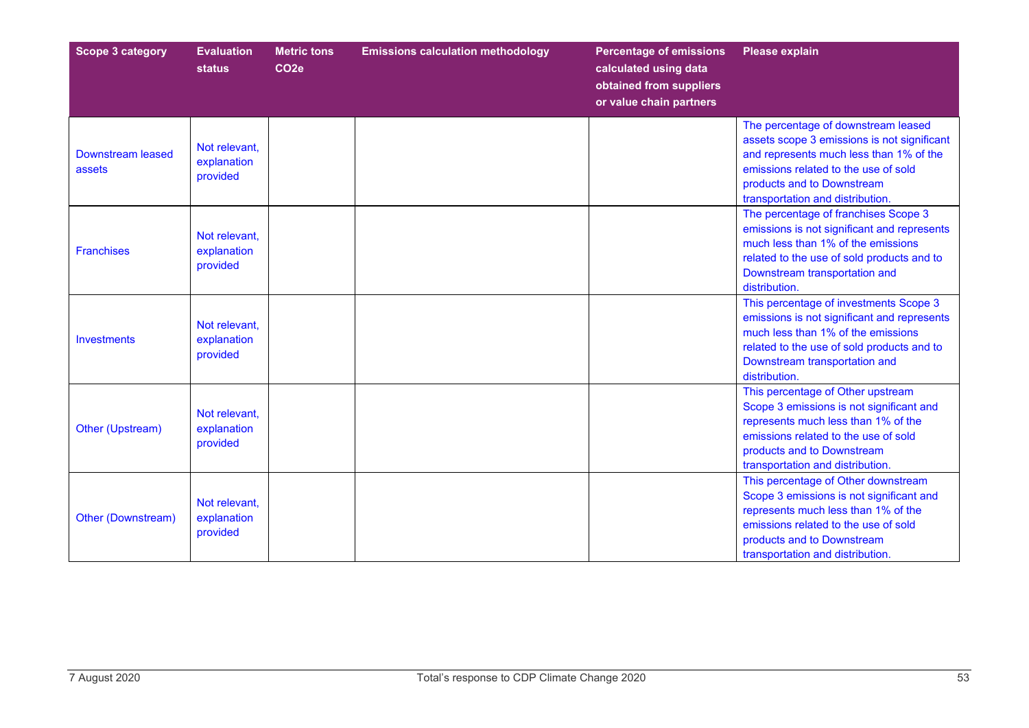| Scope 3 category | Evaluation status | Metric tons CO2e | Emissions calculation methodology | Percentage of emissions calculated using data obtained from suppliers or value chain partners | Please explain |
|---|---|---|---|---|---|
| Downstream leased assets | Not relevant, explanation provided | | | | The percentage of downstream leased assets scope 3 emissions is not significant and represents much less than 1% of the emissions related to the use of sold products and to Downstream transportation and distribution. |
| Franchises | Not relevant, explanation provided | | | | The percentage of franchises Scope 3 emissions is not significant and represents much less than 1% of the emissions related to the use of sold products and to Downstream transportation and distribution. |
| Investments | Not relevant, explanation provided | | | | This percentage of investments Scope 3 emissions is not significant and represents much less than 1% of the emissions related to the use of sold products and to Downstream transportation and distribution. |
| Other (Upstream) | Not relevant, explanation provided | | | | This percentage of Other upstream Scope 3 emissions is not significant and represents much less than 1% of the emissions related to the use of sold products and to Downstream transportation and distribution. |
| Other (Downstream) | Not relevant, explanation provided | | | | This percentage of Other downstream Scope 3 emissions is not significant and represents much less than 1% of the emissions related to the use of sold products and to Downstream transportation and distribution. |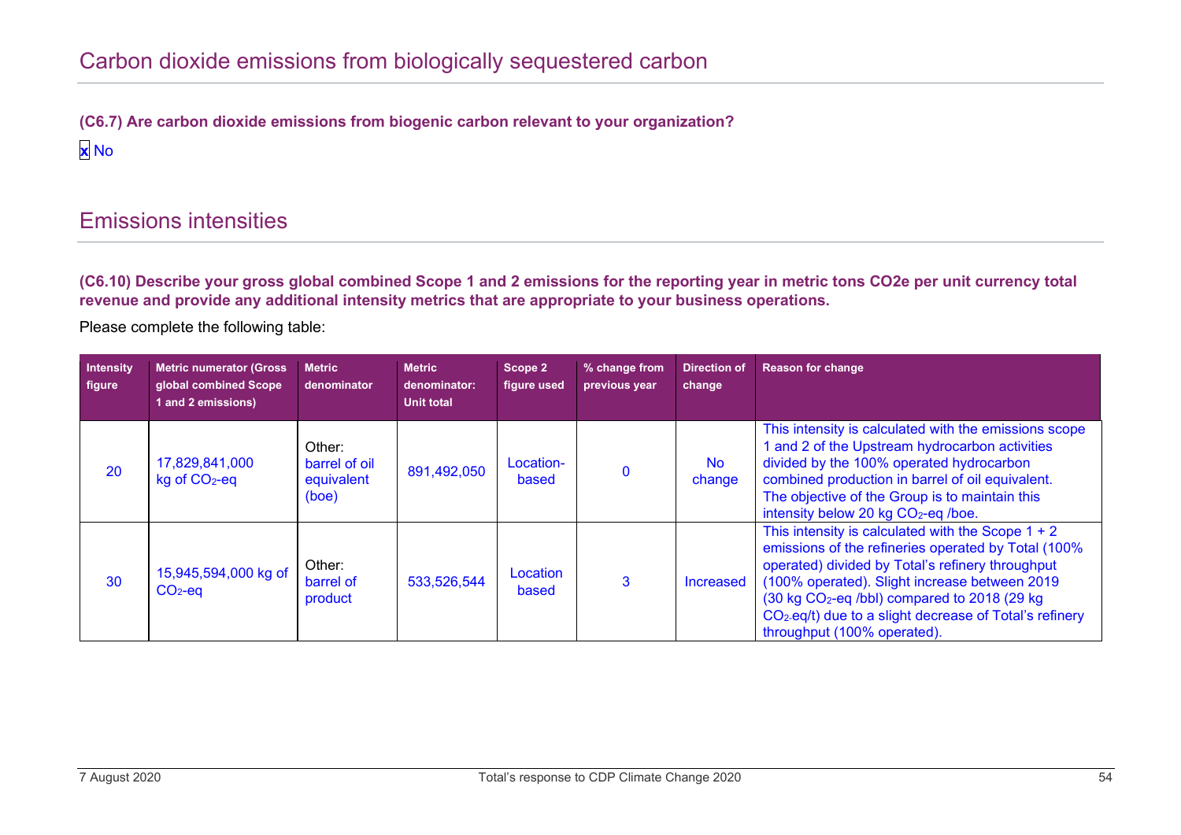## Carbon dioxide emissions from biologically sequestered carbon

**(C6.7) Are carbon dioxide emissions from biogenic carbon relevant to your organization?**

x No

## Emissions intensities

**(C6.10) Describe your gross global combined Scope 1 and 2 emissions for the reporting year in metric tons CO2e per unit currency total revenue and provide any additional intensity metrics that are appropriate to your business operations.**

Please complete the following table:

| Intensity figure | Metric numerator (Gross global combined Scope 1 and 2 emissions) | Metric denominator | Metric denominator: Unit total | Scope 2 figure used | % change from previous year | Direction of change | Reason for change |
|---|---|---|---|---|---|---|---|
| 20 | 17,829,841,000 kg of $CO_2$-eq | Other: barrel of oil equivalent (boe) | 891,492,050 | Location-based | 0 | No change | This intensity is calculated with the emissions scope 1 and 2 of the Upstream hydrocarbon activities divided by the 100% operated hydrocarbon combined production in barrel of oil equivalent. The objective of the Group is to maintain this intensity below 20 kg $CO_2$-eq /boe. |
| 30 | 15,945,594,000 kg of $CO_2$-eq | Other: barrel of product | 533,526,544 | Location based | 3 | Increased | This intensity is calculated with the Scope 1 + 2 emissions of the refineries operated by Total (100% operated) divided by Total's refinery throughput (100% operated). Slight increase between 2019 (30 kg $CO_2$-eq /bbl) compared to 2018 (29 kg $CO_2$-eq/t) due to a slight decrease of Total's refinery throughput (100% operated). |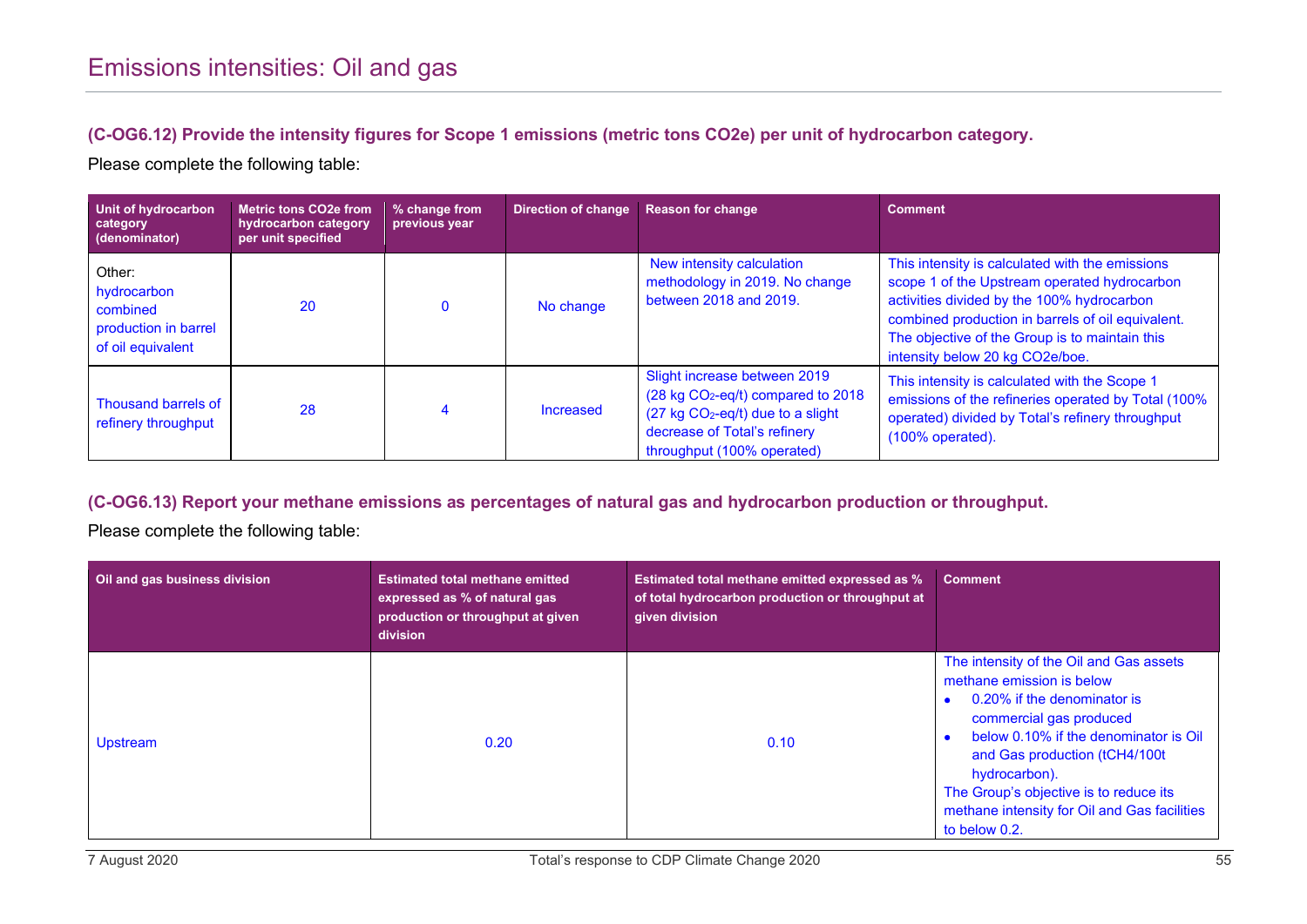# Emissions intensities: Oil and gas

### (C-OG6.12) Provide the intensity figures for Scope 1 emissions (metric tons CO2e) per unit of hydrocarbon category.

Please complete the following table:

| Unit of hydrocarbon category (denominator) | Metric tons CO2e from hydrocarbon category per unit specified | % change from previous year | Direction of change | Reason for change | Comment |
|---|---|---|---|---|---|
| Other: hydrocarbon combined production in barrel of oil equivalent | 20 | 0 | No change | New intensity calculation methodology in 2019. No change between 2018 and 2019. | This intensity is calculated with the emissions scope 1 of the Upstream operated hydrocarbon activities divided by the 100% hydrocarbon combined production in barrels of oil equivalent. The objective of the Group is to maintain this intensity below 20 kg CO2e/boe. |
| Thousand barrels of refinery throughput | 28 | 4 | Increased | Slight increase between 2019 (28 kg $CO_2$-eq/t) compared to 2018 (27 kg $CO_2$-eq/t) due to a slight decrease of Total's refinery throughput (100% operated) | This intensity is calculated with the Scope 1 emissions of the refineries operated by Total (100% operated) divided by Total's refinery throughput (100% operated). |

### (C-OG6.13) Report your methane emissions as percentages of natural gas and hydrocarbon production or throughput.

Please complete the following table:

| Oil and gas business division | Estimated total methane emitted expressed as % of natural gas production or throughput at given division | Estimated total methane emitted expressed as % of total hydrocarbon production or throughput at given division | Comment |
|---|---|---|---|
| Upstream | 0.20 | 0.10 | The intensity of the Oil and Gas assets methane emission is below<br>• 0.20% if the denominator is commercial gas produced<br>• below 0.10% if the denominator is Oil and Gas production (tCH4/100t hydrocarbon).<br>The Group's objective is to reduce its methane intensity for Oil and Gas facilities to below 0.2. |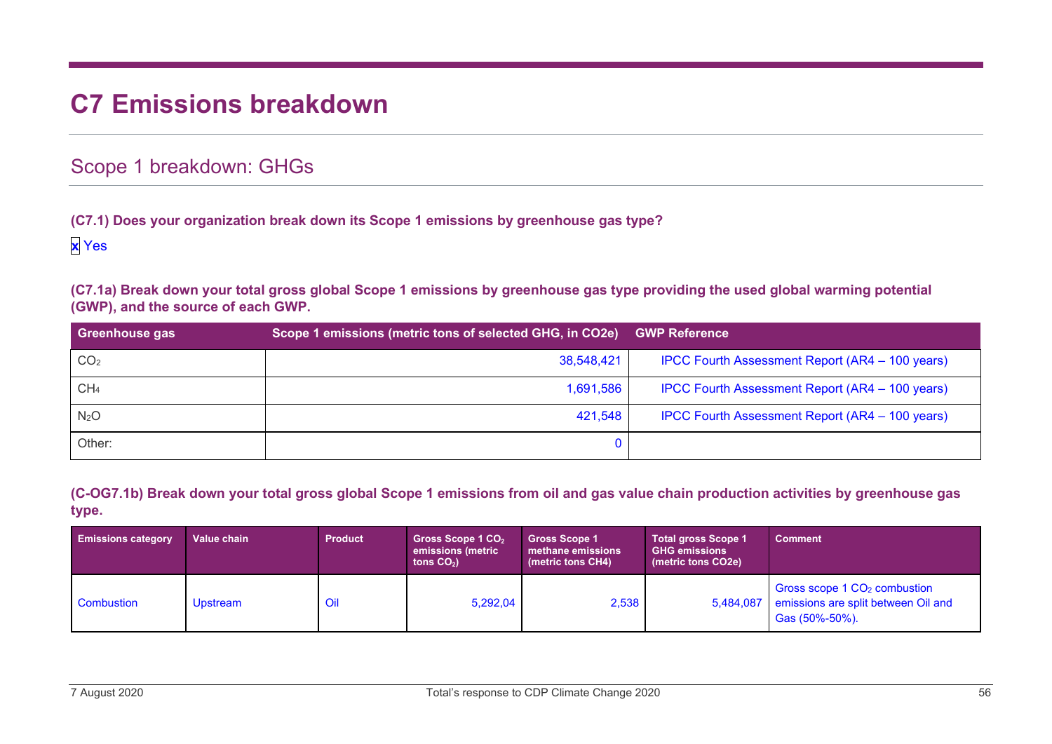# C7 Emissions breakdown

## Scope 1 breakdown: GHGs

**(C7.1) Does your organization break down its Scope 1 emissions by greenhouse gas type?**

x Yes

**(C7.1a) Break down your total gross global Scope 1 emissions by greenhouse gas type providing the used global warming potential (GWP), and the source of each GWP.**

| Greenhouse gas | Scope 1 emissions (metric tons of selected GHG, in CO2e) | GWP Reference |
|---|---|---|
| $CO_2$ | 38,548,421 | IPCC Fourth Assessment Report (AR4 – 100 years) |
| $CH_4$ | 1,691,586 | IPCC Fourth Assessment Report (AR4 – 100 years) |
| $N_2O$ | 421,548 | IPCC Fourth Assessment Report (AR4 – 100 years) |
| Other: | 0 | |

**(C-OG7.1b) Break down your total gross global Scope 1 emissions from oil and gas value chain production activities by greenhouse gas type.**

| Emissions category | Value chain | Product | Gross Scope 1 $CO_2$ emissions (metric tons $CO_2$) | Gross Scope 1 methane emissions (metric tons CH4) | Total gross Scope 1 GHG emissions (metric tons CO2e) | Comment |
|---|---|---|---|---|---|---|
| Combustion | Upstream | Oil | 5,292,04 | 2,538 | 5,484,087 | Gross scope 1 $CO_2$ combustion emissions are split between Oil and Gas (50%-50%). |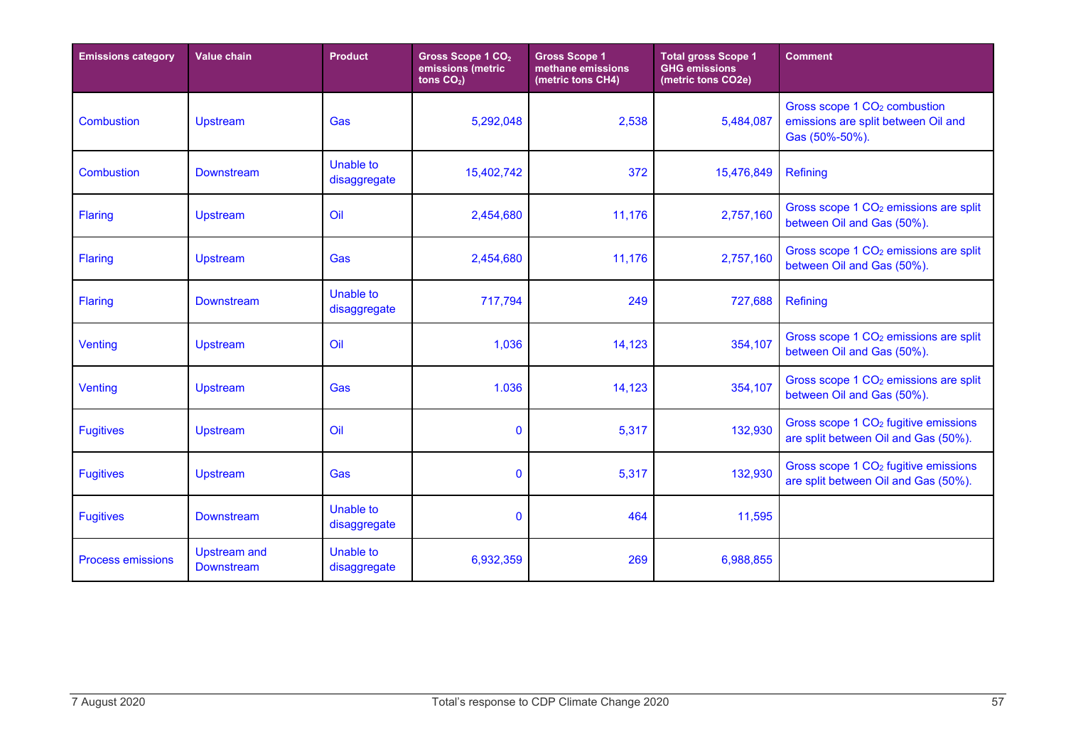| Emissions category | Value chain | Product | Gross Scope 1 $CO_2$ emissions (metric tons $CO_2$) | Gross Scope 1 methane emissions (metric tons CH4) | Total gross Scope 1 GHG emissions (metric tons CO2e) | Comment |
|---|---|---|---|---|---|---|
| Combustion | Upstream | Gas | 5,292,048 | 2,538 | 5,484,087 | Gross scope 1 $CO_2$ combustion emissions are split between Oil and Gas (50%-50%). |
| Combustion | Downstream | Unable to disaggregate | 15,402,742 | 372 | 15,476,849 | Refining |
| Flaring | Upstream | Oil | 2,454,680 | 11,176 | 2,757,160 | Gross scope 1 $CO_2$ emissions are split between Oil and Gas (50%). |
| Flaring | Upstream | Gas | 2,454,680 | 11,176 | 2,757,160 | Gross scope 1 $CO_2$ emissions are split between Oil and Gas (50%). |
| Flaring | Downstream | Unable to disaggregate | 717,794 | 249 | 727,688 | Refining |
| Venting | Upstream | Oil | 1,036 | 14,123 | 354,107 | Gross scope 1 $CO_2$ emissions are split between Oil and Gas (50%). |
| Venting | Upstream | Gas | 1.036 | 14,123 | 354,107 | Gross scope 1 $CO_2$ emissions are split between Oil and Gas (50%). |
| Fugitives | Upstream | Oil | 0 | 5,317 | 132,930 | Gross scope 1 $CO_2$ fugitive emissions are split between Oil and Gas (50%). |
| Fugitives | Upstream | Gas | 0 | 5,317 | 132,930 | Gross scope 1 $CO_2$ fugitive emissions are split between Oil and Gas (50%). |
| Fugitives | Downstream | Unable to disaggregate | 0 | 464 | 11,595 | |
| Process emissions | Upstream and Downstream | Unable to disaggregate | 6,932,359 | 269 | 6,988,855 | |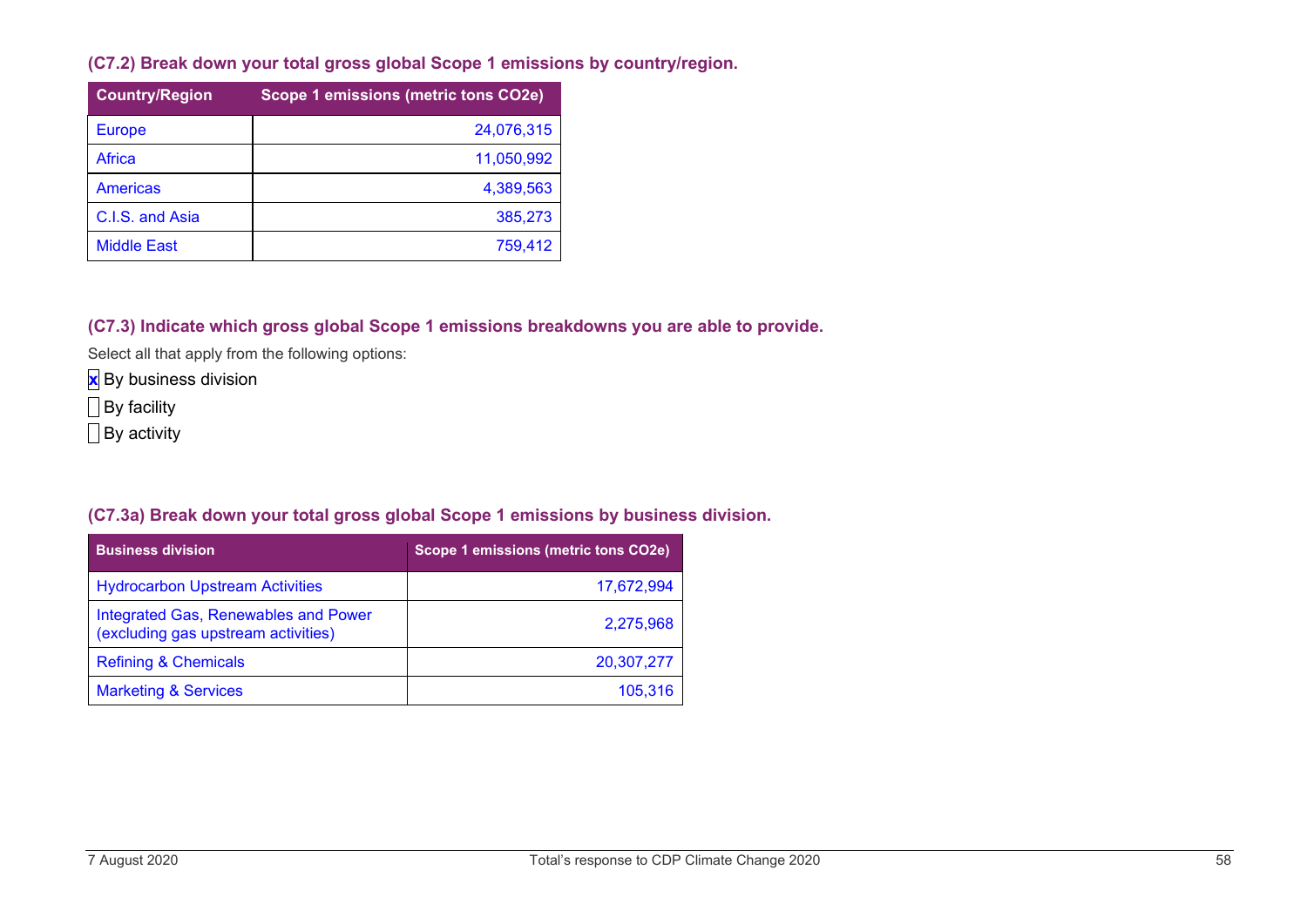### (C7.2) Break down your total gross global Scope 1 emissions by country/region.

| Country/Region | Scope 1 emissions (metric tons CO2e) |
|---|---|
| Europe | 24,076,315 |
| Africa | 11,050,992 |
| Americas | 4,389,563 |
| C.I.S. and Asia | 385,273 |
| Middle East | 759,412 |

### (C7.3) Indicate which gross global Scope 1 emissions breakdowns you are able to provide.

Select all that apply from the following options:

- [x] By business division
- [ ] By facility
- [ ] By activity

### (C7.3a) Break down your total gross global Scope 1 emissions by business division.

| Business division | Scope 1 emissions (metric tons CO2e) |
|---|---|
| Hydrocarbon Upstream Activities | 17,672,994 |
| Integrated Gas, Renewables and Power (excluding gas upstream activities) | 2,275,968 |
| Refining & Chemicals | 20,307,277 |
| Marketing & Services | 105,316 |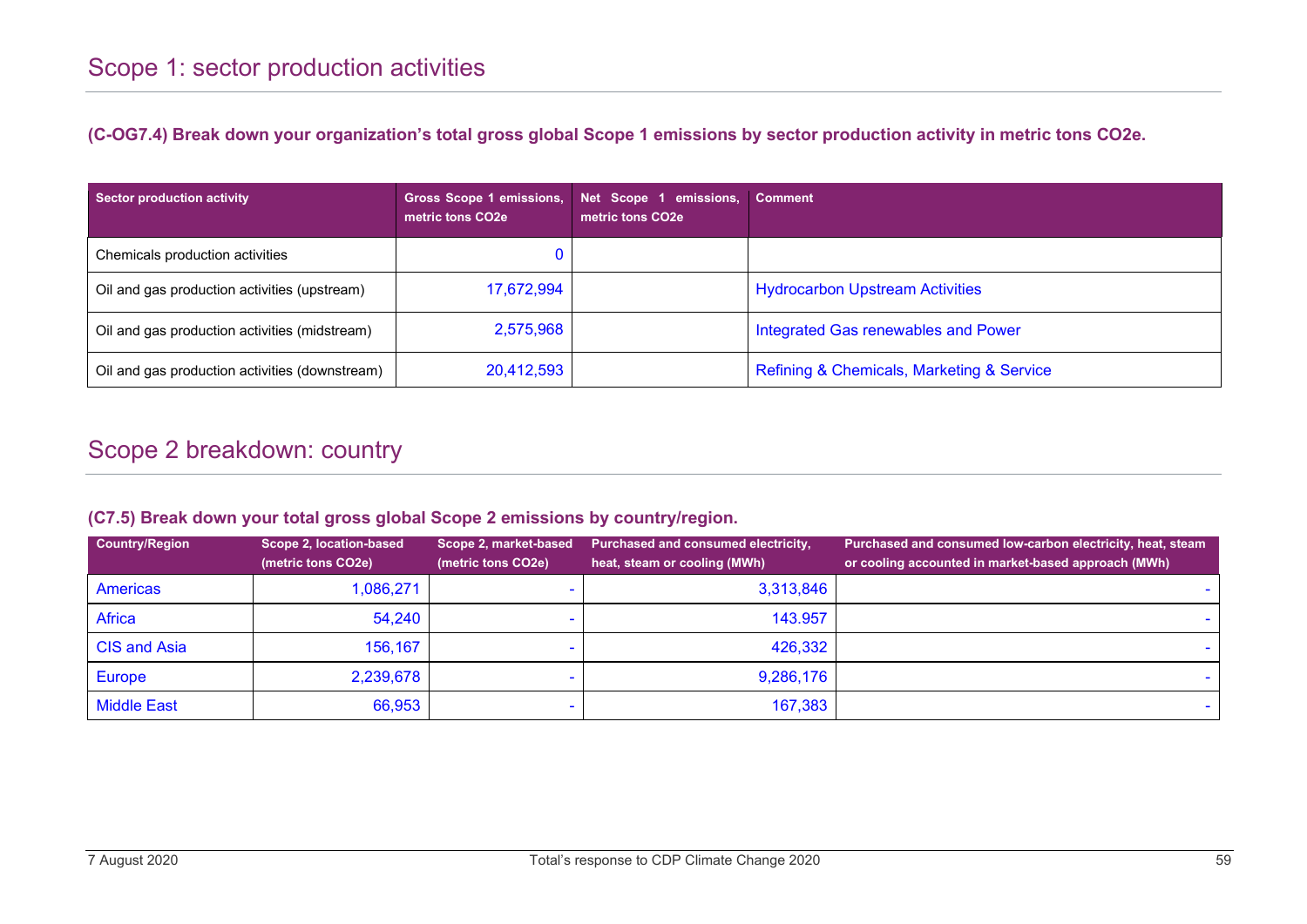# Scope 1: sector production activities

**(C-OG7.4) Break down your organization's total gross global Scope 1 emissions by sector production activity in metric tons CO2e.**

| Sector production activity | Gross Scope 1 emissions, metric tons CO2e | Net Scope 1 emissions, metric tons CO2e | Comment |
|---|---|---|---|
| Chemicals production activities | 0 | | |
| Oil and gas production activities (upstream) | 17,672,994 | | Hydrocarbon Upstream Activities |
| Oil and gas production activities (midstream) | 2,575,968 | | Integrated Gas renewables and Power |
| Oil and gas production activities (downstream) | 20,412,593 | | Refining & Chemicals, Marketing & Service |

# Scope 2 breakdown: country

**(C7.5) Break down your total gross global Scope 2 emissions by country/region.**

| Country/Region | Scope 2, location-based (metric tons CO2e) | Scope 2, market-based (metric tons CO2e) | Purchased and consumed electricity, heat, steam or cooling (MWh) | Purchased and consumed low-carbon electricity, heat, steam or cooling accounted in market-based approach (MWh) |
|---|---|---|---|---|
| Americas | 1,086,271 | - | 3,313,846 | - |
| Africa | 54,240 | - | 143.957 | - |
| CIS and Asia | 156,167 | - | 426,332 | - |
| Europe | 2,239,678 | - | 9,286,176 | - |
| Middle East | 66,953 | - | 167,383 | - |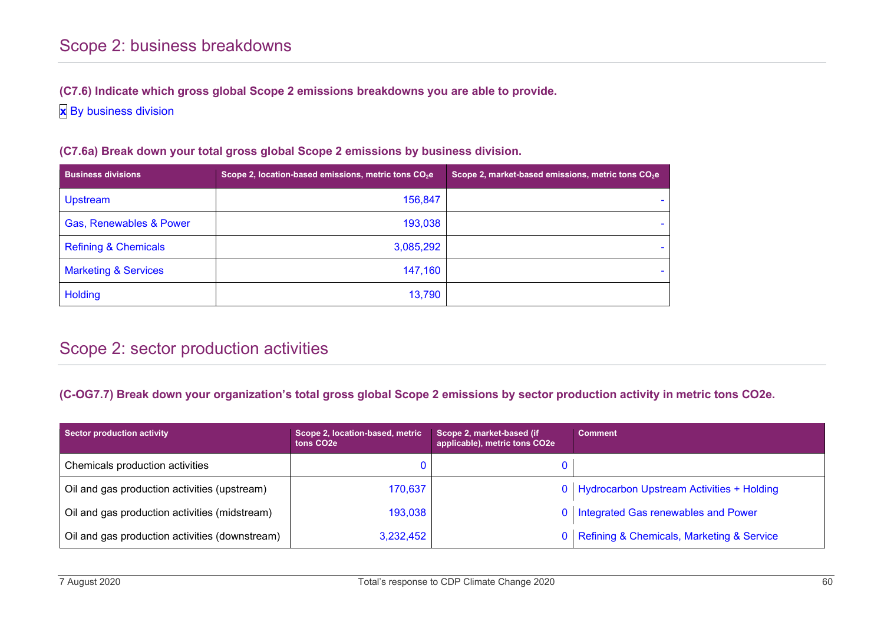## Scope 2: business breakdowns

**(C7.6) Indicate which gross global Scope 2 emissions breakdowns you are able to provide.**

**x** By business division

**(C7.6a) Break down your total gross global Scope 2 emissions by business division.**

| Business divisions | Scope 2, location-based emissions, metric tons $CO_2e$ | Scope 2, market-based emissions, metric tons $CO_2e$ |
|---|---|---|
| Upstream | 156,847 | - |
| Gas, Renewables & Power | 193,038 | - |
| Refining & Chemicals | 3,085,292 | - |
| Marketing & Services | 147,160 | - |
| Holding | 13,790 | |

## Scope 2: sector production activities

**(C-OG7.7) Break down your organization's total gross global Scope 2 emissions by sector production activity in metric tons CO2e.**

| Sector production activity | Scope 2, location-based, metric tons CO2e | Scope 2, market-based (if applicable), metric tons CO2e | Comment |
|---|---|---|---|
| Chemicals production activities | 0 | 0 | |
| Oil and gas production activities (upstream) | 170,637 | 0 | Hydrocarbon Upstream Activities + Holding |
| Oil and gas production activities (midstream) | 193,038 | 0 | Integrated Gas renewables and Power |
| Oil and gas production activities (downstream) | 3,232,452 | 0 | Refining & Chemicals, Marketing & Service |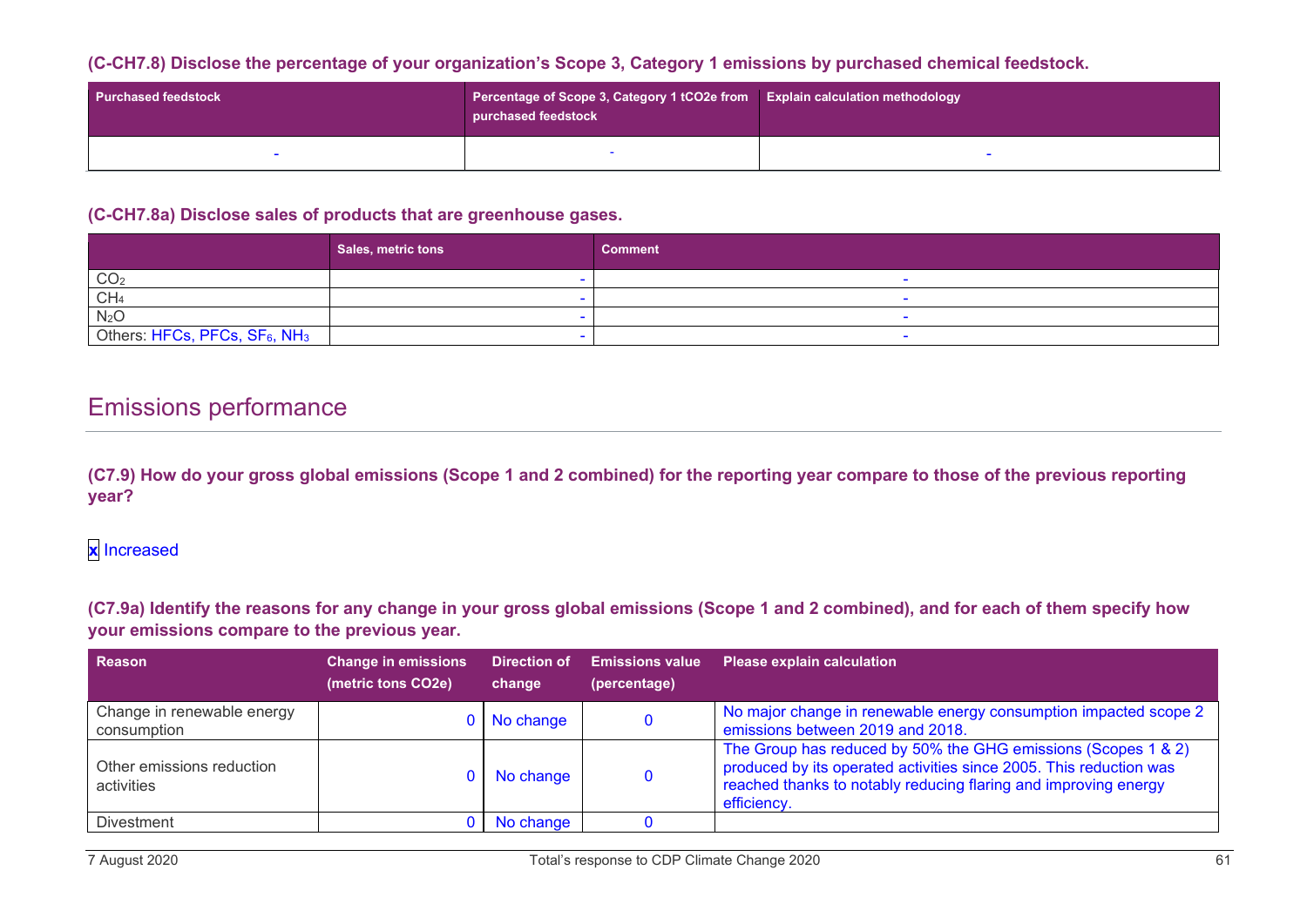### (C-CH7.8) Disclose the percentage of your organization's Scope 3, Category 1 emissions by purchased chemical feedstock.

| Purchased feedstock | Percentage of Scope 3, Category 1 tCO2e from purchased feedstock | Explain calculation methodology |
|---|---|---|
| - | - | - |

### (C-CH7.8a) Disclose sales of products that are greenhouse gases.

| | Sales, metric tons | Comment |
|---|---|---|
| $CO_2$ | - | - |
| $CH_4$ | - | - |
| $N_2O$ | - | - |
| Others: HFCs, PFCs, $SF_6$, $NH_3$ | - | - |

## Emissions performance

### (C7.9) How do your gross global emissions (Scope 1 and 2 combined) for the reporting year compare to those of the previous reporting year?

x Increased

### (C7.9a) Identify the reasons for any change in your gross global emissions (Scope 1 and 2 combined), and for each of them specify how your emissions compare to the previous year.

| Reason | Change in emissions (metric tons CO2e) | Direction of change | Emissions value (percentage) | Please explain calculation |
|---|---|---|---|---|
| Change in renewable energy consumption | 0 | No change | 0 | No major change in renewable energy consumption impacted scope 2 emissions between 2019 and 2018. |
| Other emissions reduction activities | 0 | No change | 0 | The Group has reduced by 50% the GHG emissions (Scopes 1 & 2) produced by its operated activities since 2005. This reduction was reached thanks to notably reducing flaring and improving energy efficiency. |
| Divestment | 0 | No change | 0 | |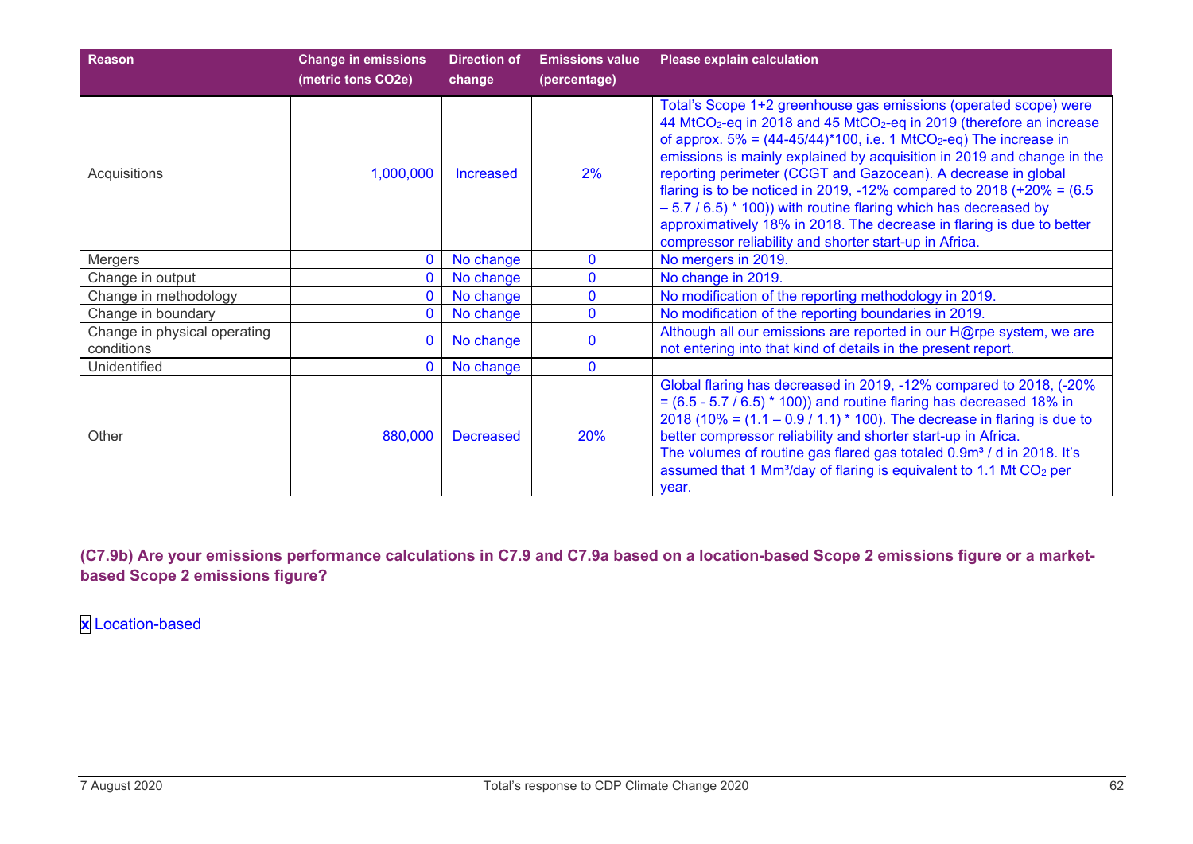| Reason | Change in emissions (metric tons CO2e) | Direction of change | Emissions value (percentage) | Please explain calculation |
|---|---|---|---|---|
| Acquisitions | 1,000,000 | Increased | 2% | Total's Scope 1+2 greenhouse gas emissions (operated scope) were 44 $MtCO_2$-eq in 2018 and 45 $MtCO_2$-eq in 2019 (therefore an increase of approx. 5% = (44-45/44)*100, i.e. 1 $MtCO_2$-eq) The increase in emissions is mainly explained by acquisition in 2019 and change in the reporting perimeter (CCGT and Gazocean). A decrease in global flaring is to be noticed in 2019, -12% compared to 2018 (+20% = (6.5 – 5.7 / 6.5) * 100)) with routine flaring which has decreased by approximatively 18% in 2018. The decrease in flaring is due to better compressor reliability and shorter start-up in Africa. |
| Mergers | 0 | No change | 0 | No mergers in 2019. |
| Change in output | 0 | No change | 0 | No change in 2019. |
| Change in methodology | 0 | No change | 0 | No modification of the reporting methodology in 2019. |
| Change in boundary | 0 | No change | 0 | No modification of the reporting boundaries in 2019. |
| Change in physical operating conditions | 0 | No change | 0 | Although all our emissions are reported in our H@rpe system, we are not entering into that kind of details in the present report. |
| Unidentified | 0 | No change | 0 | |
| Other | 880,000 | Decreased | 20% | Global flaring has decreased in 2019, -12% compared to 2018, (-20% = (6.5 - 5.7 / 6.5) * 100)) and routine flaring has decreased 18% in 2018 (10% = (1.1 – 0.9 / 1.1) * 100). The decrease in flaring is due to better compressor reliability and shorter start-up in Africa. The volumes of routine gas flared gas totaled $0.9m^3$ / d in 2018. It's assumed that 1 $Mm^3$/day of flaring is equivalent to 1.1 Mt $CO_2$ per year. |

**(C7.9b) Are your emissions performance calculations in C7.9 and C7.9a based on a location-based Scope 2 emissions figure or a market-based Scope 2 emissions figure?**

**x** Location-based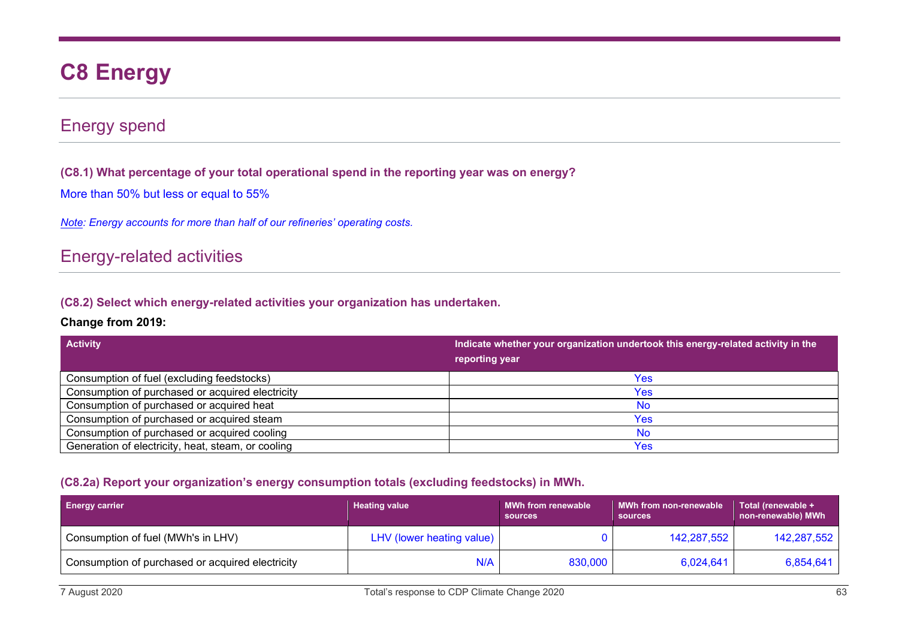# C8 Energy

## Energy spend

**(C8.1) What percentage of your total operational spend in the reporting year was on energy?**

More than 50% but less or equal to 55%

*Note: Energy accounts for more than half of our refineries' operating costs.*

## Energy-related activities

**(C8.2) Select which energy-related activities your organization has undertaken.**

**Change from 2019:**

| Activity | Indicate whether your organization undertook this energy-related activity in the reporting year |
|---|---|
| Consumption of fuel (excluding feedstocks) | Yes |
| Consumption of purchased or acquired electricity | Yes |
| Consumption of purchased or acquired heat | No |
| Consumption of purchased or acquired steam | Yes |
| Consumption of purchased or acquired cooling | No |
| Generation of electricity, heat, steam, or cooling | Yes |

**(C8.2a) Report your organization's energy consumption totals (excluding feedstocks) in MWh.**

| Energy carrier | Heating value | MWh from renewable sources | MWh from non-renewable sources | Total (renewable + non-renewable) MWh |
|---|---|---|---|---|
| Consumption of fuel (MWh's in LHV) | LHV (lower heating value) | 0 | 142,287,552 | 142,287,552 |
| Consumption of purchased or acquired electricity | N/A | 830,000 | 6,024,641 | 6,854,641 |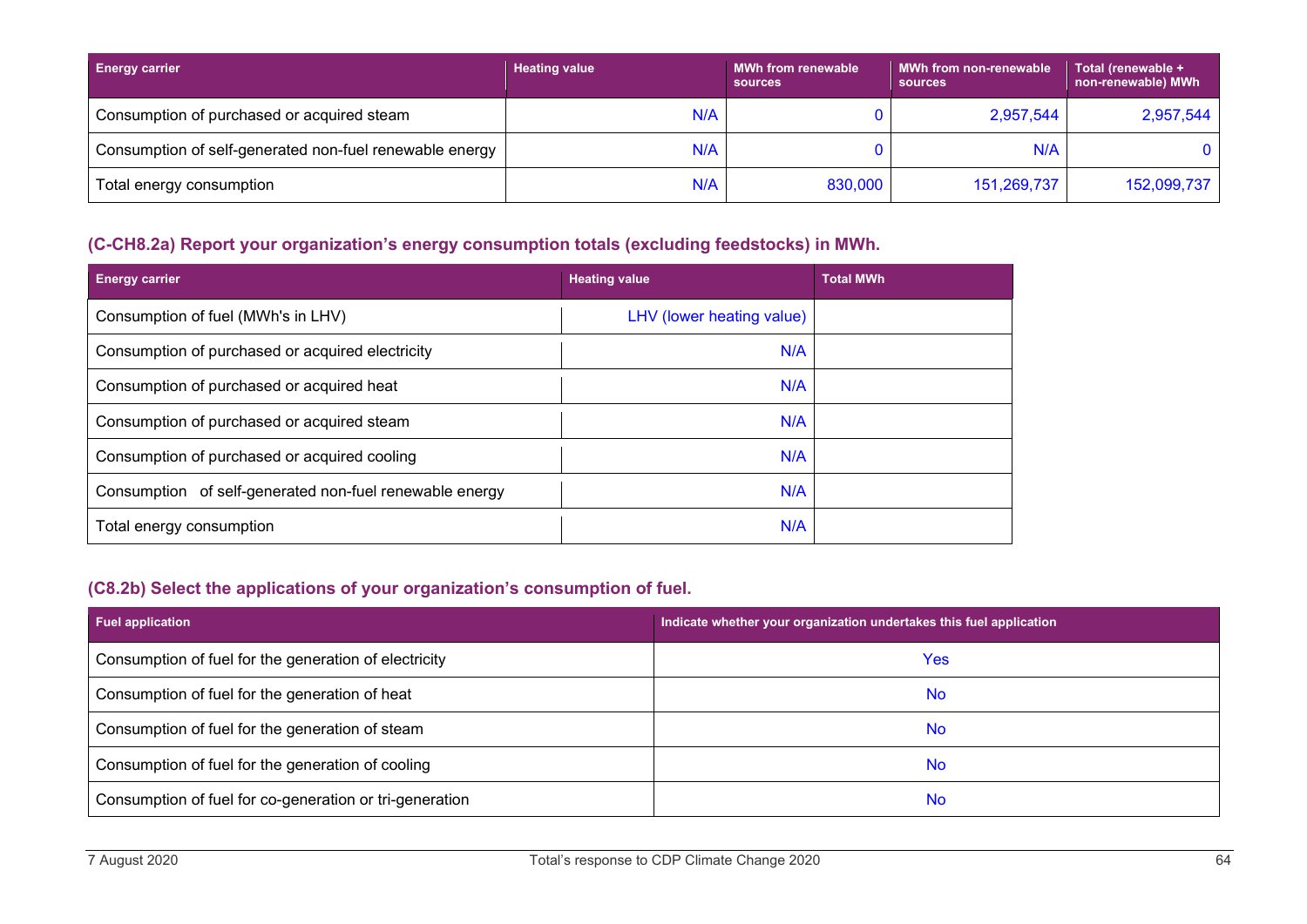| Energy carrier | Heating value | MWh from renewable sources | MWh from non-renewable sources | Total (renewable + non-renewable) MWh |
|---|---|---|---|---|
| Consumption of purchased or acquired steam | N/A | 0 | 2,957,544 | 2,957,544 |
| Consumption of self-generated non-fuel renewable energy | N/A | 0 | N/A | 0 |
| Total energy consumption | N/A | 830,000 | 151,269,737 | 152,099,737 |

### (C-CH8.2a) Report your organization's energy consumption totals (excluding feedstocks) in MWh.

| Energy carrier | Heating value | Total MWh |
|---|---|---|
| Consumption of fuel (MWh's in LHV) | LHV (lower heating value) | |
| Consumption of purchased or acquired electricity | N/A | |
| Consumption of purchased or acquired heat | N/A | |
| Consumption of purchased or acquired steam | N/A | |
| Consumption of purchased or acquired cooling | N/A | |
| Consumption of self-generated non-fuel renewable energy | N/A | |
| Total energy consumption | N/A | |

### (C8.2b) Select the applications of your organization's consumption of fuel.

| Fuel application | Indicate whether your organization undertakes this fuel application |
|---|---|
| Consumption of fuel for the generation of electricity | Yes |
| Consumption of fuel for the generation of heat | No |
| Consumption of fuel for the generation of steam | No |
| Consumption of fuel for the generation of cooling | No |
| Consumption of fuel for co-generation or tri-generation | No |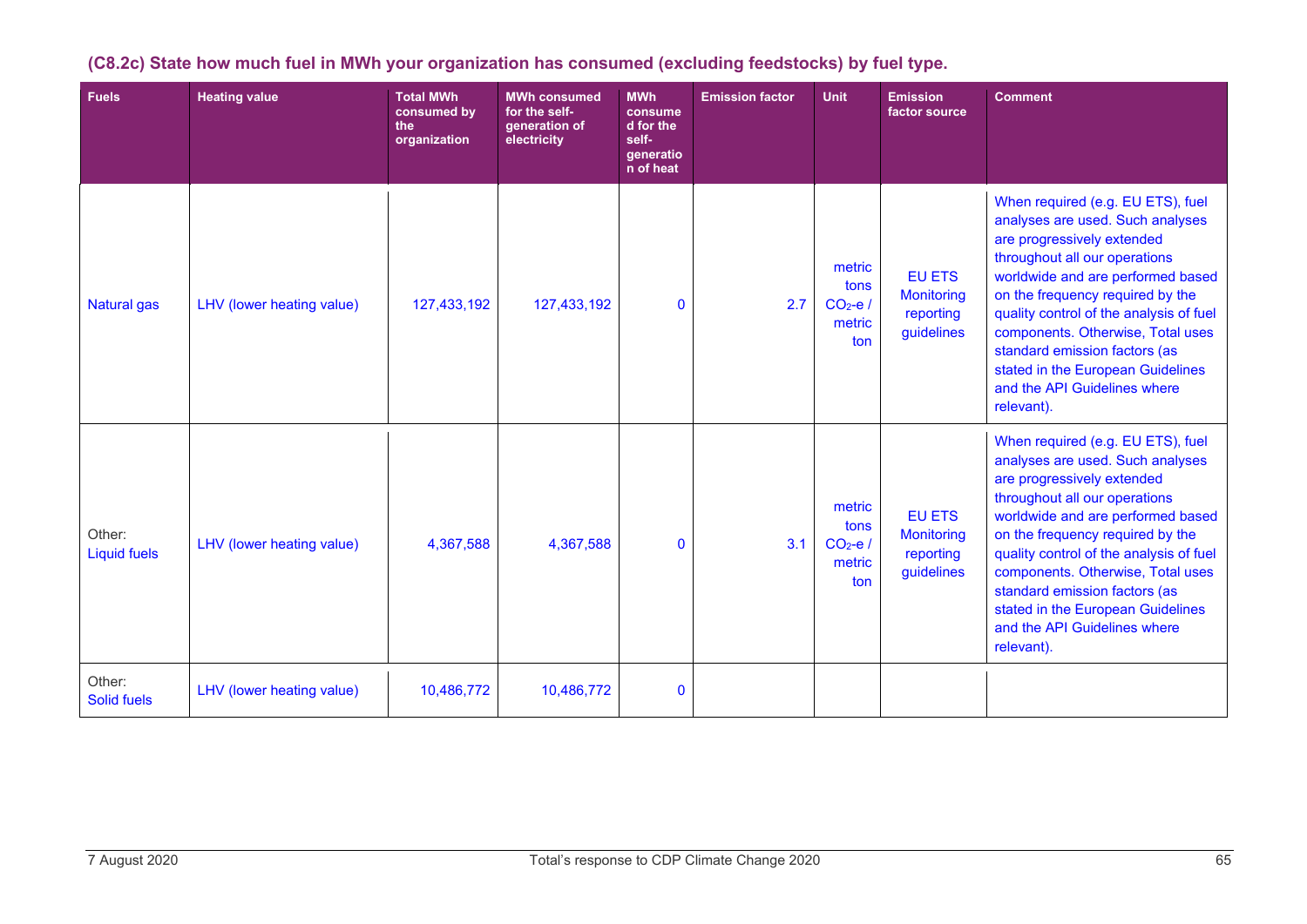**(C8.2c) State how much fuel in MWh your organization has consumed (excluding feedstocks) by fuel type.**

| Fuels | Heating value | Total MWh consumed by the organization | MWh consumed for the self-generation of electricity | MWh consumed for the self-generation of heat | Emission factor | Unit | Emission factor source | Comment |
|---|---|---|---|---|---|---|---|---|
| Natural gas | LHV (lower heating value) | 127,433,192 | 127,433,192 | 0 | 2.7 | metric tons $CO_2$-e / metric ton | EU ETS Monitoring reporting guidelines | When required (e.g. EU ETS), fuel analyses are used. Such analyses are progressively extended throughout all our operations worldwide and are performed based on the frequency required by the quality control of the analysis of fuel components. Otherwise, Total uses standard emission factors (as stated in the European Guidelines and the API Guidelines where relevant). |
| Other: Liquid fuels | LHV (lower heating value) | 4,367,588 | 4,367,588 | 0 | 3.1 | metric tons $CO_2$-e / metric ton | EU ETS Monitoring reporting guidelines | When required (e.g. EU ETS), fuel analyses are used. Such analyses are progressively extended throughout all our operations worldwide and are performed based on the frequency required by the quality control of the analysis of fuel components. Otherwise, Total uses standard emission factors (as stated in the European Guidelines and the API Guidelines where relevant). |
| Other: Solid fuels | LHV (lower heating value) | 10,486,772 | 10,486,772 | 0 | | | | |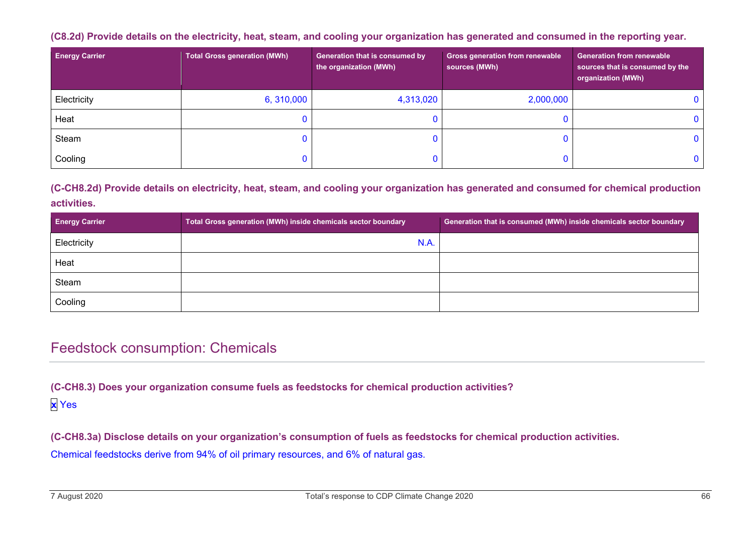**(C8.2d) Provide details on the electricity, heat, steam, and cooling your organization has generated and consumed in the reporting year.**

| Energy Carrier | Total Gross generation (MWh) | Generation that is consumed by the organization (MWh) | Gross generation from renewable sources (MWh) | Generation from renewable sources that is consumed by the organization (MWh) |
|---|---|---|---|---|
| Electricity | 6, 310,000 | 4,313,020 | 2,000,000 | 0 |
| Heat | 0 | 0 | 0 | 0 |
| Steam | 0 | 0 | 0 | 0 |
| Cooling | 0 | 0 | 0 | 0 |

**(C-CH8.2d) Provide details on electricity, heat, steam, and cooling your organization has generated and consumed for chemical production activities.**

| Energy Carrier | Total Gross generation (MWh) inside chemicals sector boundary | Generation that is consumed (MWh) inside chemicals sector boundary |
|---|---|---|
| Electricity | N.A. | |
| Heat | | |
| Steam | | |
| Cooling | | |

## Feedstock consumption: Chemicals

**(C-CH8.3) Does your organization consume fuels as feedstocks for chemical production activities?**

x Yes

**(C-CH8.3a) Disclose details on your organization's consumption of fuels as feedstocks for chemical production activities.**

Chemical feedstocks derive from 94% of oil primary resources, and 6% of natural gas.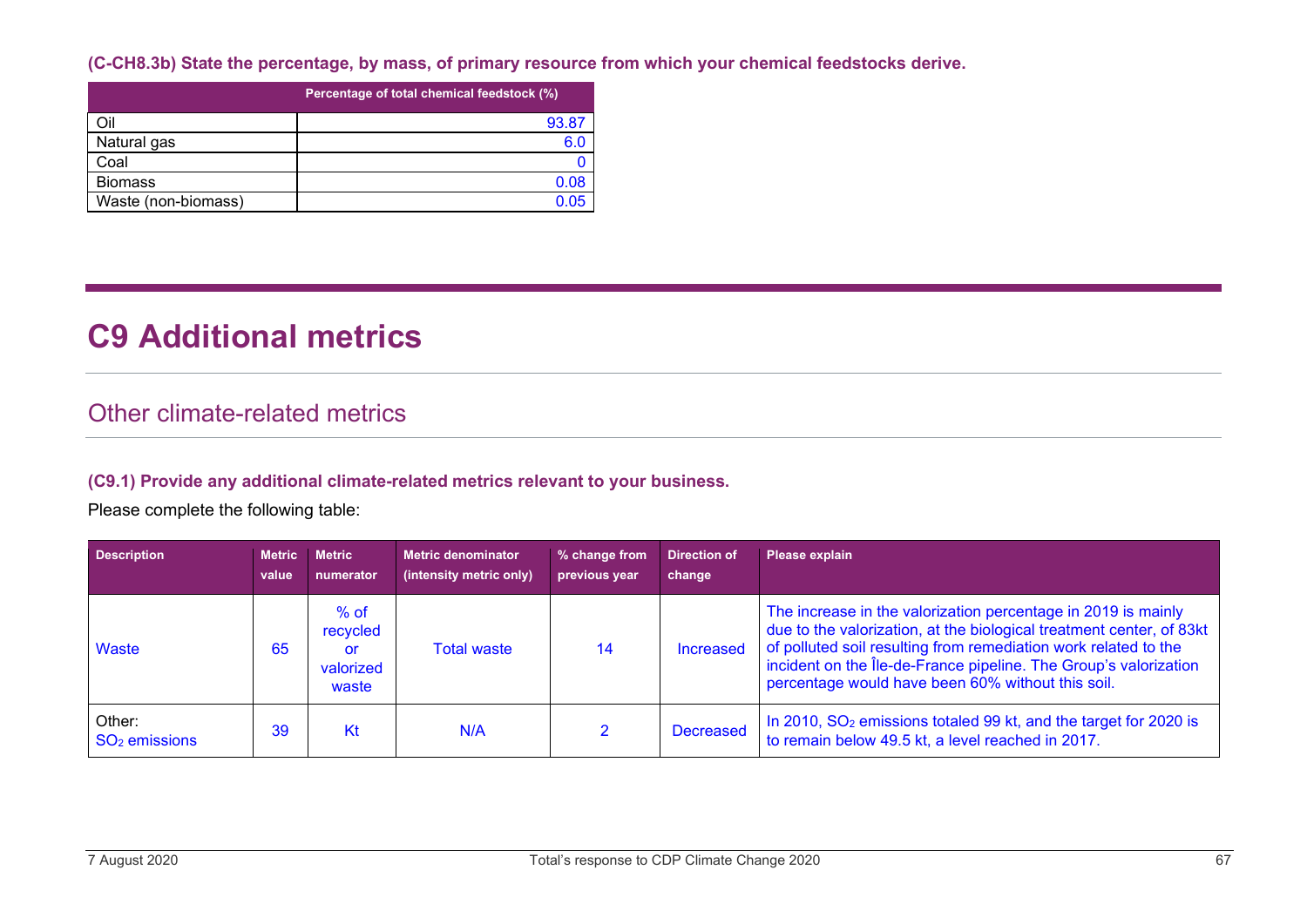**(C-CH8.3b) State the percentage, by mass, of primary resource from which your chemical feedstocks derive.**

| | Percentage of total chemical feedstock (%) |
|---|---|
| Oil | 93.87 |
| Natural gas | 6.0 |
| Coal | 0 |
| Biomass | 0.08 |
| Waste (non-biomass) | 0.05 |

# C9 Additional metrics

## Other climate-related metrics

**(C9.1) Provide any additional climate-related metrics relevant to your business.**

Please complete the following table:

| Description | Metric value | Metric numerator | Metric denominator (intensity metric only) | % change from previous year | Direction of change | Please explain |
|---|---|---|---|---|---|---|
| Waste | 65 | % of recycled or valorized waste | Total waste | 14 | Increased | The increase in the valorization percentage in 2019 is mainly due to the valorization, at the biological treatment center, of 83kt of polluted soil resulting from remediation work related to the incident on the Île-de-France pipeline. The Group's valorization percentage would have been 60% without this soil. |
| Other: $SO_2$ emissions | 39 | Kt | N/A | 2 | Decreased | In 2010, $SO_2$ emissions totaled 99 kt, and the target for 2020 is to remain below 49.5 kt, a level reached in 2017. |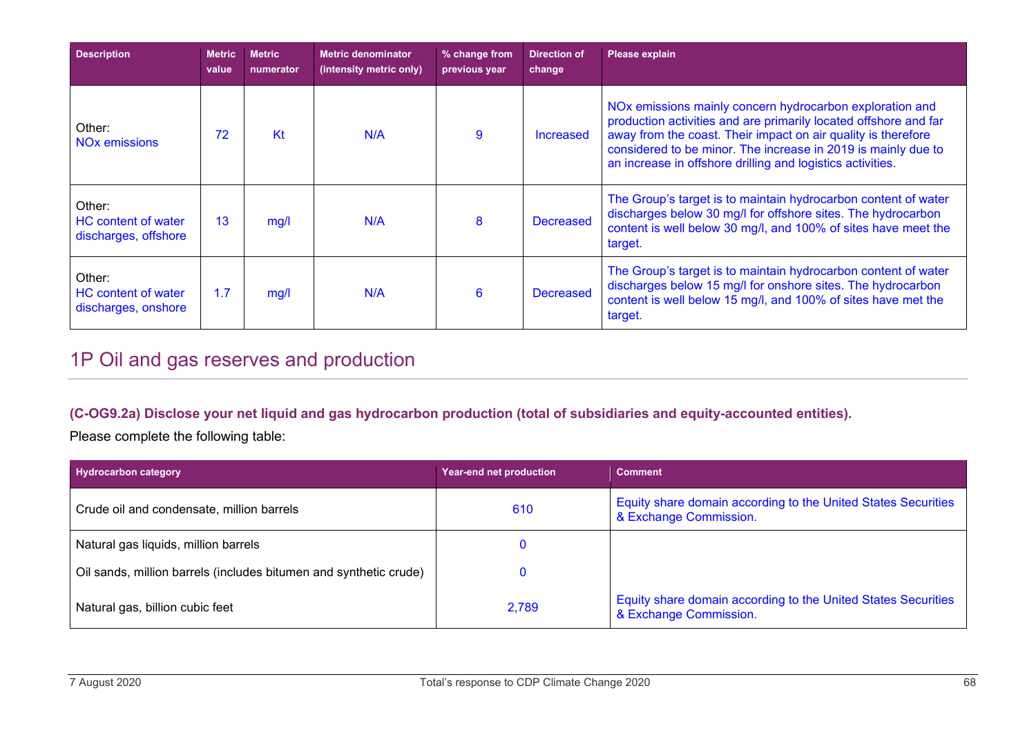| Description | Metric value | Metric numerator | Metric denominator (intensity metric only) | % change from previous year | Direction of change | Please explain |
|---|---|---|---|---|---|---|
| Other: NOx emissions | 72 | Kt | N/A | 9 | Increased | NOx emissions mainly concern hydrocarbon exploration and production activities and are primarily located offshore and far away from the coast. Their impact on air quality is therefore considered to be minor. The increase in 2019 is mainly due to an increase in offshore drilling and logistics activities. |
| Other: HC content of water discharges, offshore | 13 | mg/l | N/A | 8 | Decreased | The Group's target is to maintain hydrocarbon content of water discharges below 30 mg/l for offshore sites. The hydrocarbon content is well below 30 mg/l, and 100% of sites have meet the target. |
| Other: HC content of water discharges, onshore | 1.7 | mg/l | N/A | 6 | Decreased | The Group's target is to maintain hydrocarbon content of water discharges below 15 mg/l for onshore sites. The hydrocarbon content is well below 15 mg/l, and 100% of sites have met the target. |

# 1P Oil and gas reserves and production

### (C-OG9.2a) Disclose your net liquid and gas hydrocarbon production (total of subsidiaries and equity-accounted entities).

Please complete the following table:

| Hydrocarbon category | Year-end net production | Comment |
|---|---|---|
| Crude oil and condensate, million barrels | 610 | Equity share domain according to the United States Securities & Exchange Commission. |
| Natural gas liquids, million barrels | 0 | |
| Oil sands, million barrels (includes bitumen and synthetic crude) | 0 | |
| Natural gas, billion cubic feet | 2,789 | Equity share domain according to the United States Securities & Exchange Commission. |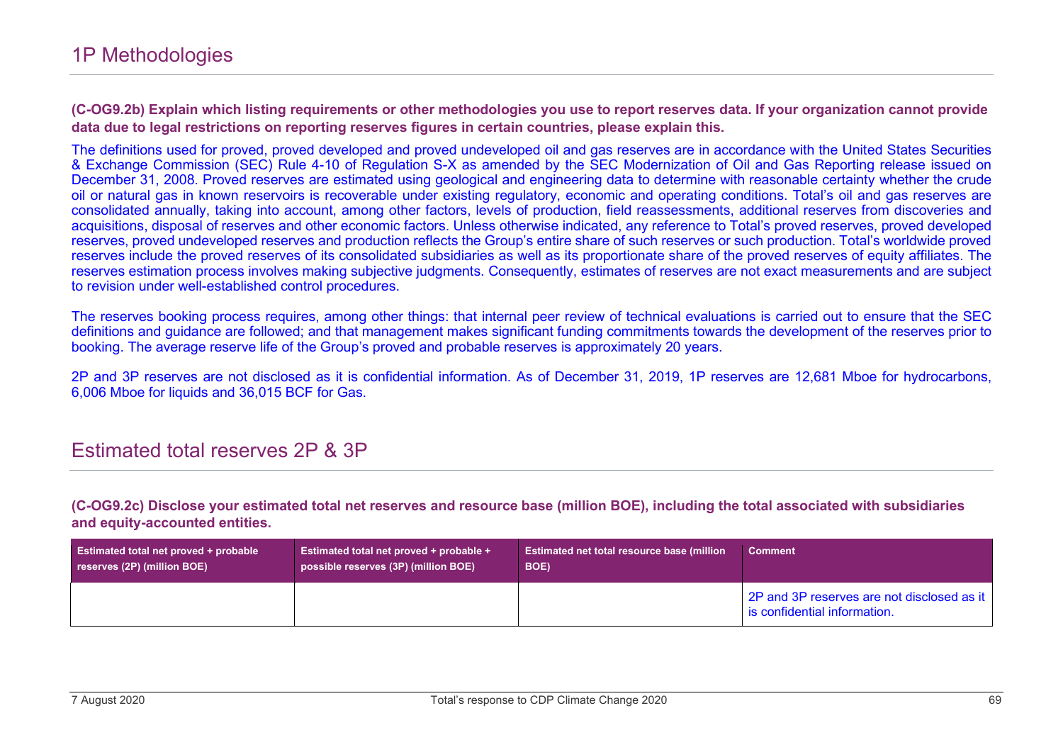## 1P Methodologies

**(C-OG9.2b) Explain which listing requirements or other methodologies you use to report reserves data. If your organization cannot provide data due to legal restrictions on reporting reserves figures in certain countries, please explain this.**

The definitions used for proved, proved developed and proved undeveloped oil and gas reserves are in accordance with the United States Securities & Exchange Commission (SEC) Rule 4-10 of Regulation S-X as amended by the SEC Modernization of Oil and Gas Reporting release issued on December 31, 2008. Proved reserves are estimated using geological and engineering data to determine with reasonable certainty whether the crude oil or natural gas in known reservoirs is recoverable under existing regulatory, economic and operating conditions. Total's oil and gas reserves are consolidated annually, taking into account, among other factors, levels of production, field reassessments, additional reserves from discoveries and acquisitions, disposal of reserves and other economic factors. Unless otherwise indicated, any reference to Total's proved reserves, proved developed reserves, proved undeveloped reserves and production reflects the Group's entire share of such reserves or such production. Total's worldwide proved reserves include the proved reserves of its consolidated subsidiaries as well as its proportionate share of the proved reserves of equity affiliates. The reserves estimation process involves making subjective judgments. Consequently, estimates of reserves are not exact measurements and are subject to revision under well-established control procedures.

The reserves booking process requires, among other things: that internal peer review of technical evaluations is carried out to ensure that the SEC definitions and guidance are followed; and that management makes significant funding commitments towards the development of the reserves prior to booking. The average reserve life of the Group's proved and probable reserves is approximately 20 years.

2P and 3P reserves are not disclosed as it is confidential information. As of December 31, 2019, 1P reserves are 12,681 Mboe for hydrocarbons, 6,006 Mboe for liquids and 36,015 BCF for Gas.

## Estimated total reserves 2P & 3P

**(C-OG9.2c) Disclose your estimated total net reserves and resource base (million BOE), including the total associated with subsidiaries and equity-accounted entities.**

| Estimated total net proved + probable reserves (2P) (million BOE) | Estimated total net proved + probable + possible reserves (3P) (million BOE) | Estimated net total resource base (million BOE) | Comment |
|---|---|---|---|
| | | | 2P and 3P reserves are not disclosed as it is confidential information. |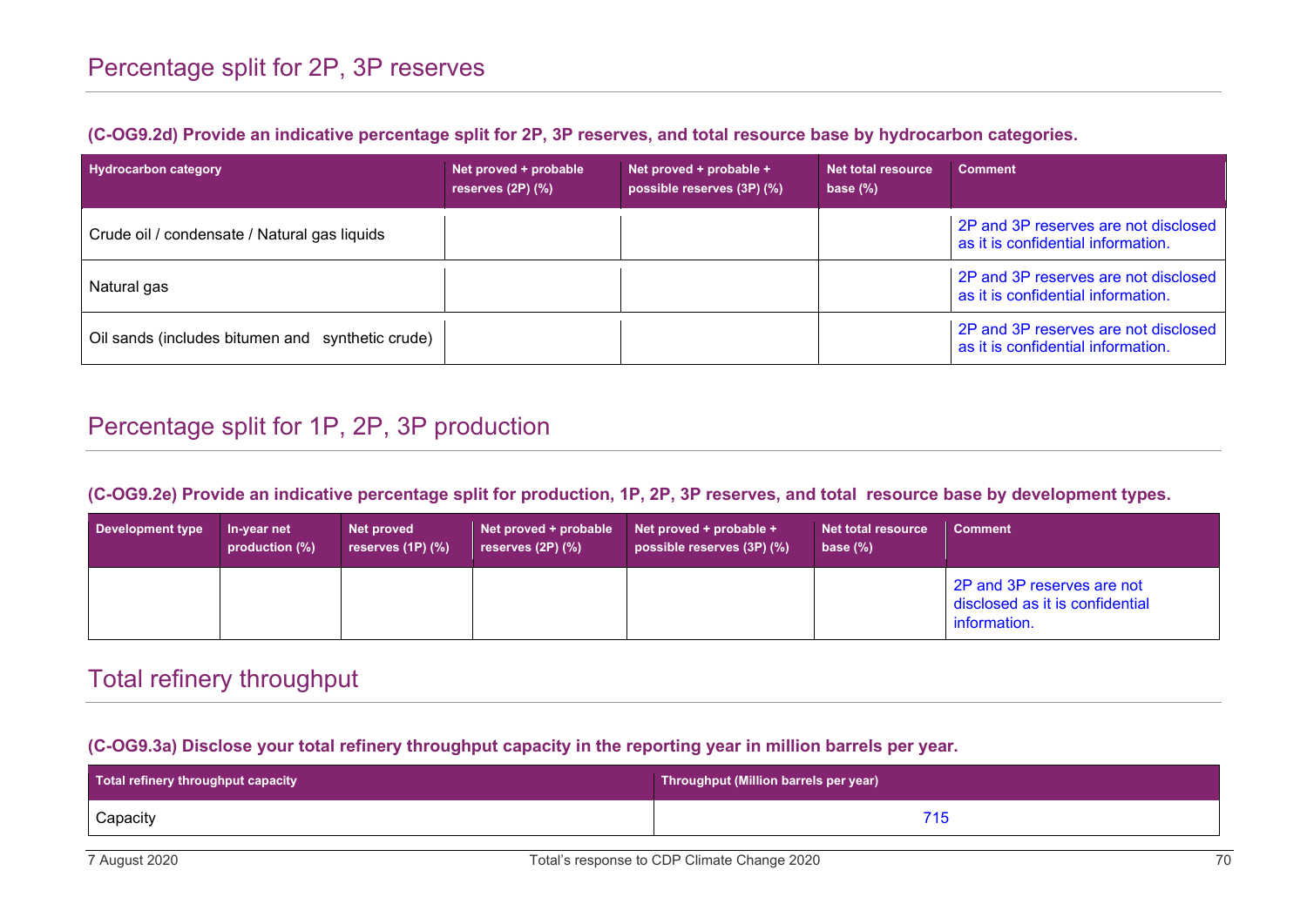## Percentage split for 2P, 3P reserves

**(C-OG9.2d) Provide an indicative percentage split for 2P, 3P reserves, and total resource base by hydrocarbon categories.**

| Hydrocarbon category | Net proved + probable reserves (2P) (%) | Net proved + probable + possible reserves (3P) (%) | Net total resource base (%) | Comment |
|---|---|---|---|---|
| Crude oil / condensate / Natural gas liquids | | | | 2P and 3P reserves are not disclosed as it is confidential information. |
| Natural gas | | | | 2P and 3P reserves are not disclosed as it is confidential information. |
| Oil sands (includes bitumen and synthetic crude) | | | | 2P and 3P reserves are not disclosed as it is confidential information. |

## Percentage split for 1P, 2P, 3P production

**(C-OG9.2e) Provide an indicative percentage split for production, 1P, 2P, 3P reserves, and total resource base by development types.**

| Development type | In-year net production (%) | Net proved reserves (1P) (%) | Net proved + probable reserves (2P) (%) | Net proved + probable + possible reserves (3P) (%) | Net total resource base (%) | Comment |
|---|---|---|---|---|---|---|
| | | | | | | 2P and 3P reserves are not disclosed as it is confidential information. |

## Total refinery throughput

**(C-OG9.3a) Disclose your total refinery throughput capacity in the reporting year in million barrels per year.**

| Total refinery throughput capacity | Throughput (Million barrels per year) |
|---|---|
| Capacity | 715 |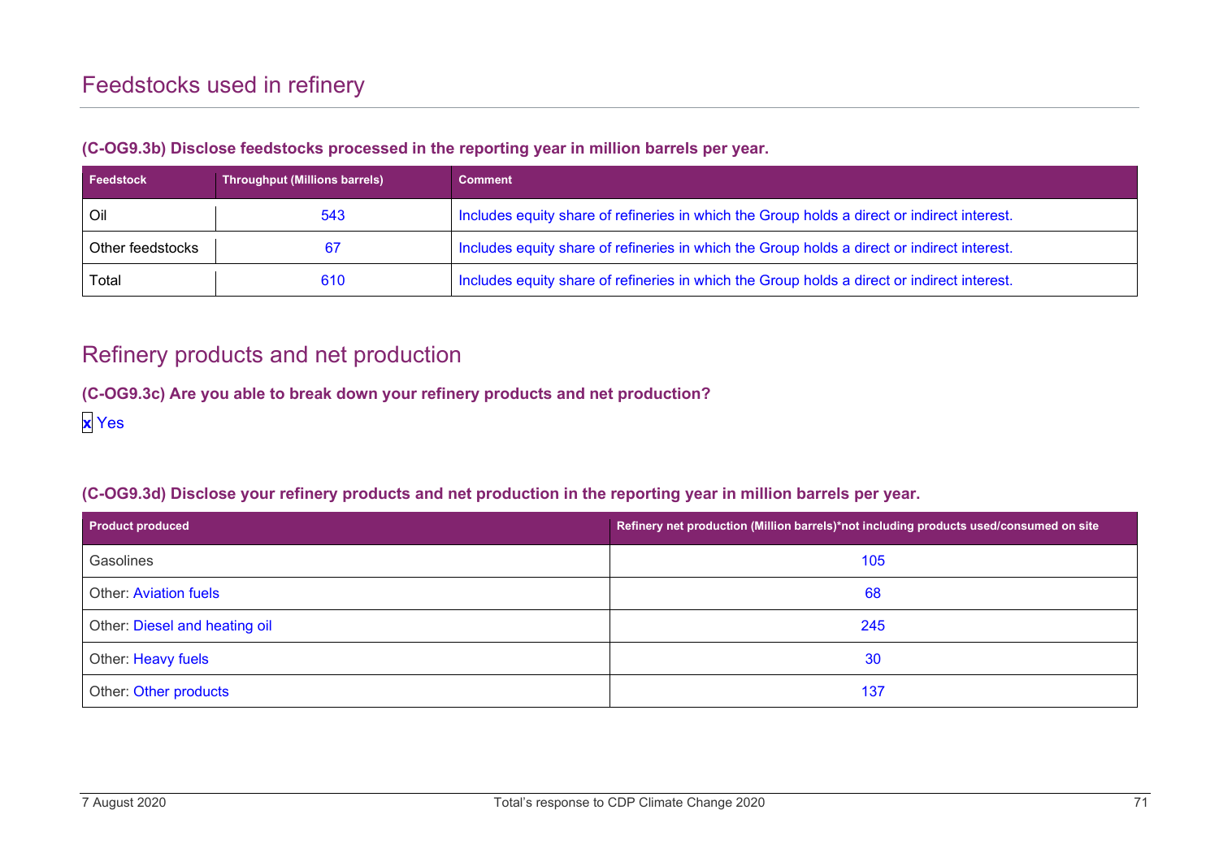## Feedstocks used in refinery

**(C-OG9.3b) Disclose feedstocks processed in the reporting year in million barrels per year.**

| Feedstock | Throughput (Millions barrels) | Comment |
|---|---|---|
| Oil | 543 | Includes equity share of refineries in which the Group holds a direct or indirect interest. |
| Other feedstocks | 67 | Includes equity share of refineries in which the Group holds a direct or indirect interest. |
| Total | 610 | Includes equity share of refineries in which the Group holds a direct or indirect interest. |

## Refinery products and net production

**(C-OG9.3c) Are you able to break down your refinery products and net production?**

x Yes

**(C-OG9.3d) Disclose your refinery products and net production in the reporting year in million barrels per year.**

| Product produced | Refinery net production (Million barrels)*not including products used/consumed on site |
|---|---|
| Gasolines | 105 |
| Other: Aviation fuels | 68 |
| Other: Diesel and heating oil | 245 |
| Other: Heavy fuels | 30 |
| Other: Other products | 137 |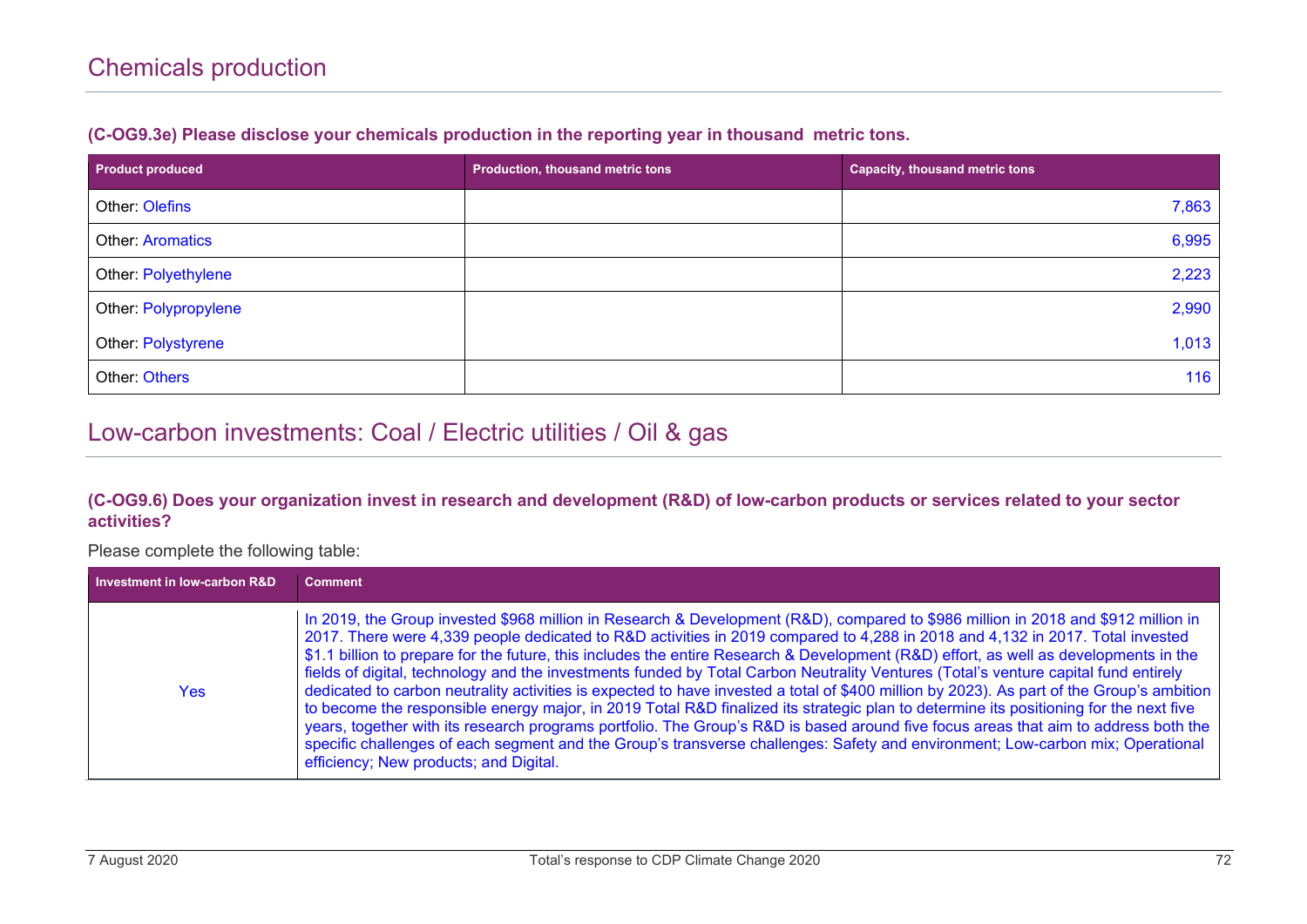## Chemicals production

**(C-OG9.3e) Please disclose your chemicals production in the reporting year in thousand metric tons.**

| Product produced | Production, thousand metric tons | Capacity, thousand metric tons |
|---|---|---|
| Other: Olefins | | 7,863 |
| Other: Aromatics | | 6,995 |
| Other: Polyethylene | | 2,223 |
| Other: Polypropylene | | 2,990 |
| Other: Polystyrene | | 1,013 |
| Other: Others | | 116 |

## Low-carbon investments: Coal / Electric utilities / Oil & gas

**(C-OG9.6) Does your organization invest in research and development (R&D) of low-carbon products or services related to your sector activities?**

Please complete the following table:

| Investment in low-carbon R&D | Comment |
|---|---|
| Yes | In 2019, the Group invested $968 million in Research & Development (R&D), compared to $986 million in 2018 and $912 million in 2017. There were 4,339 people dedicated to R&D activities in 2019 compared to 4,288 in 2018 and 4,132 in 2017. Total invested $1.1 billion to prepare for the future, this includes the entire Research & Development (R&D) effort, as well as developments in the fields of digital, technology and the investments funded by Total Carbon Neutrality Ventures (Total's venture capital fund entirely dedicated to carbon neutrality activities is expected to have invested a total of $400 million by 2023). As part of the Group's ambition to become the responsible energy major, in 2019 Total R&D finalized its strategic plan to determine its positioning for the next five years, together with its research programs portfolio. The Group's R&D is based around five focus areas that aim to address both the specific challenges of each segment and the Group's transverse challenges: Safety and environment; Low-carbon mix; Operational efficiency; New products; and Digital. |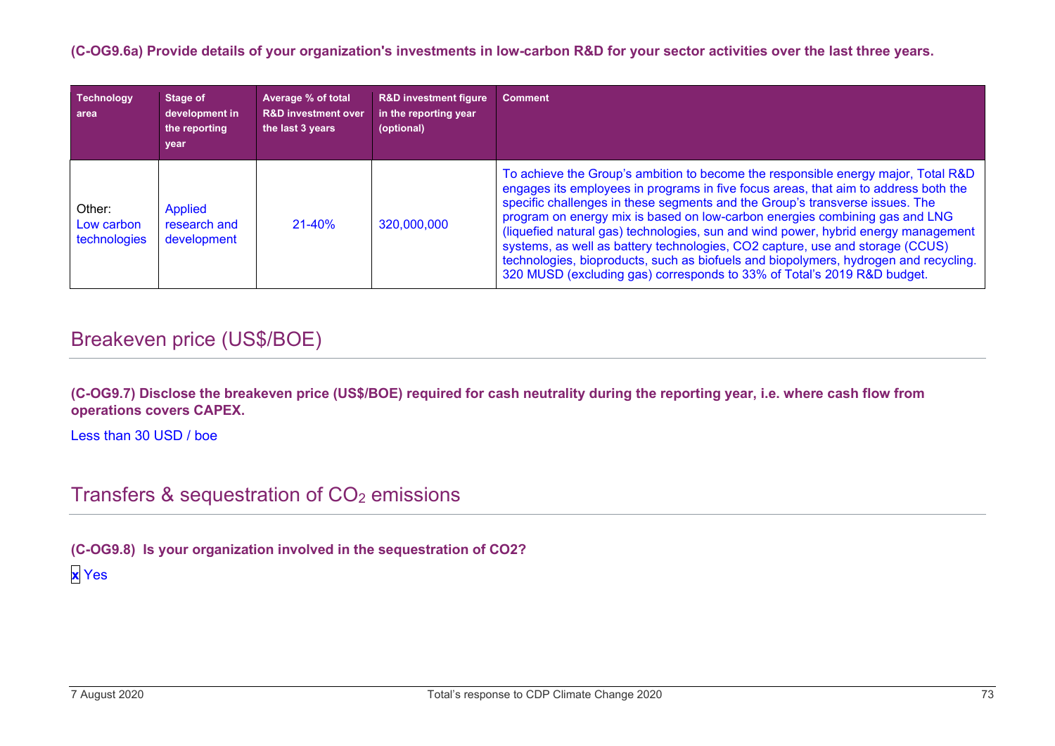**(C-OG9.6a) Provide details of your organization's investments in low-carbon R&D for your sector activities over the last three years.**

| Technology area | Stage of development in the reporting year | Average % of total R&D investment over the last 3 years | R&D investment figure in the reporting year (optional) | Comment |
|---|---|---|---|---|
| Other: Low carbon technologies | Applied research and development | 21-40% | 320,000,000 | To achieve the Group's ambition to become the responsible energy major, Total R&D engages its employees in programs in five focus areas, that aim to address both the specific challenges in these segments and the Group's transverse issues. The program on energy mix is based on low-carbon energies combining gas and LNG (liquefied natural gas) technologies, sun and wind power, hybrid energy management systems, as well as battery technologies, CO2 capture, use and storage (CCUS) technologies, bioproducts, such as biofuels and biopolymers, hydrogen and recycling. 320 MUSD (excluding gas) corresponds to 33% of Total's 2019 R&D budget. |

## Breakeven price (US$/BOE)

**(C-OG9.7) Disclose the breakeven price (US$/BOE) required for cash neutrality during the reporting year, i.e. where cash flow from operations covers CAPEX.**

Less than 30 USD / boe

## Transfers & sequestration of $CO_2$ emissions

**(C-OG9.8) Is your organization involved in the sequestration of CO2?**

x Yes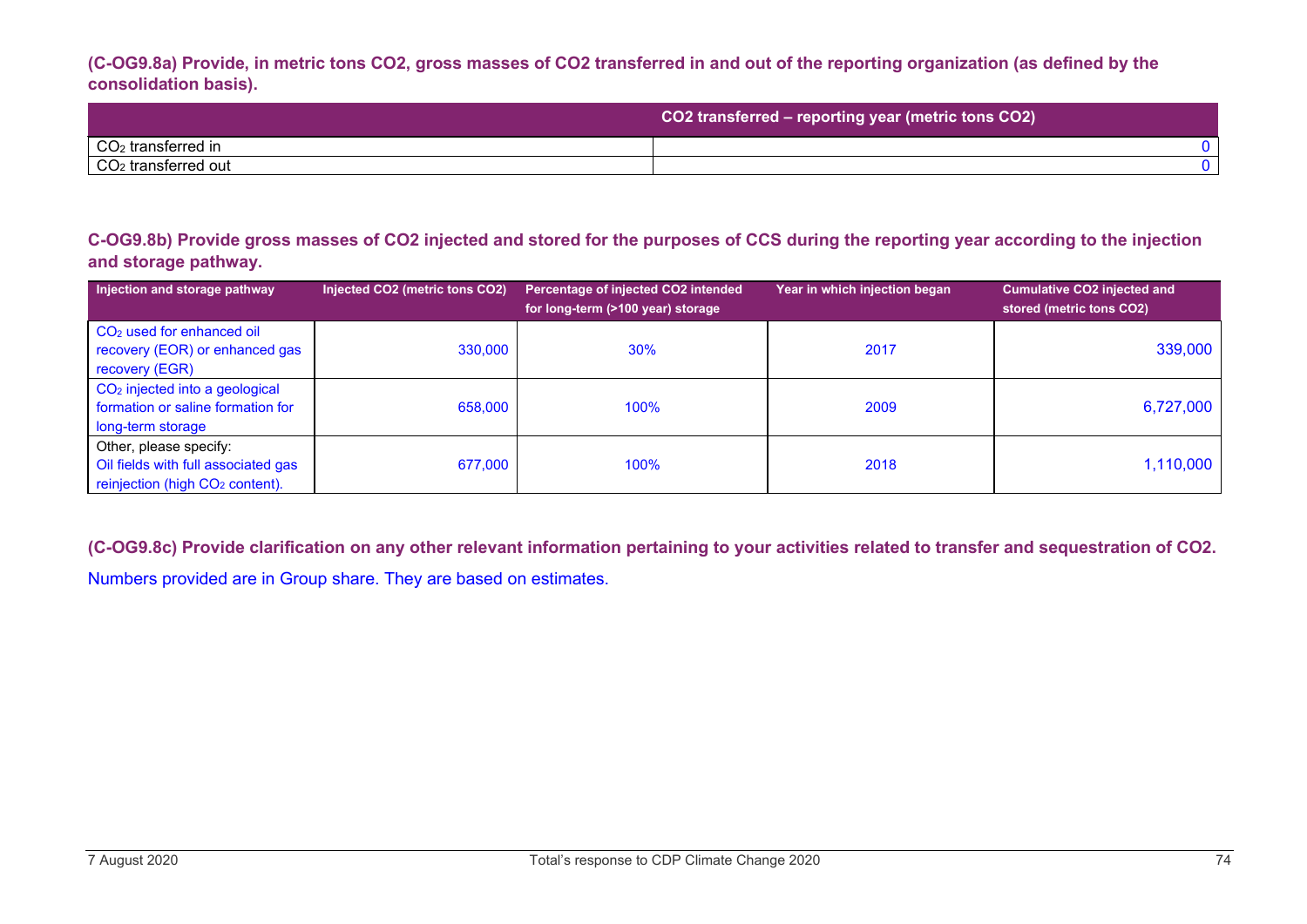**(C-OG9.8a) Provide, in metric tons CO2, gross masses of CO2 transferred in and out of the reporting organization (as defined by the consolidation basis).**

| | CO2 transferred – reporting year (metric tons CO2) |
|---|---|
| $CO_2$ transferred in | 0 |
| $CO_2$ transferred out | 0 |

**C-OG9.8b) Provide gross masses of CO2 injected and stored for the purposes of CCS during the reporting year according to the injection and storage pathway.**

| Injection and storage pathway | Injected CO2 (metric tons CO2) | Percentage of injected CO2 intended for long-term (>100 year) storage | Year in which injection began | Cumulative CO2 injected and stored (metric tons CO2) |
|---|---|---|---|---|
| $CO_2$ used for enhanced oil recovery (EOR) or enhanced gas recovery (EGR) | 330,000 | 30% | 2017 | 339,000 |
| $CO_2$ injected into a geological formation or saline formation for long-term storage | 658,000 | 100% | 2009 | 6,727,000 |
| Other, please specify: Oil fields with full associated gas reinjection (high $CO_2$ content). | 677,000 | 100% | 2018 | 1,110,000 |

**(C-OG9.8c) Provide clarification on any other relevant information pertaining to your activities related to transfer and sequestration of CO2.**

Numbers provided are in Group share. They are based on estimates.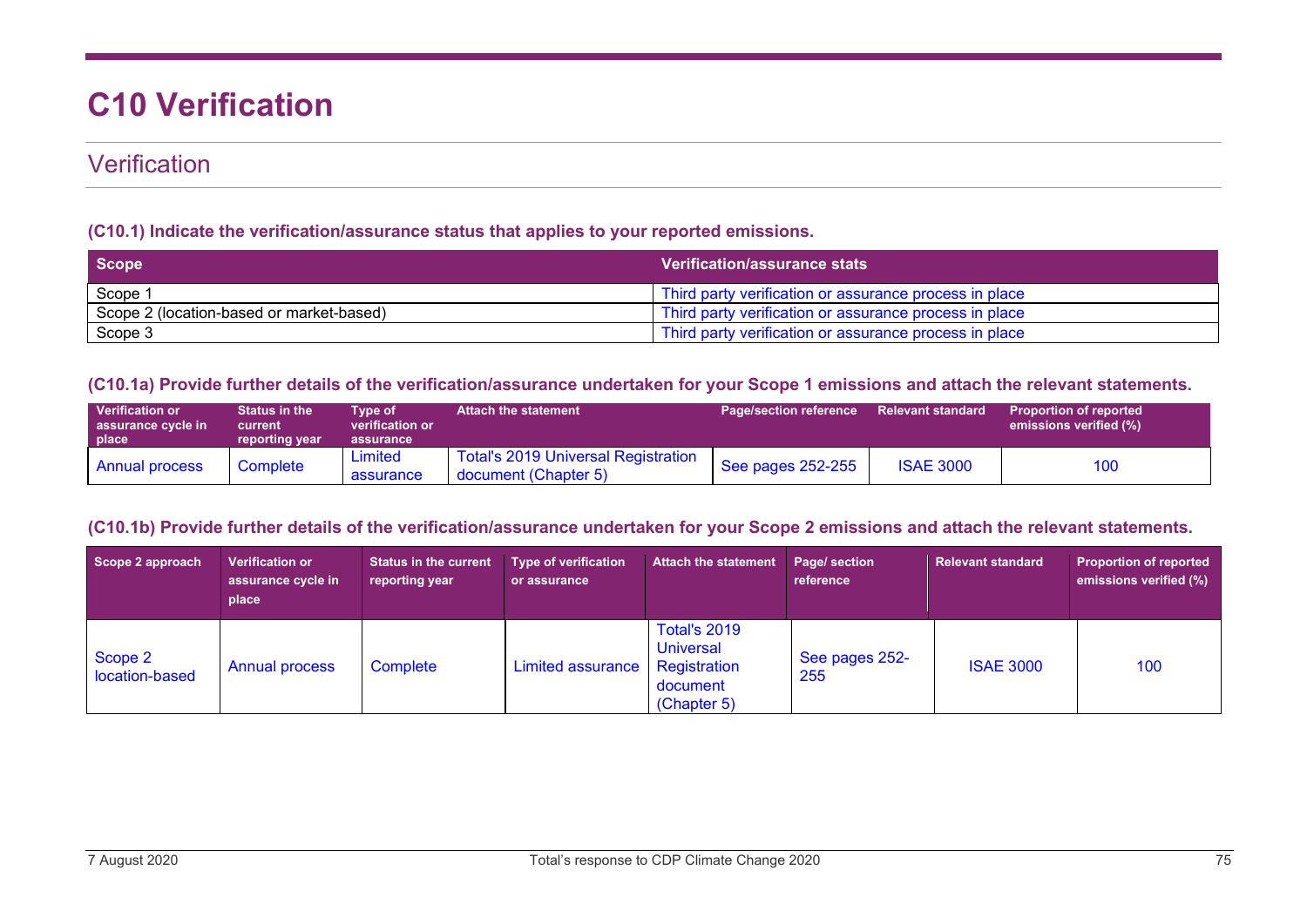# C10 Verification

## Verification

### (C10.1) Indicate the verification/assurance status that applies to your reported emissions.

| Scope | Verification/assurance stats |
| --- | --- |
| Scope 1 | Third party verification or assurance process in place |
| Scope 2 (location-based or market-based) | Third party verification or assurance process in place |
| Scope 3 | Third party verification or assurance process in place |

### (C10.1a) Provide further details of the verification/assurance undertaken for your Scope 1 emissions and attach the relevant statements.

| Verification or assurance cycle in place | Status in the current reporting year | Type of verification or assurance | Attach the statement | Page/section reference | Relevant standard | Proportion of reported emissions verified (%) |
| --- | --- | --- | --- | --- | --- | --- |
| Annual process | Complete | Limited assurance | Total's 2019 Universal Registration document (Chapter 5) | See pages 252-255 | ISAE 3000 | 100 |

### (C10.1b) Provide further details of the verification/assurance undertaken for your Scope 2 emissions and attach the relevant statements.

| Scope 2 approach | Verification or assurance cycle in place | Status in the current reporting year | Type of verification or assurance | Attach the statement | Page/ section reference | Relevant standard | Proportion of reported emissions verified (%) |
| --- | --- | --- | --- | --- | --- | --- | --- |
| Scope 2 location-based | Annual process | Complete | Limited assurance | Total's 2019 Universal Registration document (Chapter 5) | See pages 252-255 | ISAE 3000 | 100 |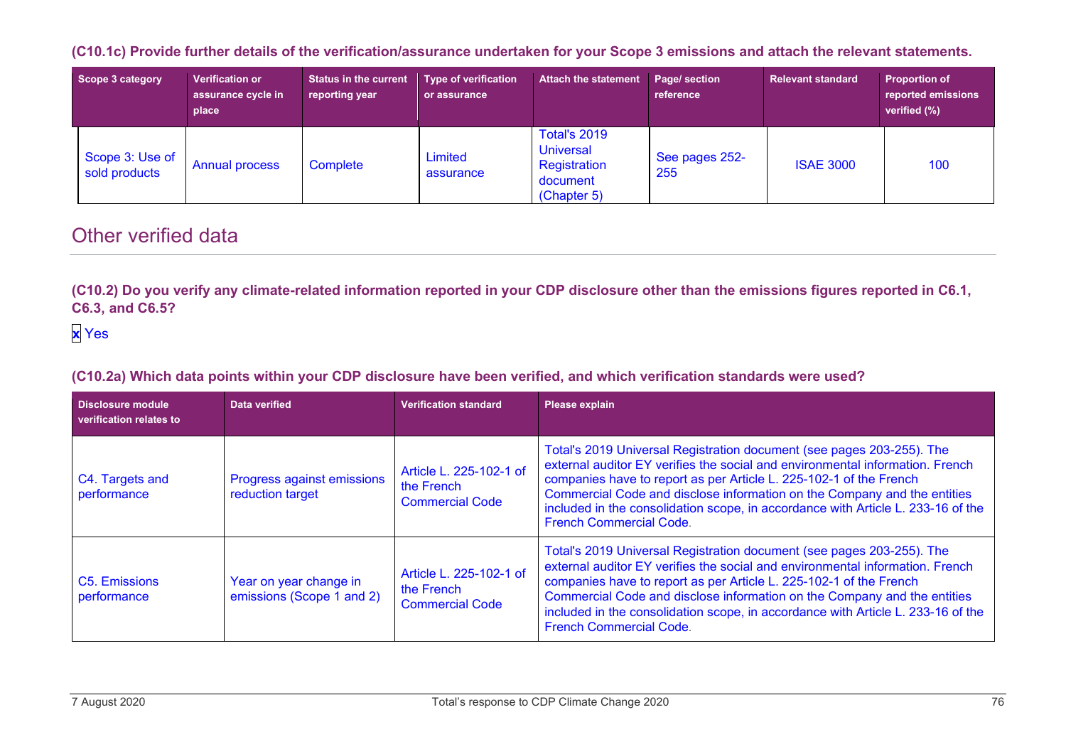**(C10.1c) Provide further details of the verification/assurance undertaken for your Scope 3 emissions and attach the relevant statements.**

| Scope 3 category | Verification or assurance cycle in place | Status in the current reporting year | Type of verification or assurance | Attach the statement | Page/ section reference | Relevant standard | Proportion of reported emissions verified (%) |
|---|---|---|---|---|---|---|---|
| Scope 3: Use of sold products | Annual process | Complete | Limited assurance | Total's 2019 Universal Registration document (Chapter 5) | See pages 252-255 | ISAE 3000 | 100 |

## Other verified data

**(C10.2) Do you verify any climate-related information reported in your CDP disclosure other than the emissions figures reported in C6.1, C6.3, and C6.5?**

x Yes

**(C10.2a) Which data points within your CDP disclosure have been verified, and which verification standards were used?**

| Disclosure module verification relates to | Data verified | Verification standard | Please explain |
|---|---|---|---|
| C4. Targets and performance | Progress against emissions reduction target | Article L. 225-102-1 of the French Commercial Code | Total's 2019 Universal Registration document (see pages 203-255). The external auditor EY verifies the social and environmental information. French companies have to report as per Article L. 225-102-1 of the French Commercial Code and disclose information on the Company and the entities included in the consolidation scope, in accordance with Article L. 233-16 of the French Commercial Code. |
| C5. Emissions performance | Year on year change in emissions (Scope 1 and 2) | Article L. 225-102-1 of the French Commercial Code | Total's 2019 Universal Registration document (see pages 203-255). The external auditor EY verifies the social and environmental information. French companies have to report as per Article L. 225-102-1 of the French Commercial Code and disclose information on the Company and the entities included in the consolidation scope, in accordance with Article L. 233-16 of the French Commercial Code. |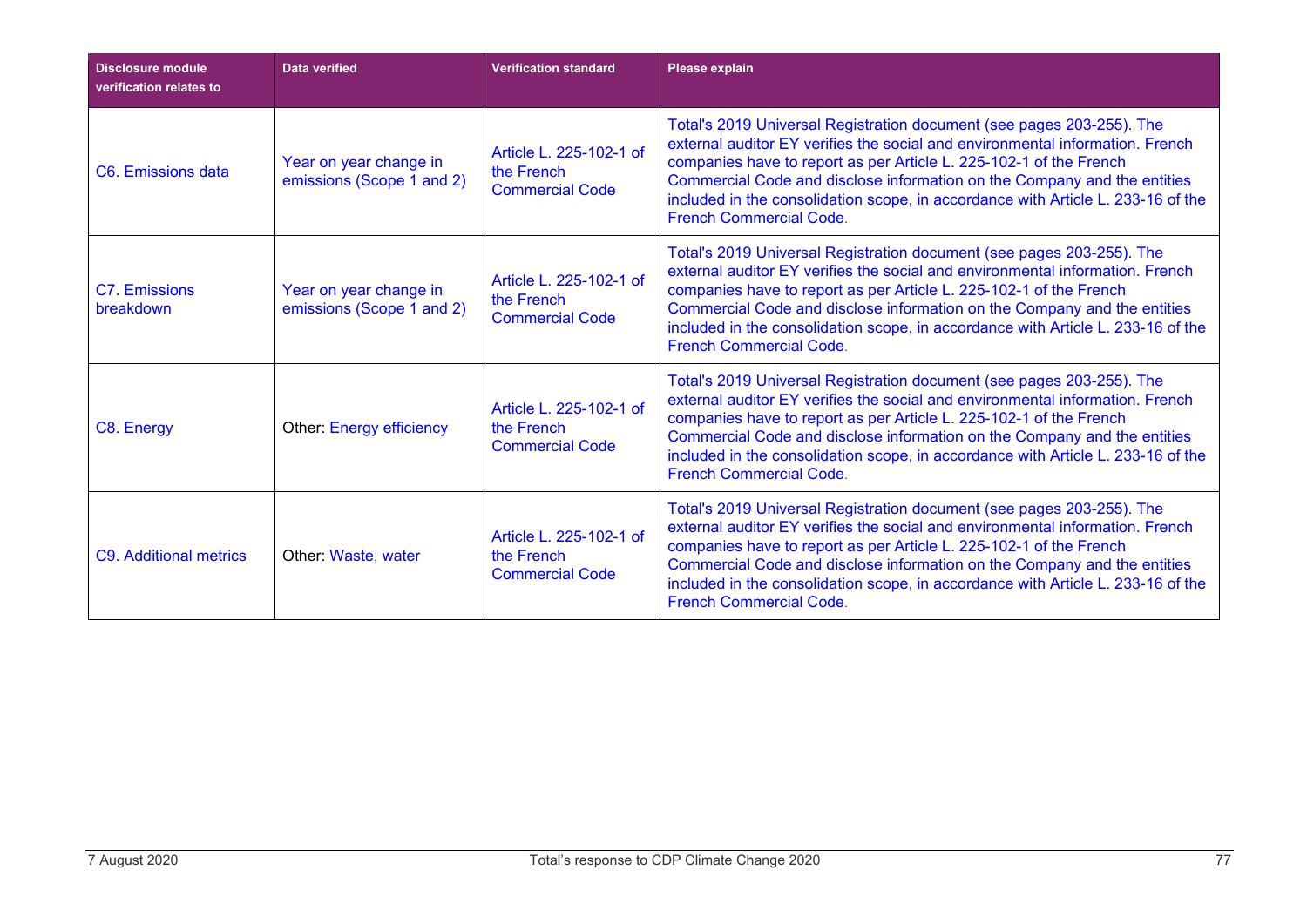| Disclosure module verification relates to | Data verified | Verification standard | Please explain |
|---|---|---|---|
| C6. Emissions data | Year on year change in emissions (Scope 1 and 2) | Article L. 225-102-1 of the French Commercial Code | Total's 2019 Universal Registration document (see pages 203-255). The external auditor EY verifies the social and environmental information. French companies have to report as per Article L. 225-102-1 of the French Commercial Code and disclose information on the Company and the entities included in the consolidation scope, in accordance with Article L. 233-16 of the French Commercial Code. |
| C7. Emissions breakdown | Year on year change in emissions (Scope 1 and 2) | Article L. 225-102-1 of the French Commercial Code | Total's 2019 Universal Registration document (see pages 203-255). The external auditor EY verifies the social and environmental information. French companies have to report as per Article L. 225-102-1 of the French Commercial Code and disclose information on the Company and the entities included in the consolidation scope, in accordance with Article L. 233-16 of the French Commercial Code. |
| C8. Energy | Other: Energy efficiency | Article L. 225-102-1 of the French Commercial Code | Total's 2019 Universal Registration document (see pages 203-255). The external auditor EY verifies the social and environmental information. French companies have to report as per Article L. 225-102-1 of the French Commercial Code and disclose information on the Company and the entities included in the consolidation scope, in accordance with Article L. 233-16 of the French Commercial Code. |
| C9. Additional metrics | Other: Waste, water | Article L. 225-102-1 of the French Commercial Code | Total's 2019 Universal Registration document (see pages 203-255). The external auditor EY verifies the social and environmental information. French companies have to report as per Article L. 225-102-1 of the French Commercial Code and disclose information on the Company and the entities included in the consolidation scope, in accordance with Article L. 233-16 of the French Commercial Code. |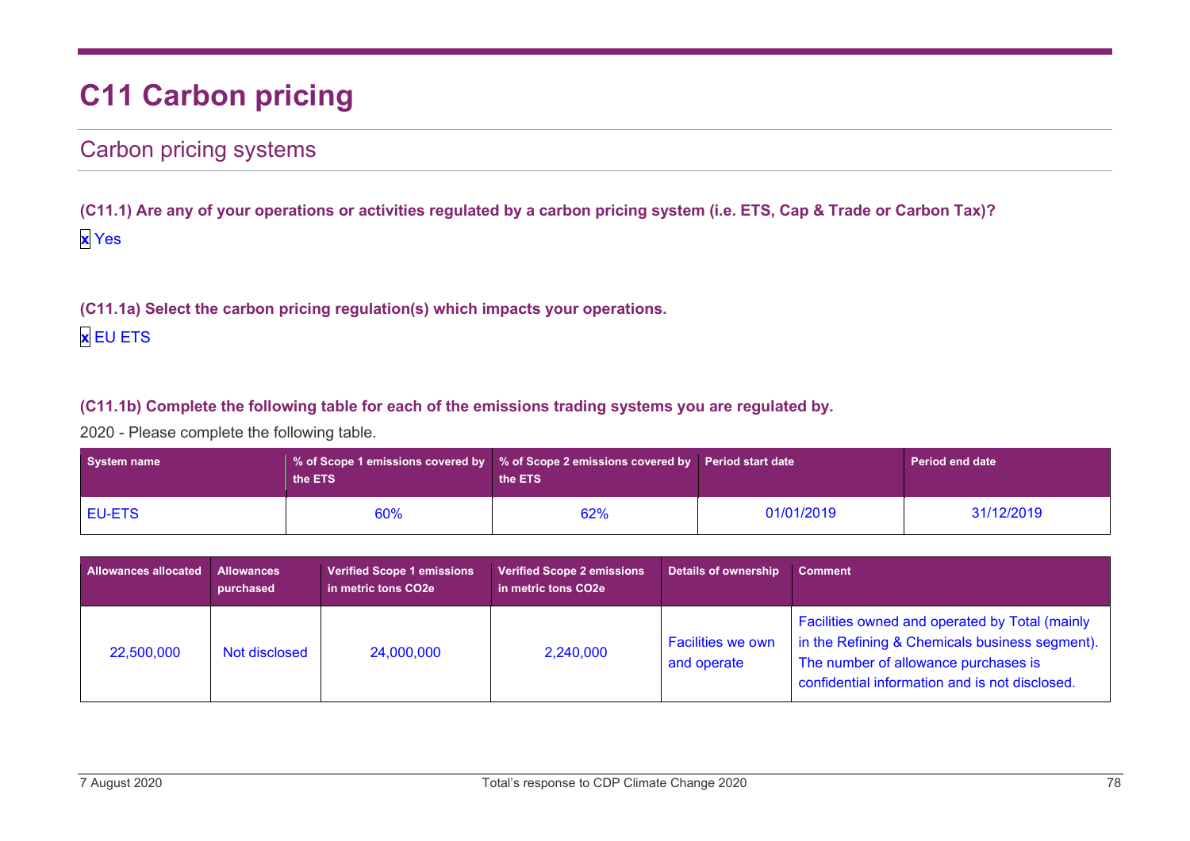# C11 Carbon pricing

## Carbon pricing systems

**(C11.1) Are any of your operations or activities regulated by a carbon pricing system (i.e. ETS, Cap & Trade or Carbon Tax)?**

x Yes

**(C11.1a) Select the carbon pricing regulation(s) which impacts your operations.**

x EU ETS

**(C11.1b) Complete the following table for each of the emissions trading systems you are regulated by.**

2020 - Please complete the following table.

| System name | % of Scope 1 emissions covered by the ETS | % of Scope 2 emissions covered by the ETS | Period start date | Period end date |
|---|---|---|---|---|
| EU-ETS | 60% | 62% | 01/01/2019 | 31/12/2019 |

| Allowances allocated | Allowances purchased | Verified Scope 1 emissions in metric tons CO2e | Verified Scope 2 emissions in metric tons CO2e | Details of ownership | Comment |
|---|---|---|---|---|---|
| 22,500,000 | Not disclosed | 24,000,000 | 2,240,000 | Facilities we own and operate | Facilities owned and operated by Total (mainly in the Refining & Chemicals business segment). The number of allowance purchases is confidential information and is not disclosed. |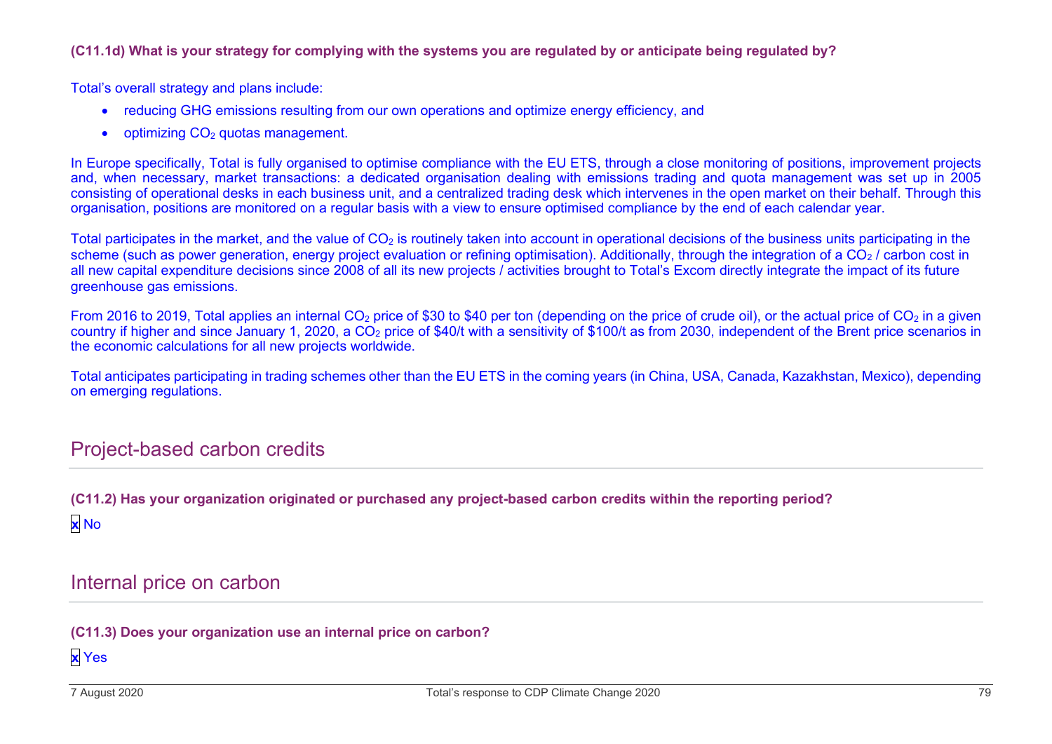**(C11.1d) What is your strategy for complying with the systems you are regulated by or anticipate being regulated by?**

Total's overall strategy and plans include:

- reducing GHG emissions resulting from our own operations and optimize energy efficiency, and
- optimizing $CO_2$ quotas management.

In Europe specifically, Total is fully organised to optimise compliance with the EU ETS, through a close monitoring of positions, improvement projects and, when necessary, market transactions: a dedicated organisation dealing with emissions trading and quota management was set up in 2005 consisting of operational desks in each business unit, and a centralized trading desk which intervenes in the open market on their behalf. Through this organisation, positions are monitored on a regular basis with a view to ensure optimised compliance by the end of each calendar year.

Total participates in the market, and the value of $CO_2$ is routinely taken into account in operational decisions of the business units participating in the scheme (such as power generation, energy project evaluation or refining optimisation). Additionally, through the integration of a $CO_2$ / carbon cost in all new capital expenditure decisions since 2008 of all its new projects / activities brought to Total's Excom directly integrate the impact of its future greenhouse gas emissions.

From 2016 to 2019, Total applies an internal $CO_2$ price of $30 to $40 per ton (depending on the price of crude oil), or the actual price of $CO_2$ in a given country if higher and since January 1, 2020, a $CO_2$ price of $40/t with a sensitivity of $100/t as from 2030, independent of the Brent price scenarios in the economic calculations for all new projects worldwide.

Total anticipates participating in trading schemes other than the EU ETS in the coming years (in China, USA, Canada, Kazakhstan, Mexico), depending on emerging regulations.

## Project-based carbon credits

**(C11.2) Has your organization originated or purchased any project-based carbon credits within the reporting period?**

x No

## Internal price on carbon

**(C11.3) Does your organization use an internal price on carbon?**

x Yes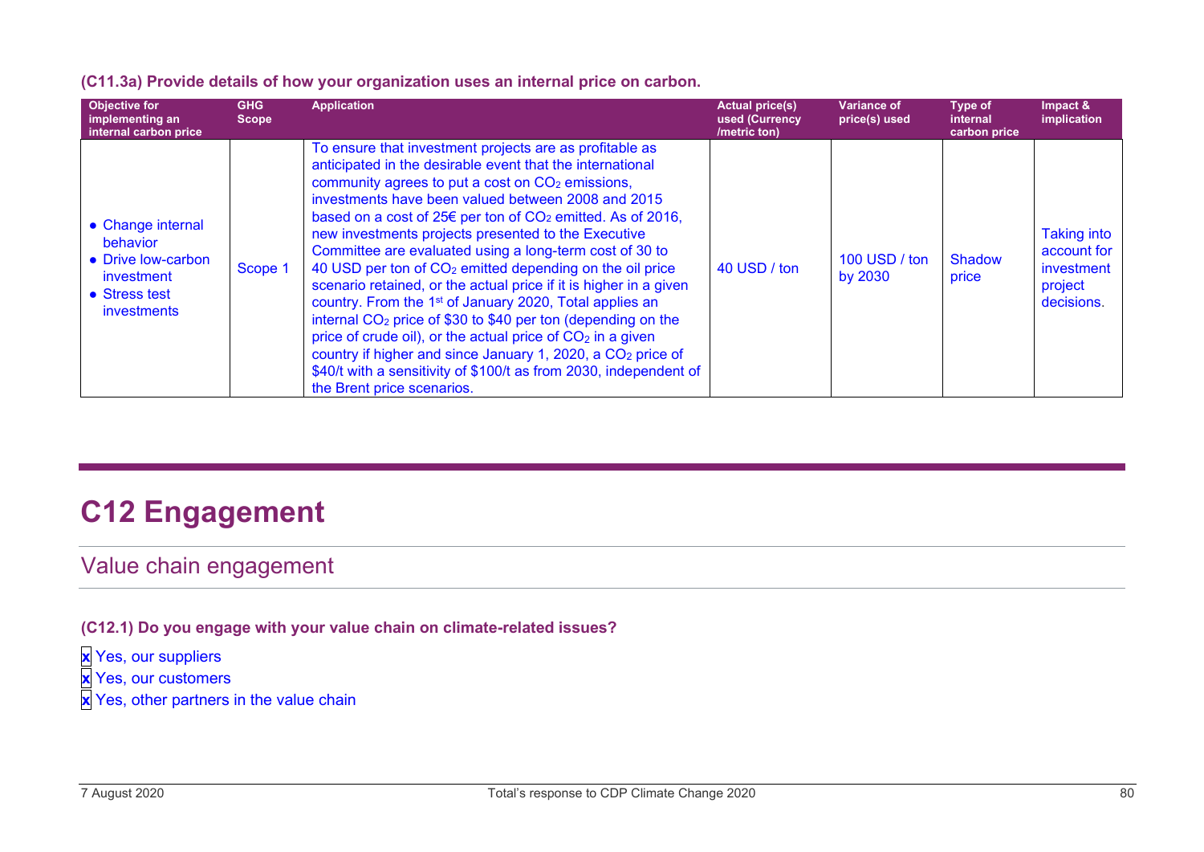**(C11.3a) Provide details of how your organization uses an internal price on carbon.**

| Objective for implementing an internal carbon price | GHG Scope | Application | Actual price(s) used (Currency /metric ton) | Variance of price(s) used | Type of internal carbon price | Impact & implication |
|---|---|---|---|---|---|---|
| • Change internal behavior<br>• Drive low-carbon investment<br>• Stress test investments | Scope 1 | To ensure that investment projects are as profitable as anticipated in the desirable event that the international community agrees to put a cost on $CO_2$ emissions, investments have been valued between 2008 and 2015 based on a cost of 25€ per ton of $CO_2$ emitted. As of 2016, new investments projects presented to the Executive Committee are evaluated using a long-term cost of 30 to 40 USD per ton of $CO_2$ emitted depending on the oil price scenario retained, or the actual price if it is higher in a given country. From the 1st of January 2020, Total applies an internal $CO_2$ price of $30 to $40 per ton (depending on the price of crude oil), or the actual price of $CO_2$ in a given country if higher and since January 1, 2020, a $CO_2$ price of $40/t with a sensitivity of $100/t as from 2030, independent of the Brent price scenarios. | 40 USD / ton | 100 USD / ton by 2030 | Shadow price | Taking into account for investment project decisions. |

# C12 Engagement

## Value chain engagement

**(C12.1) Do you engage with your value chain on climate-related issues?**

- [x] Yes, our suppliers
- [x] Yes, our customers
- [x] Yes, other partners in the value chain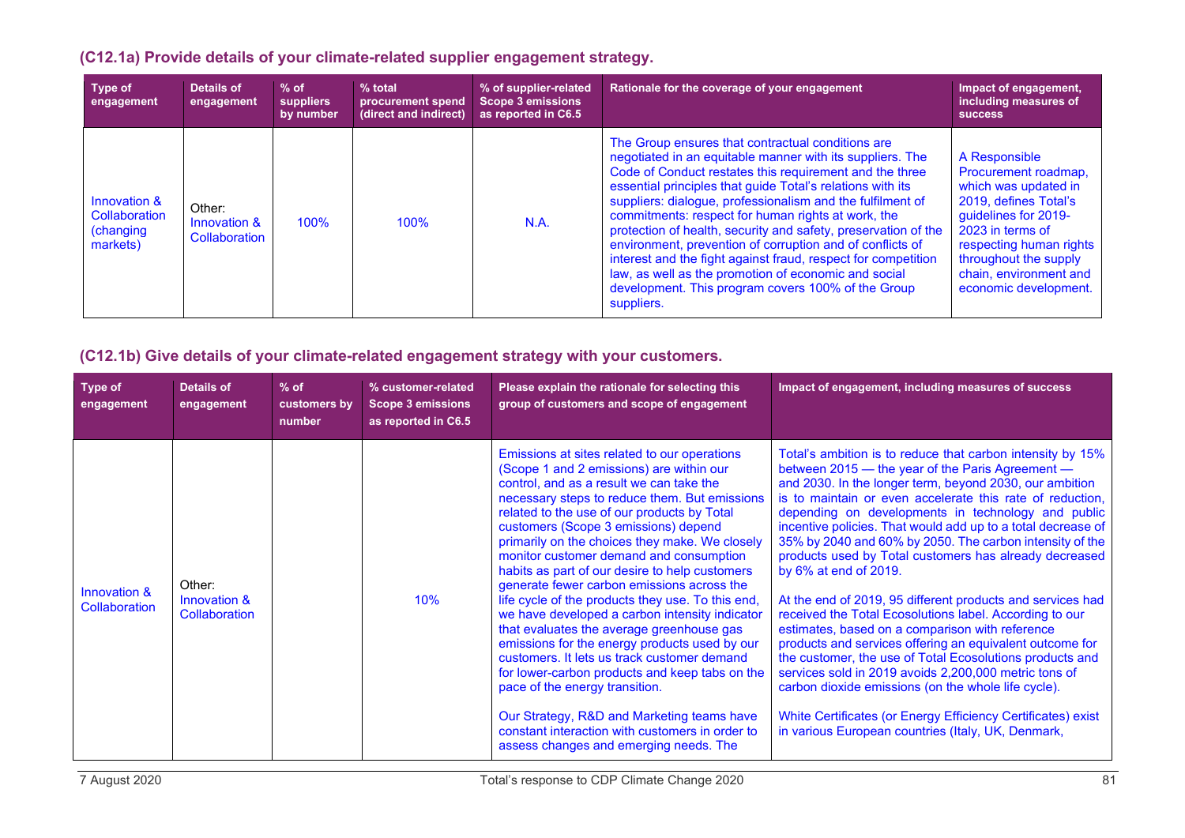### (C12.1a) Provide details of your climate-related supplier engagement strategy.

| Type of engagement | Details of engagement | % of suppliers by number | % total procurement spend (direct and indirect) | % of supplier-related Scope 3 emissions as reported in C6.5 | Rationale for the coverage of your engagement | Impact of engagement, including measures of success |
|---|---|---|---|---|---|---|
| Innovation & Collaboration (changing markets) | Other: Innovation & Collaboration | 100% | 100% | N.A. | The Group ensures that contractual conditions are negotiated in an equitable manner with its suppliers. The Code of Conduct restates this requirement and the three essential principles that guide Total's relations with its suppliers: dialogue, professionalism and the fulfilment of commitments: respect for human rights at work, the protection of health, security and safety, preservation of the environment, prevention of corruption and of conflicts of interest and the fight against fraud, respect for competition law, as well as the promotion of economic and social development. This program covers 100% of the Group suppliers. | A Responsible Procurement roadmap, which was updated in 2019, defines Total's guidelines for 2019-2023 in terms of respecting human rights throughout the supply chain, environment and economic development. |

### (C12.1b) Give details of your climate-related engagement strategy with your customers.

| Type of engagement | Details of engagement | % of customers by number | % customer-related Scope 3 emissions as reported in C6.5 | Please explain the rationale for selecting this group of customers and scope of engagement | Impact of engagement, including measures of success |
|---|---|---|---|---|---|
| Innovation & Collaboration | Other: Innovation & Collaboration | | 10% | Emissions at sites related to our operations (Scope 1 and 2 emissions) are within our control, and as a result we can take the necessary steps to reduce them. But emissions related to the use of our products by Total customers (Scope 3 emissions) depend primarily on the choices they make. We closely monitor customer demand and consumption habits as part of our desire to help customers generate fewer carbon emissions across the life cycle of the products they use. To this end, we have developed a carbon intensity indicator that evaluates the average greenhouse gas emissions for the energy products used by our customers. It lets us track customer demand for lower-carbon products and keep tabs on the pace of the energy transition.<br><br>Our Strategy, R&D and Marketing teams have constant interaction with customers in order to assess changes and emerging needs. The | Total's ambition is to reduce that carbon intensity by 15% between 2015 — the year of the Paris Agreement — and 2030. In the longer term, beyond 2030, our ambition is to maintain or even accelerate this rate of reduction, depending on developments in technology and public incentive policies. That would add up to a total decrease of 35% by 2040 and 60% by 2050. The carbon intensity of the products used by Total customers has already decreased by 6% at end of 2019.<br><br>At the end of 2019, 95 different products and services had received the Total Ecosolutions label. According to our estimates, based on a comparison with reference products and services offering an equivalent outcome for the customer, the use of Total Ecosolutions products and services sold in 2019 avoids 2,200,000 metric tons of carbon dioxide emissions (on the whole life cycle).<br><br>White Certificates (or Energy Efficiency Certificates) exist in various European countries (Italy, UK, Denmark, |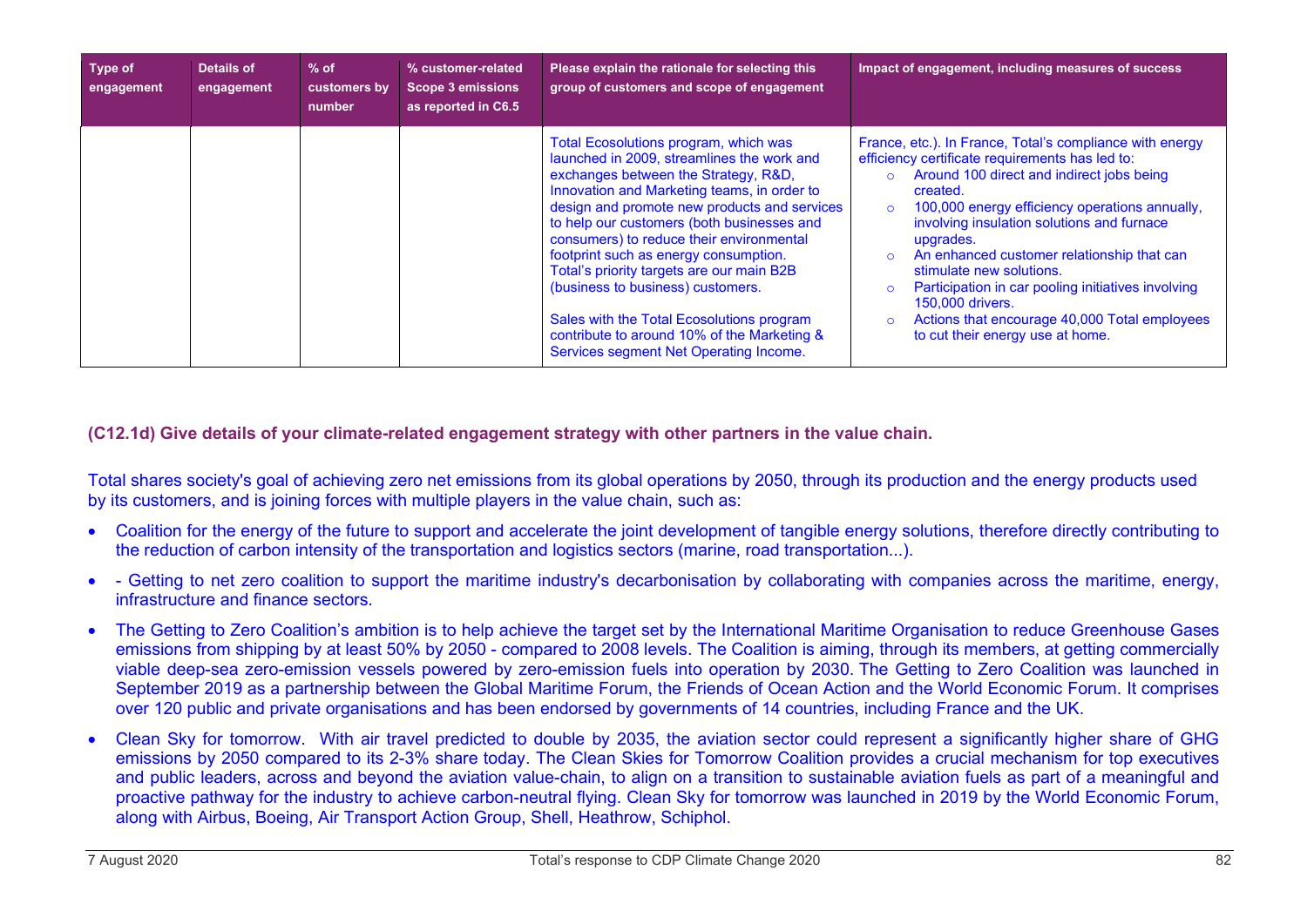| Type of engagement | Details of engagement | % of customers by number | % customer-related Scope 3 emissions as reported in C6.5 | Please explain the rationale for selecting this group of customers and scope of engagement | Impact of engagement, including measures of success |
|---|---|---|---|---|---|
| | | | | Total Ecosolutions program, which was launched in 2009, streamlines the work and exchanges between the Strategy, R&D, Innovation and Marketing teams, in order to design and promote new products and services to help our customers (both businesses and consumers) to reduce their environmental footprint such as energy consumption. Total's priority targets are our main B2B (business to business) customers.<br><br>Sales with the Total Ecosolutions program contribute to around 10% of the Marketing & Services segment Net Operating Income. | France, etc.). In France, Total's compliance with energy efficiency certificate requirements has led to:<br>○ Around 100 direct and indirect jobs being created.<br>○ 100,000 energy efficiency operations annually, involving insulation solutions and furnace upgrades.<br>○ An enhanced customer relationship that can stimulate new solutions.<br>○ Participation in car pooling initiatives involving 150,000 drivers.<br>○ Actions that encourage 40,000 Total employees to cut their energy use at home. |

### (C12.1d) Give details of your climate-related engagement strategy with other partners in the value chain.

Total shares society's goal of achieving zero net emissions from its global operations by 2050, through its production and the energy products used by its customers, and is joining forces with multiple players in the value chain, such as:

- Coalition for the energy of the future to support and accelerate the joint development of tangible energy solutions, therefore directly contributing to the reduction of carbon intensity of the transportation and logistics sectors (marine, road transportation...).
- - Getting to net zero coalition to support the maritime industry's decarbonisation by collaborating with companies across the maritime, energy, infrastructure and finance sectors.
- The Getting to Zero Coalition's ambition is to help achieve the target set by the International Maritime Organisation to reduce Greenhouse Gases emissions from shipping by at least 50% by 2050 - compared to 2008 levels. The Coalition is aiming, through its members, at getting commercially viable deep-sea zero-emission vessels powered by zero-emission fuels into operation by 2030. The Getting to Zero Coalition was launched in September 2019 as a partnership between the Global Maritime Forum, the Friends of Ocean Action and the World Economic Forum. It comprises over 120 public and private organisations and has been endorsed by governments of 14 countries, including France and the UK.
- Clean Sky for tomorrow. With air travel predicted to double by 2035, the aviation sector could represent a significantly higher share of GHG emissions by 2050 compared to its 2-3% share today. The Clean Skies for Tomorrow Coalition provides a crucial mechanism for top executives and public leaders, across and beyond the aviation value-chain, to align on a transition to sustainable aviation fuels as part of a meaningful and proactive pathway for the industry to achieve carbon-neutral flying. Clean Sky for tomorrow was launched in 2019 by the World Economic Forum, along with Airbus, Boeing, Air Transport Action Group, Shell, Heathrow, Schiphol.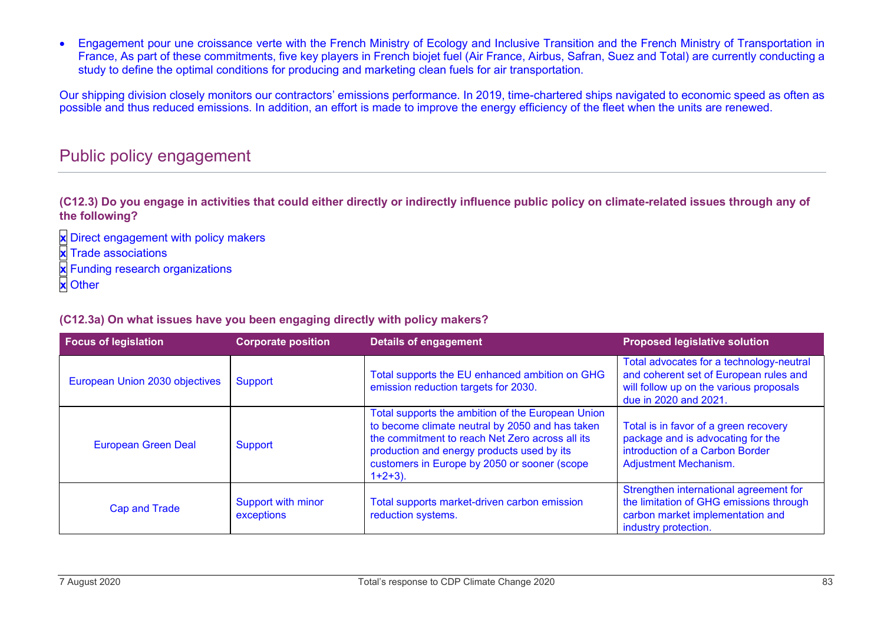- Engagement pour une croissance verte with the French Ministry of Ecology and Inclusive Transition and the French Ministry of Transportation in France, As part of these commitments, five key players in French biojet fuel (Air France, Airbus, Safran, Suez and Total) are currently conducting a study to define the optimal conditions for producing and marketing clean fuels for air transportation.

Our shipping division closely monitors our contractors' emissions performance. In 2019, time-chartered ships navigated to economic speed as often as possible and thus reduced emissions. In addition, an effort is made to improve the energy efficiency of the fleet when the units are renewed.

## Public policy engagement

**(C12.3) Do you engage in activities that could either directly or indirectly influence public policy on climate-related issues through any of the following?**

- [x] Direct engagement with policy makers
- [x] Trade associations
- [x] Funding research organizations
- [x] Other

**(C12.3a) On what issues have you been engaging directly with policy makers?**

| Focus of legislation | Corporate position | Details of engagement | Proposed legislative solution |
|---|---|---|---|
| European Union 2030 objectives | Support | Total supports the EU enhanced ambition on GHG emission reduction targets for 2030. | Total advocates for a technology-neutral and coherent set of European rules and will follow up on the various proposals due in 2020 and 2021. |
| European Green Deal | Support | Total supports the ambition of the European Union to become climate neutral by 2050 and has taken the commitment to reach Net Zero across all its production and energy products used by its customers in Europe by 2050 or sooner (scope 1+2+3). | Total is in favor of a green recovery package and is advocating for the introduction of a Carbon Border Adjustment Mechanism. |
| Cap and Trade | Support with minor exceptions | Total supports market-driven carbon emission reduction systems. | Strengthen international agreement for the limitation of GHG emissions through carbon market implementation and industry protection. |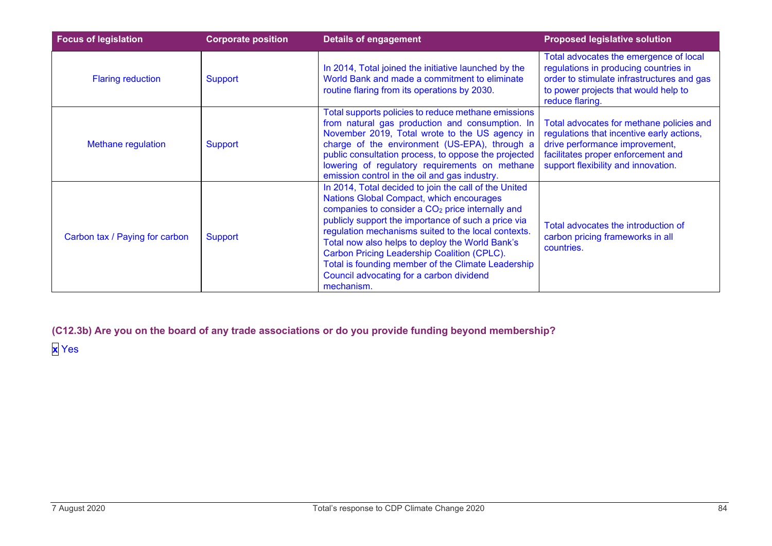| Focus of legislation | Corporate position | Details of engagement | Proposed legislative solution |
|---|---|---|---|
| Flaring reduction | Support | In 2014, Total joined the initiative launched by the World Bank and made a commitment to eliminate routine flaring from its operations by 2030. | Total advocates the emergence of local regulations in producing countries in order to stimulate infrastructures and gas to power projects that would help to reduce flaring. |
| Methane regulation | Support | Total supports policies to reduce methane emissions from natural gas production and consumption. In November 2019, Total wrote to the US agency in charge of the environment (US-EPA), through a public consultation process, to oppose the projected lowering of regulatory requirements on methane emission control in the oil and gas industry. | Total advocates for methane policies and regulations that incentive early actions, drive performance improvement, facilitates proper enforcement and support flexibility and innovation. |
| Carbon tax / Paying for carbon | Support | In 2014, Total decided to join the call of the United Nations Global Compact, which encourages companies to consider a $CO_2$ price internally and publicly support the importance of such a price via regulation mechanisms suited to the local contexts. Total now also helps to deploy the World Bank's Carbon Pricing Leadership Coalition (CPLC). Total is founding member of the Climate Leadership Council advocating for a carbon dividend mechanism. | Total advocates the introduction of carbon pricing frameworks in all countries. |

**(C12.3b) Are you on the board of any trade associations or do you provide funding beyond membership?**

☒ Yes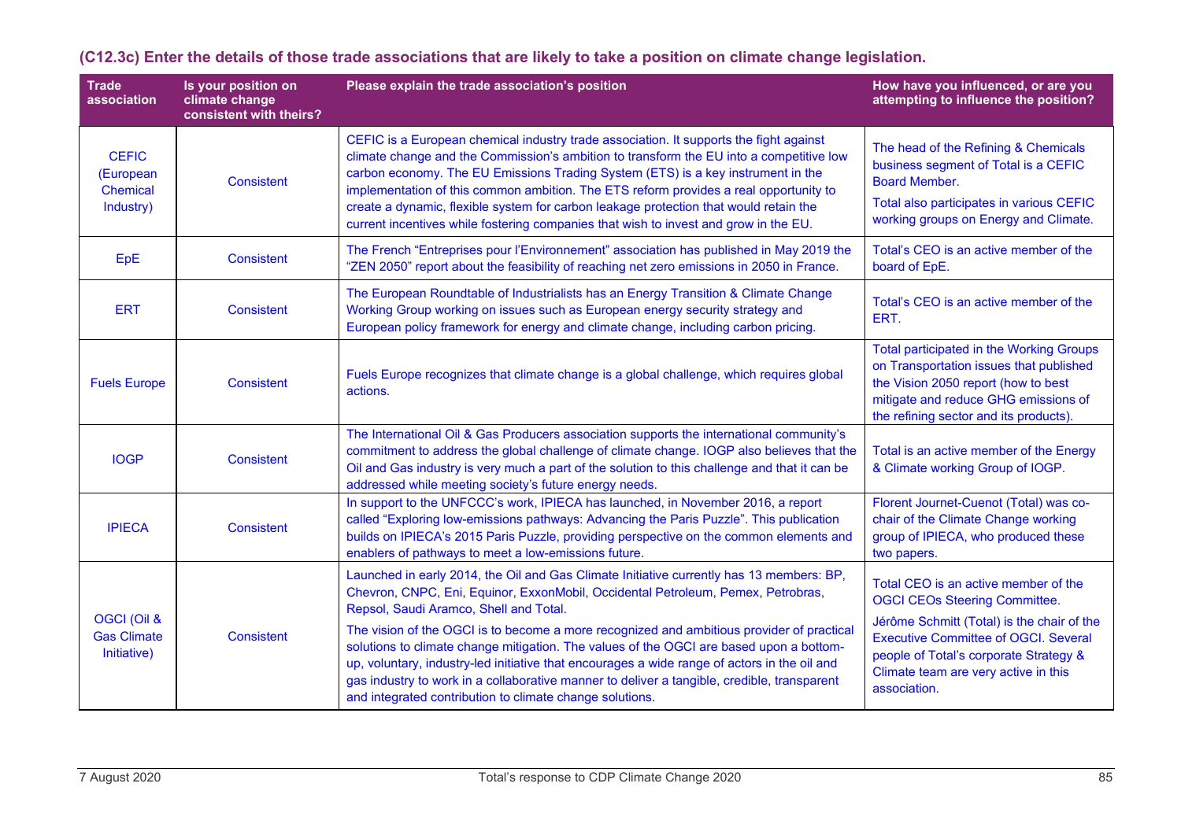### (C12.3c) Enter the details of those trade associations that are likely to take a position on climate change legislation.

| Trade association | Is your position on climate change consistent with theirs? | Please explain the trade association's position | How have you influenced, or are you attempting to influence the position? |
|---|---|---|---|
| CEFIC (European Chemical Industry) | Consistent | CEFIC is a European chemical industry trade association. It supports the fight against climate change and the Commission's ambition to transform the EU into a competitive low carbon economy. The EU Emissions Trading System (ETS) is a key instrument in the implementation of this common ambition. The ETS reform provides a real opportunity to create a dynamic, flexible system for carbon leakage protection that would retain the current incentives while fostering companies that wish to invest and grow in the EU. | The head of the Refining & Chemicals business segment of Total is a CEFIC Board Member. Total also participates in various CEFIC working groups on Energy and Climate. |
| EpE | Consistent | The French "Entreprises pour l'Environnement" association has published in May 2019 the "ZEN 2050" report about the feasibility of reaching net zero emissions in 2050 in France. | Total's CEO is an active member of the board of EpE. |
| ERT | Consistent | The European Roundtable of Industrialists has an Energy Transition & Climate Change Working Group working on issues such as European energy security strategy and European policy framework for energy and climate change, including carbon pricing. | Total's CEO is an active member of the ERT. |
| Fuels Europe | Consistent | Fuels Europe recognizes that climate change is a global challenge, which requires global actions. | Total participated in the Working Groups on Transportation issues that published the Vision 2050 report (how to best mitigate and reduce GHG emissions of the refining sector and its products). |
| IOGP | Consistent | The International Oil & Gas Producers association supports the international community's commitment to address the global challenge of climate change. IOGP also believes that the Oil and Gas industry is very much a part of the solution to this challenge and that it can be addressed while meeting society's future energy needs. | Total is an active member of the Energy & Climate working Group of IOGP. |
| IPIECA | Consistent | In support to the UNFCCC's work, IPIECA has launched, in November 2016, a report called "Exploring low-emissions pathways: Advancing the Paris Puzzle". This publication builds on IPIECA's 2015 Paris Puzzle, providing perspective on the common elements and enablers of pathways to meet a low-emissions future. | Florent Journet-Cuenot (Total) was co-chair of the Climate Change working group of IPIECA, who produced these two papers. |
| OGCI (Oil & Gas Climate Initiative) | Consistent | Launched in early 2014, the Oil and Gas Climate Initiative currently has 13 members: BP, Chevron, CNPC, Eni, Equinor, ExxonMobil, Occidental Petroleum, Pemex, Petrobras, Repsol, Saudi Aramco, Shell and Total. The vision of the OGCI is to become a more recognized and ambitious provider of practical solutions to climate change mitigation. The values of the OGCI are based upon a bottom-up, voluntary, industry-led initiative that encourages a wide range of actors in the oil and gas industry to work in a collaborative manner to deliver a tangible, credible, transparent and integrated contribution to climate change solutions. | Total CEO is an active member of the OGCI CEOs Steering Committee. Jérôme Schmitt (Total) is the chair of the Executive Committee of OGCI. Several people of Total's corporate Strategy & Climate team are very active in this association. |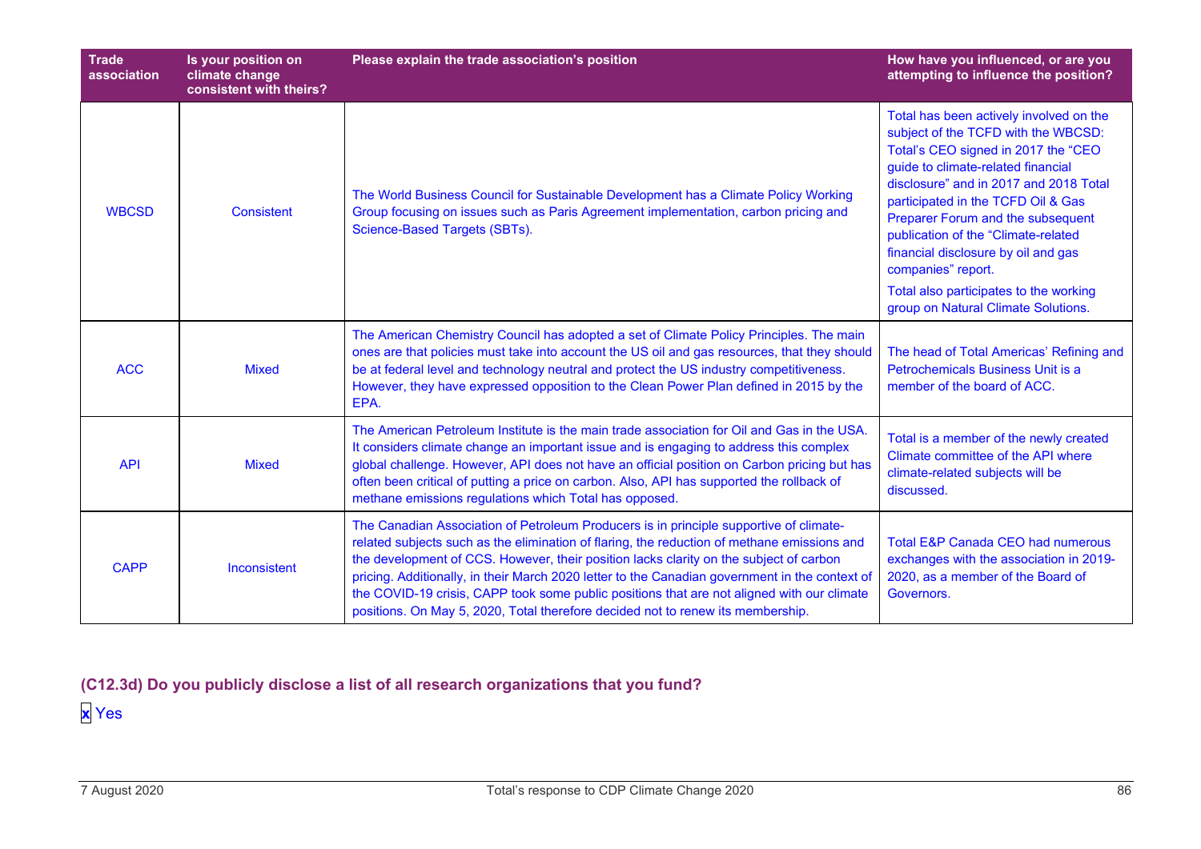| Trade association | Is your position on climate change consistent with theirs? | Please explain the trade association's position | How have you influenced, or are you attempting to influence the position? |
| --- | --- | --- | --- |
| WBCSD | Consistent | The World Business Council for Sustainable Development has a Climate Policy Working Group focusing on issues such as Paris Agreement implementation, carbon pricing and Science-Based Targets (SBTs). | Total has been actively involved on the subject of the TCFD with the WBCSD: Total's CEO signed in 2017 the "CEO guide to climate-related financial disclosure" and in 2017 and 2018 Total participated in the TCFD Oil & Gas Preparer Forum and the subsequent publication of the "Climate-related financial disclosure by oil and gas companies" report.<br>Total also participates to the working group on Natural Climate Solutions. |
| ACC | Mixed | The American Chemistry Council has adopted a set of Climate Policy Principles. The main ones are that policies must take into account the US oil and gas resources, that they should be at federal level and technology neutral and protect the US industry competitiveness. However, they have expressed opposition to the Clean Power Plan defined in 2015 by the EPA. | The head of Total Americas' Refining and Petrochemicals Business Unit is a member of the board of ACC. |
| API | Mixed | The American Petroleum Institute is the main trade association for Oil and Gas in the USA. It considers climate change an important issue and is engaging to address this complex global challenge. However, API does not have an official position on Carbon pricing but has often been critical of putting a price on carbon. Also, API has supported the rollback of methane emissions regulations which Total has opposed. | Total is a member of the newly created Climate committee of the API where climate-related subjects will be discussed. |
| CAPP | Inconsistent | The Canadian Association of Petroleum Producers is in principle supportive of climate-related subjects such as the elimination of flaring, the reduction of methane emissions and the development of CCS. However, their position lacks clarity on the subject of carbon pricing. Additionally, in their March 2020 letter to the Canadian government in the context of the COVID-19 crisis, CAPP took some public positions that are not aligned with our climate positions. On May 5, 2020, Total therefore decided not to renew its membership. | Total E&P Canada CEO had numerous exchanges with the association in 2019-2020, as a member of the Board of Governors. |

### (C12.3d) Do you publicly disclose a list of all research organizations that you fund?

x Yes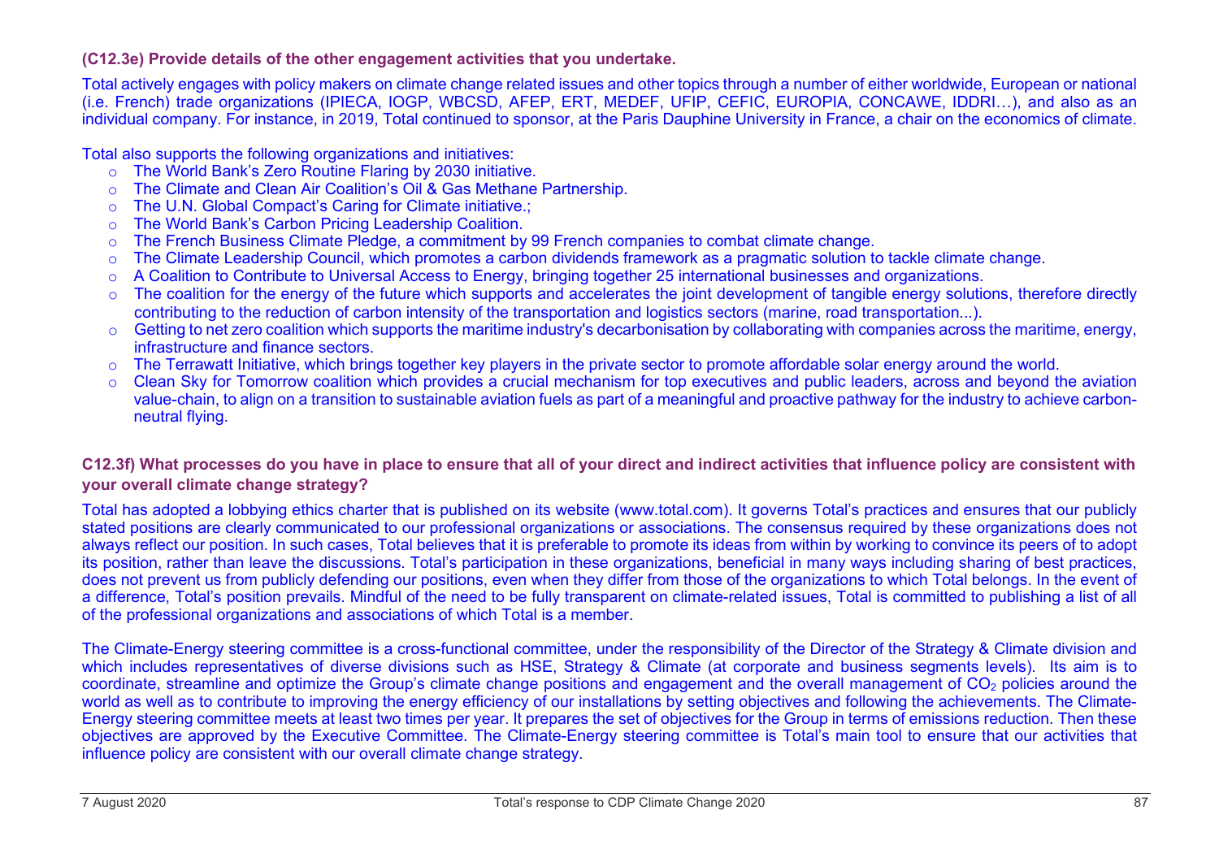**(C12.3e) Provide details of the other engagement activities that you undertake.**

Total actively engages with policy makers on climate change related issues and other topics through a number of either worldwide, European or national (i.e. French) trade organizations (IPIECA, IOGP, WBCSD, AFEP, ERT, MEDEF, UFIP, CEFIC, EUROPIA, CONCAWE, IDDRI…), and also as an individual company. For instance, in 2019, Total continued to sponsor, at the Paris Dauphine University in France, a chair on the economics of climate.

Total also supports the following organizations and initiatives:

- The World Bank's Zero Routine Flaring by 2030 initiative.
- The Climate and Clean Air Coalition's Oil & Gas Methane Partnership.
- The U.N. Global Compact's Caring for Climate initiative.;
- The World Bank's Carbon Pricing Leadership Coalition.
- The French Business Climate Pledge, a commitment by 99 French companies to combat climate change.
- The Climate Leadership Council, which promotes a carbon dividends framework as a pragmatic solution to tackle climate change.
- A Coalition to Contribute to Universal Access to Energy, bringing together 25 international businesses and organizations.
- The coalition for the energy of the future which supports and accelerates the joint development of tangible energy solutions, therefore directly contributing to the reduction of carbon intensity of the transportation and logistics sectors (marine, road transportation...).
- Getting to net zero coalition which supports the maritime industry's decarbonisation by collaborating with companies across the maritime, energy, infrastructure and finance sectors.
- The Terrawatt Initiative, which brings together key players in the private sector to promote affordable solar energy around the world.
- Clean Sky for Tomorrow coalition which provides a crucial mechanism for top executives and public leaders, across and beyond the aviation value-chain, to align on a transition to sustainable aviation fuels as part of a meaningful and proactive pathway for the industry to achieve carbon-neutral flying.

**C12.3f) What processes do you have in place to ensure that all of your direct and indirect activities that influence policy are consistent with your overall climate change strategy?**

Total has adopted a lobbying ethics charter that is published on its website (www.total.com). It governs Total's practices and ensures that our publicly stated positions are clearly communicated to our professional organizations or associations. The consensus required by these organizations does not always reflect our position. In such cases, Total believes that it is preferable to promote its ideas from within by working to convince its peers of to adopt its position, rather than leave the discussions. Total's participation in these organizations, beneficial in many ways including sharing of best practices, does not prevent us from publicly defending our positions, even when they differ from those of the organizations to which Total belongs. In the event of a difference, Total's position prevails. Mindful of the need to be fully transparent on climate-related issues, Total is committed to publishing a list of all of the professional organizations and associations of which Total is a member.

The Climate-Energy steering committee is a cross-functional committee, under the responsibility of the Director of the Strategy & Climate division and which includes representatives of diverse divisions such as HSE, Strategy & Climate (at corporate and business segments levels). Its aim is to coordinate, streamline and optimize the Group's climate change positions and engagement and the overall management of $CO_2$ policies around the world as well as to contribute to improving the energy efficiency of our installations by setting objectives and following the achievements. The Climate-Energy steering committee meets at least two times per year. It prepares the set of objectives for the Group in terms of emissions reduction. Then these objectives are approved by the Executive Committee. The Climate-Energy steering committee is Total's main tool to ensure that our activities that influence policy are consistent with our overall climate change strategy.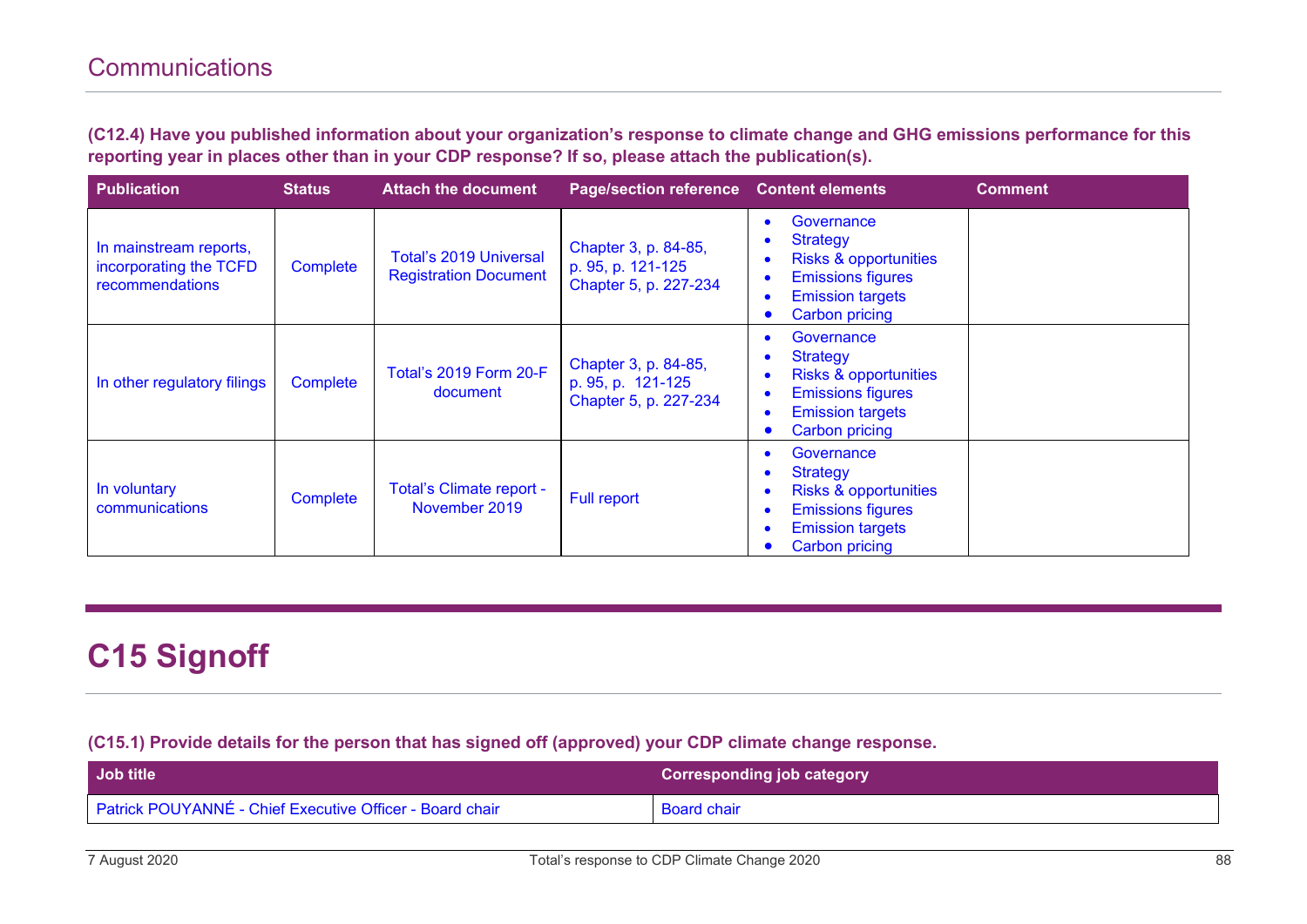## Communications

**(C12.4) Have you published information about your organization's response to climate change and GHG emissions performance for this reporting year in places other than in your CDP response? If so, please attach the publication(s).**

| Publication | Status | Attach the document | Page/section reference | Content elements | Comment |
|---|---|---|---|---|---|
| In mainstream reports, incorporating the TCFD recommendations | Complete | Total's 2019 Universal Registration Document | Chapter 3, p. 84-85, p. 95, p. 121-125 Chapter 5, p. 227-234 | • Governance<br>• Strategy<br>• Risks & opportunities<br>• Emissions figures<br>• Emission targets<br>• Carbon pricing | |
| In other regulatory filings | Complete | Total's 2019 Form 20-F document | Chapter 3, p. 84-85, p. 95, p. 121-125 Chapter 5, p. 227-234 | • Governance<br>• Strategy<br>• Risks & opportunities<br>• Emissions figures<br>• Emission targets<br>• Carbon pricing | |
| In voluntary communications | Complete | Total's Climate report - November 2019 | Full report | • Governance<br>• Strategy<br>• Risks & opportunities<br>• Emissions figures<br>• Emission targets<br>• Carbon pricing | |

# C15 Signoff

**(C15.1) Provide details for the person that has signed off (approved) your CDP climate change response.**

| Job title | Corresponding job category |
|---|---|
| Patrick POUYANNÉ - Chief Executive Officer - Board chair | Board chair |